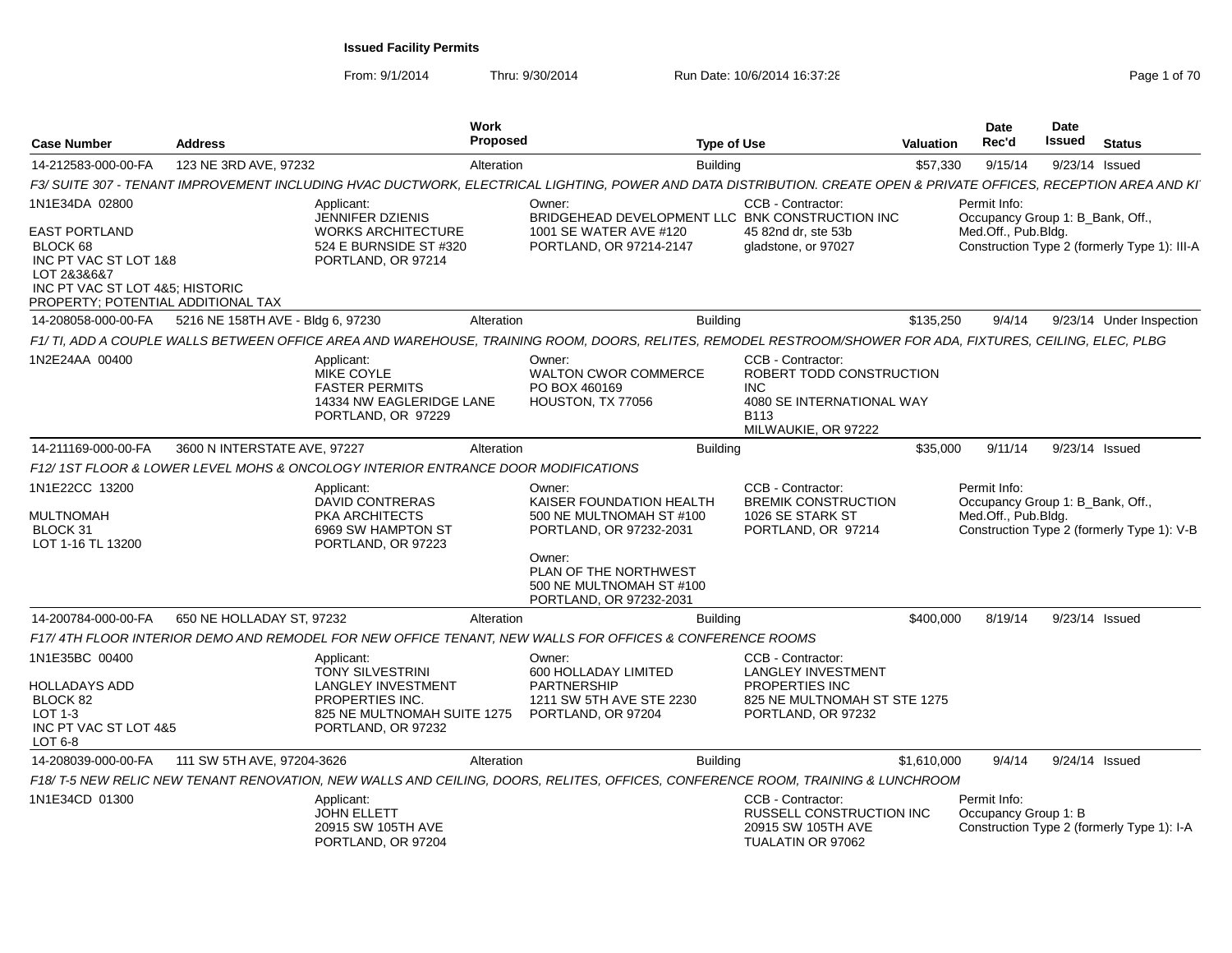# Issued Facility Permits

From: 9/1/2014 Thru: 9/30/2014 Run Date: 10/6/2014 16:37:28

| Case Number | Address | Work Proposed | Type of Use | Valuation | Date Rec'd | Date Issued | Status |
|---|---|---|---|---|---|---|---|
| 14-212583-000-00-FA | 123 NE 3RD AVE, 97232 | Alteration | Building | $57,330 | 9/15/14 | 9/23/14 | Issued |

*F3/ SUITE 307 - TENANT IMPROVEMENT INCLUDING HVAC DUCTWORK, ELECTRICAL LIGHTING, POWER AND DATA DISTRIBUTION. CREATE OPEN & PRIVATE OFFICES, RECEPTION AREA AND KI*

1N1E34DA 02800

EAST PORTLAND
BLOCK 68
INC PT VAC ST LOT 1&8
LOT 2&3&6&7
INC PT VAC ST LOT 4&5; HISTORIC PROPERTY; POTENTIAL ADDITIONAL TAX

Applicant:
JENNIFER DZIENIS
WORKS ARCHITECTURE
524 E BURNSIDE ST #320
PORTLAND, OR 97214

Owner:
BRIDGEHEAD DEVELOPMENT LLC
1001 SE WATER AVE #120
PORTLAND, OR 97214-2147

CCB - Contractor:
BNK CONSTRUCTION INC
45 82nd dr, ste 53b
gladstone, or 97027

Permit Info:
Occupancy Group 1: B_Bank, Off., Med.Off., Pub.Bldg.
Construction Type 2 (formerly Type 1): III-A

---

| Case Number | Address | Work Proposed | Type of Use | Valuation | Date Rec'd | Date Issued | Status |
|---|---|---|---|---|---|---|---|
| 14-208058-000-00-FA | 5216 NE 158TH AVE - Bldg 6, 97230 | Alteration | Building | $135,250 | 9/4/14 | 9/23/14 | Under Inspection |

*F1/ TI, ADD A COUPLE WALLS BETWEEN OFFICE AREA AND WAREHOUSE, TRAINING ROOM, DOORS, RELITES, REMODEL RESTROOM/SHOWER FOR ADA, FIXTURES, CEILING, ELEC, PLBG*

1N2E24AA 00400

Applicant:
MIKE COYLE
FASTER PERMITS
14334 NW EAGLERIDGE LANE
PORTLAND, OR 97229

Owner:
WALTON CWOR COMMERCE
PO BOX 460169
HOUSTON, TX 77056

CCB - Contractor:
ROBERT TODD CONSTRUCTION INC
4080 SE INTERNATIONAL WAY B113
MILWAUKIE, OR 97222

---

| Case Number | Address | Work Proposed | Type of Use | Valuation | Date Rec'd | Date Issued | Status |
|---|---|---|---|---|---|---|---|
| 14-211169-000-00-FA | 3600 N INTERSTATE AVE, 97227 | Alteration | Building | $35,000 | 9/11/14 | 9/23/14 | Issued |

*F12/ 1ST FLOOR & LOWER LEVEL MOHS & ONCOLOGY INTERIOR ENTRANCE DOOR MODIFICATIONS*

1N1E22CC 13200

MULTNOMAH
BLOCK 31
LOT 1-16 TL 13200

Applicant:
DAVID CONTRERAS
PKA ARCHITECTS
6969 SW HAMPTON ST
PORTLAND, OR 97223

Owner:
KAISER FOUNDATION HEALTH
500 NE MULTNOMAH ST #100
PORTLAND, OR 97232-2031

Owner:
PLAN OF THE NORTHWEST
500 NE MULTNOMAH ST #100
PORTLAND, OR 97232-2031

CCB - Contractor:
BREMIK CONSTRUCTION
1026 SE STARK ST
PORTLAND, OR 97214

Permit Info:
Occupancy Group 1: B_Bank, Off., Med.Off., Pub.Bldg.
Construction Type 2 (formerly Type 1): V-B

---

| Case Number | Address | Work Proposed | Type of Use | Valuation | Date Rec'd | Date Issued | Status |
|---|---|---|---|---|---|---|---|
| 14-200784-000-00-FA | 650 NE HOLLADAY ST, 97232 | Alteration | Building | $400,000 | 8/19/14 | 9/23/14 | Issued |

*F17/ 4TH FLOOR INTERIOR DEMO AND REMODEL FOR NEW OFFICE TENANT, NEW WALLS FOR OFFICES & CONFERENCE ROOMS*

1N1E35BC 00400

HOLLADAYS ADD
BLOCK 82
LOT 1-3
INC PT VAC ST LOT 4&5
LOT 6-8

Applicant:
TONY SILVESTRINI
LANGLEY INVESTMENT PROPERTIES INC.
825 NE MULTNOMAH SUITE 1275
PORTLAND, OR 97232

Owner:
600 HOLLADAY LIMITED PARTNERSHIP
1211 SW 5TH AVE STE 2230
PORTLAND, OR 97204

CCB - Contractor:
LANGLEY INVESTMENT PROPERTIES INC
825 NE MULTNOMAH ST STE 1275
PORTLAND, OR 97232

---

| Case Number | Address | Work Proposed | Type of Use | Valuation | Date Rec'd | Date Issued | Status |
|---|---|---|---|---|---|---|---|
| 14-208039-000-00-FA | 111 SW 5TH AVE, 97204-3626 | Alteration | Building | $1,610,000 | 9/4/14 | 9/24/14 | Issued |

*F18/ T-5 NEW RELIC NEW TENANT RENOVATION, NEW WALLS AND CEILING, DOORS, RELITES, OFFICES, CONFERENCE ROOM, TRAINING & LUNCHROOM*

1N1E34CD 01300

Applicant:
JOHN ELLETT
20915 SW 105TH AVE
PORTLAND, OR 97204

CCB - Contractor:
RUSSELL CONSTRUCTION INC
20915 SW 105TH AVE
TUALATIN OR 97062

Permit Info:
Occupancy Group 1: B
Construction Type 2 (formerly Type 1): I-A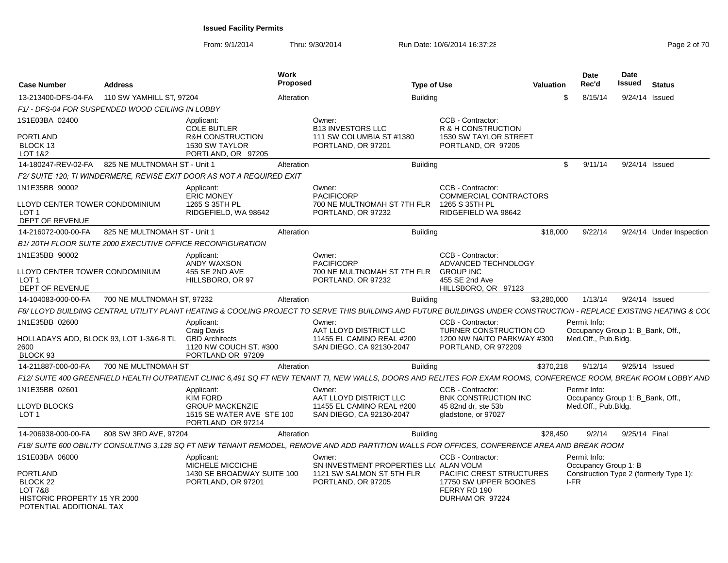**Issued Facility Permits**

From: 9/1/2014 Thru: 9/30/2014 Run Date: 10/6/2014 16:37:28

| Case Number | Address | Work Proposed | Type of Use | Valuation | Date Rec'd | Date Issued | Status |
|---|---|---|---|---|---|---|---|
| 13-213400-DFS-04-FA | 110 SW YAMHILL ST, 97204 | Alteration | Building | $ | 8/15/14 | 9/24/14 | Issued |

*F1/ - DFS-04 FOR SUSPENDED WOOD CEILING IN LOBBY*

1S1E03BA 02400

PORTLAND
BLOCK 13
LOT 1&2

Applicant: COLE BUTLER, R&H CONSTRUCTION, 1530 SW TAYLOR, PORTLAND, OR 97205

Owner: B13 INVESTORS LLC, 111 SW COLUMBIA ST #1380, PORTLAND, OR 97201

CCB - Contractor: R & H CONSTRUCTION, 1530 SW TAYLOR STREET, PORTLAND, OR 97205

| Case Number | Address | Work Proposed | Type of Use | Valuation | Date Rec'd | Date Issued | Status |
|---|---|---|---|---|---|---|---|
| 14-180247-REV-02-FA | 825 NE MULTNOMAH ST - Unit 1 | Alteration | Building | $ | 9/11/14 | 9/24/14 | Issued |

*F2/ SUITE 120; TI WINDERMERE, REVISE EXIT DOOR AS NOT A REQUIRED EXIT*

1N1E35BB 90002

LLOYD CENTER TOWER CONDOMINIUM
LOT 1
DEPT OF REVENUE

Applicant: ERIC MONEY, 1265 S 35TH PL, RIDGEFIELD, WA 98642

Owner: PACIFICORP, 700 NE MULTNOMAH ST 7TH FLR, PORTLAND, OR 97232

CCB - Contractor: COMMERCIAL CONTRACTORS, 1265 S 35TH PL, RIDGEFIELD WA 98642

| Case Number | Address | Work Proposed | Type of Use | Valuation | Date Rec'd | Date Issued | Status |
|---|---|---|---|---|---|---|---|
| 14-216072-000-00-FA | 825 NE MULTNOMAH ST - Unit 1 | Alteration | Building | $18,000 | 9/22/14 | 9/24/14 | Under Inspection |

*B1/ 20TH FLOOR SUITE 2000 EXECUTIVE OFFICE RECONFIGURATION*

1N1E35BB 90002

LLOYD CENTER TOWER CONDOMINIUM
LOT 1
DEPT OF REVENUE

Applicant: ANDY WAXSON, 455 SE 2ND AVE, HILLSBORO, OR 97

Owner: PACIFICORP, 700 NE MULTNOMAH ST 7TH FLR, PORTLAND, OR 97232

CCB - Contractor: ADVANCED TECHNOLOGY GROUP INC, 455 SE 2nd Ave, HILLSBORO, OR 97123

| Case Number | Address | Work Proposed | Type of Use | Valuation | Date Rec'd | Date Issued | Status |
|---|---|---|---|---|---|---|---|
| 14-104083-000-00-FA | 700 NE MULTNOMAH ST, 97232 | Alteration | Building | $3,280,000 | 1/13/14 | 9/24/14 | Issued |

*F8/ LLOYD BUILDING CENTRAL UTILITY PLANT HEATING & COOLING PROJECT TO SERVE THIS BUILDING AND FUTURE BUILDINGS UNDER CONSTRUCTION - REPLACE EXISTING HEATING & COC*

1N1E35BB 02600

HOLLADAYS ADD, BLOCK 93, LOT 1-3&6-8 TL 2600
BLOCK 93

Applicant: Craig Davis, GBD Architects, 1120 NW COUCH ST. #300, PORTLAND OR 97209

Owner: AAT LLOYD DISTRICT LLC, 11455 EL CAMINO REAL #200, SAN DIEGO, CA 92130-2047

CCB - Contractor: TURNER CONSTRUCTION CO, 1200 NW NAITO PARKWAY #300, PORTLAND, OR 972209

Permit Info: Occupancy Group 1: B_Bank, Off., Med.Off., Pub.Bldg.

| Case Number | Address | Work Proposed | Type of Use | Valuation | Date Rec'd | Date Issued | Status |
|---|---|---|---|---|---|---|---|
| 14-211887-000-00-FA | 700 NE MULTNOMAH ST | Alteration | Building | $370,218 | 9/12/14 | 9/25/14 | Issued |

*F12/ SUITE 400 GREENFIELD HEALTH OUTPATIENT CLINIC 6,491 SQ FT NEW TENANT TI, NEW WALLS, DOORS AND RELITES FOR EXAM ROOMS, CONFERENCE ROOM, BREAK ROOM LOBBY AND*

1N1E35BB 02601

LLOYD BLOCKS
LOT 1

Applicant: KIM FORD, GROUP MACKENZIE, 1515 SE WATER AVE STE 100, PORTLAND OR 97214

Owner: AAT LLOYD DISTRICT LLC, 11455 EL CAMINO REAL #200, SAN DIEGO, CA 92130-2047

CCB - Contractor: BNK CONSTRUCTION INC, 45 82nd dr, ste 53b, gladstone, or 97027

Permit Info: Occupancy Group 1: B_Bank, Off., Med.Off., Pub.Bldg.

| Case Number | Address | Work Proposed | Type of Use | Valuation | Date Rec'd | Date Issued | Status |
|---|---|---|---|---|---|---|---|
| 14-206938-000-00-FA | 808 SW 3RD AVE, 97204 | Alteration | Building | $28,450 | 9/2/14 | 9/25/14 | Final |

*F18/ SUITE 600 OBILITY CONSULTING 3,128 SQ FT NEW TENANT REMODEL, REMOVE AND ADD PARTITION WALLS FOR OFFICES, CONFERENCE AREA AND BREAK ROOM*

1S1E03BA 06000

PORTLAND
BLOCK 22
LOT 7&8
HISTORIC PROPERTY 15 YR 2000
POTENTIAL ADDITIONAL TAX

Applicant: MICHELE MICCICHE, 1430 SE BROADWAY SUITE 100, PORTLAND, OR 97201

Owner: SN INVESTMENT PROPERTIES LL( 1121 SW SALMON ST 5TH FLR, PORTLAND, OR 97205

CCB - Contractor: ALAN VOLM, PACIFIC CREST STRUCTURES, 17750 SW UPPER BOONES FERRY RD 190, DURHAM OR 97224

Permit Info: Occupancy Group 1: B, Construction Type 2 (formerly Type 1): I-FR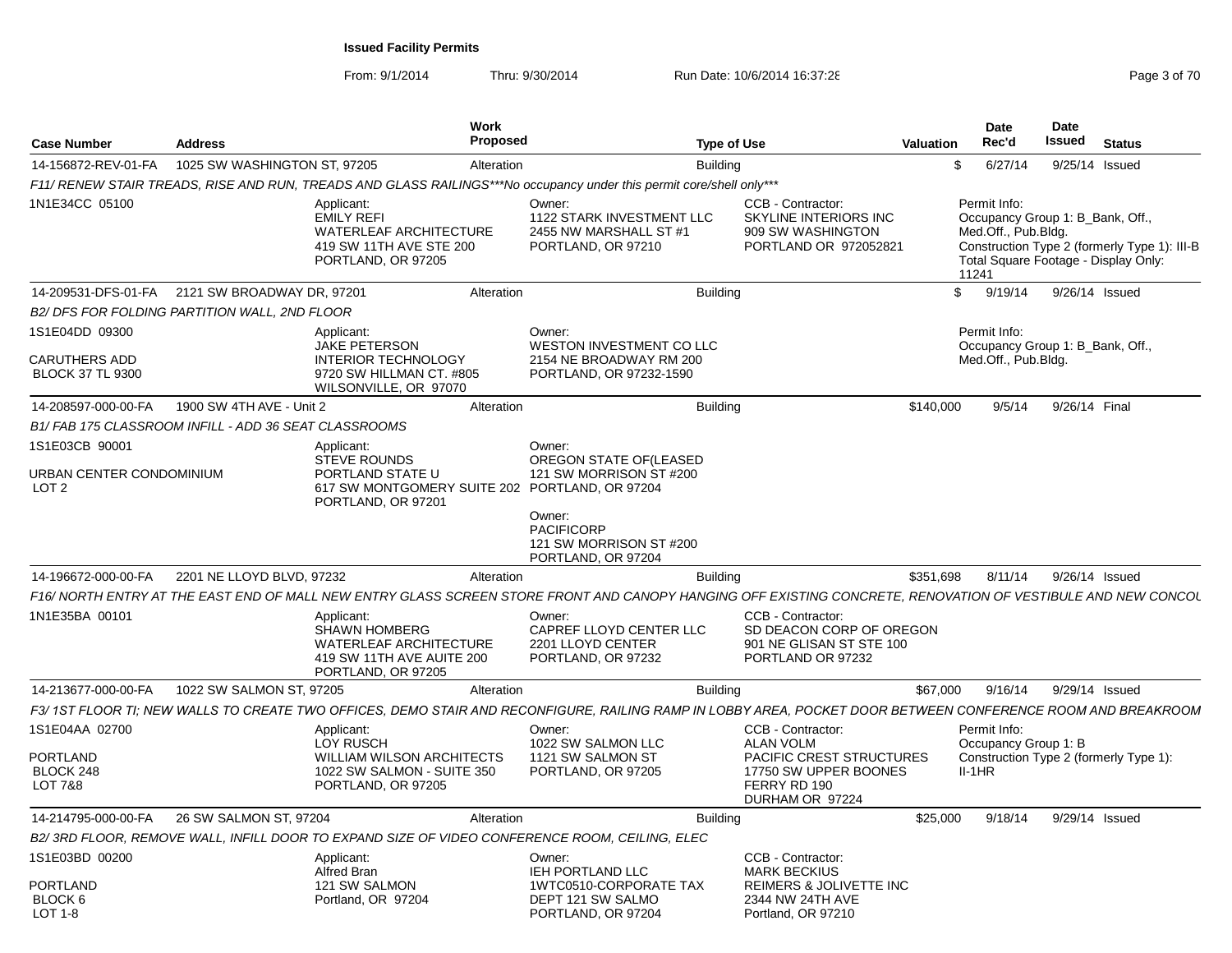**Issued Facility Permits**

From: 9/1/2014 Thru: 9/30/2014 Run Date: 10/6/2014 16:37:28

| Case Number | Address | Work Proposed | Type of Use | Valuation | Date Rec'd | Date Issued | Status |
|---|---|---|---|---|---|---|---|
| 14-156872-REV-01-FA | 1025 SW WASHINGTON ST, 97205 | Alteration | Building | $ | 6/27/14 | 9/25/14 | Issued |

*F11/ RENEW STAIR TREADS, RISE AND RUN, TREADS AND GLASS RAILINGS***No occupancy under this permit core/shell only****

1N1E34CC 05100

Applicant: EMILY REFI, WATERLEAF ARCHITECTURE, 419 SW 11TH AVE STE 200, PORTLAND, OR 97205

Owner: 1122 STARK INVESTMENT LLC, 2455 NW MARSHALL ST #1, PORTLAND, OR 97210

CCB - Contractor: SKYLINE INTERIORS INC, 909 SW WASHINGTON, PORTLAND OR 972052821

Permit Info: Occupancy Group 1: B_Bank, Off., Med.Off., Pub.Bldg. Construction Type 2 (formerly Type 1): III-B. Total Square Footage - Display Only: 11241

| Case Number | Address | Work Proposed | Type of Use | Valuation | Date Rec'd | Date Issued | Status |
|---|---|---|---|---|---|---|---|
| 14-209531-DFS-01-FA | 2121 SW BROADWAY DR, 97201 | Alteration | Building | $ | 9/19/14 | 9/26/14 | Issued |

*B2/ DFS FOR FOLDING PARTITION WALL, 2ND FLOOR*

1S1E04DD 09300

CARUTHERS ADD
BLOCK 37 TL 9300

Applicant: JAKE PETERSON, INTERIOR TECHNOLOGY, 9720 SW HILLMAN CT. #805, WILSONVILLE, OR 97070

Owner: WESTON INVESTMENT CO LLC, 2154 NE BROADWAY RM 200, PORTLAND, OR 97232-1590

Permit Info: Occupancy Group 1: B_Bank, Off., Med.Off., Pub.Bldg.

| Case Number | Address | Work Proposed | Type of Use | Valuation | Date Rec'd | Date Issued | Status |
|---|---|---|---|---|---|---|---|
| 14-208597-000-00-FA | 1900 SW 4TH AVE - Unit 2 | Alteration | Building | $140,000 | 9/5/14 | 9/26/14 | Final |

*B1/ FAB 175 CLASSROOM INFILL - ADD 36 SEAT CLASSROOMS*

1S1E03CB 90001

URBAN CENTER CONDOMINIUM
LOT 2

Applicant: STEVE ROUNDS, PORTLAND STATE U, 617 SW MONTGOMERY SUITE 202, PORTLAND, OR 97201

Owner: OREGON STATE OF(LEASED, 121 SW MORRISON ST #200, PORTLAND, OR 97204

Owner: PACIFICORP, 121 SW MORRISON ST #200, PORTLAND, OR 97204

| Case Number | Address | Work Proposed | Type of Use | Valuation | Date Rec'd | Date Issued | Status |
|---|---|---|---|---|---|---|---|
| 14-196672-000-00-FA | 2201 NE LLOYD BLVD, 97232 | Alteration | Building | $351,698 | 8/11/14 | 9/26/14 | Issued |

*F16/ NORTH ENTRY AT THE EAST END OF MALL NEW ENTRY GLASS SCREEN STORE FRONT AND CANOPY HANGING OFF EXISTING CONCRETE, RENOVATION OF VESTIBULE AND NEW CONCOU*

1N1E35BA 00101

Applicant: SHAWN HOMBERG, WATERLEAF ARCHITECTURE, 419 SW 11TH AVE AUITE 200, PORTLAND, OR 97205

Owner: CAPREF LLOYD CENTER LLC, 2201 LLOYD CENTER, PORTLAND, OR 97232

CCB - Contractor: SD DEACON CORP OF OREGON, 901 NE GLISAN ST STE 100, PORTLAND OR 97232

| Case Number | Address | Work Proposed | Type of Use | Valuation | Date Rec'd | Date Issued | Status |
|---|---|---|---|---|---|---|---|
| 14-213677-000-00-FA | 1022 SW SALMON ST, 97205 | Alteration | Building | $67,000 | 9/16/14 | 9/29/14 | Issued |

*F3/ 1ST FLOOR TI; NEW WALLS TO CREATE TWO OFFICES, DEMO STAIR AND RECONFIGURE, RAILING RAMP IN LOBBY AREA, POCKET DOOR BETWEEN CONFERENCE ROOM AND BREAKROOM*

1S1E04AA 02700

PORTLAND
BLOCK 248
LOT 7&8

Applicant: LOY RUSCH, WILLIAM WILSON ARCHITECTS, 1022 SW SALMON - SUITE 350, PORTLAND, OR 97205

Owner: 1022 SW SALMON LLC, 1121 SW SALMON ST, PORTLAND, OR 97205

CCB - Contractor: ALAN VOLM, PACIFIC CREST STRUCTURES, 17750 SW UPPER BOONES FERRY RD 190, DURHAM OR 97224

Permit Info: Occupancy Group 1: B. Construction Type 2 (formerly Type 1): II-1HR

| Case Number | Address | Work Proposed | Type of Use | Valuation | Date Rec'd | Date Issued | Status |
|---|---|---|---|---|---|---|---|
| 14-214795-000-00-FA | 26 SW SALMON ST, 97204 | Alteration | Building | $25,000 | 9/18/14 | 9/29/14 | Issued |

*B2/ 3RD FLOOR, REMOVE WALL, INFILL DOOR TO EXPAND SIZE OF VIDEO CONFERENCE ROOM, CEILING, ELEC*

1S1E03BD 00200

PORTLAND
BLOCK 6
LOT 1-8

Applicant: Alfred Bran, 121 SW SALMON, Portland, OR 97204

Owner: IEH PORTLAND LLC, 1WTC0510-CORPORATE TAX DEPT 121 SW SALMO, PORTLAND, OR 97204

CCB - Contractor: MARK BECKIUS, REIMERS & JOLIVETTE INC, 2344 NW 24TH AVE, Portland, OR 97210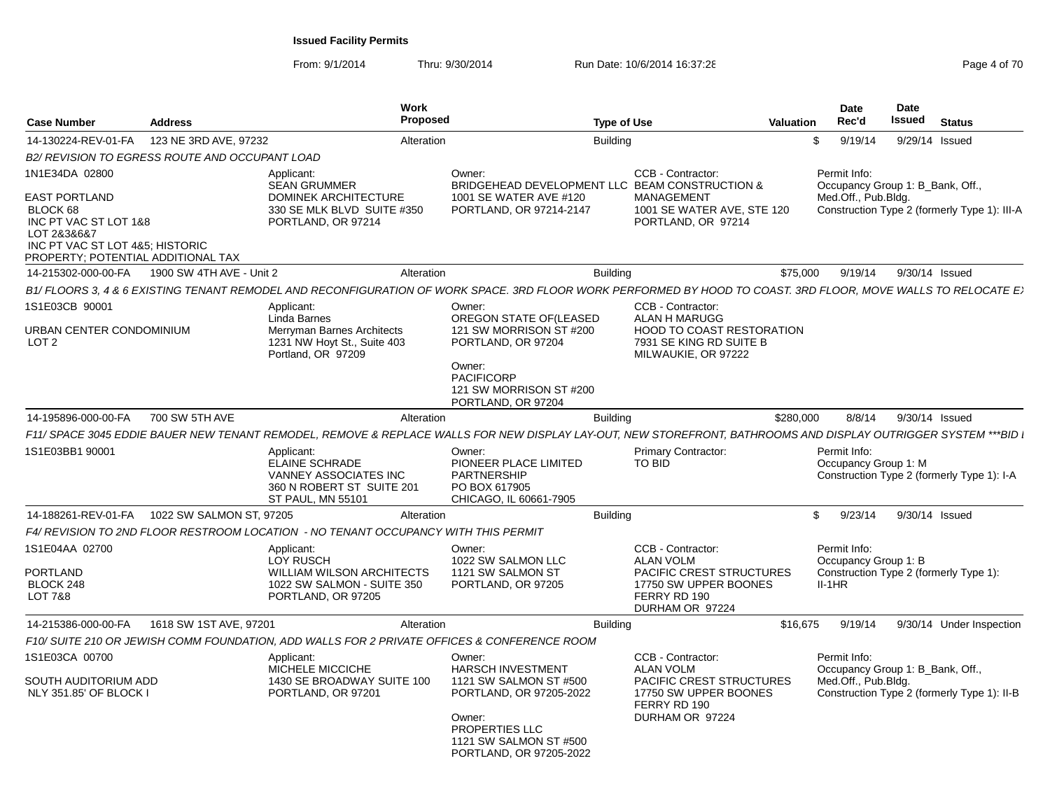**Issued Facility Permits**

From: 9/1/2014 Thru: 9/30/2014 Run Date: 10/6/2014 16:37:28

| Case Number | Address | Work Proposed | Type of Use | Valuation | Date Rec'd | Date Issued | Status |
|---|---|---|---|---|---|---|---|
| 14-130224-REV-01-FA | 123 NE 3RD AVE, 97232 | Alteration | Building | $ | 9/19/14 | 9/29/14 | Issued |

*B2/ REVISION TO EGRESS ROUTE AND OCCUPANT LOAD*

1N1E34DA 02800

EAST PORTLAND
BLOCK 68
INC PT VAC ST LOT 1&8
LOT 2&3&6&7
INC PT VAC ST LOT 4&5; HISTORIC PROPERTY; POTENTIAL ADDITIONAL TAX

Applicant:
SEAN GRUMMER
DOMINEK ARCHITECTURE
330 SE MLK BLVD SUITE #350
PORTLAND, OR 97214

Owner:
BRIDGEHEAD DEVELOPMENT LLC
1001 SE WATER AVE #120
PORTLAND, OR 97214-2147

CCB - Contractor:
BEAM CONSTRUCTION & MANAGEMENT
1001 SE WATER AVE, STE 120
PORTLAND, OR 97214

Permit Info:
Occupancy Group 1: B_Bank, Off., Med.Off., Pub.Bldg.
Construction Type 2 (formerly Type 1): III-A

| Case Number | Address | Work Proposed | Type of Use | Valuation | Date Rec'd | Date Issued | Status |
|---|---|---|---|---|---|---|---|
| 14-215302-000-00-FA | 1900 SW 4TH AVE - Unit 2 | Alteration | Building | $75,000 | 9/19/14 | 9/30/14 | Issued |

*B1/ FLOORS 3, 4 & 6 EXISTING TENANT REMODEL AND RECONFIGURATION OF WORK SPACE. 3RD FLOOR WORK PERFORMED BY HOOD TO COAST. 3RD FLOOR, MOVE WALLS TO RELOCATE E*

1S1E03CB 90001

URBAN CENTER CONDOMINIUM
LOT 2

Applicant:
Linda Barnes
Merryman Barnes Architects
1231 NW Hoyt St., Suite 403
Portland, OR 97209

Owner:
OREGON STATE OF(LEASED
121 SW MORRISON ST #200
PORTLAND, OR 97204

Owner:
PACIFICORP
121 SW MORRISON ST #200
PORTLAND, OR 97204

CCB - Contractor:
ALAN H MARUGG
HOOD TO COAST RESTORATION
7931 SE KING RD SUITE B
MILWAUKIE, OR 97222

| Case Number | Address | Work Proposed | Type of Use | Valuation | Date Rec'd | Date Issued | Status |
|---|---|---|---|---|---|---|---|
| 14-195896-000-00-FA | 700 SW 5TH AVE | Alteration | Building | $280,000 | 8/8/14 | 9/30/14 | Issued |

*F11/ SPACE 3045 EDDIE BAUER NEW TENANT REMODEL, REMOVE & REPLACE WALLS FOR NEW DISPLAY LAY-OUT, NEW STOREFRONT, BATHROOMS AND DISPLAY OUTRIGGER SYSTEM ***BID I*

1S1E03BB1 90001

Applicant:
ELAINE SCHRADE
VANNEY ASSOCIATES INC
360 N ROBERT ST SUITE 201
ST PAUL, MN 55101

Owner:
PIONEER PLACE LIMITED PARTNERSHIP
PO BOX 617905
CHICAGO, IL 60661-7905

Primary Contractor:
TO BID

Permit Info:
Occupancy Group 1: M
Construction Type 2 (formerly Type 1): I-A

| Case Number | Address | Work Proposed | Type of Use | Valuation | Date Rec'd | Date Issued | Status |
|---|---|---|---|---|---|---|---|
| 14-188261-REV-01-FA | 1022 SW SALMON ST, 97205 | Alteration | Building | $ | 9/23/14 | 9/30/14 | Issued |

*F4/ REVISION TO 2ND FLOOR RESTROOM LOCATION - NO TENANT OCCUPANCY WITH THIS PERMIT*

1S1E04AA 02700

PORTLAND
BLOCK 248
LOT 7&8

Applicant:
LOY RUSCH
WILLIAM WILSON ARCHITECTS
1022 SW SALMON - SUITE 350
PORTLAND, OR 97205

Owner:
1022 SW SALMON LLC
1121 SW SALMON ST
PORTLAND, OR 97205

CCB - Contractor:
ALAN VOLM
PACIFIC CREST STRUCTURES
17750 SW UPPER BOONES FERRY RD 190
DURHAM OR 97224

Permit Info:
Occupancy Group 1: B
Construction Type 2 (formerly Type 1): II-1HR

| Case Number | Address | Work Proposed | Type of Use | Valuation | Date Rec'd | Date Issued | Status |
|---|---|---|---|---|---|---|---|
| 14-215386-000-00-FA | 1618 SW 1ST AVE, 97201 | Alteration | Building | $16,675 | 9/19/14 | 9/30/14 | Under Inspection |

*F10/ SUITE 210 OR JEWISH COMM FOUNDATION, ADD WALLS FOR 2 PRIVATE OFFICES & CONFERENCE ROOM*

1S1E03CA 00700

SOUTH AUDITORIUM ADD
NLY 351.85' OF BLOCK I

Applicant:
MICHELE MICCICHE
1430 SE BROADWAY SUITE 100
PORTLAND, OR 97201

Owner:
HARSCH INVESTMENT
1121 SW SALMON ST #500
PORTLAND, OR 97205-2022

Owner:
PROPERTIES LLC
1121 SW SALMON ST #500
PORTLAND, OR 97205-2022

CCB - Contractor:
ALAN VOLM
PACIFIC CREST STRUCTURES
17750 SW UPPER BOONES FERRY RD 190
DURHAM OR 97224

Permit Info:
Occupancy Group 1: B_Bank, Off., Med.Off., Pub.Bldg.
Construction Type 2 (formerly Type 1): II-B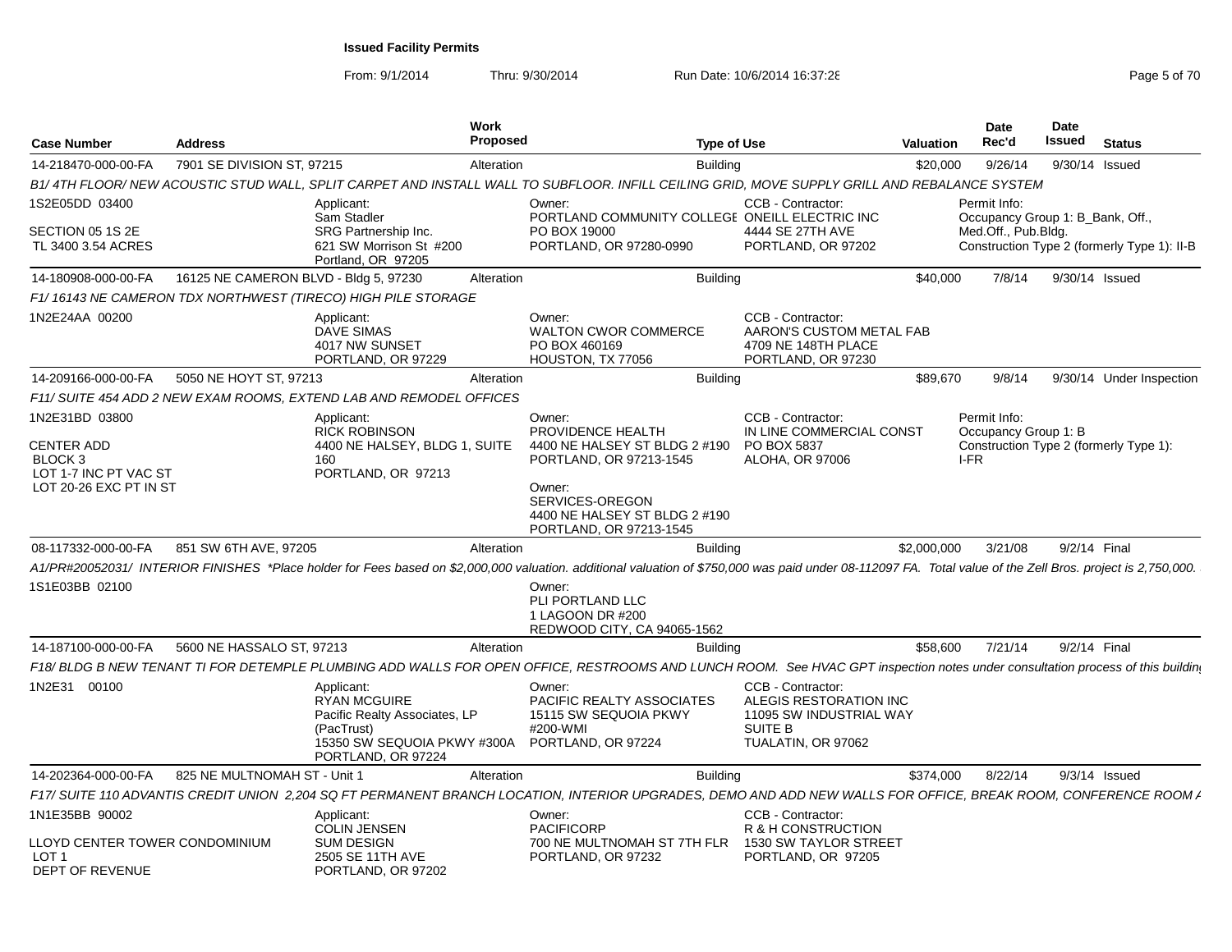**Issued Facility Permits**

From: 9/1/2014 Thru: 9/30/2014 Run Date: 10/6/2014 16:37:28

| Case Number | Address | Work Proposed | Type of Use | Valuation | Date Rec'd | Date Issued | Status |
|---|---|---|---|---|---|---|---|
| 14-218470-000-00-FA | 7901 SE DIVISION ST, 97215 | Alteration | Building | $20,000 | 9/26/14 | 9/30/14 | Issued |

B1/ 4TH FLOOR/ NEW ACOUSTIC STUD WALL, SPLIT CARPET AND INSTALL WALL TO SUBFLOOR. INFILL CEILING GRID, MOVE SUPPLY GRILL AND REBALANCE SYSTEM

1S2E05DD 03400

SECTION 05 1S 2E
TL 3400 3.54 ACRES

Applicant:
Sam Stadler
SRG Partnership Inc.
621 SW Morrison St #200
Portland, OR 97205

Owner:
PORTLAND COMMUNITY COLLEGE
PO BOX 19000
PORTLAND, OR 97280-0990

CCB - Contractor:
ONEILL ELECTRIC INC
4444 SE 27TH AVE
PORTLAND, OR 97202

Permit Info:
Occupancy Group 1: B_Bank, Off., Med.Off., Pub.Bldg.
Construction Type 2 (formerly Type 1): II-B

| Case Number | Address | Work Proposed | Type of Use | Valuation | Date Rec'd | Date Issued | Status |
|---|---|---|---|---|---|---|---|
| 14-180908-000-00-FA | 16125 NE CAMERON BLVD - Bldg 5, 97230 | Alteration | Building | $40,000 | 7/8/14 | 9/30/14 | Issued |

F1/ 16143 NE CAMERON TDX NORTHWEST (TIRECO) HIGH PILE STORAGE

1N2E24AA 00200

Applicant:
DAVE SIMAS
4017 NW SUNSET
PORTLAND, OR 97229

Owner:
WALTON CWOR COMMERCE
PO BOX 460169
HOUSTON, TX 77056

CCB - Contractor:
AARON'S CUSTOM METAL FAB
4709 NE 148TH PLACE
PORTLAND, OR 97230

| Case Number | Address | Work Proposed | Type of Use | Valuation | Date Rec'd | Date Issued | Status |
|---|---|---|---|---|---|---|---|
| 14-209166-000-00-FA | 5050 NE HOYT ST, 97213 | Alteration | Building | $89,670 | 9/8/14 | 9/30/14 | Under Inspection |

F11/ SUITE 454 ADD 2 NEW EXAM ROOMS, EXTEND LAB AND REMODEL OFFICES

1N2E31BD 03800

CENTER ADD
BLOCK 3
LOT 1-7 INC PT VAC ST
LOT 20-26 EXC PT IN ST

Applicant:
RICK ROBINSON
4400 NE HALSEY, BLDG 1, SUITE 160
PORTLAND, OR 97213

Owner:
PROVIDENCE HEALTH
4400 NE HALSEY ST BLDG 2 #190
PORTLAND, OR 97213-1545

Owner:
SERVICES-OREGON
4400 NE HALSEY ST BLDG 2 #190
PORTLAND, OR 97213-1545

CCB - Contractor:
IN LINE COMMERCIAL CONST
PO BOX 5837
ALOHA, OR 97006

Permit Info:
Occupancy Group 1: B
Construction Type 2 (formerly Type 1): I-FR

| Case Number | Address | Work Proposed | Type of Use | Valuation | Date Rec'd | Date Issued | Status |
|---|---|---|---|---|---|---|---|
| 08-117332-000-00-FA | 851 SW 6TH AVE, 97205 | Alteration | Building | $2,000,000 | 3/21/08 | 9/2/14 | Final |

A1/PR#20052031/ INTERIOR FINISHES *Place holder for Fees based on $2,000,000 valuation. additional valuation of $750,000 was paid under 08-112097 FA. Total value of the Zell Bros. project is 2,750,000.

1S1E03BB 02100

Owner:
PLI PORTLAND LLC
1 LAGOON DR #200
REDWOOD CITY, CA 94065-1562

| Case Number | Address | Work Proposed | Type of Use | Valuation | Date Rec'd | Date Issued | Status |
|---|---|---|---|---|---|---|---|
| 14-187100-000-00-FA | 5600 NE HASSALO ST, 97213 | Alteration | Building | $58,600 | 7/21/14 | 9/2/14 | Final |

F18/ BLDG B NEW TENANT TI FOR DETEMPLE PLUMBING ADD WALLS FOR OPEN OFFICE, RESTROOMS AND LUNCH ROOM. See HVAC GPT inspection notes under consultation process of this building

1N2E31 00100

Applicant:
RYAN MCGUIRE
Pacific Realty Associates, LP (PacTrust)
15350 SW SEQUOIA PKWY #300A
PORTLAND, OR 97224

Owner:
PACIFIC REALTY ASSOCIATES
15115 SW SEQUOIA PKWY #200-WMI
PORTLAND, OR 97224

CCB - Contractor:
ALEGIS RESTORATION INC
11095 SW INDUSTRIAL WAY
SUITE B
TUALATIN, OR 97062

| Case Number | Address | Work Proposed | Type of Use | Valuation | Date Rec'd | Date Issued | Status |
|---|---|---|---|---|---|---|---|
| 14-202364-000-00-FA | 825 NE MULTNOMAH ST - Unit 1 | Alteration | Building | $374,000 | 8/22/14 | 9/3/14 | Issued |

F17/ SUITE 110 ADVANTIS CREDIT UNION 2,204 SQ FT PERMANENT BRANCH LOCATION, INTERIOR UPGRADES, DEMO AND ADD NEW WALLS FOR OFFICE, BREAK ROOM, CONFERENCE ROOM A

1N1E35BB 90002

LLOYD CENTER TOWER CONDOMINIUM
LOT 1
DEPT OF REVENUE

Applicant:
COLIN JENSEN
SUM DESIGN
2505 SE 11TH AVE
PORTLAND, OR 97202

Owner:
PACIFICORP
700 NE MULTNOMAH ST 7TH FLR
PORTLAND, OR 97232

CCB - Contractor:
R & H CONSTRUCTION
1530 SW TAYLOR STREET
PORTLAND, OR 97205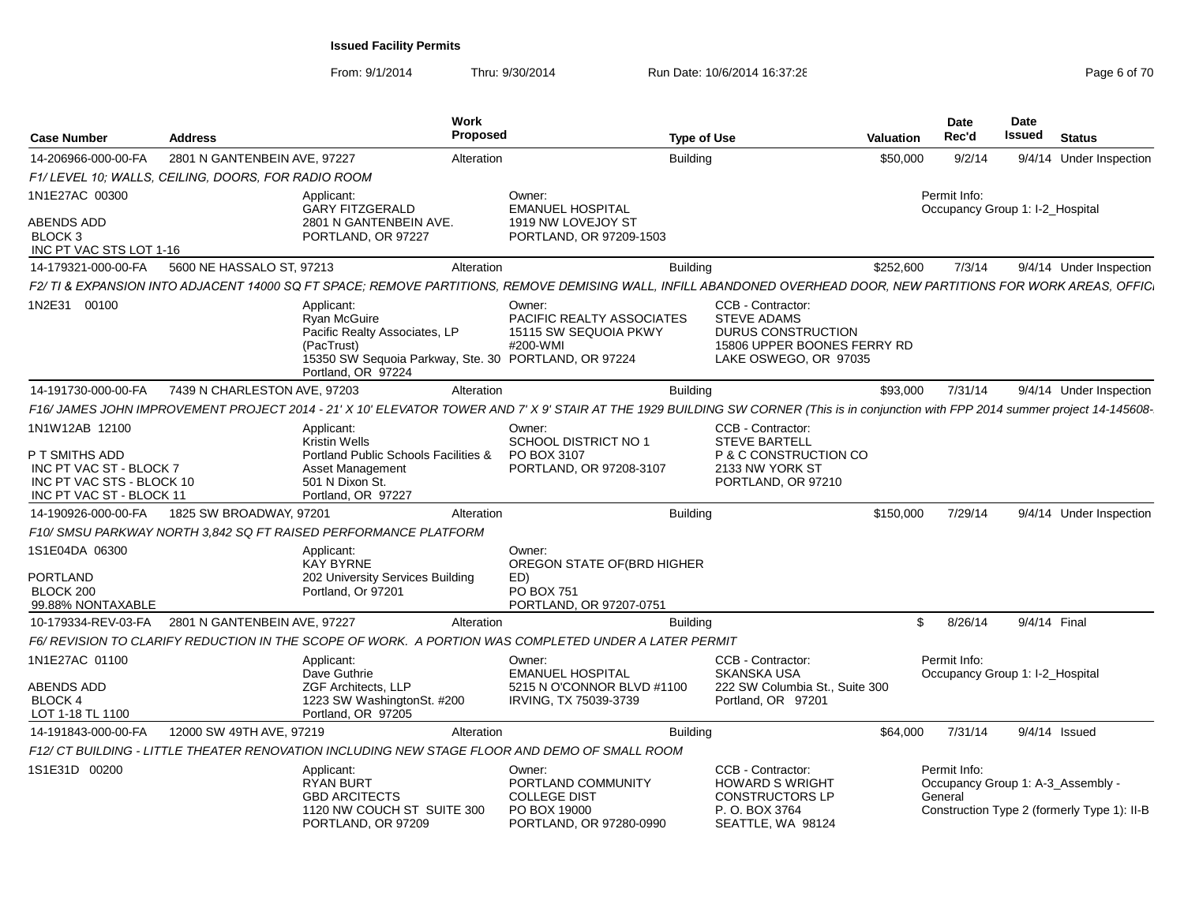**Issued Facility Permits**

From: 9/1/2014 Thru: 9/30/2014 Run Date: 10/6/2014 16:37:28

| Case Number | Address | Work Proposed | Type of Use | Valuation | Date Rec'd | Date Issued | Status |
|---|---|---|---|---|---|---|---|
| 14-206966-000-00-FA | 2801 N GANTENBEIN AVE, 97227 | Alteration | Building | $50,000 | 9/2/14 | 9/4/14 | Under Inspection |

*F1/ LEVEL 10; WALLS, CEILING, DOORS, FOR RADIO ROOM*

1N1E27AC 00300
ABENDS ADD
BLOCK 3
INC PT VAC STS LOT 1-16

Applicant: GARY FITZGERALD, 2801 N GANTENBEIN AVE., PORTLAND, OR 97227

Owner: EMANUEL HOSPITAL, 1919 NW LOVEJOY ST, PORTLAND, OR 97209-1503

Permit Info: Occupancy Group 1: I-2_Hospital

| Case Number | Address | Work Proposed | Type of Use | Valuation | Date Rec'd | Date Issued | Status |
|---|---|---|---|---|---|---|---|
| 14-179321-000-00-FA | 5600 NE HASSALO ST, 97213 | Alteration | Building | $252,600 | 7/3/14 | 9/4/14 | Under Inspection |

*F2/ TI & EXPANSION INTO ADJACENT 14000 SQ FT SPACE; REMOVE PARTITIONS, REMOVE DEMISING WALL, INFILL ABANDONED OVERHEAD DOOR, NEW PARTITIONS FOR WORK AREAS, OFFIC*

1N2E31 00100

Applicant: Ryan McGuire, Pacific Realty Associates, LP (PacTrust), 15350 SW Sequoia Parkway, Ste. 30, Portland, OR 97224

Owner: PACIFIC REALTY ASSOCIATES, 15115 SW SEQUOIA PKWY #200-WMI, PORTLAND, OR 97224

CCB - Contractor: STEVE ADAMS, DURUS CONSTRUCTION, 15806 UPPER BOONES FERRY RD, LAKE OSWEGO, OR 97035

| Case Number | Address | Work Proposed | Type of Use | Valuation | Date Rec'd | Date Issued | Status |
|---|---|---|---|---|---|---|---|
| 14-191730-000-00-FA | 7439 N CHARLESTON AVE, 97203 | Alteration | Building | $93,000 | 7/31/14 | 9/4/14 | Under Inspection |

*F16/ JAMES JOHN IMPROVEMENT PROJECT 2014 - 21' X 10' ELEVATOR TOWER AND 7' X 9' STAIR AT THE 1929 BUILDING SW CORNER (This is in conjunction with FPP 2014 summer project 14-145608-*

1N1W12AB 12100
P T SMITHS ADD
INC PT VAC ST - BLOCK 7
INC PT VAC STS - BLOCK 10
INC PT VAC ST - BLOCK 11

Applicant: Kristin Wells, Portland Public Schools Facilities & Asset Management, 501 N Dixon St., Portland, OR 97227

Owner: SCHOOL DISTRICT NO 1, PO BOX 3107, PORTLAND, OR 97208-3107

CCB - Contractor: STEVE BARTELL, P & C CONSTRUCTION CO, 2133 NW YORK ST, PORTLAND, OR 97210

| Case Number | Address | Work Proposed | Type of Use | Valuation | Date Rec'd | Date Issued | Status |
|---|---|---|---|---|---|---|---|
| 14-190926-000-00-FA | 1825 SW BROADWAY, 97201 | Alteration | Building | $150,000 | 7/29/14 | 9/4/14 | Under Inspection |

*F10/ SMSU PARKWAY NORTH 3,842 SQ FT RAISED PERFORMANCE PLATFORM*

1S1E04DA 06300
PORTLAND
BLOCK 200
99.88% NONTAXABLE

Applicant: KAY BYRNE, 202 University Services Building, Portland, Or 97201

Owner: OREGON STATE OF(BRD HIGHER ED), PO BOX 751, PORTLAND, OR 97207-0751

| Case Number | Address | Work Proposed | Type of Use | Valuation | Date Rec'd | Date Issued | Status |
|---|---|---|---|---|---|---|---|
| 10-179334-REV-03-FA | 2801 N GANTENBEIN AVE, 97227 | Alteration | Building | $ | 8/26/14 | 9/4/14 | Final |

*F6/ REVISION TO CLARIFY REDUCTION IN THE SCOPE OF WORK. A PORTION WAS COMPLETED UNDER A LATER PERMIT*

1N1E27AC 01100
ABENDS ADD
BLOCK 4
LOT 1-18 TL 1100

Applicant: Dave Guthrie, ZGF Architects, LLP, 1223 SW WashingtonSt. #200, Portland, OR 97205

Owner: EMANUEL HOSPITAL, 5215 N O'CONNOR BLVD #1100, IRVING, TX 75039-3739

CCB - Contractor: SKANSKA USA, 222 SW Columbia St., Suite 300, Portland, OR 97201

Permit Info: Occupancy Group 1: I-2_Hospital

| Case Number | Address | Work Proposed | Type of Use | Valuation | Date Rec'd | Date Issued | Status |
|---|---|---|---|---|---|---|---|
| 14-191843-000-00-FA | 12000 SW 49TH AVE, 97219 | Alteration | Building | $64,000 | 7/31/14 | 9/4/14 | Issued |

*F12/ CT BUILDING - LITTLE THEATER RENOVATION INCLUDING NEW STAGE FLOOR AND DEMO OF SMALL ROOM*

1S1E31D 00200

Applicant: RYAN BURT, GBD ARCITECTS, 1120 NW COUCH ST SUITE 300, PORTLAND, OR 97209

Owner: PORTLAND COMMUNITY COLLEGE DIST, PO BOX 19000, PORTLAND, OR 97280-0990

CCB - Contractor: HOWARD S WRIGHT CONSTRUCTORS LP, P. O. BOX 3764, SEATTLE, WA 98124

Permit Info: Occupancy Group 1: A-3_Assembly - General; Construction Type 2 (formerly Type 1): II-B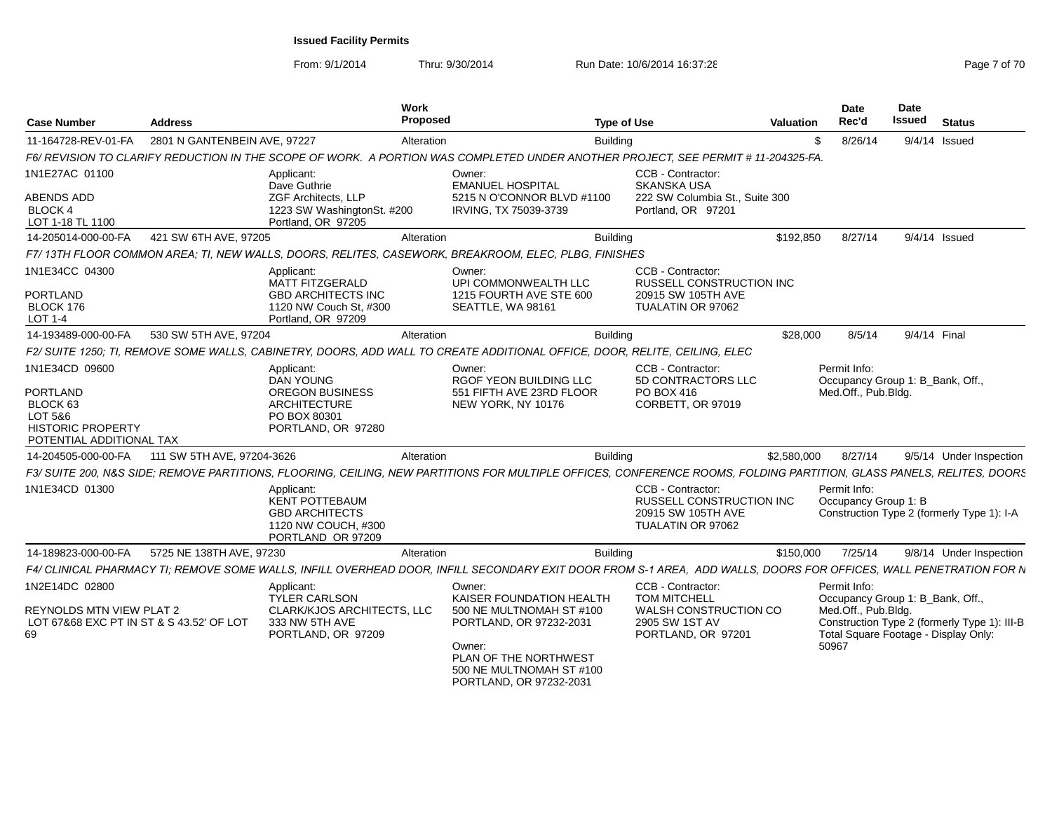**Issued Facility Permits**

From: 9/1/2014 Thru: 9/30/2014 Run Date: 10/6/2014 16:37:28

| Case Number | Address | Work Proposed | Type of Use | Valuation | Date Rec'd | Date Issued | Status |
|---|---|---|---|---|---|---|---|
| 11-164728-REV-01-FA | 2801 N GANTENBEIN AVE, 97227 | Alteration | Building | $ | 8/26/14 | 9/4/14 | Issued |

*F6/ REVISION TO CLARIFY REDUCTION IN THE SCOPE OF WORK. A PORTION WAS COMPLETED UNDER ANOTHER PROJECT, SEE PERMIT # 11-204325-FA.*

1N1E27AC 01100
ABENDS ADD
BLOCK 4
LOT 1-18 TL 1100

Applicant: Dave Guthrie, ZGF Architects, LLP, 1223 SW WashingtonSt. #200, Portland, OR 97205

Owner: EMANUEL HOSPITAL, 5215 N O'CONNOR BLVD #1100, IRVING, TX 75039-3739

CCB - Contractor: SKANSKA USA, 222 SW Columbia St., Suite 300, Portland, OR 97201

| Case Number | Address | Work Proposed | Type of Use | Valuation | Date Rec'd | Date Issued | Status |
|---|---|---|---|---|---|---|---|
| 14-205014-000-00-FA | 421 SW 6TH AVE, 97205 | Alteration | Building | $192,850 | 8/27/14 | 9/4/14 | Issued |

*F7/ 13TH FLOOR COMMON AREA; TI, NEW WALLS, DOORS, RELITES, CASEWORK, BREAKROOM, ELEC, PLBG, FINISHES*

1N1E34CC 04300
PORTLAND
BLOCK 176
LOT 1-4

Applicant: MATT FITZGERALD, GBD ARCHITECTS INC, 1120 NW Couch St, #300, Portland, OR 97209

Owner: UPI COMMONWEALTH LLC, 1215 FOURTH AVE STE 600, SEATTLE, WA 98161

CCB - Contractor: RUSSELL CONSTRUCTION INC, 20915 SW 105TH AVE, TUALATIN OR 97062

| Case Number | Address | Work Proposed | Type of Use | Valuation | Date Rec'd | Date Issued | Status |
|---|---|---|---|---|---|---|---|
| 14-193489-000-00-FA | 530 SW 5TH AVE, 97204 | Alteration | Building | $28,000 | 8/5/14 | 9/4/14 | Final |

*F2/ SUITE 1250; TI, REMOVE SOME WALLS, CABINETRY, DOORS, ADD WALL TO CREATE ADDITIONAL OFFICE, DOOR, RELITE, CEILING, ELEC*

1N1E34CD 09600
PORTLAND
BLOCK 63
LOT 5&6
HISTORIC PROPERTY
POTENTIAL ADDITIONAL TAX

Applicant: DAN YOUNG, OREGON BUSINESS ARCHITECTURE, PO BOX 80301, PORTLAND, OR 97280

Owner: RGOF YEON BUILDING LLC, 551 FIFTH AVE 23RD FLOOR, NEW YORK, NY 10176

CCB - Contractor: 5D CONTRACTORS LLC, PO BOX 416, CORBETT, OR 97019

Permit Info: Occupancy Group 1: B_Bank, Off., Med.Off., Pub.Bldg.

| Case Number | Address | Work Proposed | Type of Use | Valuation | Date Rec'd | Date Issued | Status |
|---|---|---|---|---|---|---|---|
| 14-204505-000-00-FA | 111 SW 5TH AVE, 97204-3626 | Alteration | Building | $2,580,000 | 8/27/14 | 9/5/14 | Under Inspection |

*F3/ SUITE 200, N&S SIDE; REMOVE PARTITIONS, FLOORING, CEILING, NEW PARTITIONS FOR MULTIPLE OFFICES, CONFERENCE ROOMS, FOLDING PARTITION, GLASS PANELS, RELITES, DOORS*

1N1E34CD 01300

Applicant: KENT POTTEBAUM, GBD ARCHITECTS, 1120 NW COUCH, #300, PORTLAND OR 97209

CCB - Contractor: RUSSELL CONSTRUCTION INC, 20915 SW 105TH AVE, TUALATIN OR 97062

Permit Info: Occupancy Group 1: B, Construction Type 2 (formerly Type 1): I-A

| Case Number | Address | Work Proposed | Type of Use | Valuation | Date Rec'd | Date Issued | Status |
|---|---|---|---|---|---|---|---|
| 14-189823-000-00-FA | 5725 NE 138TH AVE, 97230 | Alteration | Building | $150,000 | 7/25/14 | 9/8/14 | Under Inspection |

*F4/ CLINICAL PHARMACY TI; REMOVE SOME WALLS, INFILL OVERHEAD DOOR, INFILL SECONDARY EXIT DOOR FROM S-1 AREA, ADD WALLS, DOORS FOR OFFICES, WALL PENETRATION FOR N*

1N2E14DC 02800
REYNOLDS MTN VIEW PLAT 2
LOT 67&68 EXC PT IN ST & S 43.52' OF LOT 69

Applicant: TYLER CARLSON, CLARK/KJOS ARCHITECTS, LLC, 333 NW 5TH AVE, PORTLAND, OR 97209

Owner: KAISER FOUNDATION HEALTH, 500 NE MULTNOMAH ST #100, PORTLAND, OR 97232-2031

Owner: PLAN OF THE NORTHWEST, 500 NE MULTNOMAH ST #100, PORTLAND, OR 97232-2031

CCB - Contractor: TOM MITCHELL, WALSH CONSTRUCTION CO, 2905 SW 1ST AV, PORTLAND, OR 97201

Permit Info: Occupancy Group 1: B_Bank, Off., Med.Off., Pub.Bldg., Construction Type 2 (formerly Type 1): III-B, Total Square Footage - Display Only: 50967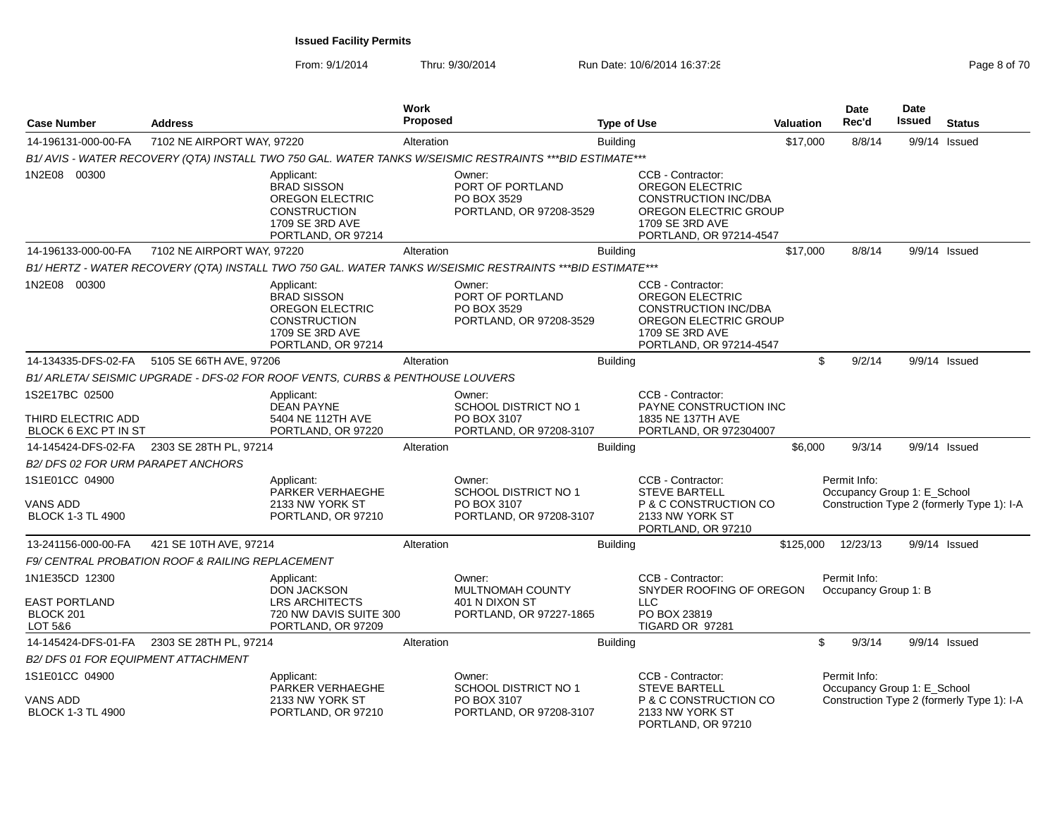**Issued Facility Permits**

From: 9/1/2014 Thru: 9/30/2014 Run Date: 10/6/2014 16:37:28

| Case Number | Address | Work Proposed | Type of Use | Valuation | Date Rec'd | Date Issued | Status |
|---|---|---|---|---|---|---|---|
| 14-196131-000-00-FA | 7102 NE AIRPORT WAY, 97220 | Alteration | Building | $17,000 | 8/8/14 | 9/9/14 | Issued |

*B1/ AVIS - WATER RECOVERY (QTA) INSTALL TWO 750 GAL. WATER TANKS W/SEISMIC RESTRAINTS ***BID ESTIMATE****

1N2E08 00300

Applicant: BRAD SISSON, OREGON ELECTRIC CONSTRUCTION, 1709 SE 3RD AVE, PORTLAND, OR 97214

Owner: PORT OF PORTLAND, PO BOX 3529, PORTLAND, OR 97208-3529

CCB - Contractor: OREGON ELECTRIC CONSTRUCTION INC/DBA OREGON ELECTRIC GROUP, 1709 SE 3RD AVE, PORTLAND, OR 97214-4547

| Case Number | Address | Work Proposed | Type of Use | Valuation | Date Rec'd | Date Issued | Status |
|---|---|---|---|---|---|---|---|
| 14-196133-000-00-FA | 7102 NE AIRPORT WAY, 97220 | Alteration | Building | $17,000 | 8/8/14 | 9/9/14 | Issued |

*B1/ HERTZ - WATER RECOVERY (QTA) INSTALL TWO 750 GAL. WATER TANKS W/SEISMIC RESTRAINTS ***BID ESTIMATE****

1N2E08 00300

Applicant: BRAD SISSON, OREGON ELECTRIC CONSTRUCTION, 1709 SE 3RD AVE, PORTLAND, OR 97214

Owner: PORT OF PORTLAND, PO BOX 3529, PORTLAND, OR 97208-3529

CCB - Contractor: OREGON ELECTRIC CONSTRUCTION INC/DBA OREGON ELECTRIC GROUP, 1709 SE 3RD AVE, PORTLAND, OR 97214-4547

| Case Number | Address | Work Proposed | Type of Use | Valuation | Date Rec'd | Date Issued | Status |
|---|---|---|---|---|---|---|---|
| 14-134335-DFS-02-FA | 5105 SE 66TH AVE, 97206 | Alteration | Building | $ | 9/2/14 | 9/9/14 | Issued |

*B1/ ARLETA/ SEISMIC UPGRADE - DFS-02 FOR ROOF VENTS, CURBS & PENTHOUSE LOUVERS*

1S2E17BC 02500
THIRD ELECTRIC ADD
BLOCK 6 EXC PT IN ST

Applicant: DEAN PAYNE, 5404 NE 112TH AVE, PORTLAND, OR 97220

Owner: SCHOOL DISTRICT NO 1, PO BOX 3107, PORTLAND, OR 97208-3107

CCB - Contractor: PAYNE CONSTRUCTION INC, 1835 NE 137TH AVE, PORTLAND, OR 972304007

| Case Number | Address | Work Proposed | Type of Use | Valuation | Date Rec'd | Date Issued | Status |
|---|---|---|---|---|---|---|---|
| 14-145424-DFS-02-FA | 2303 SE 28TH PL, 97214 | Alteration | Building | $6,000 | 9/3/14 | 9/9/14 | Issued |

*B2/ DFS 02 FOR URM PARAPET ANCHORS*

1S1E01CC 04900
VANS ADD
BLOCK 1-3 TL 4900

Applicant: PARKER VERHAEGHE, 2133 NW YORK ST, PORTLAND, OR 97210

Owner: SCHOOL DISTRICT NO 1, PO BOX 3107, PORTLAND, OR 97208-3107

CCB - Contractor: STEVE BARTELL, P & C CONSTRUCTION CO, 2133 NW YORK ST, PORTLAND, OR 97210

Permit Info: Occupancy Group 1: E_School; Construction Type 2 (formerly Type 1): I-A

| Case Number | Address | Work Proposed | Type of Use | Valuation | Date Rec'd | Date Issued | Status |
|---|---|---|---|---|---|---|---|
| 13-241156-000-00-FA | 421 SE 10TH AVE, 97214 | Alteration | Building | $125,000 | 12/23/13 | 9/9/14 | Issued |

*F9/ CENTRAL PROBATION ROOF & RAILING REPLACEMENT*

1N1E35CD 12300
EAST PORTLAND
BLOCK 201
LOT 5&6

Applicant: DON JACKSON, LRS ARCHITECTS, 720 NW DAVIS SUITE 300, PORTLAND, OR 97209

Owner: MULTNOMAH COUNTY, 401 N DIXON ST, PORTLAND, OR 97227-1865

CCB - Contractor: SNYDER ROOFING OF OREGON LLC, PO BOX 23819, TIGARD OR 97281

Permit Info: Occupancy Group 1: B

| Case Number | Address | Work Proposed | Type of Use | Valuation | Date Rec'd | Date Issued | Status |
|---|---|---|---|---|---|---|---|
| 14-145424-DFS-01-FA | 2303 SE 28TH PL, 97214 | Alteration | Building | $ | 9/3/14 | 9/9/14 | Issued |

*B2/ DFS 01 FOR EQUIPMENT ATTACHMENT*

1S1E01CC 04900
VANS ADD
BLOCK 1-3 TL 4900

Applicant: PARKER VERHAEGHE, 2133 NW YORK ST, PORTLAND, OR 97210

Owner: SCHOOL DISTRICT NO 1, PO BOX 3107, PORTLAND, OR 97208-3107

CCB - Contractor: STEVE BARTELL, P & C CONSTRUCTION CO, 2133 NW YORK ST, PORTLAND, OR 97210

Permit Info: Occupancy Group 1: E_School; Construction Type 2 (formerly Type 1): I-A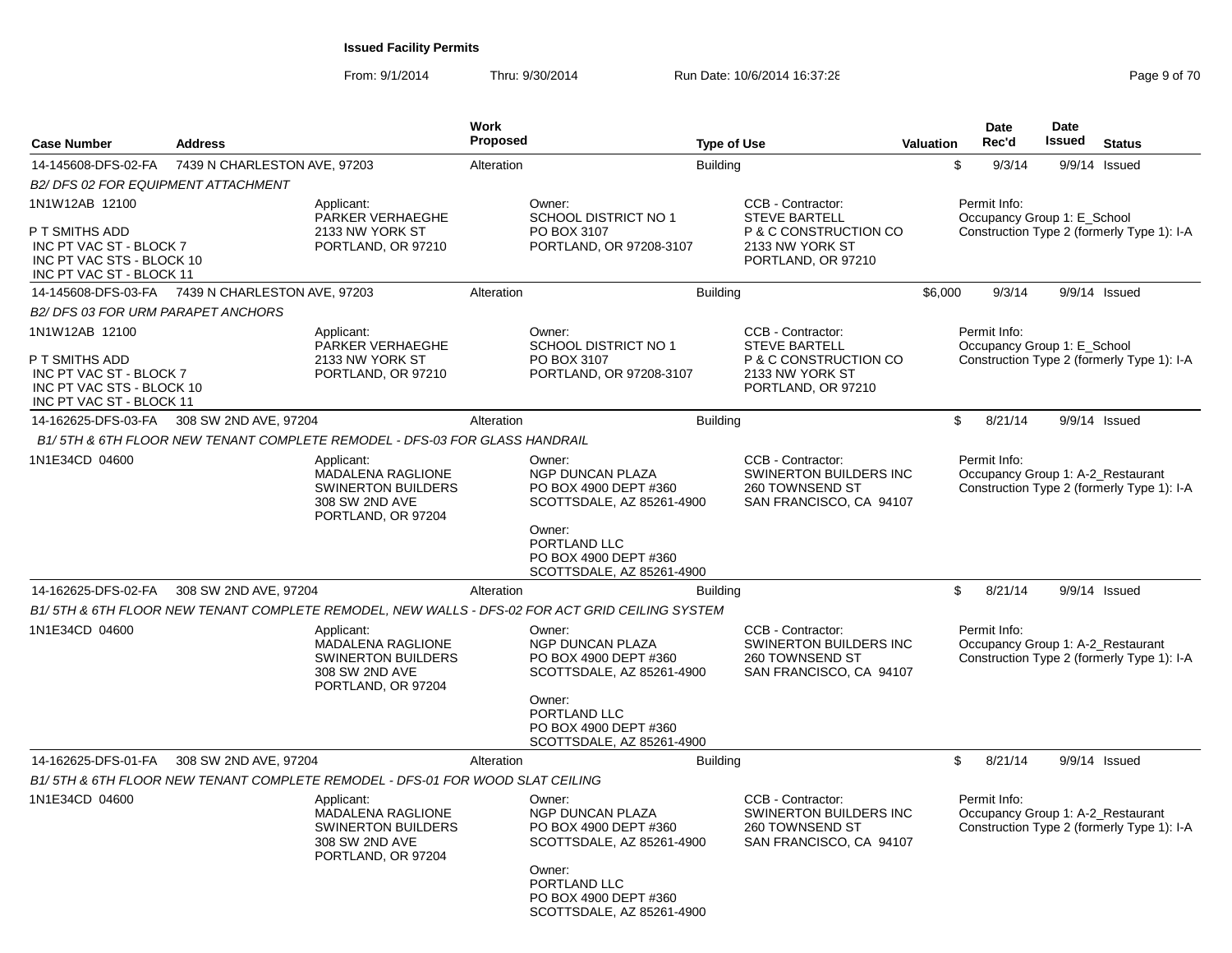## Issued Facility Permits

From: 9/1/2014 Thru: 9/30/2014 Run Date: 10/6/2014 16:37:28

| Case Number | Address | Work Proposed | Type of Use | Valuation | Date Rec'd | Date Issued | Status |
|---|---|---|---|---|---|---|---|
| 14-145608-DFS-02-FA | 7439 N CHARLESTON AVE, 97203 | Alteration | Building | $ | 9/3/14 | 9/9/14 | Issued |

*B2/ DFS 02 FOR EQUIPMENT ATTACHMENT*

1N1W12AB 12100

P T SMITHS ADD
INC PT VAC ST - BLOCK 7
INC PT VAC STS - BLOCK 10
INC PT VAC ST - BLOCK 11

Applicant:
PARKER VERHAEGHE
2133 NW YORK ST
PORTLAND, OR 97210

Owner:
SCHOOL DISTRICT NO 1
PO BOX 3107
PORTLAND, OR 97208-3107

CCB - Contractor:
STEVE BARTELL
P & C CONSTRUCTION CO
2133 NW YORK ST
PORTLAND, OR 97210

Permit Info:
Occupancy Group 1: E_School
Construction Type 2 (formerly Type 1): I-A

| Case Number | Address | Work Proposed | Type of Use | Valuation | Date Rec'd | Date Issued | Status |
|---|---|---|---|---|---|---|---|
| 14-145608-DFS-03-FA | 7439 N CHARLESTON AVE, 97203 | Alteration | Building | $6,000 | 9/3/14 | 9/9/14 | Issued |

*B2/ DFS 03 FOR URM PARAPET ANCHORS*

1N1W12AB 12100

P T SMITHS ADD
INC PT VAC ST - BLOCK 7
INC PT VAC STS - BLOCK 10
INC PT VAC ST - BLOCK 11

Applicant:
PARKER VERHAEGHE
2133 NW YORK ST
PORTLAND, OR 97210

Owner:
SCHOOL DISTRICT NO 1
PO BOX 3107
PORTLAND, OR 97208-3107

CCB - Contractor:
STEVE BARTELL
P & C CONSTRUCTION CO
2133 NW YORK ST
PORTLAND, OR 97210

Permit Info:
Occupancy Group 1: E_School
Construction Type 2 (formerly Type 1): I-A

| Case Number | Address | Work Proposed | Type of Use | Valuation | Date Rec'd | Date Issued | Status |
|---|---|---|---|---|---|---|---|
| 14-162625-DFS-03-FA | 308 SW 2ND AVE, 97204 | Alteration | Building | $ | 8/21/14 | 9/9/14 | Issued |

*B1/ 5TH & 6TH FLOOR NEW TENANT COMPLETE REMODEL - DFS-03 FOR GLASS HANDRAIL*

1N1E34CD 04600

Applicant:
MADALENA RAGLIONE
SWINERTON BUILDERS
308 SW 2ND AVE
PORTLAND, OR 97204

Owner:
NGP DUNCAN PLAZA
PO BOX 4900 DEPT #360
SCOTTSDALE, AZ 85261-4900

Owner:
PORTLAND LLC
PO BOX 4900 DEPT #360
SCOTTSDALE, AZ 85261-4900

CCB - Contractor:
SWINERTON BUILDERS INC
260 TOWNSEND ST
SAN FRANCISCO, CA 94107

Permit Info:
Occupancy Group 1: A-2_Restaurant
Construction Type 2 (formerly Type 1): I-A

| Case Number | Address | Work Proposed | Type of Use | Valuation | Date Rec'd | Date Issued | Status |
|---|---|---|---|---|---|---|---|
| 14-162625-DFS-02-FA | 308 SW 2ND AVE, 97204 | Alteration | Building | $ | 8/21/14 | 9/9/14 | Issued |

*B1/ 5TH & 6TH FLOOR NEW TENANT COMPLETE REMODEL, NEW WALLS - DFS-02 FOR ACT GRID CEILING SYSTEM*

1N1E34CD 04600

Applicant:
MADALENA RAGLIONE
SWINERTON BUILDERS
308 SW 2ND AVE
PORTLAND, OR 97204

Owner:
NGP DUNCAN PLAZA
PO BOX 4900 DEPT #360
SCOTTSDALE, AZ 85261-4900

Owner:
PORTLAND LLC
PO BOX 4900 DEPT #360
SCOTTSDALE, AZ 85261-4900

CCB - Contractor:
SWINERTON BUILDERS INC
260 TOWNSEND ST
SAN FRANCISCO, CA 94107

Permit Info:
Occupancy Group 1: A-2_Restaurant
Construction Type 2 (formerly Type 1): I-A

| Case Number | Address | Work Proposed | Type of Use | Valuation | Date Rec'd | Date Issued | Status |
|---|---|---|---|---|---|---|---|
| 14-162625-DFS-01-FA | 308 SW 2ND AVE, 97204 | Alteration | Building | $ | 8/21/14 | 9/9/14 | Issued |

*B1/ 5TH & 6TH FLOOR NEW TENANT COMPLETE REMODEL - DFS-01 FOR WOOD SLAT CEILING*

1N1E34CD 04600

Applicant:
MADALENA RAGLIONE
SWINERTON BUILDERS
308 SW 2ND AVE
PORTLAND, OR 97204

Owner:
NGP DUNCAN PLAZA
PO BOX 4900 DEPT #360
SCOTTSDALE, AZ 85261-4900

Owner:
PORTLAND LLC
PO BOX 4900 DEPT #360
SCOTTSDALE, AZ 85261-4900

CCB - Contractor:
SWINERTON BUILDERS INC
260 TOWNSEND ST
SAN FRANCISCO, CA 94107

Permit Info:
Occupancy Group 1: A-2_Restaurant
Construction Type 2 (formerly Type 1): I-A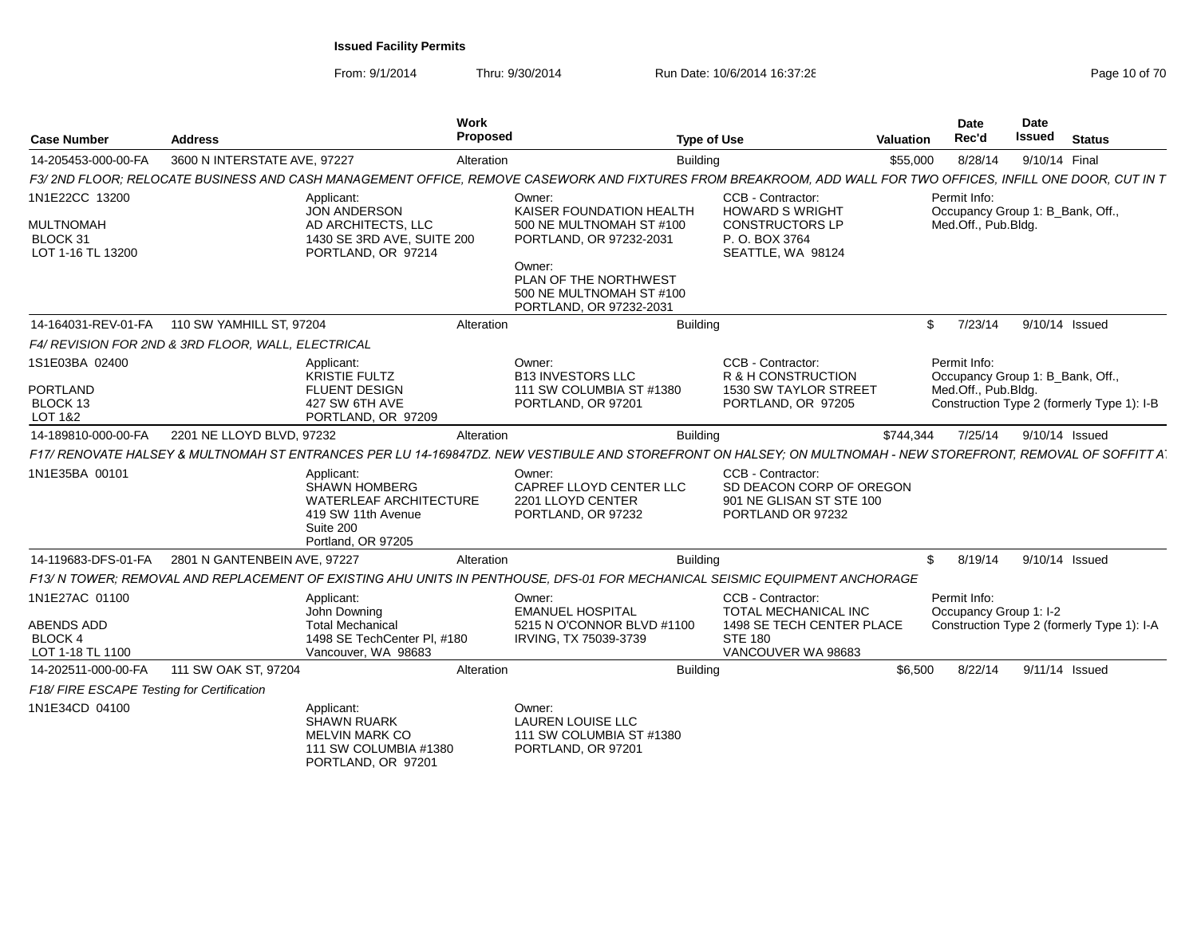# Issued Facility Permits

From: 9/1/2014 Thru: 9/30/2014 Run Date: 10/6/2014 16:37:28

| Case Number | Address | Work Proposed | Type of Use | Valuation | Date Rec'd | Date Issued | Status |
|---|---|---|---|---|---|---|---|
| 14-205453-000-00-FA | 3600 N INTERSTATE AVE, 97227 | Alteration | Building | $55,000 | 8/28/14 | 9/10/14 | Final |

*F3/ 2ND FLOOR; RELOCATE BUSINESS AND CASH MANAGEMENT OFFICE, REMOVE CASEWORK AND FIXTURES FROM BREAKROOM, ADD WALL FOR TWO OFFICES, INFILL ONE DOOR, CUT IN T*

1N1E22CC 13200
MULTNOMAH
BLOCK 31
LOT 1-16 TL 13200

Applicant:
JON ANDERSON
AD ARCHITECTS, LLC
1430 SE 3RD AVE, SUITE 200
PORTLAND, OR 97214

Owner:
KAISER FOUNDATION HEALTH
500 NE MULTNOMAH ST #100
PORTLAND, OR 97232-2031

Owner:
PLAN OF THE NORTHWEST
500 NE MULTNOMAH ST #100
PORTLAND, OR 97232-2031

CCB - Contractor:
HOWARD S WRIGHT
CONSTRUCTORS LP
P. O. BOX 3764
SEATTLE, WA 98124

Permit Info:
Occupancy Group 1: B_Bank, Off., Med.Off., Pub.Bldg.

| Case Number | Address | Work Proposed | Type of Use | Valuation | Date Rec'd | Date Issued | Status |
|---|---|---|---|---|---|---|---|
| 14-164031-REV-01-FA | 110 SW YAMHILL ST, 97204 | Alteration | Building | $ | 7/23/14 | 9/10/14 | Issued |

*F4/ REVISION FOR 2ND & 3RD FLOOR, WALL, ELECTRICAL*

1S1E03BA 02400
PORTLAND
BLOCK 13
LOT 1&2

Applicant:
KRISTIE FULTZ
FLUENT DESIGN
427 SW 6TH AVE
PORTLAND, OR 97209

Owner:
B13 INVESTORS LLC
111 SW COLUMBIA ST #1380
PORTLAND, OR 97201

CCB - Contractor:
R & H CONSTRUCTION
1530 SW TAYLOR STREET
PORTLAND, OR 97205

Permit Info:
Occupancy Group 1: B_Bank, Off., Med.Off., Pub.Bldg.
Construction Type 2 (formerly Type 1): I-B

| Case Number | Address | Work Proposed | Type of Use | Valuation | Date Rec'd | Date Issued | Status |
|---|---|---|---|---|---|---|---|
| 14-189810-000-00-FA | 2201 NE LLOYD BLVD, 97232 | Alteration | Building | $744,344 | 7/25/14 | 9/10/14 | Issued |

*F17/ RENOVATE HALSEY & MULTNOMAH ST ENTRANCES PER LU 14-169847DZ. NEW VESTIBULE AND STOREFRONT ON HALSEY; ON MULTNOMAH - NEW STOREFRONT, REMOVAL OF SOFFITT A*

1N1E35BA 00101

Applicant:
SHAWN HOMBERG
WATERLEAF ARCHITECTURE
419 SW 11th Avenue
Suite 200
Portland, OR 97205

Owner:
CAPREF LLOYD CENTER LLC
2201 LLOYD CENTER
PORTLAND, OR 97232

CCB - Contractor:
SD DEACON CORP OF OREGON
901 NE GLISAN ST STE 100
PORTLAND OR 97232

| Case Number | Address | Work Proposed | Type of Use | Valuation | Date Rec'd | Date Issued | Status |
|---|---|---|---|---|---|---|---|
| 14-119683-DFS-01-FA | 2801 N GANTENBEIN AVE, 97227 | Alteration | Building | $ | 8/19/14 | 9/10/14 | Issued |

*F13/ N TOWER; REMOVAL AND REPLACEMENT OF EXISTING AHU UNITS IN PENTHOUSE, DFS-01 FOR MECHANICAL SEISMIC EQUIPMENT ANCHORAGE*

1N1E27AC 01100
ABENDS ADD
BLOCK 4
LOT 1-18 TL 1100

Applicant:
John Downing
Total Mechanical
1498 SE TechCenter Pl, #180
Vancouver, WA 98683

Owner:
EMANUEL HOSPITAL
5215 N O'CONNOR BLVD #1100
IRVING, TX 75039-3739

CCB - Contractor:
TOTAL MECHANICAL INC
1498 SE TECH CENTER PLACE
STE 180
VANCOUVER WA 98683

Permit Info:
Occupancy Group 1: I-2
Construction Type 2 (formerly Type 1): I-A

| Case Number | Address | Work Proposed | Type of Use | Valuation | Date Rec'd | Date Issued | Status |
|---|---|---|---|---|---|---|---|
| 14-202511-000-00-FA | 111 SW OAK ST, 97204 | Alteration | Building | $6,500 | 8/22/14 | 9/11/14 | Issued |

*F18/ FIRE ESCAPE Testing for Certification*

1N1E34CD 04100

Applicant:
SHAWN RUARK
MELVIN MARK CO
111 SW COLUMBIA #1380
PORTLAND, OR 97201

Owner:
LAUREN LOUISE LLC
111 SW COLUMBIA ST #1380
PORTLAND, OR 97201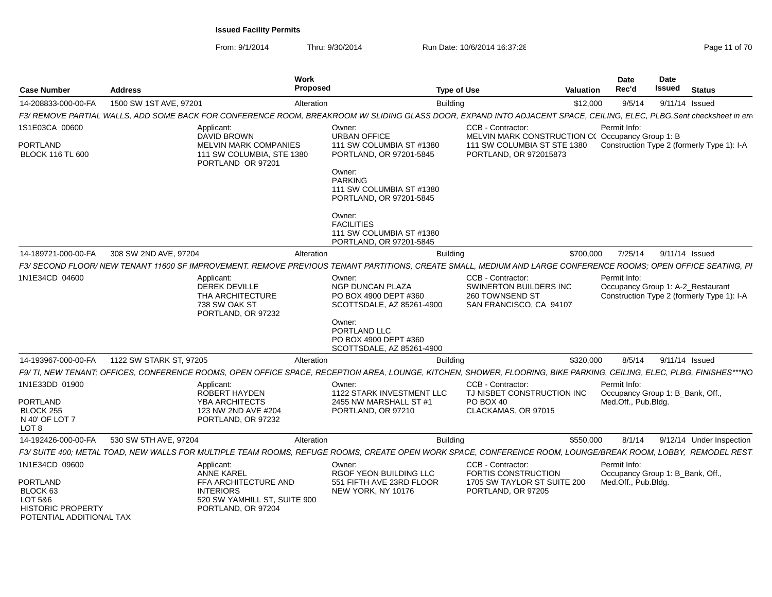**Issued Facility Permits**

From: 9/1/2014 Thru: 9/30/2014 Run Date: 10/6/2014 16:37:28

| Case Number | Address | Work Proposed | Type of Use | Valuation | Date Rec'd | Date Issued | Status |
|---|---|---|---|---|---|---|---|
| 14-208833-000-00-FA | 1500 SW 1ST AVE, 97201 | Alteration | Building | $12,000 | 9/5/14 | 9/11/14 | Issued |

*F3/ REMOVE PARTIAL WALLS, ADD SOME BACK FOR CONFERENCE ROOM, BREAKROOM W/ SLIDING GLASS DOOR, EXPAND INTO ADJACENT SPACE, CEILING, ELEC, PLBG.Sent checksheet in err*

1S1E03CA 00600
PORTLAND
BLOCK 116 TL 600

Applicant:
DAVID BROWN
MELVIN MARK COMPANIES
111 SW COLUMBIA, STE 1380
PORTLAND OR 97201

Owner:
URBAN OFFICE
111 SW COLUMBIA ST #1380
PORTLAND, OR 97201-5845

Owner:
PARKING
111 SW COLUMBIA ST #1380
PORTLAND, OR 97201-5845

Owner:
FACILITIES
111 SW COLUMBIA ST #1380
PORTLAND, OR 97201-5845

CCB - Contractor:
MELVIN MARK CONSTRUCTION C(
111 SW COLUMBIA ST STE 1380
PORTLAND, OR 972015873

Permit Info:
Occupancy Group 1: B
Construction Type 2 (formerly Type 1): I-A

| Case Number | Address | Work Proposed | Type of Use | Valuation | Date Rec'd | Date Issued | Status |
|---|---|---|---|---|---|---|---|
| 14-189721-000-00-FA | 308 SW 2ND AVE, 97204 | Alteration | Building | $700,000 | 7/25/14 | 9/11/14 | Issued |

*F3/ SECOND FLOOR/ NEW TENANT 11600 SF IMPROVEMENT. REMOVE PREVIOUS TENANT PARTITIONS, CREATE SMALL, MEDIUM AND LARGE CONFERENCE ROOMS; OPEN OFFICE SEATING, PI*

1N1E34CD 04600

Applicant:
DEREK DEVILLE
THA ARCHITECTURE
738 SW OAK ST
PORTLAND, OR 97232

Owner:
NGP DUNCAN PLAZA
PO BOX 4900 DEPT #360
SCOTTSDALE, AZ 85261-4900

Owner:
PORTLAND LLC
PO BOX 4900 DEPT #360
SCOTTSDALE, AZ 85261-4900

CCB - Contractor:
SWINERTON BUILDERS INC
260 TOWNSEND ST
SAN FRANCISCO, CA 94107

Permit Info:
Occupancy Group 1: A-2_Restaurant
Construction Type 2 (formerly Type 1): I-A

| Case Number | Address | Work Proposed | Type of Use | Valuation | Date Rec'd | Date Issued | Status |
|---|---|---|---|---|---|---|---|
| 14-193967-000-00-FA | 1122 SW STARK ST, 97205 | Alteration | Building | $320,000 | 8/5/14 | 9/11/14 | Issued |

*F9/ TI, NEW TENANT; OFFICES, CONFERENCE ROOMS, OPEN OFFICE SPACE, RECEPTION AREA, LOUNGE, KITCHEN, SHOWER, FLOORING, BIKE PARKING, CEILING, ELEC, PLBG, FINISHES\*\*\*NO*

1N1E33DD 01900
PORTLAND
BLOCK 255
N 40' OF LOT 7
LOT 8

Applicant:
ROBERT HAYDEN
YBA ARCHITECTS
123 NW 2ND AVE #204
PORTLAND, OR 97232

Owner:
1122 STARK INVESTMENT LLC
2455 NW MARSHALL ST #1
PORTLAND, OR 97210

CCB - Contractor:
TJ NISBET CONSTRUCTION INC
PO BOX 40
CLACKAMAS, OR 97015

Permit Info:
Occupancy Group 1: B_Bank, Off., Med.Off., Pub.Bldg.

| Case Number | Address | Work Proposed | Type of Use | Valuation | Date Rec'd | Date Issued | Status |
|---|---|---|---|---|---|---|---|
| 14-192426-000-00-FA | 530 SW 5TH AVE, 97204 | Alteration | Building | $550,000 | 8/1/14 | 9/12/14 | Under Inspection |

*F3/ SUITE 400; METAL TOAD, NEW WALLS FOR MULTIPLE TEAM ROOMS, REFUGE ROOMS, CREATE OPEN WORK SPACE, CONFERENCE ROOM, LOUNGE/BREAK ROOM, LOBBY, REMODEL REST*

1N1E34CD 09600
PORTLAND
BLOCK 63
LOT 5&6
HISTORIC PROPERTY
POTENTIAL ADDITIONAL TAX

Applicant:
ANNE KAREL
FFA ARCHITECTURE AND INTERIORS
520 SW YAMHILL ST, SUITE 900
PORTLAND, OR 97204

Owner:
RGOF YEON BUILDING LLC
551 FIFTH AVE 23RD FLOOR
NEW YORK, NY 10176

CCB - Contractor:
FORTIS CONSTRUCTION
1705 SW TAYLOR ST SUITE 200
PORTLAND, OR 97205

Permit Info:
Occupancy Group 1: B_Bank, Off., Med.Off., Pub.Bldg.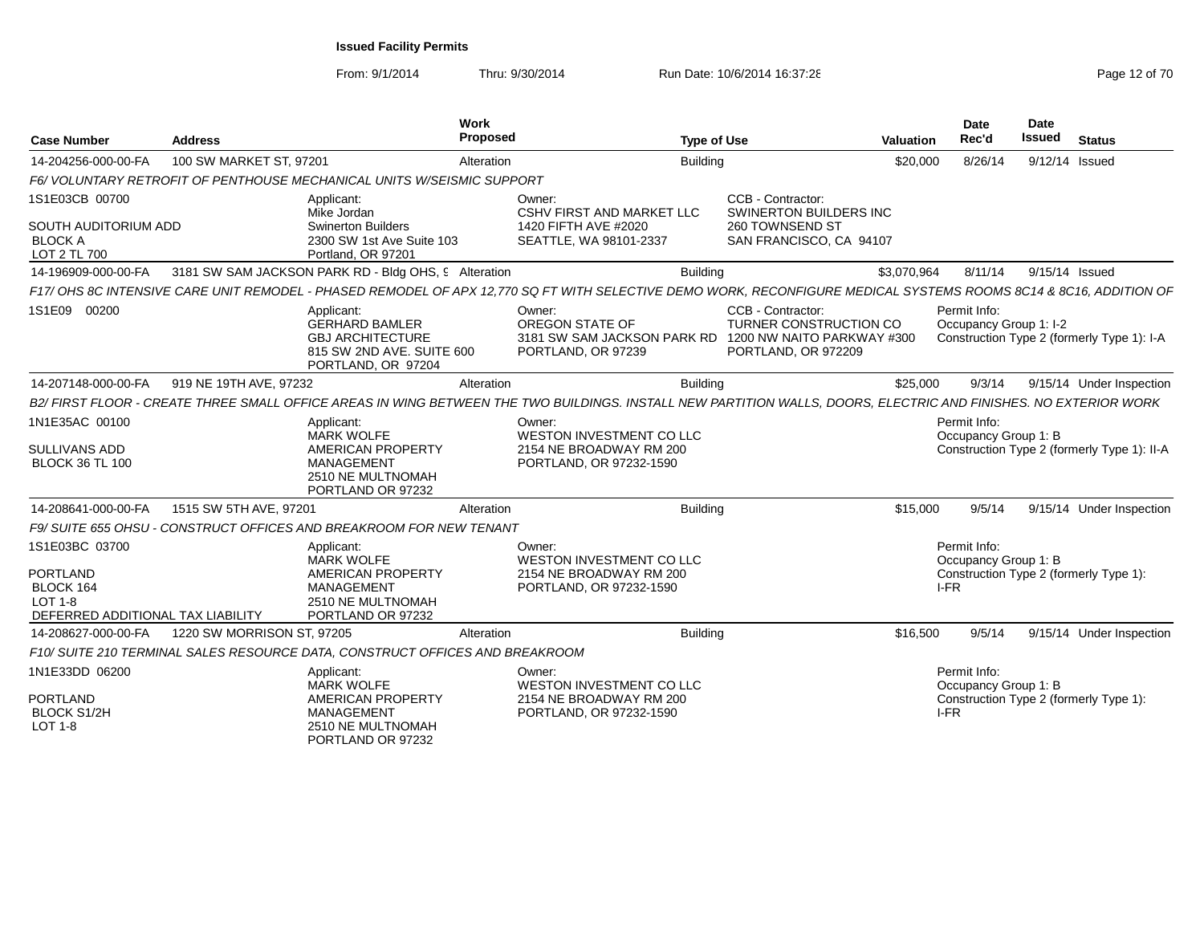**Issued Facility Permits**

From: 9/1/2014 Thru: 9/30/2014 Run Date: 10/6/2014 16:37:28

| Case Number | Address | Work Proposed | Type of Use | Valuation | Date Rec'd | Date Issued | Status |
|---|---|---|---|---|---|---|---|
| 14-204256-000-00-FA | 100 SW MARKET ST, 97201 | Alteration | Building | $20,000 | 8/26/14 | 9/12/14 | Issued |

*F6/ VOLUNTARY RETROFIT OF PENTHOUSE MECHANICAL UNITS W/SEISMIC SUPPORT*

1S1E03CB 00700
SOUTH AUDITORIUM ADD
BLOCK A
LOT 2 TL 700

Applicant:
Mike Jordan
Swinerton Builders
2300 SW 1st Ave Suite 103
Portland, OR 97201

Owner:
CSHV FIRST AND MARKET LLC
1420 FIFTH AVE #2020
SEATTLE, WA 98101-2337

CCB - Contractor:
SWINERTON BUILDERS INC
260 TOWNSEND ST
SAN FRANCISCO, CA 94107

| Case Number | Address | Work Proposed | Type of Use | Valuation | Date Rec'd | Date Issued | Status |
|---|---|---|---|---|---|---|---|
| 14-196909-000-00-FA | 3181 SW SAM JACKSON PARK RD - Bldg OHS, 9 | Alteration | Building | $3,070,964 | 8/11/14 | 9/15/14 | Issued |

*F17/ OHS 8C INTENSIVE CARE UNIT REMODEL - PHASED REMODEL OF APX 12,770 SQ FT WITH SELECTIVE DEMO WORK, RECONFIGURE MEDICAL SYSTEMS ROOMS 8C14 & 8C16, ADDITION OF*

1S1E09 00200

Applicant:
GERHARD BAMLER
GBJ ARCHITECTURE
815 SW 2ND AVE. SUITE 600
PORTLAND, OR 97204

Owner:
OREGON STATE OF
3181 SW SAM JACKSON PARK RD
PORTLAND, OR 97239

CCB - Contractor:
TURNER CONSTRUCTION CO
1200 NW NAITO PARKWAY #300
PORTLAND, OR 972209

Permit Info:
Occupancy Group 1: I-2
Construction Type 2 (formerly Type 1): I-A

| Case Number | Address | Work Proposed | Type of Use | Valuation | Date Rec'd | Date Issued | Status |
|---|---|---|---|---|---|---|---|
| 14-207148-000-00-FA | 919 NE 19TH AVE, 97232 | Alteration | Building | $25,000 | 9/3/14 | 9/15/14 | Under Inspection |

*B2/ FIRST FLOOR - CREATE THREE SMALL OFFICE AREAS IN WING BETWEEN THE TWO BUILDINGS. INSTALL NEW PARTITION WALLS, DOORS, ELECTRIC AND FINISHES. NO EXTERIOR WORK*

1N1E35AC 00100
SULLIVANS ADD
BLOCK 36 TL 100

Applicant:
MARK WOLFE
AMERICAN PROPERTY MANAGEMENT
2510 NE MULTNOMAH
PORTLAND OR 97232

Owner:
WESTON INVESTMENT CO LLC
2154 NE BROADWAY RM 200
PORTLAND, OR 97232-1590

Permit Info:
Occupancy Group 1: B
Construction Type 2 (formerly Type 1): II-A

| Case Number | Address | Work Proposed | Type of Use | Valuation | Date Rec'd | Date Issued | Status |
|---|---|---|---|---|---|---|---|
| 14-208641-000-00-FA | 1515 SW 5TH AVE, 97201 | Alteration | Building | $15,000 | 9/5/14 | 9/15/14 | Under Inspection |

*F9/ SUITE 655 OHSU - CONSTRUCT OFFICES AND BREAKROOM FOR NEW TENANT*

1S1E03BC 03700
PORTLAND
BLOCK 164
LOT 1-8
DEFERRED ADDITIONAL TAX LIABILITY

Applicant:
MARK WOLFE
AMERICAN PROPERTY MANAGEMENT
2510 NE MULTNOMAH
PORTLAND OR 97232

Owner:
WESTON INVESTMENT CO LLC
2154 NE BROADWAY RM 200
PORTLAND, OR 97232-1590

Permit Info:
Occupancy Group 1: B
Construction Type 2 (formerly Type 1): I-FR

| Case Number | Address | Work Proposed | Type of Use | Valuation | Date Rec'd | Date Issued | Status |
|---|---|---|---|---|---|---|---|
| 14-208627-000-00-FA | 1220 SW MORRISON ST, 97205 | Alteration | Building | $16,500 | 9/5/14 | 9/15/14 | Under Inspection |

*F10/ SUITE 210 TERMINAL SALES RESOURCE DATA, CONSTRUCT OFFICES AND BREAKROOM*

1N1E33DD 06200
PORTLAND
BLOCK S1/2H
LOT 1-8

Applicant:
MARK WOLFE
AMERICAN PROPERTY MANAGEMENT
2510 NE MULTNOMAH
PORTLAND OR 97232

Owner:
WESTON INVESTMENT CO LLC
2154 NE BROADWAY RM 200
PORTLAND, OR 97232-1590

Permit Info:
Occupancy Group 1: B
Construction Type 2 (formerly Type 1): I-FR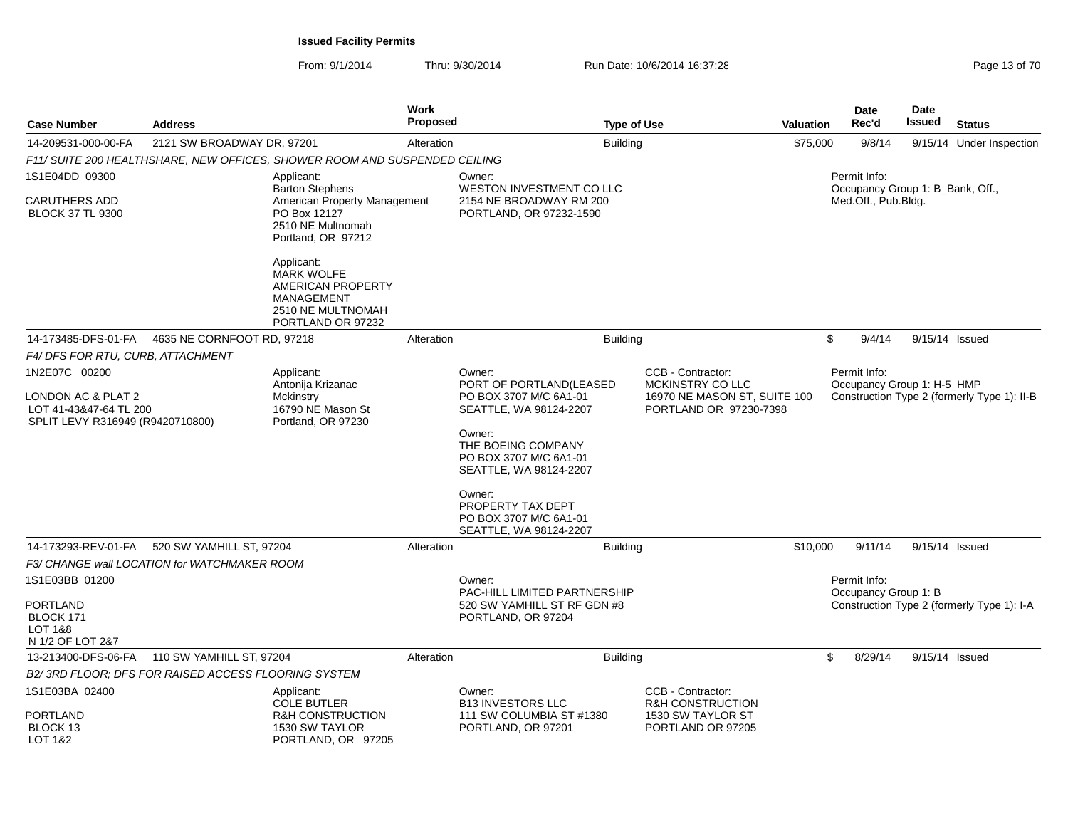**Issued Facility Permits**

From: 9/1/2014 Thru: 9/30/2014 Run Date: 10/6/2014 16:37:28

| Case Number | Address | Work Proposed | Type of Use | Valuation | Date Rec'd | Date Issued | Status |
|---|---|---|---|---|---|---|---|
| 14-209531-000-00-FA | 2121 SW BROADWAY DR, 97201 | Alteration | Building | $75,000 | 9/8/14 | 9/15/14 | Under Inspection |

*F11/ SUITE 200 HEALTHSHARE, NEW OFFICES, SHOWER ROOM AND SUSPENDED CEILING*

1S1E04DD 09300

CARUTHERS ADD
BLOCK 37 TL 9300

Applicant:
Barton Stephens
American Property Management
PO Box 12127
2510 NE Multnomah
Portland, OR 97212

Applicant:
MARK WOLFE
AMERICAN PROPERTY MANAGEMENT
2510 NE MULTNOMAH
PORTLAND OR 97232

Owner:
WESTON INVESTMENT CO LLC
2154 NE BROADWAY RM 200
PORTLAND, OR 97232-1590

Permit Info:
Occupancy Group 1: B_Bank, Off., Med.Off., Pub.Bldg.

| Case Number | Address | Work Proposed | Type of Use | Valuation | Date Rec'd | Date Issued | Status |
|---|---|---|---|---|---|---|---|
| 14-173485-DFS-01-FA | 4635 NE CORNFOOT RD, 97218 | Alteration | Building | $ | 9/4/14 | 9/15/14 | Issued |

*F4/ DFS FOR RTU, CURB, ATTACHMENT*

1N2E07C 00200

LONDON AC & PLAT 2
LOT 41-43&47-64 TL 200
SPLIT LEVY R316949 (R9420710800)

Applicant:
Antonija Krizanac
Mckinstry
16790 NE Mason St
Portland, OR 97230

Owner:
PORT OF PORTLAND(LEASED
PO BOX 3707 M/C 6A1-01
SEATTLE, WA 98124-2207

Owner:
THE BOEING COMPANY
PO BOX 3707 M/C 6A1-01
SEATTLE, WA 98124-2207

Owner:
PROPERTY TAX DEPT
PO BOX 3707 M/C 6A1-01
SEATTLE, WA 98124-2207

CCB - Contractor:
MCKINSTRY CO LLC
16970 NE MASON ST, SUITE 100
PORTLAND OR 97230-7398

Permit Info:
Occupancy Group 1: H-5_HMP
Construction Type 2 (formerly Type 1): II-B

| Case Number | Address | Work Proposed | Type of Use | Valuation | Date Rec'd | Date Issued | Status |
|---|---|---|---|---|---|---|---|
| 14-173293-REV-01-FA | 520 SW YAMHILL ST, 97204 | Alteration | Building | $10,000 | 9/11/14 | 9/15/14 | Issued |

*F3/ CHANGE wall LOCATION for WATCHMAKER ROOM*

1S1E03BB 01200

PORTLAND
BLOCK 171
LOT 1&8
N 1/2 OF LOT 2&7

Owner:
PAC-HILL LIMITED PARTNERSHIP
520 SW YAMHILL ST RF GDN #8
PORTLAND, OR 97204

Permit Info:
Occupancy Group 1: B
Construction Type 2 (formerly Type 1): I-A

| Case Number | Address | Work Proposed | Type of Use | Valuation | Date Rec'd | Date Issued | Status |
|---|---|---|---|---|---|---|---|
| 13-213400-DFS-06-FA | 110 SW YAMHILL ST, 97204 | Alteration | Building | $ | 8/29/14 | 9/15/14 | Issued |

*B2/ 3RD FLOOR; DFS FOR RAISED ACCESS FLOORING SYSTEM*

1S1E03BA 02400

PORTLAND
BLOCK 13
LOT 1&2

Applicant:
COLE BUTLER
R&H CONSTRUCTION
1530 SW TAYLOR
PORTLAND, OR 97205

Owner:
B13 INVESTORS LLC
111 SW COLUMBIA ST #1380
PORTLAND, OR 97201

CCB - Contractor:
R&H CONSTRUCTION
1530 SW TAYLOR ST
PORTLAND OR 97205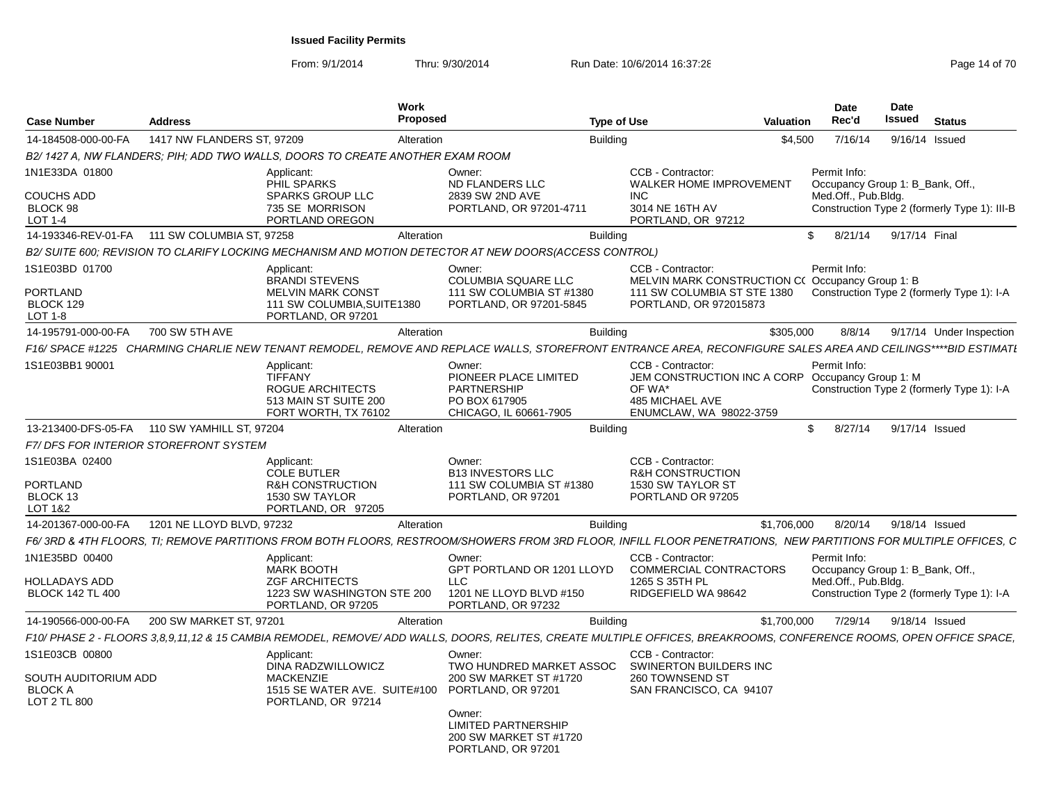**Issued Facility Permits**

From: 9/1/2014 Thru: 9/30/2014 Run Date: 10/6/2014 16:37:28

| Case Number | Address | Work Proposed | Type of Use | Valuation | Date Rec'd | Date Issued | Status |
|---|---|---|---|---|---|---|---|
| 14-184508-000-00-FA | 1417 NW FLANDERS ST, 97209 | Alteration | Building | $4,500 | 7/16/14 | 9/16/14 | Issued |

B2/ 1427 A, NW FLANDERS; PIH; ADD TWO WALLS, DOORS TO CREATE ANOTHER EXAM ROOM

- 1N1E33DA 01800 — COUCHS ADD, BLOCK 98, LOT 1-4
- Applicant: PHIL SPARKS, SPARKS GROUP LLC, 735 SE MORRISON, PORTLAND OREGON
- Owner: ND FLANDERS LLC, 2839 SW 2ND AVE, PORTLAND, OR 97201-4711
- CCB - Contractor: WALKER HOME IMPROVEMENT INC, 3014 NE 16TH AV, PORTLAND, OR 97212
- Permit Info: Occupancy Group 1: B_Bank, Off., Med.Off., Pub.Bldg. Construction Type 2 (formerly Type 1): III-B

| Case Number | Address | Work Proposed | Type of Use | Valuation | Date Rec'd | Date Issued | Status |
|---|---|---|---|---|---|---|---|
| 14-193346-REV-01-FA | 111 SW COLUMBIA ST, 97258 | Alteration | Building | $ | 8/21/14 | 9/17/14 | Final |

B2/ SUITE 600; REVISION TO CLARIFY LOCKING MECHANISM AND MOTION DETECTOR AT NEW DOORS(ACCESS CONTROL)

- 1S1E03BD 01700 — PORTLAND, BLOCK 129, LOT 1-8
- Applicant: BRANDI STEVENS, MELVIN MARK CONST, 111 SW COLUMBIA,SUITE1380, PORTLAND, OR 97201
- Owner: COLUMBIA SQUARE LLC, 111 SW COLUMBIA ST #1380, PORTLAND, OR 97201-5845
- CCB - Contractor: MELVIN MARK CONSTRUCTION C( 111 SW COLUMBIA ST STE 1380, PORTLAND, OR 972015873
- Permit Info: Occupancy Group 1: B, Construction Type 2 (formerly Type 1): I-A

| Case Number | Address | Work Proposed | Type of Use | Valuation | Date Rec'd | Date Issued | Status |
|---|---|---|---|---|---|---|---|
| 14-195791-000-00-FA | 700 SW 5TH AVE | Alteration | Building | $305,000 | 8/8/14 | 9/17/14 | Under Inspection |

F16/ SPACE #1225 CHARMING CHARLIE NEW TENANT REMODEL, REMOVE AND REPLACE WALLS, STOREFRONT ENTRANCE AREA, RECONFIGURE SALES AREA AND CEILINGS****BID ESTIMATI

- 1S1E03BB1 90001
- Applicant: TIFFANY, ROGUE ARCHITECTS, 513 MAIN ST SUITE 200, FORT WORTH, TX 76102
- Owner: PIONEER PLACE LIMITED PARTNERSHIP, PO BOX 617905, CHICAGO, IL 60661-7905
- CCB - Contractor: JEM CONSTRUCTION INC A CORP OF WA*, 485 MICHAEL AVE, ENUMCLAW, WA 98022-3759
- Permit Info: Occupancy Group 1: M, Construction Type 2 (formerly Type 1): I-A

| Case Number | Address | Work Proposed | Type of Use | Valuation | Date Rec'd | Date Issued | Status |
|---|---|---|---|---|---|---|---|
| 13-213400-DFS-05-FA | 110 SW YAMHILL ST, 97204 | Alteration | Building | $ | 8/27/14 | 9/17/14 | Issued |

F7/ DFS FOR INTERIOR STOREFRONT SYSTEM

- 1S1E03BA 02400 — PORTLAND, BLOCK 13, LOT 1&2
- Applicant: COLE BUTLER, R&H CONSTRUCTION, 1530 SW TAYLOR, PORTLAND, OR 97205
- Owner: B13 INVESTORS LLC, 111 SW COLUMBIA ST #1380, PORTLAND, OR 97201
- CCB - Contractor: R&H CONSTRUCTION, 1530 SW TAYLOR ST, PORTLAND OR 97205

| Case Number | Address | Work Proposed | Type of Use | Valuation | Date Rec'd | Date Issued | Status |
|---|---|---|---|---|---|---|---|
| 14-201367-000-00-FA | 1201 NE LLOYD BLVD, 97232 | Alteration | Building | $1,706,000 | 8/20/14 | 9/18/14 | Issued |

F6/ 3RD & 4TH FLOORS, TI; REMOVE PARTITIONS FROM BOTH FLOORS, RESTROOM/SHOWERS FROM 3RD FLOOR, INFILL FLOOR PENETRATIONS, NEW PARTITIONS FOR MULTIPLE OFFICES, C

- 1N1E35BD 00400 — HOLLADAYS ADD, BLOCK 142 TL 400
- Applicant: MARK BOOTH, ZGF ARCHITECTS, 1223 SW WASHINGTON STE 200, PORTLAND, OR 97205
- Owner: GPT PORTLAND OR 1201 LLOYD LLC, 1201 NE LLOYD BLVD #150, PORTLAND, OR 97232
- CCB - Contractor: COMMERCIAL CONTRACTORS, 1265 S 35TH PL, RIDGEFIELD WA 98642
- Permit Info: Occupancy Group 1: B_Bank, Off., Med.Off., Pub.Bldg. Construction Type 2 (formerly Type 1): I-A

| Case Number | Address | Work Proposed | Type of Use | Valuation | Date Rec'd | Date Issued | Status |
|---|---|---|---|---|---|---|---|
| 14-190566-000-00-FA | 200 SW MARKET ST, 97201 | Alteration | Building | $1,700,000 | 7/29/14 | 9/18/14 | Issued |

F10/ PHASE 2 - FLOORS 3,8,9,11,12 & 15 CAMBIA REMODEL, REMOVE/ ADD WALLS, DOORS, RELITES, CREATE MULTIPLE OFFICES, BREAKROOMS, CONFERENCE ROOMS, OPEN OFFICE SPACE,

- 1S1E03CB 00800 — SOUTH AUDITORIUM ADD, BLOCK A, LOT 2 TL 800
- Applicant: DINA RADZWILLOWICZ, MACKENZIE, 1515 SE WATER AVE. SUITE#100, PORTLAND, OR 97214
- Owner: TWO HUNDRED MARKET ASSOC, 200 SW MARKET ST #1720, PORTLAND, OR 97201
- Owner: LIMITED PARTNERSHIP, 200 SW MARKET ST #1720, PORTLAND, OR 97201
- CCB - Contractor: SWINERTON BUILDERS INC, 260 TOWNSEND ST, SAN FRANCISCO, CA 94107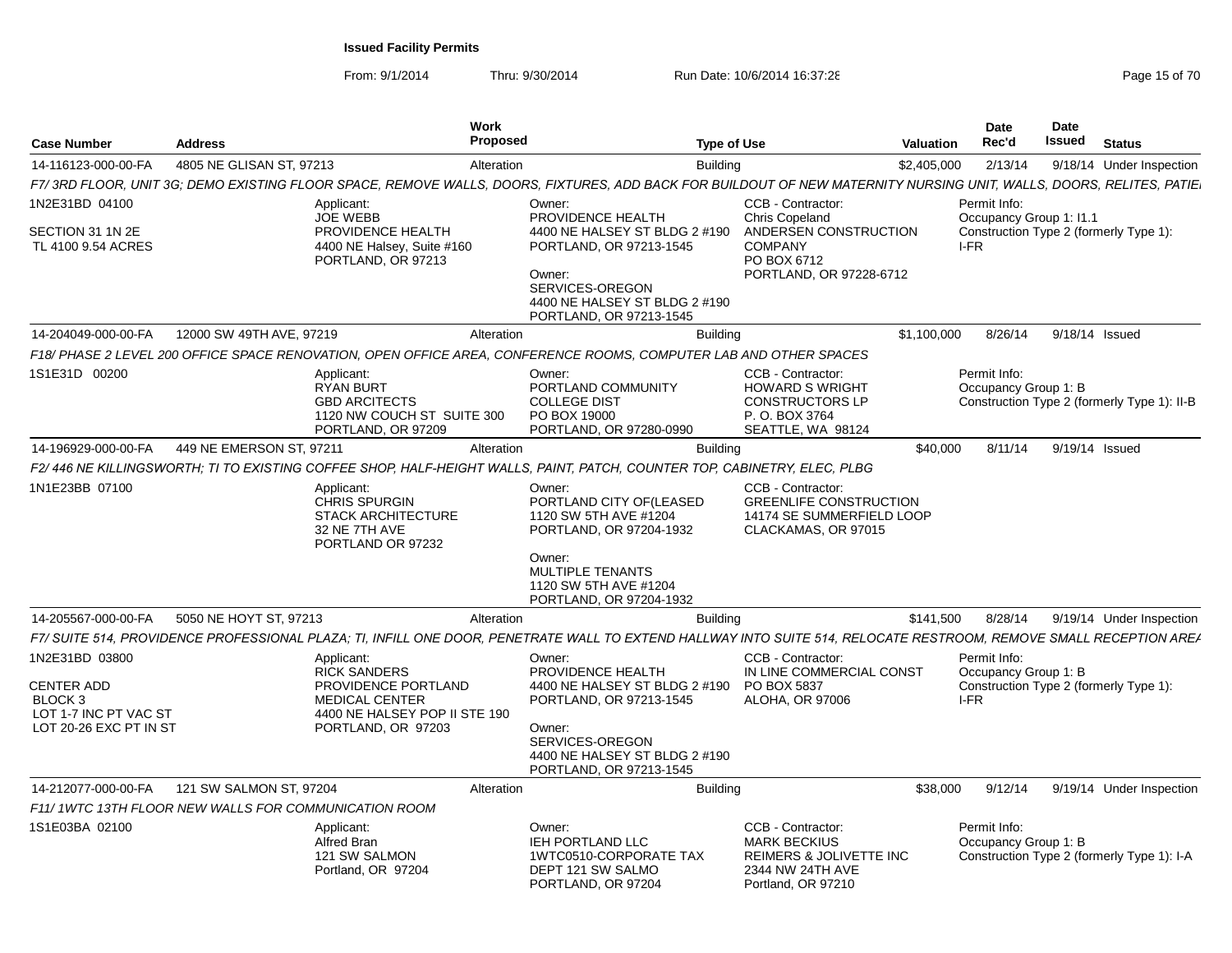## Issued Facility Permits

From: 9/1/2014 Thru: 9/30/2014 Run Date: 10/6/2014 16:37:28

| Case Number | Address | Work Proposed | Type of Use | Valuation | Date Rec'd | Date Issued | Status |
|---|---|---|---|---|---|---|---|
| 14-116123-000-00-FA | 4805 NE GLISAN ST, 97213 | Alteration | Building | $2,405,000 | 2/13/14 | 9/18/14 | Under Inspection |

F7/ 3RD FLOOR, UNIT 3G; DEMO EXISTING FLOOR SPACE, REMOVE WALLS, DOORS, FIXTURES, ADD BACK FOR BUILDOUT OF NEW MATERNITY NURSING UNIT, WALLS, DOORS, RELITES, PATIE

1N2E31BD 04100
SECTION 31 1N 2E
TL 4100 9.54 ACRES

Applicant:
JOE WEBB
PROVIDENCE HEALTH
4400 NE Halsey, Suite #160
PORTLAND, OR 97213

Owner:
PROVIDENCE HEALTH
4400 NE HALSEY ST BLDG 2 #190
PORTLAND, OR 97213-1545

Owner:
SERVICES-OREGON
4400 NE HALSEY ST BLDG 2 #190
PORTLAND, OR 97213-1545

CCB - Contractor:
Chris Copeland
ANDERSEN CONSTRUCTION COMPANY
PO BOX 6712
PORTLAND, OR 97228-6712

Permit Info:
Occupancy Group 1: I1.1
Construction Type 2 (formerly Type 1): I-FR

| Case Number | Address | Work Proposed | Type of Use | Valuation | Date Rec'd | Date Issued | Status |
|---|---|---|---|---|---|---|---|
| 14-204049-000-00-FA | 12000 SW 49TH AVE, 97219 | Alteration | Building | $1,100,000 | 8/26/14 | 9/18/14 | Issued |

F18/ PHASE 2 LEVEL 200 OFFICE SPACE RENOVATION, OPEN OFFICE AREA, CONFERENCE ROOMS, COMPUTER LAB AND OTHER SPACES

1S1E31D 00200

Applicant:
RYAN BURT
GBD ARCITECTS
1120 NW COUCH ST SUITE 300
PORTLAND, OR 97209

Owner:
PORTLAND COMMUNITY COLLEGE DIST
PO BOX 19000
PORTLAND, OR 97280-0990

CCB - Contractor:
HOWARD S WRIGHT CONSTRUCTORS LP
P. O. BOX 3764
SEATTLE, WA 98124

Permit Info:
Occupancy Group 1: B
Construction Type 2 (formerly Type 1): II-B

| Case Number | Address | Work Proposed | Type of Use | Valuation | Date Rec'd | Date Issued | Status |
|---|---|---|---|---|---|---|---|
| 14-196929-000-00-FA | 449 NE EMERSON ST, 97211 | Alteration | Building | $40,000 | 8/11/14 | 9/19/14 | Issued |

F2/ 446 NE KILLINGSWORTH; TI TO EXISTING COFFEE SHOP, HALF-HEIGHT WALLS, PAINT, PATCH, COUNTER TOP, CABINETRY, ELEC, PLBG

1N1E23BB 07100

Applicant:
CHRIS SPURGIN
STACK ARCHITECTURE
32 NE 7TH AVE
PORTLAND OR 97232

Owner:
PORTLAND CITY OF(LEASED
1120 SW 5TH AVE #1204
PORTLAND, OR 97204-1932

Owner:
MULTIPLE TENANTS
1120 SW 5TH AVE #1204
PORTLAND, OR 97204-1932

CCB - Contractor:
GREENLIFE CONSTRUCTION
14174 SE SUMMERFIELD LOOP
CLACKAMAS, OR 97015

| Case Number | Address | Work Proposed | Type of Use | Valuation | Date Rec'd | Date Issued | Status |
|---|---|---|---|---|---|---|---|
| 14-205567-000-00-FA | 5050 NE HOYT ST, 97213 | Alteration | Building | $141,500 | 8/28/14 | 9/19/14 | Under Inspection |

F7/ SUITE 514, PROVIDENCE PROFESSIONAL PLAZA; TI, INFILL ONE DOOR, PENETRATE WALL TO EXTEND HALLWAY INTO SUITE 514, RELOCATE RESTROOM, REMOVE SMALL RECEPTION ARE/

1N2E31BD 03800
CENTER ADD
BLOCK 3
LOT 1-7 INC PT VAC ST
LOT 20-26 EXC PT IN ST

Applicant:
RICK SANDERS
PROVIDENCE PORTLAND MEDICAL CENTER
4400 NE HALSEY POP II STE 190
PORTLAND, OR 97203

Owner:
PROVIDENCE HEALTH
4400 NE HALSEY ST BLDG 2 #190
PORTLAND, OR 97213-1545

Owner:
SERVICES-OREGON
4400 NE HALSEY ST BLDG 2 #190
PORTLAND, OR 97213-1545

CCB - Contractor:
IN LINE COMMERCIAL CONST
PO BOX 5837
ALOHA, OR 97006

Permit Info:
Occupancy Group 1: B
Construction Type 2 (formerly Type 1): I-FR

| Case Number | Address | Work Proposed | Type of Use | Valuation | Date Rec'd | Date Issued | Status |
|---|---|---|---|---|---|---|---|
| 14-212077-000-00-FA | 121 SW SALMON ST, 97204 | Alteration | Building | $38,000 | 9/12/14 | 9/19/14 | Under Inspection |

F11/ 1WTC 13TH FLOOR NEW WALLS FOR COMMUNICATION ROOM

1S1E03BA 02100

Applicant:
Alfred Bran
121 SW SALMON
Portland, OR 97204

Owner:
IEH PORTLAND LLC
1WTC0510-CORPORATE TAX DEPT 121 SW SALMO
PORTLAND, OR 97204

CCB - Contractor:
MARK BECKIUS
REIMERS & JOLIVETTE INC
2344 NW 24TH AVE
Portland, OR 97210

Permit Info:
Occupancy Group 1: B
Construction Type 2 (formerly Type 1): I-A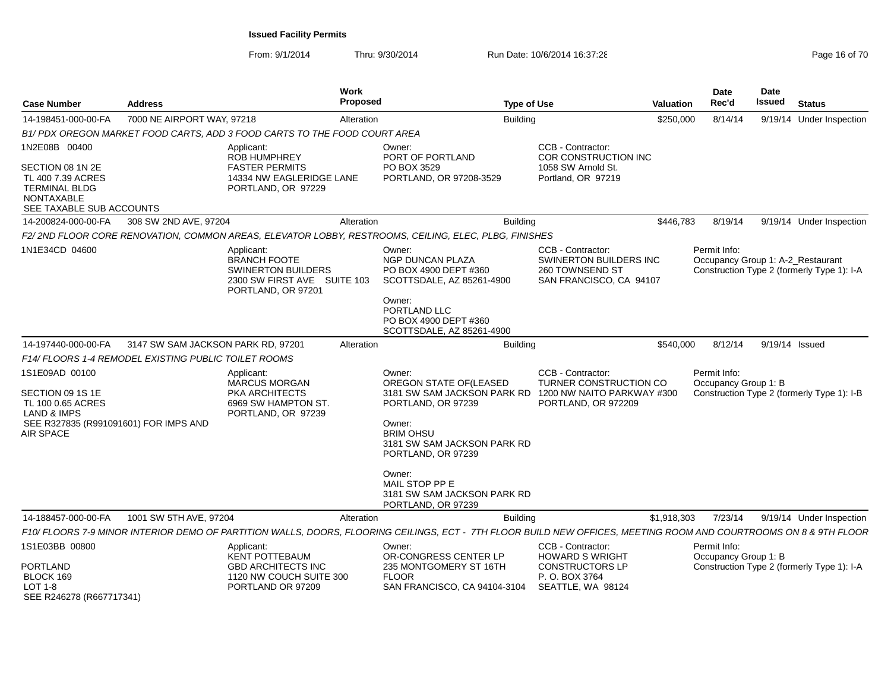**Issued Facility Permits**

From: 9/1/2014 Thru: 9/30/2014 Run Date: 10/6/2014 16:37:28

| Case Number | Address | Work Proposed | Type of Use | Valuation | Date Rec'd | Date Issued | Status |
|---|---|---|---|---|---|---|---|
| 14-198451-000-00-FA | 7000 NE AIRPORT WAY, 97218 | Alteration | Building | $250,000 | 8/14/14 | 9/19/14 | Under Inspection |

*B1/ PDX OREGON MARKET FOOD CARTS, ADD 3 FOOD CARTS TO THE FOOD COURT AREA*

1N2E08B 00400
SECTION 08 1N 2E
TL 400 7.39 ACRES
TERMINAL BLDG
NONTAXABLE
SEE TAXABLE SUB ACCOUNTS

Applicant: ROB HUMPHREY, FASTER PERMITS, 14334 NW EAGLERIDGE LANE, PORTLAND, OR 97229

Owner: PORT OF PORTLAND, PO BOX 3529, PORTLAND, OR 97208-3529

CCB - Contractor: COR CONSTRUCTION INC, 1058 SW Arnold St., Portland, OR 97219

| Case Number | Address | Work Proposed | Type of Use | Valuation | Date Rec'd | Date Issued | Status |
|---|---|---|---|---|---|---|---|
| 14-200824-000-00-FA | 308 SW 2ND AVE, 97204 | Alteration | Building | $446,783 | 8/19/14 | 9/19/14 | Under Inspection |

*F2/ 2ND FLOOR CORE RENOVATION, COMMON AREAS, ELEVATOR LOBBY, RESTROOMS, CEILING, ELEC, PLBG, FINISHES*

1N1E34CD 04600

Applicant: BRANCH FOOTE, SWINERTON BUILDERS, 2300 SW FIRST AVE SUITE 103, PORTLAND, OR 97201

Owner: NGP DUNCAN PLAZA, PO BOX 4900 DEPT #360, SCOTTSDALE, AZ 85261-4900

Owner: PORTLAND LLC, PO BOX 4900 DEPT #360, SCOTTSDALE, AZ 85261-4900

CCB - Contractor: SWINERTON BUILDERS INC, 260 TOWNSEND ST, SAN FRANCISCO, CA 94107

Permit Info: Occupancy Group 1: A-2_Restaurant, Construction Type 2 (formerly Type 1): I-A

| Case Number | Address | Work Proposed | Type of Use | Valuation | Date Rec'd | Date Issued | Status |
|---|---|---|---|---|---|---|---|
| 14-197440-000-00-FA | 3147 SW SAM JACKSON PARK RD, 97201 | Alteration | Building | $540,000 | 8/12/14 | 9/19/14 | Issued |

*F14/ FLOORS 1-4 REMODEL EXISTING PUBLIC TOILET ROOMS*

1S1E09AD 00100
SECTION 09 1S 1E
TL 100 0.65 ACRES
LAND & IMPS
SEE R327835 (R991091601) FOR IMPS AND AIR SPACE

Applicant: MARCUS MORGAN, PKA ARCHITECTS, 6969 SW HAMPTON ST., PORTLAND, OR 97239

Owner: OREGON STATE OF(LEASED, 3181 SW SAM JACKSON PARK RD, PORTLAND, OR 97239

Owner: BRIM OHSU, 3181 SW SAM JACKSON PARK RD, PORTLAND, OR 97239

Owner: MAIL STOP PP E, 3181 SW SAM JACKSON PARK RD, PORTLAND, OR 97239

CCB - Contractor: TURNER CONSTRUCTION CO, 1200 NW NAITO PARKWAY #300, PORTLAND, OR 972209

Permit Info: Occupancy Group 1: B, Construction Type 2 (formerly Type 1): I-B

| Case Number | Address | Work Proposed | Type of Use | Valuation | Date Rec'd | Date Issued | Status |
|---|---|---|---|---|---|---|---|
| 14-188457-000-00-FA | 1001 SW 5TH AVE, 97204 | Alteration | Building | $1,918,303 | 7/23/14 | 9/19/14 | Under Inspection |

*F10/ FLOORS 7-9 MINOR INTERIOR DEMO OF PARTITION WALLS, DOORS, FLOORING CEILINGS, ECT - 7TH FLOOR BUILD NEW OFFICES, MEETING ROOM AND COURTROOMS ON 8 & 9TH FLOOR*

1S1E03BB 00800
PORTLAND
BLOCK 169
LOT 1-8
SEE R246278 (R667717341)

Applicant: KENT POTTEBAUM, GBD ARCHITECTS INC, 1120 NW COUCH SUITE 300, PORTLAND OR 97209

Owner: OR-CONGRESS CENTER LP, 235 MONTGOMERY ST 16TH FLOOR, SAN FRANCISCO, CA 94104-3104

CCB - Contractor: HOWARD S WRIGHT CONSTRUCTORS LP, P. O. BOX 3764, SEATTLE, WA 98124

Permit Info: Occupancy Group 1: B, Construction Type 2 (formerly Type 1): I-A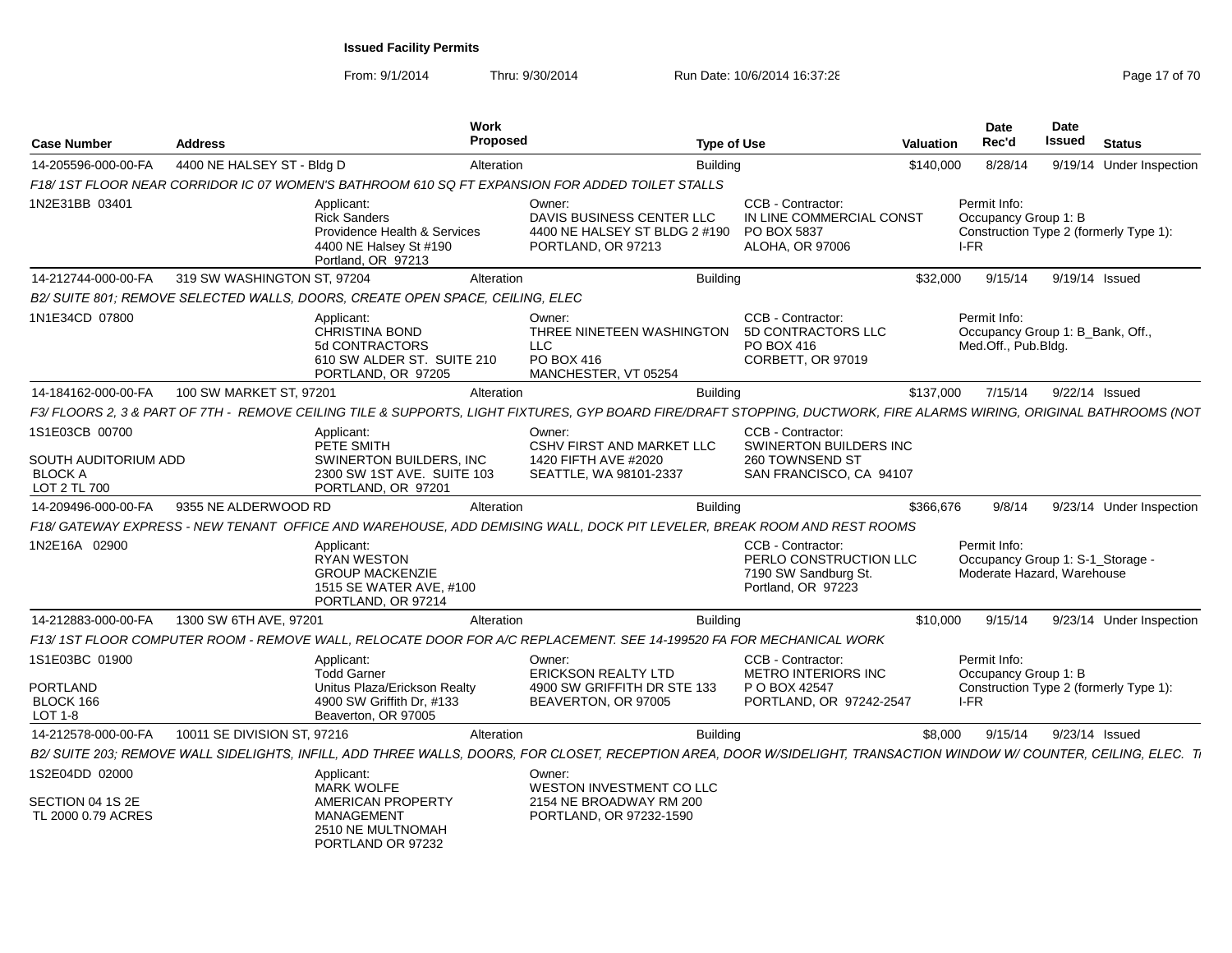**Issued Facility Permits**

From: 9/1/2014 Thru: 9/30/2014 Run Date: 10/6/2014 16:37:28

| Case Number | Address | Work Proposed | Type of Use | Valuation | Date Rec'd | Date Issued | Status |
|---|---|---|---|---|---|---|---|
| 14-205596-000-00-FA | 4400 NE HALSEY ST - Bldg D | Alteration | Building | $140,000 | 8/28/14 | 9/19/14 | Under Inspection |

*F18/ 1ST FLOOR NEAR CORRIDOR IC 07 WOMEN'S BATHROOM 610 SQ FT EXPANSION FOR ADDED TOILET STALLS*

1N2E31BB 03401

Applicant: Rick Sanders, Providence Health & Services, 4400 NE Halsey St #190, Portland, OR 97213

Owner: DAVIS BUSINESS CENTER LLC, 4400 NE HALSEY ST BLDG 2 #190, PORTLAND, OR 97213

CCB - Contractor: IN LINE COMMERCIAL CONST, PO BOX 5837, ALOHA, OR 97006

Permit Info: Occupancy Group 1: B; Construction Type 2 (formerly Type 1): I-FR

| Case Number | Address | Work Proposed | Type of Use | Valuation | Date Rec'd | Date Issued | Status |
|---|---|---|---|---|---|---|---|
| 14-212744-000-00-FA | 319 SW WASHINGTON ST, 97204 | Alteration | Building | $32,000 | 9/15/14 | 9/19/14 | Issued |

*B2/ SUITE 801; REMOVE SELECTED WALLS, DOORS, CREATE OPEN SPACE, CEILING, ELEC*

1N1E34CD 07800

Applicant: CHRISTINA BOND, 5d CONTRACTORS, 610 SW ALDER ST. SUITE 210, PORTLAND, OR 97205

Owner: THREE NINETEEN WASHINGTON LLC, PO BOX 416, MANCHESTER, VT 05254

CCB - Contractor: 5D CONTRACTORS LLC, PO BOX 416, CORBETT, OR 97019

Permit Info: Occupancy Group 1: B_Bank, Off., Med.Off., Pub.Bldg.

| Case Number | Address | Work Proposed | Type of Use | Valuation | Date Rec'd | Date Issued | Status |
|---|---|---|---|---|---|---|---|
| 14-184162-000-00-FA | 100 SW MARKET ST, 97201 | Alteration | Building | $137,000 | 7/15/14 | 9/22/14 | Issued |

*F3/ FLOORS 2, 3 & PART OF 7TH - REMOVE CEILING TILE & SUPPORTS, LIGHT FIXTURES, GYP BOARD FIRE/DRAFT STOPPING, DUCTWORK, FIRE ALARMS WIRING, ORIGINAL BATHROOMS (NOT*

1S1E03CB 00700; SOUTH AUDITORIUM ADD; BLOCK A; LOT 2 TL 700

Applicant: PETE SMITH, SWINERTON BUILDERS, INC, 2300 SW 1ST AVE. SUITE 103, PORTLAND, OR 97201

Owner: CSHV FIRST AND MARKET LLC, 1420 FIFTH AVE #2020, SEATTLE, WA 98101-2337

CCB - Contractor: SWINERTON BUILDERS INC, 260 TOWNSEND ST, SAN FRANCISCO, CA 94107

| Case Number | Address | Work Proposed | Type of Use | Valuation | Date Rec'd | Date Issued | Status |
|---|---|---|---|---|---|---|---|
| 14-209496-000-00-FA | 9355 NE ALDERWOOD RD | Alteration | Building | $366,676 | 9/8/14 | 9/23/14 | Under Inspection |

*F18/ GATEWAY EXPRESS - NEW TENANT OFFICE AND WAREHOUSE, ADD DEMISING WALL, DOCK PIT LEVELER, BREAK ROOM AND REST ROOMS*

1N2E16A 02900

Applicant: RYAN WESTON, GROUP MACKENZIE, 1515 SE WATER AVE, #100, PORTLAND, OR 97214

CCB - Contractor: PERLO CONSTRUCTION LLC, 7190 SW Sandburg St., Portland, OR 97223

Permit Info: Occupancy Group 1: S-1_Storage - Moderate Hazard, Warehouse

| Case Number | Address | Work Proposed | Type of Use | Valuation | Date Rec'd | Date Issued | Status |
|---|---|---|---|---|---|---|---|
| 14-212883-000-00-FA | 1300 SW 6TH AVE, 97201 | Alteration | Building | $10,000 | 9/15/14 | 9/23/14 | Under Inspection |

*F13/ 1ST FLOOR COMPUTER ROOM - REMOVE WALL, RELOCATE DOOR FOR A/C REPLACEMENT. SEE 14-199520 FA FOR MECHANICAL WORK*

1S1E03BC 01900; PORTLAND; BLOCK 166; LOT 1-8

Applicant: Todd Garner, Unitus Plaza/Erickson Realty, 4900 SW Griffith Dr, #133, Beaverton, OR 97005

Owner: ERICKSON REALTY LTD, 4900 SW GRIFFITH DR STE 133, BEAVERTON, OR 97005

CCB - Contractor: METRO INTERIORS INC, P O BOX 42547, PORTLAND, OR 97242-2547

Permit Info: Occupancy Group 1: B; Construction Type 2 (formerly Type 1): I-FR

| Case Number | Address | Work Proposed | Type of Use | Valuation | Date Rec'd | Date Issued | Status |
|---|---|---|---|---|---|---|---|
| 14-212578-000-00-FA | 10011 SE DIVISION ST, 97216 | Alteration | Building | $8,000 | 9/15/14 | 9/23/14 | Issued |

*B2/ SUITE 203; REMOVE WALL SIDELIGHTS, INFILL, ADD THREE WALLS, DOORS, FOR CLOSET, RECEPTION AREA, DOOR W/SIDELIGHT, TRANSACTION WINDOW W/ COUNTER, CEILING, ELEC. T*

1S2E04DD 02000; SECTION 04 1S 2E; TL 2000 0.79 ACRES

Applicant: MARK WOLFE, AMERICAN PROPERTY MANAGEMENT, 2510 NE MULTNOMAH, PORTLAND OR 97232

Owner: WESTON INVESTMENT CO LLC, 2154 NE BROADWAY RM 200, PORTLAND, OR 97232-1590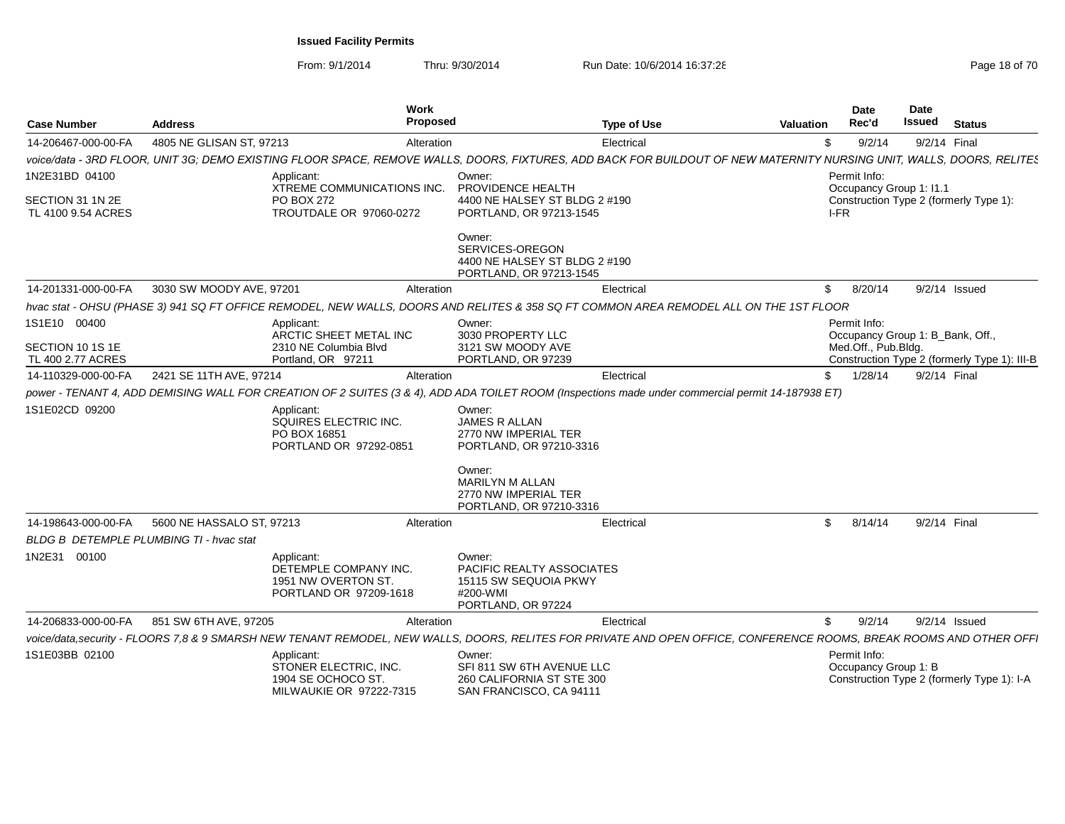**Issued Facility Permits**

From: 9/1/2014 Thru: 9/30/2014 Run Date: 10/6/2014 16:37:28

| Case Number | Address | Work Proposed | Type of Use | Valuation | Date Rec'd | Date Issued | Status |
|---|---|---|---|---|---|---|---|
| 14-206467-000-00-FA | 4805 NE GLISAN ST, 97213 | Alteration | Electrical | $ | 9/2/14 | 9/2/14 | Final |

*voice/data - 3RD FLOOR, UNIT 3G; DEMO EXISTING FLOOR SPACE, REMOVE WALLS, DOORS, FIXTURES, ADD BACK FOR BUILDOUT OF NEW MATERNITY NURSING UNIT, WALLS, DOORS, RELITES*

1N2E31BD 04100
SECTION 31 1N 2E
TL 4100 9.54 ACRES

Applicant:
XTREME COMMUNICATIONS INC.
PO BOX 272
TROUTDALE OR 97060-0272

Owner:
PROVIDENCE HEALTH
4400 NE HALSEY ST BLDG 2 #190
PORTLAND, OR 97213-1545

Owner:
SERVICES-OREGON
4400 NE HALSEY ST BLDG 2 #190
PORTLAND, OR 97213-1545

Permit Info:
Occupancy Group 1: I1.1
Construction Type 2 (formerly Type 1): I-FR

---

| Case Number | Address | Work Proposed | Type of Use | Valuation | Date Rec'd | Date Issued | Status |
|---|---|---|---|---|---|---|---|
| 14-201331-000-00-FA | 3030 SW MOODY AVE, 97201 | Alteration | Electrical | $ | 8/20/14 | 9/2/14 | Issued |

*hvac stat - OHSU (PHASE 3) 941 SQ FT OFFICE REMODEL, NEW WALLS, DOORS AND RELITES & 358 SQ FT COMMON AREA REMODEL ALL ON THE 1ST FLOOR*

1S1E10 00400
SECTION 10 1S 1E
TL 400 2.77 ACRES

Applicant:
ARCTIC SHEET METAL INC
2310 NE Columbia Blvd
Portland, OR 97211

Owner:
3030 PROPERTY LLC
3121 SW MOODY AVE
PORTLAND, OR 97239

Permit Info:
Occupancy Group 1: B_Bank, Off., Med.Off., Pub.Bldg.
Construction Type 2 (formerly Type 1): III-B

---

| Case Number | Address | Work Proposed | Type of Use | Valuation | Date Rec'd | Date Issued | Status |
|---|---|---|---|---|---|---|---|
| 14-110329-000-00-FA | 2421 SE 11TH AVE, 97214 | Alteration | Electrical | $ | 1/28/14 | 9/2/14 | Final |

*power - TENANT 4, ADD DEMISING WALL FOR CREATION OF 2 SUITES (3 & 4), ADD ADA TOILET ROOM (Inspections made under commercial permit 14-187938 ET)*

1S1E02CD 09200

Applicant:
SQUIRES ELECTRIC INC.
PO BOX 16851
PORTLAND OR 97292-0851

Owner:
JAMES R ALLAN
2770 NW IMPERIAL TER
PORTLAND, OR 97210-3316

Owner:
MARILYN M ALLAN
2770 NW IMPERIAL TER
PORTLAND, OR 97210-3316

---

| Case Number | Address | Work Proposed | Type of Use | Valuation | Date Rec'd | Date Issued | Status |
|---|---|---|---|---|---|---|---|
| 14-198643-000-00-FA | 5600 NE HASSALO ST, 97213 | Alteration | Electrical | $ | 8/14/14 | 9/2/14 | Final |

*BLDG B DETEMPLE PLUMBING TI - hvac stat*

1N2E31 00100

Applicant:
DETEMPLE COMPANY INC.
1951 NW OVERTON ST.
PORTLAND OR 97209-1618

Owner:
PACIFIC REALTY ASSOCIATES
15115 SW SEQUOIA PKWY
#200-WMI
PORTLAND, OR 97224

---

| Case Number | Address | Work Proposed | Type of Use | Valuation | Date Rec'd | Date Issued | Status |
|---|---|---|---|---|---|---|---|
| 14-206833-000-00-FA | 851 SW 6TH AVE, 97205 | Alteration | Electrical | $ | 9/2/14 | 9/2/14 | Issued |

*voice/data,security - FLOORS 7,8 & 9 SMARSH NEW TENANT REMODEL, NEW WALLS, DOORS, RELITES FOR PRIVATE AND OPEN OFFICE, CONFERENCE ROOMS, BREAK ROOMS AND OTHER OFFI*

1S1E03BB 02100

Applicant:
STONER ELECTRIC, INC.
1904 SE OCHOCO ST.
MILWAUKIE OR 97222-7315

Owner:
SFI 811 SW 6TH AVENUE LLC
260 CALIFORNIA ST STE 300
SAN FRANCISCO, CA 94111

Permit Info:
Occupancy Group 1: B
Construction Type 2 (formerly Type 1): I-A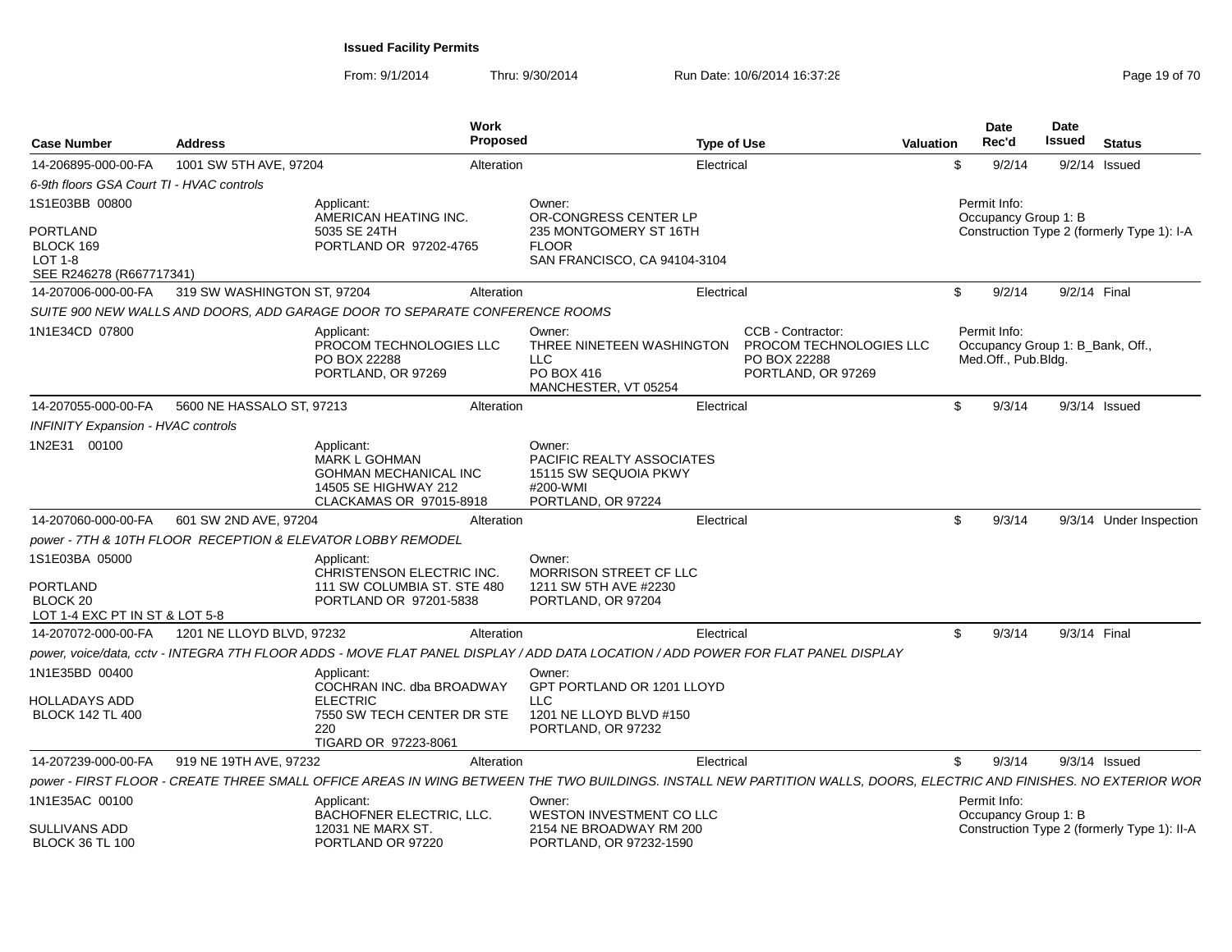**Issued Facility Permits**

From: 9/1/2014 Thru: 9/30/2014 Run Date: 10/6/2014 16:37:28

| Case Number | Address | Work Proposed | Type of Use | Valuation | Date Rec'd | Date Issued | Status |
|---|---|---|---|---|---|---|---|
| 14-206895-000-00-FA | 1001 SW 5TH AVE, 97204 | Alteration | Electrical | $ | 9/2/14 | 9/2/14 | Issued |

*6-9th floors GSA Court TI - HVAC controls*

1S1E03BB 00800
PORTLAND
BLOCK 169
LOT 1-8
SEE R246278 (R667717341)

Applicant:
AMERICAN HEATING INC.
5035 SE 24TH
PORTLAND OR 97202-4765

Owner:
OR-CONGRESS CENTER LP
235 MONTGOMERY ST 16TH
FLOOR
SAN FRANCISCO, CA 94104-3104

Permit Info:
Occupancy Group 1: B
Construction Type 2 (formerly Type 1): I-A

| Case Number | Address | Work Proposed | Type of Use | Valuation | Date Rec'd | Date Issued | Status |
|---|---|---|---|---|---|---|---|
| 14-207006-000-00-FA | 319 SW WASHINGTON ST, 97204 | Alteration | Electrical | $ | 9/2/14 | 9/2/14 | Final |

*SUITE 900 NEW WALLS AND DOORS, ADD GARAGE DOOR TO SEPARATE CONFERENCE ROOMS*

1N1E34CD 07800

Applicant:
PROCOM TECHNOLOGIES LLC
PO BOX 22288
PORTLAND, OR 97269

Owner:
THREE NINETEEN WASHINGTON
LLC
PO BOX 416
MANCHESTER, VT 05254

CCB - Contractor:
PROCOM TECHNOLOGIES LLC
PO BOX 22288
PORTLAND, OR 97269

Permit Info:
Occupancy Group 1: B_Bank, Off., Med.Off., Pub.Bldg.

| Case Number | Address | Work Proposed | Type of Use | Valuation | Date Rec'd | Date Issued | Status |
|---|---|---|---|---|---|---|---|
| 14-207055-000-00-FA | 5600 NE HASSALO ST, 97213 | Alteration | Electrical | $ | 9/3/14 | 9/3/14 | Issued |

*INFINITY Expansion - HVAC controls*

1N2E31 00100

Applicant:
MARK L GOHMAN
GOHMAN MECHANICAL INC
14505 SE HIGHWAY 212
CLACKAMAS OR 97015-8918

Owner:
PACIFIC REALTY ASSOCIATES
15115 SW SEQUOIA PKWY
#200-WMI
PORTLAND, OR 97224

| Case Number | Address | Work Proposed | Type of Use | Valuation | Date Rec'd | Date Issued | Status |
|---|---|---|---|---|---|---|---|
| 14-207060-000-00-FA | 601 SW 2ND AVE, 97204 | Alteration | Electrical | $ | 9/3/14 | 9/3/14 | Under Inspection |

*power - 7TH & 10TH FLOOR RECEPTION & ELEVATOR LOBBY REMODEL*

1S1E03BA 05000
PORTLAND
BLOCK 20
LOT 1-4 EXC PT IN ST & LOT 5-8

Applicant:
CHRISTENSON ELECTRIC INC.
111 SW COLUMBIA ST. STE 480
PORTLAND OR 97201-5838

Owner:
MORRISON STREET CF LLC
1211 SW 5TH AVE #2230
PORTLAND, OR 97204

| Case Number | Address | Work Proposed | Type of Use | Valuation | Date Rec'd | Date Issued | Status |
|---|---|---|---|---|---|---|---|
| 14-207072-000-00-FA | 1201 NE LLOYD BLVD, 97232 | Alteration | Electrical | $ | 9/3/14 | 9/3/14 | Final |

*power, voice/data, cctv - INTEGRA 7TH FLOOR ADDS - MOVE FLAT PANEL DISPLAY / ADD DATA LOCATION / ADD POWER FOR FLAT PANEL DISPLAY*

1N1E35BD 00400
HOLLADAYS ADD
BLOCK 142 TL 400

Applicant:
COCHRAN INC. dba BROADWAY
ELECTRIC
7550 SW TECH CENTER DR STE
220
TIGARD OR 97223-8061

Owner:
GPT PORTLAND OR 1201 LLOYD
LLC
1201 NE LLOYD BLVD #150
PORTLAND, OR 97232

| Case Number | Address | Work Proposed | Type of Use | Valuation | Date Rec'd | Date Issued | Status |
|---|---|---|---|---|---|---|---|
| 14-207239-000-00-FA | 919 NE 19TH AVE, 97232 | Alteration | Electrical | $ | 9/3/14 | 9/3/14 | Issued |

*power - FIRST FLOOR - CREATE THREE SMALL OFFICE AREAS IN WING BETWEEN THE TWO BUILDINGS. INSTALL NEW PARTITION WALLS, DOORS, ELECTRIC AND FINISHES. NO EXTERIOR WOR*

1N1E35AC 00100
SULLIVANS ADD
BLOCK 36 TL 100

Applicant:
BACHOFNER ELECTRIC, LLC.
12031 NE MARX ST.
PORTLAND OR 97220

Owner:
WESTON INVESTMENT CO LLC
2154 NE BROADWAY RM 200
PORTLAND, OR 97232-1590

Permit Info:
Occupancy Group 1: B
Construction Type 2 (formerly Type 1): II-A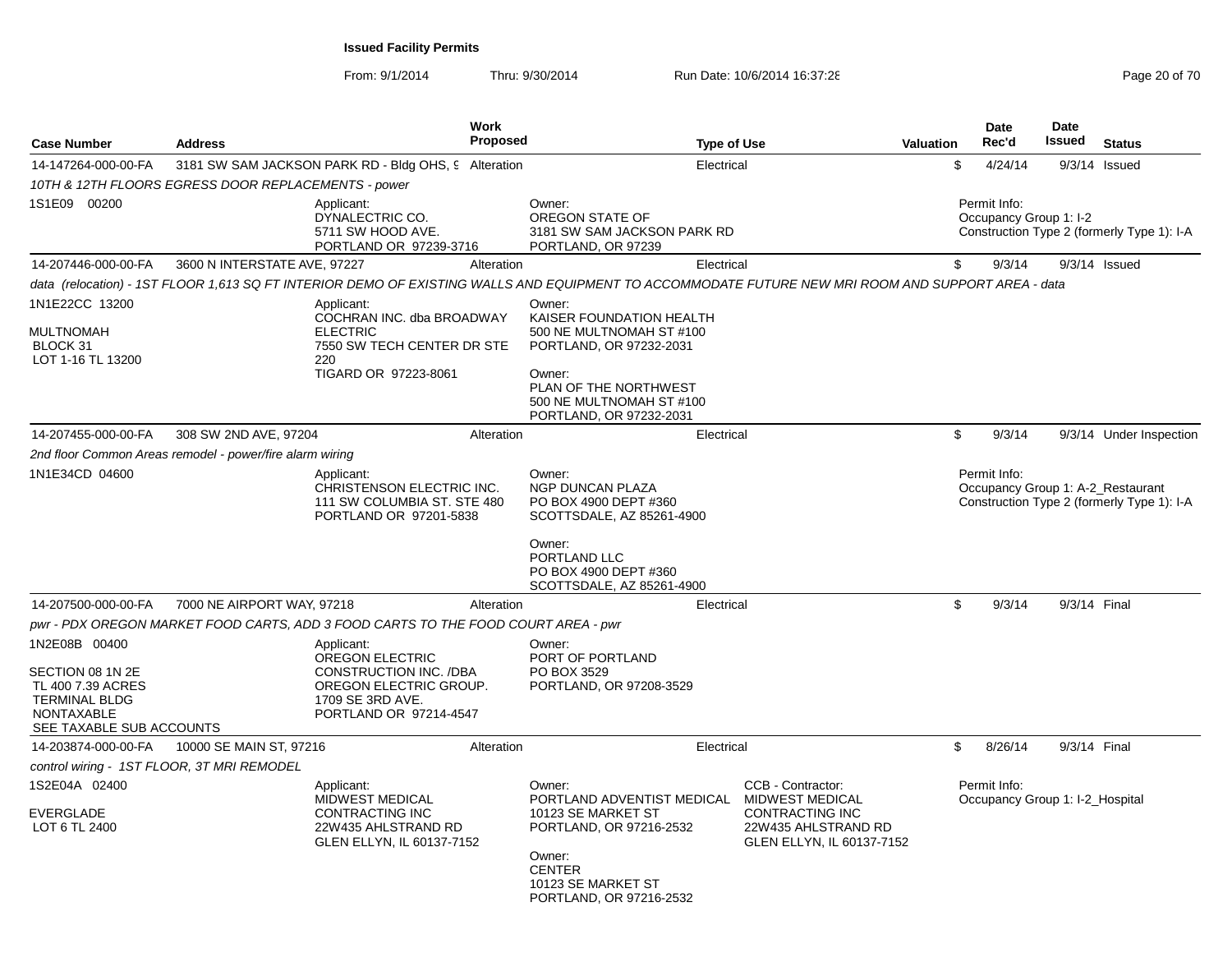## Issued Facility Permits

From: 9/1/2014 Thru: 9/30/2014 Run Date: 10/6/2014 16:37:28

| Case Number | Address | Work Proposed | Type of Use | Valuation | Date Rec'd | Date Issued | Status |
|---|---|---|---|---|---|---|---|
| 14-147264-000-00-FA | 3181 SW SAM JACKSON PARK RD - Bldg OHS, 9 | Alteration | Electrical | $ | 4/24/14 | 9/3/14 | Issued |

*10TH & 12TH FLOORS EGRESS DOOR REPLACEMENTS - power*

1S1E09 00200

Applicant:
DYNALECTRIC CO.
5711 SW HOOD AVE.
PORTLAND OR 97239-3716

Owner:
OREGON STATE OF
3181 SW SAM JACKSON PARK RD
PORTLAND, OR 97239

Permit Info:
Occupancy Group 1: I-2
Construction Type 2 (formerly Type 1): I-A

---

| Case Number | Address | Work Proposed | Type of Use | Valuation | Date Rec'd | Date Issued | Status |
|---|---|---|---|---|---|---|---|
| 14-207446-000-00-FA | 3600 N INTERSTATE AVE, 97227 | Alteration | Electrical | $ | 9/3/14 | 9/3/14 | Issued |

*data (relocation) - 1ST FLOOR 1,613 SQ FT INTERIOR DEMO OF EXISTING WALLS AND EQUIPMENT TO ACCOMMODATE FUTURE NEW MRI ROOM AND SUPPORT AREA - data*

1N1E22CC 13200

MULTNOMAH
BLOCK 31
LOT 1-16 TL 13200

Applicant:
COCHRAN INC. dba BROADWAY ELECTRIC
7550 SW TECH CENTER DR STE 220
TIGARD OR 97223-8061

Owner:
KAISER FOUNDATION HEALTH
500 NE MULTNOMAH ST #100
PORTLAND, OR 97232-2031

Owner:
PLAN OF THE NORTHWEST
500 NE MULTNOMAH ST #100
PORTLAND, OR 97232-2031

---

| Case Number | Address | Work Proposed | Type of Use | Valuation | Date Rec'd | Date Issued | Status |
|---|---|---|---|---|---|---|---|
| 14-207455-000-00-FA | 308 SW 2ND AVE, 97204 | Alteration | Electrical | $ | 9/3/14 | 9/3/14 | Under Inspection |

*2nd floor Common Areas remodel - power/fire alarm wiring*

1N1E34CD 04600

Applicant:
CHRISTENSON ELECTRIC INC.
111 SW COLUMBIA ST. STE 480
PORTLAND OR 97201-5838

Owner:
NGP DUNCAN PLAZA
PO BOX 4900 DEPT #360
SCOTTSDALE, AZ 85261-4900

Owner:
PORTLAND LLC
PO BOX 4900 DEPT #360
SCOTTSDALE, AZ 85261-4900

Permit Info:
Occupancy Group 1: A-2_Restaurant
Construction Type 2 (formerly Type 1): I-A

---

| Case Number | Address | Work Proposed | Type of Use | Valuation | Date Rec'd | Date Issued | Status |
|---|---|---|---|---|---|---|---|
| 14-207500-000-00-FA | 7000 NE AIRPORT WAY, 97218 | Alteration | Electrical | $ | 9/3/14 | 9/3/14 | Final |

*pwr - PDX OREGON MARKET FOOD CARTS, ADD 3 FOOD CARTS TO THE FOOD COURT AREA - pwr*

1N2E08B 00400

SECTION 08 1N 2E
TL 400 7.39 ACRES
TERMINAL BLDG
NONTAXABLE
SEE TAXABLE SUB ACCOUNTS

Applicant:
OREGON ELECTRIC CONSTRUCTION INC. /DBA OREGON ELECTRIC GROUP.
1709 SE 3RD AVE.
PORTLAND OR 97214-4547

Owner:
PORT OF PORTLAND
PO BOX 3529
PORTLAND, OR 97208-3529

---

| Case Number | Address | Work Proposed | Type of Use | Valuation | Date Rec'd | Date Issued | Status |
|---|---|---|---|---|---|---|---|
| 14-203874-000-00-FA | 10000 SE MAIN ST, 97216 | Alteration | Electrical | $ | 8/26/14 | 9/3/14 | Final |

*control wiring - 1ST FLOOR, 3T MRI REMODEL*

1S2E04A 02400

EVERGLADE
LOT 6 TL 2400

Applicant:
MIDWEST MEDICAL CONTRACTING INC
22W435 AHLSTRAND RD
GLEN ELLYN, IL 60137-7152

Owner:
PORTLAND ADVENTIST MEDICAL
10123 SE MARKET ST
PORTLAND, OR 97216-2532

Owner:
CENTER
10123 SE MARKET ST
PORTLAND, OR 97216-2532

CCB - Contractor:
MIDWEST MEDICAL CONTRACTING INC
22W435 AHLSTRAND RD
GLEN ELLYN, IL 60137-7152

Permit Info:
Occupancy Group 1: I-2_Hospital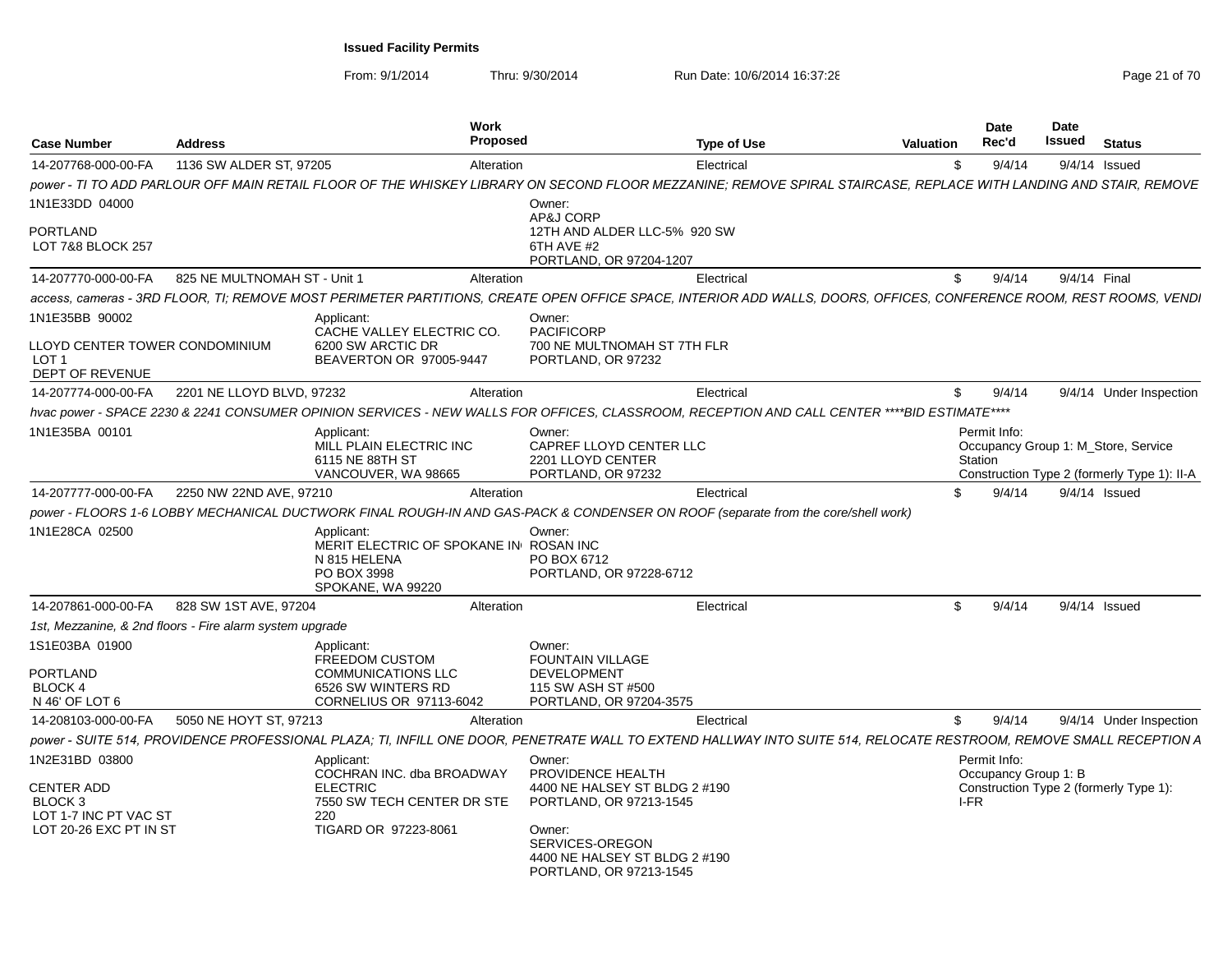**Issued Facility Permits**

From: 9/1/2014 Thru: 9/30/2014 Run Date: 10/6/2014 16:37:28

| Case Number | Address | Work Proposed | Type of Use | Valuation | Date Rec'd | Date Issued | Status |
|---|---|---|---|---|---|---|---|
| 14-207768-000-00-FA | 1136 SW ALDER ST, 97205 | Alteration | Electrical | $ | 9/4/14 | 9/4/14 | Issued |

*power - TI TO ADD PARLOUR OFF MAIN RETAIL FLOOR OF THE WHISKEY LIBRARY ON SECOND FLOOR MEZZANINE; REMOVE SPIRAL STAIRCASE, REPLACE WITH LANDING AND STAIR, REMOVE*

1N1E33DD 04000

PORTLAND
LOT 7&8 BLOCK 257

Owner:
AP&J CORP
12TH AND ALDER LLC-5% 920 SW 6TH AVE #2
PORTLAND, OR 97204-1207

| Case Number | Address | Work Proposed | Type of Use | Valuation | Date Rec'd | Date Issued | Status |
|---|---|---|---|---|---|---|---|
| 14-207770-000-00-FA | 825 NE MULTNOMAH ST - Unit 1 | Alteration | Electrical | $ | 9/4/14 | 9/4/14 | Final |

*access, cameras - 3RD FLOOR, TI; REMOVE MOST PERIMETER PARTITIONS, CREATE OPEN OFFICE SPACE, INTERIOR ADD WALLS, DOORS, OFFICES, CONFERENCE ROOM, REST ROOMS, VENDI*

1N1E35BB 90002

LLOYD CENTER TOWER CONDOMINIUM
LOT 1
DEPT OF REVENUE

Applicant:
CACHE VALLEY ELECTRIC CO.
6200 SW ARCTIC DR
BEAVERTON OR 97005-9447

Owner:
PACIFICORP
700 NE MULTNOMAH ST 7TH FLR
PORTLAND, OR 97232

| Case Number | Address | Work Proposed | Type of Use | Valuation | Date Rec'd | Date Issued | Status |
|---|---|---|---|---|---|---|---|
| 14-207774-000-00-FA | 2201 NE LLOYD BLVD, 97232 | Alteration | Electrical | $ | 9/4/14 | 9/4/14 | Under Inspection |

*hvac power - SPACE 2230 & 2241 CONSUMER OPINION SERVICES - NEW WALLS FOR OFFICES, CLASSROOM, RECEPTION AND CALL CENTER \*\*\*\*BID ESTIMATE\*\*\*\**

1N1E35BA 00101

Applicant:
MILL PLAIN ELECTRIC INC
6115 NE 88TH ST
VANCOUVER, WA 98665

Owner:
CAPREF LLOYD CENTER LLC
2201 LLOYD CENTER
PORTLAND, OR 97232

Permit Info:
Occupancy Group 1: M_Store, Service Station
Construction Type 2 (formerly Type 1): II-A

| Case Number | Address | Work Proposed | Type of Use | Valuation | Date Rec'd | Date Issued | Status |
|---|---|---|---|---|---|---|---|
| 14-207777-000-00-FA | 2250 NW 22ND AVE, 97210 | Alteration | Electrical | $ | 9/4/14 | 9/4/14 | Issued |

*power - FLOORS 1-6 LOBBY MECHANICAL DUCTWORK FINAL ROUGH-IN AND GAS-PACK & CONDENSER ON ROOF (separate from the core/shell work)*

1N1E28CA 02500

Applicant:
MERIT ELECTRIC OF SPOKANE IN
N 815 HELENA
PO BOX 3998
SPOKANE, WA 99220

Owner:
ROSAN INC
PO BOX 6712
PORTLAND, OR 97228-6712

| Case Number | Address | Work Proposed | Type of Use | Valuation | Date Rec'd | Date Issued | Status |
|---|---|---|---|---|---|---|---|
| 14-207861-000-00-FA | 828 SW 1ST AVE, 97204 | Alteration | Electrical | $ | 9/4/14 | 9/4/14 | Issued |

*1st, Mezzanine, & 2nd floors - Fire alarm system upgrade*

1S1E03BA 01900

PORTLAND
BLOCK 4
N 46' OF LOT 6

Applicant:
FREEDOM CUSTOM COMMUNICATIONS LLC
6526 SW WINTERS RD
CORNELIUS OR 97113-6042

Owner:
FOUNTAIN VILLAGE DEVELOPMENT
115 SW ASH ST #500
PORTLAND, OR 97204-3575

| Case Number | Address | Work Proposed | Type of Use | Valuation | Date Rec'd | Date Issued | Status |
|---|---|---|---|---|---|---|---|
| 14-208103-000-00-FA | 5050 NE HOYT ST, 97213 | Alteration | Electrical | $ | 9/4/14 | 9/4/14 | Under Inspection |

*power - SUITE 514, PROVIDENCE PROFESSIONAL PLAZA; TI, INFILL ONE DOOR, PENETRATE WALL TO EXTEND HALLWAY INTO SUITE 514, RELOCATE RESTROOM, REMOVE SMALL RECEPTION A*

1N2E31BD 03800

CENTER ADD
BLOCK 3
LOT 1-7 INC PT VAC ST
LOT 20-26 EXC PT IN ST

Applicant:
COCHRAN INC. dba BROADWAY ELECTRIC
7550 SW TECH CENTER DR STE 220
TIGARD OR 97223-8061

Owner:
PROVIDENCE HEALTH
4400 NE HALSEY ST BLDG 2 #190
PORTLAND, OR 97213-1545

Owner:
SERVICES-OREGON
4400 NE HALSEY ST BLDG 2 #190
PORTLAND, OR 97213-1545

Permit Info:
Occupancy Group 1: B
Construction Type 2 (formerly Type 1): I-FR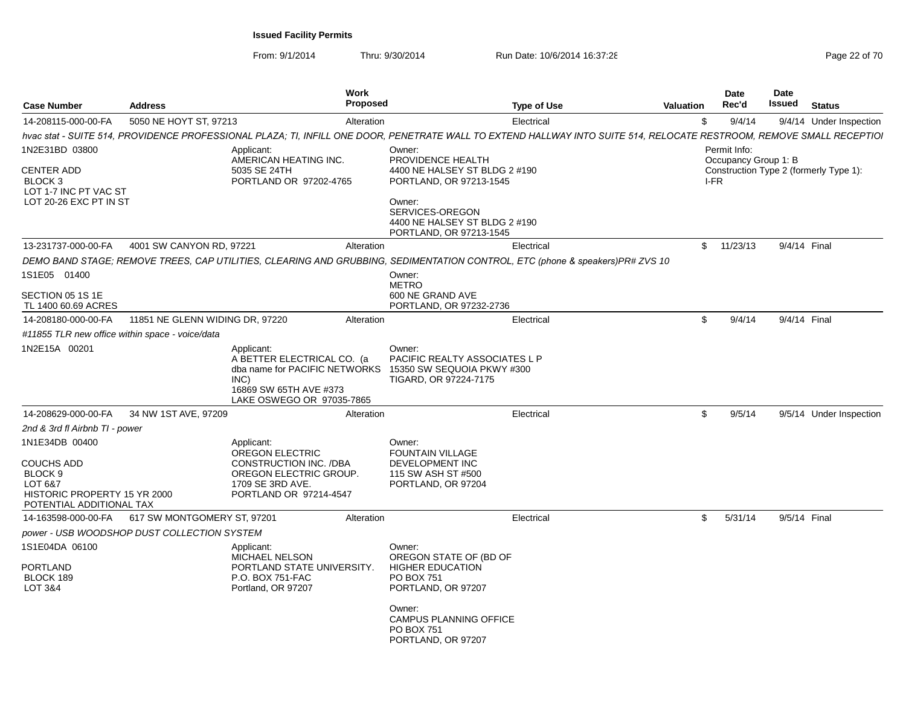**Issued Facility Permits**

From: 9/1/2014 Thru: 9/30/2014 Run Date: 10/6/2014 16:37:28

| Case Number | Address | Work Proposed | Type of Use | Valuation | Date Rec'd | Date Issued | Status |
|---|---|---|---|---|---|---|---|
| 14-208115-000-00-FA | 5050 NE HOYT ST, 97213 | Alteration | Electrical | $ | 9/4/14 | 9/4/14 | Under Inspection |

*hvac stat - SUITE 514, PROVIDENCE PROFESSIONAL PLAZA; TI, INFILL ONE DOOR, PENETRATE WALL TO EXTEND HALLWAY INTO SUITE 514, RELOCATE RESTROOM, REMOVE SMALL RECEPTIOI*

1N2E31BD 03800

CENTER ADD
BLOCK 3
LOT 1-7 INC PT VAC ST
LOT 20-26 EXC PT IN ST

Applicant:
AMERICAN HEATING INC.
5035 SE 24TH
PORTLAND OR 97202-4765

Owner:
PROVIDENCE HEALTH
4400 NE HALSEY ST BLDG 2 #190
PORTLAND, OR 97213-1545

Owner:
SERVICES-OREGON
4400 NE HALSEY ST BLDG 2 #190
PORTLAND, OR 97213-1545

Permit Info:
Occupancy Group 1: B
Construction Type 2 (formerly Type 1): I-FR

| Case Number | Address | Work Proposed | Type of Use | Valuation | Date Rec'd | Date Issued | Status |
|---|---|---|---|---|---|---|---|
| 13-231737-000-00-FA | 4001 SW CANYON RD, 97221 | Alteration | Electrical | $ | 11/23/13 | 9/4/14 | Final |

*DEMO BAND STAGE; REMOVE TREES, CAP UTILITIES, CLEARING AND GRUBBING, SEDIMENTATION CONTROL, ETC (phone & speakers)PR# ZVS 10*

1S1E05 01400

SECTION 05 1S 1E
TL 1400 60.69 ACRES

Owner:
METRO
600 NE GRAND AVE
PORTLAND, OR 97232-2736

| Case Number | Address | Work Proposed | Type of Use | Valuation | Date Rec'd | Date Issued | Status |
|---|---|---|---|---|---|---|---|
| 14-208180-000-00-FA | 11851 NE GLENN WIDING DR, 97220 | Alteration | Electrical | $ | 9/4/14 | 9/4/14 | Final |

*#11855 TLR new office within space - voice/data*

1N2E15A 00201

Applicant:
A BETTER ELECTRICAL CO. (a dba name for PACIFIC NETWORKS INC)
16869 SW 65TH AVE #373
LAKE OSWEGO OR 97035-7865

Owner:
PACIFIC REALTY ASSOCIATES L P
15350 SW SEQUOIA PKWY #300
TIGARD, OR 97224-7175

| Case Number | Address | Work Proposed | Type of Use | Valuation | Date Rec'd | Date Issued | Status |
|---|---|---|---|---|---|---|---|
| 14-208629-000-00-FA | 34 NW 1ST AVE, 97209 | Alteration | Electrical | $ | 9/5/14 | 9/5/14 | Under Inspection |

*2nd & 3rd fl Airbnb TI - power*

1N1E34DB 00400

COUCHS ADD
BLOCK 9
LOT 6&7
HISTORIC PROPERTY 15 YR 2000
POTENTIAL ADDITIONAL TAX

Applicant:
OREGON ELECTRIC CONSTRUCTION INC. /DBA OREGON ELECTRIC GROUP.
1709 SE 3RD AVE.
PORTLAND OR 97214-4547

Owner:
FOUNTAIN VILLAGE DEVELOPMENT INC
115 SW ASH ST #500
PORTLAND, OR 97204

| Case Number | Address | Work Proposed | Type of Use | Valuation | Date Rec'd | Date Issued | Status |
|---|---|---|---|---|---|---|---|
| 14-163598-000-00-FA | 617 SW MONTGOMERY ST, 97201 | Alteration | Electrical | $ | 5/31/14 | 9/5/14 | Final |

*power - USB WOODSHOP DUST COLLECTION SYSTEM*

1S1E04DA 06100

PORTLAND
BLOCK 189
LOT 3&4

Applicant:
MICHAEL NELSON
PORTLAND STATE UNIVERSITY.
P.O. BOX 751-FAC
Portland, OR 97207

Owner:
OREGON STATE OF (BD OF HIGHER EDUCATION
PO BOX 751
PORTLAND, OR 97207

Owner:
CAMPUS PLANNING OFFICE
PO BOX 751
PORTLAND, OR 97207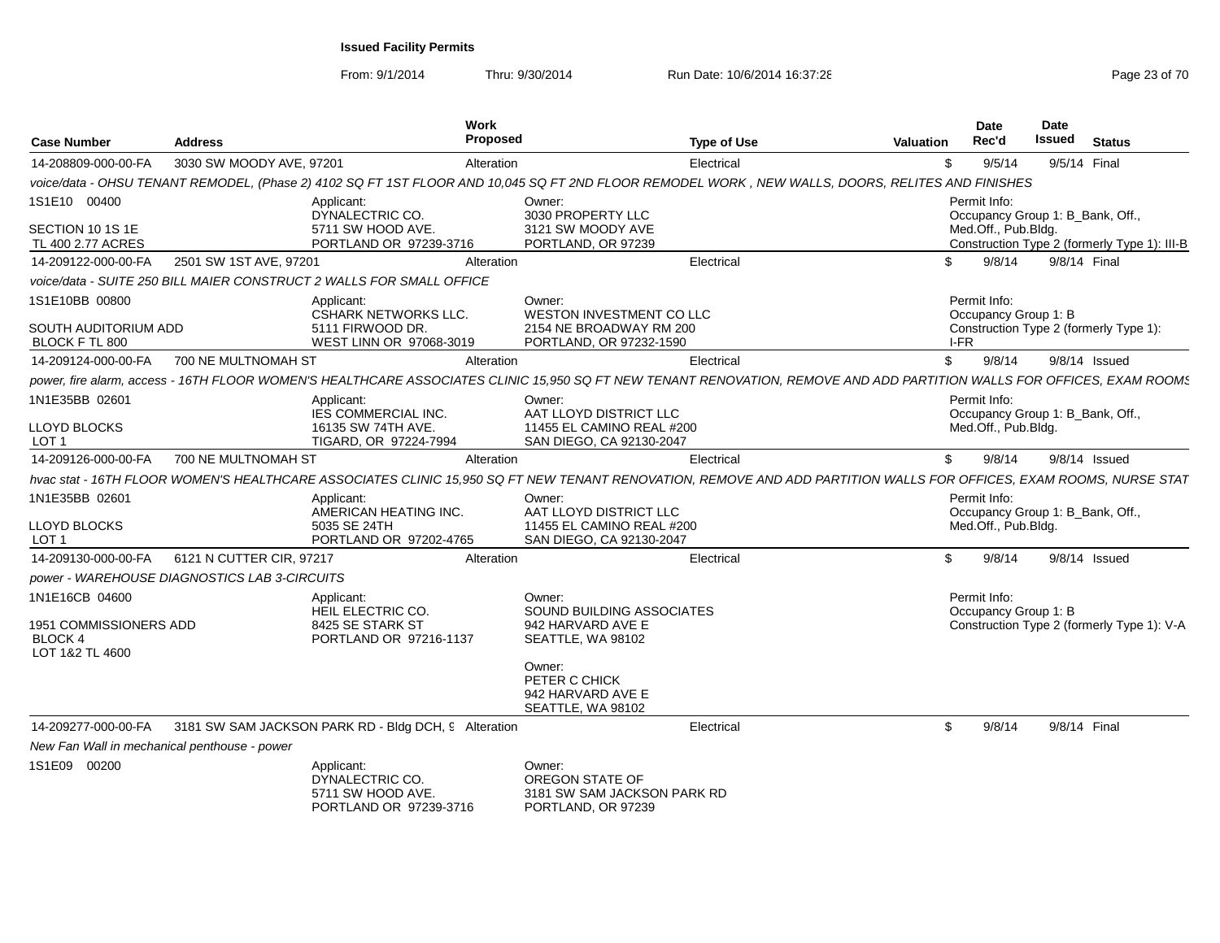# Issued Facility Permits

From: 9/1/2014 Thru: 9/30/2014 Run Date: 10/6/2014 16:37:28

| Case Number | Address | Work Proposed | Type of Use | Valuation | Date Rec'd | Date Issued | Status |
|---|---|---|---|---|---|---|---|
| 14-208809-000-00-FA | 3030 SW MOODY AVE, 97201 | Alteration | Electrical | $ | 9/5/14 | 9/5/14 | Final |

*voice/data - OHSU TENANT REMODEL, (Phase 2) 4102 SQ FT 1ST FLOOR AND 10,045 SQ FT 2ND FLOOR REMODEL WORK , NEW WALLS, DOORS, RELITES AND FINISHES*

1S1E10 00400
SECTION 10 1S 1E
TL 400 2.77 ACRES

Applicant: DYNALECTRIC CO. 5711 SW HOOD AVE. PORTLAND OR 97239-3716

Owner: 3030 PROPERTY LLC 3121 SW MOODY AVE PORTLAND, OR 97239

Permit Info: Occupancy Group 1: B_Bank, Off., Med.Off., Pub.Bldg. Construction Type 2 (formerly Type 1): III-B

| Case Number | Address | Work Proposed | Type of Use | Valuation | Date Rec'd | Date Issued | Status |
|---|---|---|---|---|---|---|---|
| 14-209122-000-00-FA | 2501 SW 1ST AVE, 97201 | Alteration | Electrical | $ | 9/8/14 | 9/8/14 | Final |

*voice/data - SUITE 250 BILL MAIER CONSTRUCT 2 WALLS FOR SMALL OFFICE*

1S1E10BB 00800
SOUTH AUDITORIUM ADD
BLOCK F TL 800

Applicant: CSHARK NETWORKS LLC. 5111 FIRWOOD DR. WEST LINN OR 97068-3019

Owner: WESTON INVESTMENT CO LLC 2154 NE BROADWAY RM 200 PORTLAND, OR 97232-1590

Permit Info: Occupancy Group 1: B Construction Type 2 (formerly Type 1): I-FR

| Case Number | Address | Work Proposed | Type of Use | Valuation | Date Rec'd | Date Issued | Status |
|---|---|---|---|---|---|---|---|
| 14-209124-000-00-FA | 700 NE MULTNOMAH ST | Alteration | Electrical | $ | 9/8/14 | 9/8/14 | Issued |

*power, fire alarm, access - 16TH FLOOR WOMEN'S HEALTHCARE ASSOCIATES CLINIC 15,950 SQ FT NEW TENANT RENOVATION, REMOVE AND ADD PARTITION WALLS FOR OFFICES, EXAM ROOMS*

1N1E35BB 02601
LLOYD BLOCKS
LOT 1

Applicant: IES COMMERCIAL INC. 16135 SW 74TH AVE. TIGARD, OR 97224-7994

Owner: AAT LLOYD DISTRICT LLC 11455 EL CAMINO REAL #200 SAN DIEGO, CA 92130-2047

Permit Info: Occupancy Group 1: B_Bank, Off., Med.Off., Pub.Bldg.

| Case Number | Address | Work Proposed | Type of Use | Valuation | Date Rec'd | Date Issued | Status |
|---|---|---|---|---|---|---|---|
| 14-209126-000-00-FA | 700 NE MULTNOMAH ST | Alteration | Electrical | $ | 9/8/14 | 9/8/14 | Issued |

*hvac stat - 16TH FLOOR WOMEN'S HEALTHCARE ASSOCIATES CLINIC 15,950 SQ FT NEW TENANT RENOVATION, REMOVE AND ADD PARTITION WALLS FOR OFFICES, EXAM ROOMS, NURSE STAT*

1N1E35BB 02601
LLOYD BLOCKS
LOT 1

Applicant: AMERICAN HEATING INC. 5035 SE 24TH PORTLAND OR 97202-4765

Owner: AAT LLOYD DISTRICT LLC 11455 EL CAMINO REAL #200 SAN DIEGO, CA 92130-2047

Permit Info: Occupancy Group 1: B_Bank, Off., Med.Off., Pub.Bldg.

| Case Number | Address | Work Proposed | Type of Use | Valuation | Date Rec'd | Date Issued | Status |
|---|---|---|---|---|---|---|---|
| 14-209130-000-00-FA | 6121 N CUTTER CIR, 97217 | Alteration | Electrical | $ | 9/8/14 | 9/8/14 | Issued |

*power - WAREHOUSE DIAGNOSTICS LAB 3-CIRCUITS*

1N1E16CB 04600
1951 COMMISSIONERS ADD
BLOCK 4
LOT 1&2 TL 4600

Applicant: HEIL ELECTRIC CO. 8425 SE STARK ST PORTLAND OR 97216-1137

Owner: SOUND BUILDING ASSOCIATES 942 HARVARD AVE E SEATTLE, WA 98102

Owner: PETER C CHICK 942 HARVARD AVE E SEATTLE, WA 98102

Permit Info: Occupancy Group 1: B Construction Type 2 (formerly Type 1): V-A

| Case Number | Address | Work Proposed | Type of Use | Valuation | Date Rec'd | Date Issued | Status |
|---|---|---|---|---|---|---|---|
| 14-209277-000-00-FA | 3181 SW SAM JACKSON PARK RD - Bldg DCH, 9 | Alteration | Electrical | $ | 9/8/14 | 9/8/14 | Final |

*New Fan Wall in mechanical penthouse - power*

1S1E09 00200

Applicant: DYNALECTRIC CO. 5711 SW HOOD AVE. PORTLAND OR 97239-3716

Owner: OREGON STATE OF 3181 SW SAM JACKSON PARK RD PORTLAND, OR 97239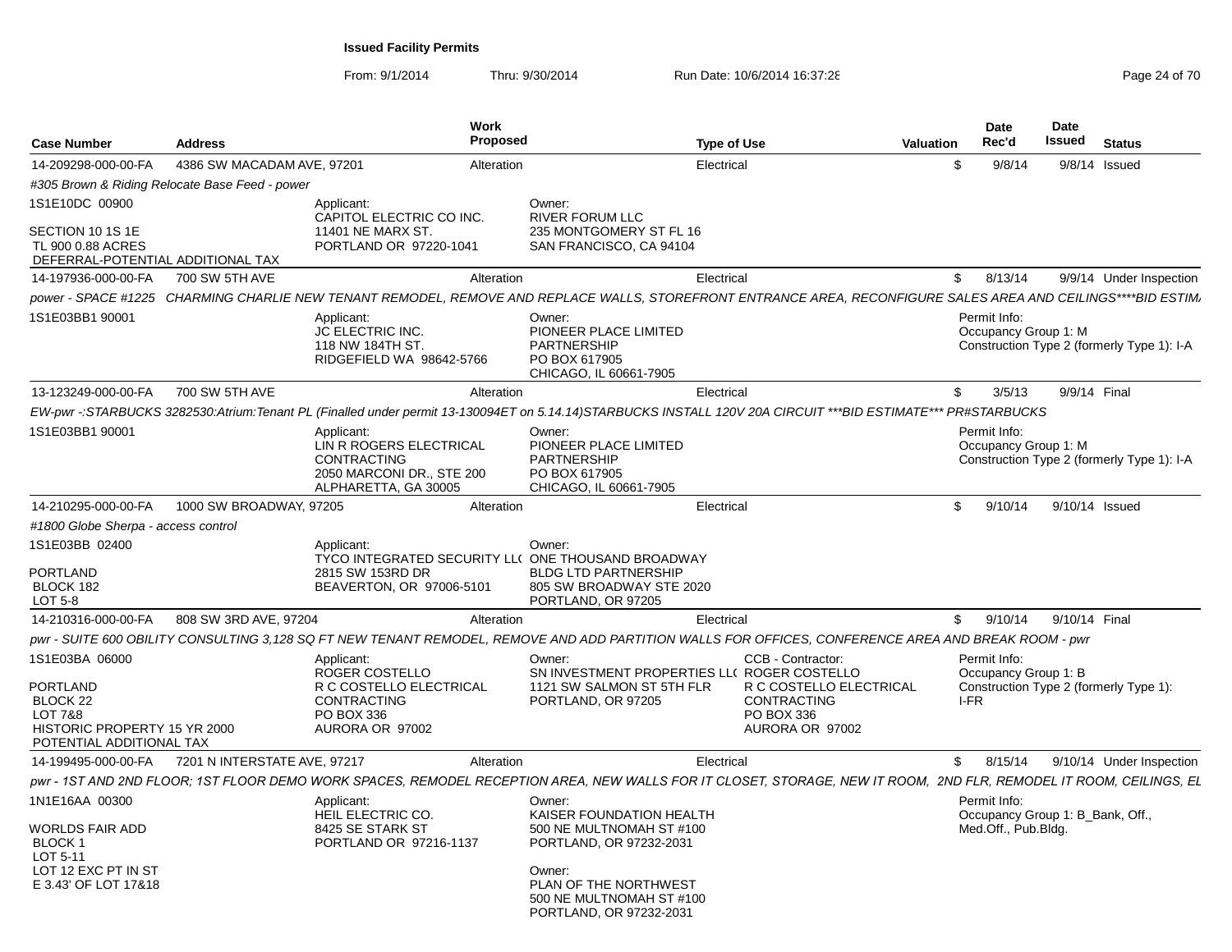**Issued Facility Permits**

From: 9/1/2014 Thru: 9/30/2014 Run Date: 10/6/2014 16:37:28

| Case Number | Address | Work Proposed | Type of Use | Valuation | Date Rec'd | Date Issued | Status |
|---|---|---|---|---|---|---|---|
| 14-209298-000-00-FA | 4386 SW MACADAM AVE, 97201 | Alteration | Electrical | $ | 9/8/14 | 9/8/14 | Issued |

*#305 Brown & Riding Relocate Base Feed - power*

1S1E10DC 00900

SECTION 10 1S 1E
TL 900 0.88 ACRES
DEFERRAL-POTENTIAL ADDITIONAL TAX

Applicant:
CAPITOL ELECTRIC CO INC.
11401 NE MARX ST.
PORTLAND OR 97220-1041

Owner:
RIVER FORUM LLC
235 MONTGOMERY ST FL 16
SAN FRANCISCO, CA 94104

| Case Number | Address | Work Proposed | Type of Use | Valuation | Date Rec'd | Date Issued | Status |
|---|---|---|---|---|---|---|---|
| 14-197936-000-00-FA | 700 SW 5TH AVE | Alteration | Electrical | $ | 8/13/14 | 9/9/14 | Under Inspection |

*power - SPACE #1225 CHARMING CHARLIE NEW TENANT REMODEL, REMOVE AND REPLACE WALLS, STOREFRONT ENTRANCE AREA, RECONFIGURE SALES AREA AND CEILINGS****BID ESTIM*

1S1E03BB1 90001

Applicant:
JC ELECTRIC INC.
118 NW 184TH ST.
RIDGEFIELD WA 98642-5766

Owner:
PIONEER PLACE LIMITED
PARTNERSHIP
PO BOX 617905
CHICAGO, IL 60661-7905

Permit Info:
Occupancy Group 1: M
Construction Type 2 (formerly Type 1): I-A

| Case Number | Address | Work Proposed | Type of Use | Valuation | Date Rec'd | Date Issued | Status |
|---|---|---|---|---|---|---|---|
| 13-123249-000-00-FA | 700 SW 5TH AVE | Alteration | Electrical | $ | 3/5/13 | 9/9/14 | Final |

*EW-pwr -:STARBUCKS 3282530:Atrium:Tenant PL (Finalled under permit 13-130094ET on 5.14.14)STARBUCKS INSTALL 120V 20A CIRCUIT ***BID ESTIMATE*** PR#STARBUCKS*

1S1E03BB1 90001

Applicant:
LIN R ROGERS ELECTRICAL
CONTRACTING
2050 MARCONI DR., STE 200
ALPHARETTA, GA 30005

Owner:
PIONEER PLACE LIMITED
PARTNERSHIP
PO BOX 617905
CHICAGO, IL 60661-7905

Permit Info:
Occupancy Group 1: M
Construction Type 2 (formerly Type 1): I-A

| Case Number | Address | Work Proposed | Type of Use | Valuation | Date Rec'd | Date Issued | Status |
|---|---|---|---|---|---|---|---|
| 14-210295-000-00-FA | 1000 SW BROADWAY, 97205 | Alteration | Electrical | $ | 9/10/14 | 9/10/14 | Issued |

*#1800 Globe Sherpa - access control*

1S1E03BB 02400

PORTLAND
BLOCK 182
LOT 5-8

Applicant:
TYCO INTEGRATED SECURITY LLC
2815 SW 153RD DR
BEAVERTON, OR 97006-5101

Owner:
ONE THOUSAND BROADWAY
BLDG LTD PARTNERSHIP
805 SW BROADWAY STE 2020
PORTLAND, OR 97205

| Case Number | Address | Work Proposed | Type of Use | Valuation | Date Rec'd | Date Issued | Status |
|---|---|---|---|---|---|---|---|
| 14-210316-000-00-FA | 808 SW 3RD AVE, 97204 | Alteration | Electrical | $ | 9/10/14 | 9/10/14 | Final |

*pwr - SUITE 600 OBILITY CONSULTING 3,128 SQ FT NEW TENANT REMODEL, REMOVE AND ADD PARTITION WALLS FOR OFFICES, CONFERENCE AREA AND BREAK ROOM - pwr*

1S1E03BA 06000

PORTLAND
BLOCK 22
LOT 7&8
HISTORIC PROPERTY 15 YR 2000
POTENTIAL ADDITIONAL TAX

Applicant:
ROGER COSTELLO
R C COSTELLO ELECTRICAL
CONTRACTING
PO BOX 336
AURORA OR 97002

Owner:
SN INVESTMENT PROPERTIES LLC
1121 SW SALMON ST 5TH FLR
PORTLAND, OR 97205

CCB - Contractor:
ROGER COSTELLO
R C COSTELLO ELECTRICAL
CONTRACTING
PO BOX 336
AURORA OR 97002

Permit Info:
Occupancy Group 1: B
Construction Type 2 (formerly Type 1): I-FR

| Case Number | Address | Work Proposed | Type of Use | Valuation | Date Rec'd | Date Issued | Status |
|---|---|---|---|---|---|---|---|
| 14-199495-000-00-FA | 7201 N INTERSTATE AVE, 97217 | Alteration | Electrical | $ | 8/15/14 | 9/10/14 | Under Inspection |

*pwr - 1ST AND 2ND FLOOR; 1ST FLOOR DEMO WORK SPACES, REMODEL RECEPTION AREA, NEW WALLS FOR IT CLOSET, STORAGE, NEW IT ROOM, 2ND FLR, REMODEL IT ROOM, CEILINGS, EL*

1N1E16AA 00300

WORLDS FAIR ADD
BLOCK 1
LOT 5-11
LOT 12 EXC PT IN ST
E 3.43' OF LOT 17&18

Applicant:
HEIL ELECTRIC CO.
8425 SE STARK ST
PORTLAND OR 97216-1137

Owner:
KAISER FOUNDATION HEALTH
500 NE MULTNOMAH ST #100
PORTLAND, OR 97232-2031

Owner:
PLAN OF THE NORTHWEST
500 NE MULTNOMAH ST #100
PORTLAND, OR 97232-2031

Permit Info:
Occupancy Group 1: B_Bank, Off., Med.Off., Pub.Bldg.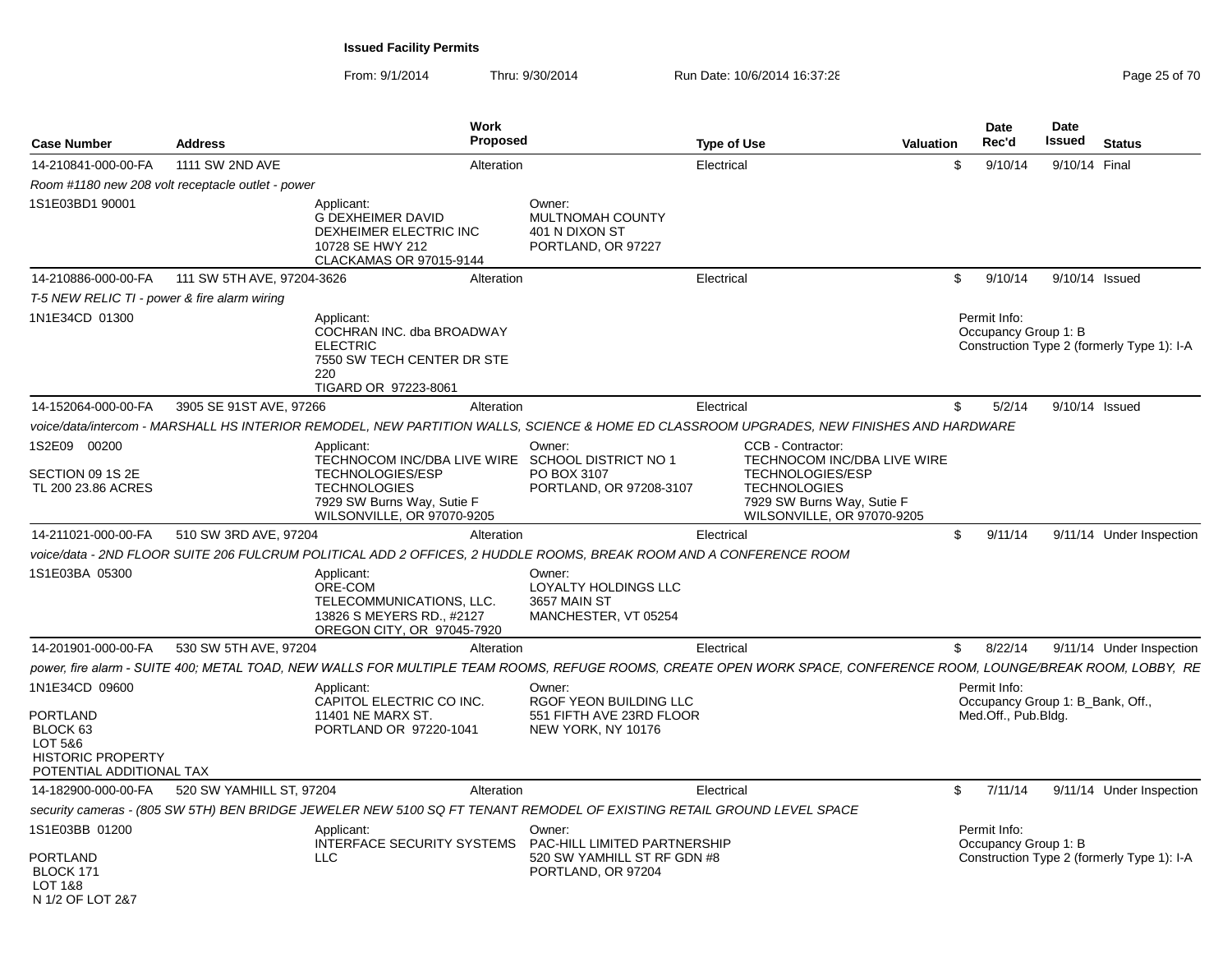**Issued Facility Permits**

From: 9/1/2014 Thru: 9/30/2014 Run Date: 10/6/2014 16:37:28

| Case Number | Address | Work Proposed | Type of Use | Valuation | Date Rec'd | Date Issued | Status |
|---|---|---|---|---|---|---|---|
| 14-210841-000-00-FA | 1111 SW 2ND AVE | Alteration | Electrical | $ | 9/10/14 | 9/10/14 | Final |

*Room #1180 new 208 volt receptacle outlet - power*

1S1E03BD1 90001

Applicant:
G DEXHEIMER DAVID
DEXHEIMER ELECTRIC INC
10728 SE HWY 212
CLACKAMAS OR 97015-9144

Owner:
MULTNOMAH COUNTY
401 N DIXON ST
PORTLAND, OR 97227

| Case Number | Address | Work Proposed | Type of Use | Valuation | Date Rec'd | Date Issued | Status |
|---|---|---|---|---|---|---|---|
| 14-210886-000-00-FA | 111 SW 5TH AVE, 97204-3626 | Alteration | Electrical | $ | 9/10/14 | 9/10/14 | Issued |

*T-5 NEW RELIC TI - power & fire alarm wiring*

1N1E34CD 01300

Applicant:
COCHRAN INC. dba BROADWAY ELECTRIC
7550 SW TECH CENTER DR STE 220
TIGARD OR 97223-8061

Permit Info:
Occupancy Group 1: B
Construction Type 2 (formerly Type 1): I-A

| Case Number | Address | Work Proposed | Type of Use | Valuation | Date Rec'd | Date Issued | Status |
|---|---|---|---|---|---|---|---|
| 14-152064-000-00-FA | 3905 SE 91ST AVE, 97266 | Alteration | Electrical | $ | 5/2/14 | 9/10/14 | Issued |

*voice/data/intercom - MARSHALL HS INTERIOR REMODEL, NEW PARTITION WALLS, SCIENCE & HOME ED CLASSROOM UPGRADES, NEW FINISHES AND HARDWARE*

1S2E09 00200

SECTION 09 1S 2E
TL 200 23.86 ACRES

Applicant:
TECHNOCOM INC/DBA LIVE WIRE TECHNOLOGIES/ESP TECHNOLOGIES
7929 SW Burns Way, Sutie F
WILSONVILLE, OR 97070-9205

Owner:
SCHOOL DISTRICT NO 1
PO BOX 3107
PORTLAND, OR 97208-3107

CCB - Contractor:
TECHNOCOM INC/DBA LIVE WIRE TECHNOLOGIES/ESP TECHNOLOGIES
7929 SW Burns Way, Sutie F
WILSONVILLE, OR 97070-9205

| Case Number | Address | Work Proposed | Type of Use | Valuation | Date Rec'd | Date Issued | Status |
|---|---|---|---|---|---|---|---|
| 14-211021-000-00-FA | 510 SW 3RD AVE, 97204 | Alteration | Electrical | $ | 9/11/14 | 9/11/14 | Under Inspection |

*voice/data - 2ND FLOOR SUITE 206 FULCRUM POLITICAL ADD 2 OFFICES, 2 HUDDLE ROOMS, BREAK ROOM AND A CONFERENCE ROOM*

1S1E03BA 05300

Applicant:
ORE-COM TELECOMMUNICATIONS, LLC.
13826 S MEYERS RD., #2127
OREGON CITY, OR 97045-7920

Owner:
LOYALTY HOLDINGS LLC
3657 MAIN ST
MANCHESTER, VT 05254

| Case Number | Address | Work Proposed | Type of Use | Valuation | Date Rec'd | Date Issued | Status |
|---|---|---|---|---|---|---|---|
| 14-201901-000-00-FA | 530 SW 5TH AVE, 97204 | Alteration | Electrical | $ | 8/22/14 | 9/11/14 | Under Inspection |

*power, fire alarm - SUITE 400; METAL TOAD, NEW WALLS FOR MULTIPLE TEAM ROOMS, REFUGE ROOMS, CREATE OPEN WORK SPACE, CONFERENCE ROOM, LOUNGE/BREAK ROOM, LOBBY, RE*

1N1E34CD 09600

PORTLAND
BLOCK 63
LOT 5&6
HISTORIC PROPERTY
POTENTIAL ADDITIONAL TAX

Applicant:
CAPITOL ELECTRIC CO INC.
11401 NE MARX ST.
PORTLAND OR 97220-1041

Owner:
RGOF YEON BUILDING LLC
551 FIFTH AVE 23RD FLOOR
NEW YORK, NY 10176

Permit Info:
Occupancy Group 1: B_Bank, Off., Med.Off., Pub.Bldg.

| Case Number | Address | Work Proposed | Type of Use | Valuation | Date Rec'd | Date Issued | Status |
|---|---|---|---|---|---|---|---|
| 14-182900-000-00-FA | 520 SW YAMHILL ST, 97204 | Alteration | Electrical | $ | 7/11/14 | 9/11/14 | Under Inspection |

*security cameras - (805 SW 5TH) BEN BRIDGE JEWELER NEW 5100 SQ FT TENANT REMODEL OF EXISTING RETAIL GROUND LEVEL SPACE*

1S1E03BB 01200

PORTLAND
BLOCK 171
LOT 1&8
N 1/2 OF LOT 2&7

Applicant:
INTERFACE SECURITY SYSTEMS LLC

Owner:
PAC-HILL LIMITED PARTNERSHIP
520 SW YAMHILL ST RF GDN #8
PORTLAND, OR 97204

Permit Info:
Occupancy Group 1: B
Construction Type 2 (formerly Type 1): I-A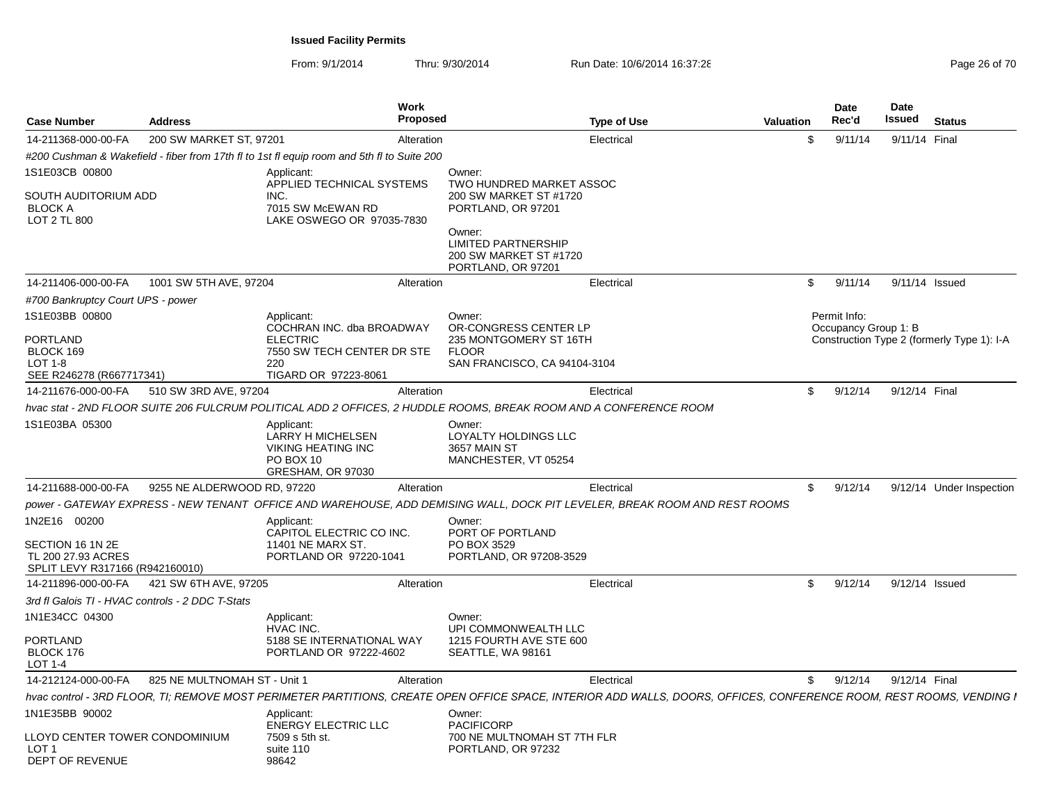**Issued Facility Permits**

From: 9/1/2014 Thru: 9/30/2014 Run Date: 10/6/2014 16:37:28

| Case Number | Address | Work Proposed | Type of Use | Valuation | Date Rec'd | Date Issued | Status |
|---|---|---|---|---|---|---|---|
| 14-211368-000-00-FA | 200 SW MARKET ST, 97201 | Alteration | Electrical | $ | 9/11/14 | 9/11/14 | Final |

*#200 Cushman & Wakefield - fiber from 17th fl to 1st fl equip room and 5th fl to Suite 200*

1S1E03CB 00800

SOUTH AUDITORIUM ADD
BLOCK A
LOT 2 TL 800

Applicant:
APPLIED TECHNICAL SYSTEMS INC.
7015 SW McEWAN RD
LAKE OSWEGO OR 97035-7830

Owner:
TWO HUNDRED MARKET ASSOC
200 SW MARKET ST #1720
PORTLAND, OR 97201

Owner:
LIMITED PARTNERSHIP
200 SW MARKET ST #1720
PORTLAND, OR 97201

| Case Number | Address | Work Proposed | Type of Use | Valuation | Date Rec'd | Date Issued | Status |
|---|---|---|---|---|---|---|---|
| 14-211406-000-00-FA | 1001 SW 5TH AVE, 97204 | Alteration | Electrical | $ | 9/11/14 | 9/11/14 | Issued |

*#700 Bankruptcy Court UPS - power*

1S1E03BB 00800

PORTLAND
BLOCK 169
LOT 1-8
SEE R246278 (R667717341)

Applicant:
COCHRAN INC. dba BROADWAY ELECTRIC
7550 SW TECH CENTER DR STE 220
TIGARD OR 97223-8061

Owner:
OR-CONGRESS CENTER LP
235 MONTGOMERY ST 16TH FLOOR
SAN FRANCISCO, CA 94104-3104

Permit Info:
Occupancy Group 1: B
Construction Type 2 (formerly Type 1): I-A

| Case Number | Address | Work Proposed | Type of Use | Valuation | Date Rec'd | Date Issued | Status |
|---|---|---|---|---|---|---|---|
| 14-211676-000-00-FA | 510 SW 3RD AVE, 97204 | Alteration | Electrical | $ | 9/12/14 | 9/12/14 | Final |

*hvac stat - 2ND FLOOR SUITE 206 FULCRUM POLITICAL ADD 2 OFFICES, 2 HUDDLE ROOMS, BREAK ROOM AND A CONFERENCE ROOM*

1S1E03BA 05300

Applicant:
LARRY H MICHELSEN
VIKING HEATING INC
PO BOX 10
GRESHAM, OR 97030

Owner:
LOYALTY HOLDINGS LLC
3657 MAIN ST
MANCHESTER, VT 05254

| Case Number | Address | Work Proposed | Type of Use | Valuation | Date Rec'd | Date Issued | Status |
|---|---|---|---|---|---|---|---|
| 14-211688-000-00-FA | 9255 NE ALDERWOOD RD, 97220 | Alteration | Electrical | $ | 9/12/14 | 9/12/14 | Under Inspection |

*power - GATEWAY EXPRESS - NEW TENANT OFFICE AND WAREHOUSE, ADD DEMISING WALL, DOCK PIT LEVELER, BREAK ROOM AND REST ROOMS*

1N2E16 00200

SECTION 16 1N 2E
TL 200 27.93 ACRES
SPLIT LEVY R317166 (R942160010)

Applicant:
CAPITOL ELECTRIC CO INC.
11401 NE MARX ST.
PORTLAND OR 97220-1041

Owner:
PORT OF PORTLAND
PO BOX 3529
PORTLAND, OR 97208-3529

| Case Number | Address | Work Proposed | Type of Use | Valuation | Date Rec'd | Date Issued | Status |
|---|---|---|---|---|---|---|---|
| 14-211896-000-00-FA | 421 SW 6TH AVE, 97205 | Alteration | Electrical | $ | 9/12/14 | 9/12/14 | Issued |

*3rd fl Galois TI - HVAC controls - 2 DDC T-Stats*

1N1E34CC 04300

PORTLAND
BLOCK 176
LOT 1-4

Applicant:
HVAC INC.
5188 SE INTERNATIONAL WAY
PORTLAND OR 97222-4602

Owner:
UPI COMMONWEALTH LLC
1215 FOURTH AVE STE 600
SEATTLE, WA 98161

| Case Number | Address | Work Proposed | Type of Use | Valuation | Date Rec'd | Date Issued | Status |
|---|---|---|---|---|---|---|---|
| 14-212124-000-00-FA | 825 NE MULTNOMAH ST - Unit 1 | Alteration | Electrical | $ | 9/12/14 | 9/12/14 | Final |

*hvac control - 3RD FLOOR, TI; REMOVE MOST PERIMETER PARTITIONS, CREATE OPEN OFFICE SPACE, INTERIOR ADD WALLS, DOORS, OFFICES, CONFERENCE ROOM, REST ROOMS, VENDING I*

1N1E35BB 90002

LLOYD CENTER TOWER CONDOMINIUM
LOT 1
DEPT OF REVENUE

Applicant:
ENERGY ELECTRIC LLC
7509 s 5th st.
suite 110
98642

Owner:
PACIFICORP
700 NE MULTNOMAH ST 7TH FLR
PORTLAND, OR 97232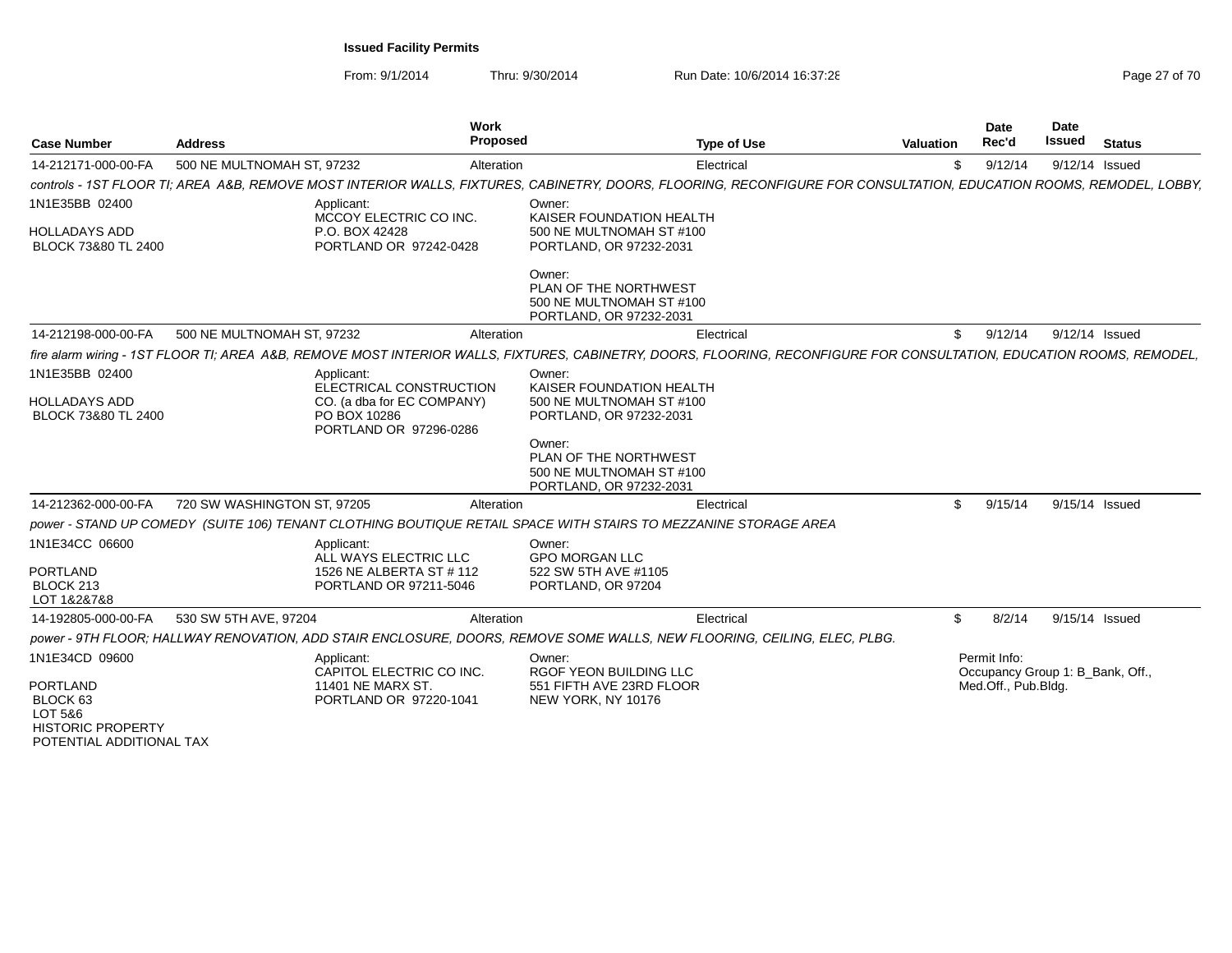**Issued Facility Permits**

From: 9/1/2014 Thru: 9/30/2014 Run Date: 10/6/2014 16:37:28

| Case Number | Address | Work Proposed | Type of Use | Valuation | Date Rec'd | Date Issued | Status |
|---|---|---|---|---|---|---|---|
| 14-212171-000-00-FA | 500 NE MULTNOMAH ST, 97232 | Alteration | Electrical | $ | 9/12/14 | 9/12/14 | Issued |

*controls - 1ST FLOOR TI; AREA A&B, REMOVE MOST INTERIOR WALLS, FIXTURES, CABINETRY, DOORS, FLOORING, RECONFIGURE FOR CONSULTATION, EDUCATION ROOMS, REMODEL, LOBBY,*

1N1E35BB 02400
HOLLADAYS ADD
BLOCK 73&80 TL 2400

Applicant:
MCCOY ELECTRIC CO INC.
P.O. BOX 42428
PORTLAND OR 97242-0428

Owner:
KAISER FOUNDATION HEALTH
500 NE MULTNOMAH ST #100
PORTLAND, OR 97232-2031

Owner:
PLAN OF THE NORTHWEST
500 NE MULTNOMAH ST #100
PORTLAND, OR 97232-2031

| Case Number | Address | Work Proposed | Type of Use | Valuation | Date Rec'd | Date Issued | Status |
|---|---|---|---|---|---|---|---|
| 14-212198-000-00-FA | 500 NE MULTNOMAH ST, 97232 | Alteration | Electrical | $ | 9/12/14 | 9/12/14 | Issued |

*fire alarm wiring - 1ST FLOOR TI; AREA A&B, REMOVE MOST INTERIOR WALLS, FIXTURES, CABINETRY, DOORS, FLOORING, RECONFIGURE FOR CONSULTATION, EDUCATION ROOMS, REMODEL,*

1N1E35BB 02400
HOLLADAYS ADD
BLOCK 73&80 TL 2400

Applicant:
ELECTRICAL CONSTRUCTION CO. (a dba for EC COMPANY)
PO BOX 10286
PORTLAND OR 97296-0286

Owner:
KAISER FOUNDATION HEALTH
500 NE MULTNOMAH ST #100
PORTLAND, OR 97232-2031

Owner:
PLAN OF THE NORTHWEST
500 NE MULTNOMAH ST #100
PORTLAND, OR 97232-2031

| Case Number | Address | Work Proposed | Type of Use | Valuation | Date Rec'd | Date Issued | Status |
|---|---|---|---|---|---|---|---|
| 14-212362-000-00-FA | 720 SW WASHINGTON ST, 97205 | Alteration | Electrical | $ | 9/15/14 | 9/15/14 | Issued |

*power - STAND UP COMEDY (SUITE 106) TENANT CLOTHING BOUTIQUE RETAIL SPACE WITH STAIRS TO MEZZANINE STORAGE AREA*

1N1E34CC 06600
PORTLAND
BLOCK 213
LOT 1&2&7&8

Applicant:
ALL WAYS ELECTRIC LLC
1526 NE ALBERTA ST # 112
PORTLAND OR 97211-5046

Owner:
GPO MORGAN LLC
522 SW 5TH AVE #1105
PORTLAND, OR 97204

| Case Number | Address | Work Proposed | Type of Use | Valuation | Date Rec'd | Date Issued | Status |
|---|---|---|---|---|---|---|---|
| 14-192805-000-00-FA | 530 SW 5TH AVE, 97204 | Alteration | Electrical | $ | 8/2/14 | 9/15/14 | Issued |

*power - 9TH FLOOR; HALLWAY RENOVATION, ADD STAIR ENCLOSURE, DOORS, REMOVE SOME WALLS, NEW FLOORING, CEILING, ELEC, PLBG.*

1N1E34CD 09600
PORTLAND
BLOCK 63
LOT 5&6
HISTORIC PROPERTY
POTENTIAL ADDITIONAL TAX

Applicant:
CAPITOL ELECTRIC CO INC.
11401 NE MARX ST.
PORTLAND OR 97220-1041

Owner:
RGOF YEON BUILDING LLC
551 FIFTH AVE 23RD FLOOR
NEW YORK, NY 10176

Permit Info:
Occupancy Group 1: B_Bank, Off., Med.Off., Pub.Bldg.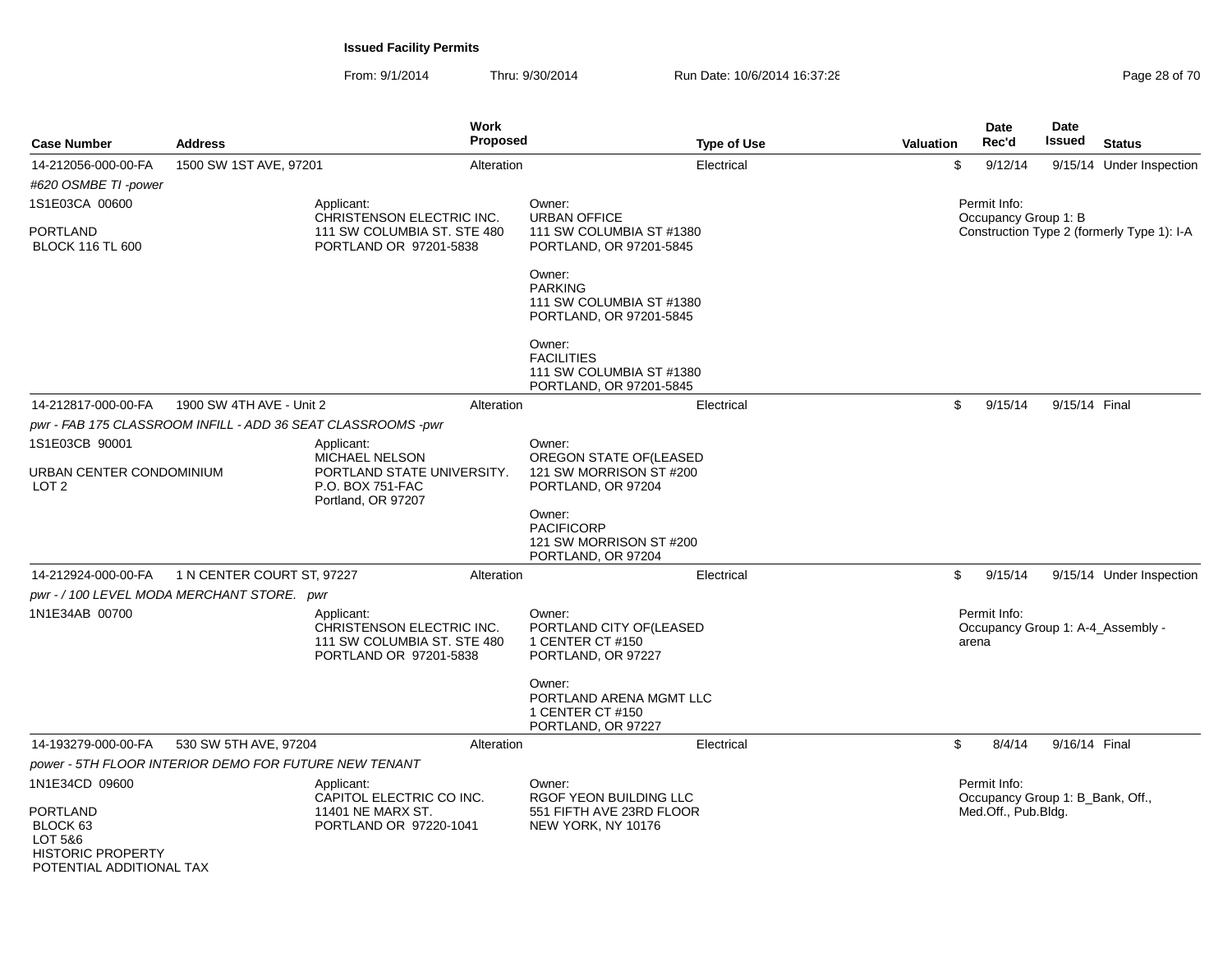**Issued Facility Permits**

From: 9/1/2014 Thru: 9/30/2014 Run Date: 10/6/2014 16:37:28

| Case Number | Address | Work Proposed | Type of Use | Valuation | Date Rec'd | Date Issued | Status |
|---|---|---|---|---|---|---|---|
| 14-212056-000-00-FA | 1500 SW 1ST AVE, 97201 | Alteration | Electrical | $ | 9/12/14 | 9/15/14 | Under Inspection |

*#620 OSMBE TI -power*

1S1E03CA 00600

PORTLAND
BLOCK 116 TL 600

Applicant:
CHRISTENSON ELECTRIC INC.
111 SW COLUMBIA ST. STE 480
PORTLAND OR 97201-5838

Owner:
URBAN OFFICE
111 SW COLUMBIA ST #1380
PORTLAND, OR 97201-5845

Owner:
PARKING
111 SW COLUMBIA ST #1380
PORTLAND, OR 97201-5845

Owner:
FACILITIES
111 SW COLUMBIA ST #1380
PORTLAND, OR 97201-5845

Permit Info:
Occupancy Group 1: B
Construction Type 2 (formerly Type 1): I-A

| Case Number | Address | Work Proposed | Type of Use | Valuation | Date Rec'd | Date Issued | Status |
|---|---|---|---|---|---|---|---|
| 14-212817-000-00-FA | 1900 SW 4TH AVE - Unit 2 | Alteration | Electrical | $ | 9/15/14 | 9/15/14 | Final |

*pwr - FAB 175 CLASSROOM INFILL - ADD 36 SEAT CLASSROOMS -pwr*

1S1E03CB 90001

URBAN CENTER CONDOMINIUM
LOT 2

Applicant:
MICHAEL NELSON
PORTLAND STATE UNIVERSITY.
P.O. BOX 751-FAC
Portland, OR 97207

Owner:
OREGON STATE OF(LEASED
121 SW MORRISON ST #200
PORTLAND, OR 97204

Owner:
PACIFICORP
121 SW MORRISON ST #200
PORTLAND, OR 97204

| Case Number | Address | Work Proposed | Type of Use | Valuation | Date Rec'd | Date Issued | Status |
|---|---|---|---|---|---|---|---|
| 14-212924-000-00-FA | 1 N CENTER COURT ST, 97227 | Alteration | Electrical | $ | 9/15/14 | 9/15/14 | Under Inspection |

*pwr - / 100 LEVEL MODA MERCHANT STORE. pwr*

1N1E34AB 00700

Applicant:
CHRISTENSON ELECTRIC INC.
111 SW COLUMBIA ST. STE 480
PORTLAND OR 97201-5838

Owner:
PORTLAND CITY OF(LEASED
1 CENTER CT #150
PORTLAND, OR 97227

Owner:
PORTLAND ARENA MGMT LLC
1 CENTER CT #150
PORTLAND, OR 97227

Permit Info:
Occupancy Group 1: A-4_Assembly - arena

| Case Number | Address | Work Proposed | Type of Use | Valuation | Date Rec'd | Date Issued | Status |
|---|---|---|---|---|---|---|---|
| 14-193279-000-00-FA | 530 SW 5TH AVE, 97204 | Alteration | Electrical | $ | 8/4/14 | 9/16/14 | Final |

*power - 5TH FLOOR INTERIOR DEMO FOR FUTURE NEW TENANT*

1N1E34CD 09600

PORTLAND
BLOCK 63
LOT 5&6
HISTORIC PROPERTY
POTENTIAL ADDITIONAL TAX

Applicant:
CAPITOL ELECTRIC CO INC.
11401 NE MARX ST.
PORTLAND OR 97220-1041

Owner:
RGOF YEON BUILDING LLC
551 FIFTH AVE 23RD FLOOR
NEW YORK, NY 10176

Permit Info:
Occupancy Group 1: B_Bank, Off., Med.Off., Pub.Bldg.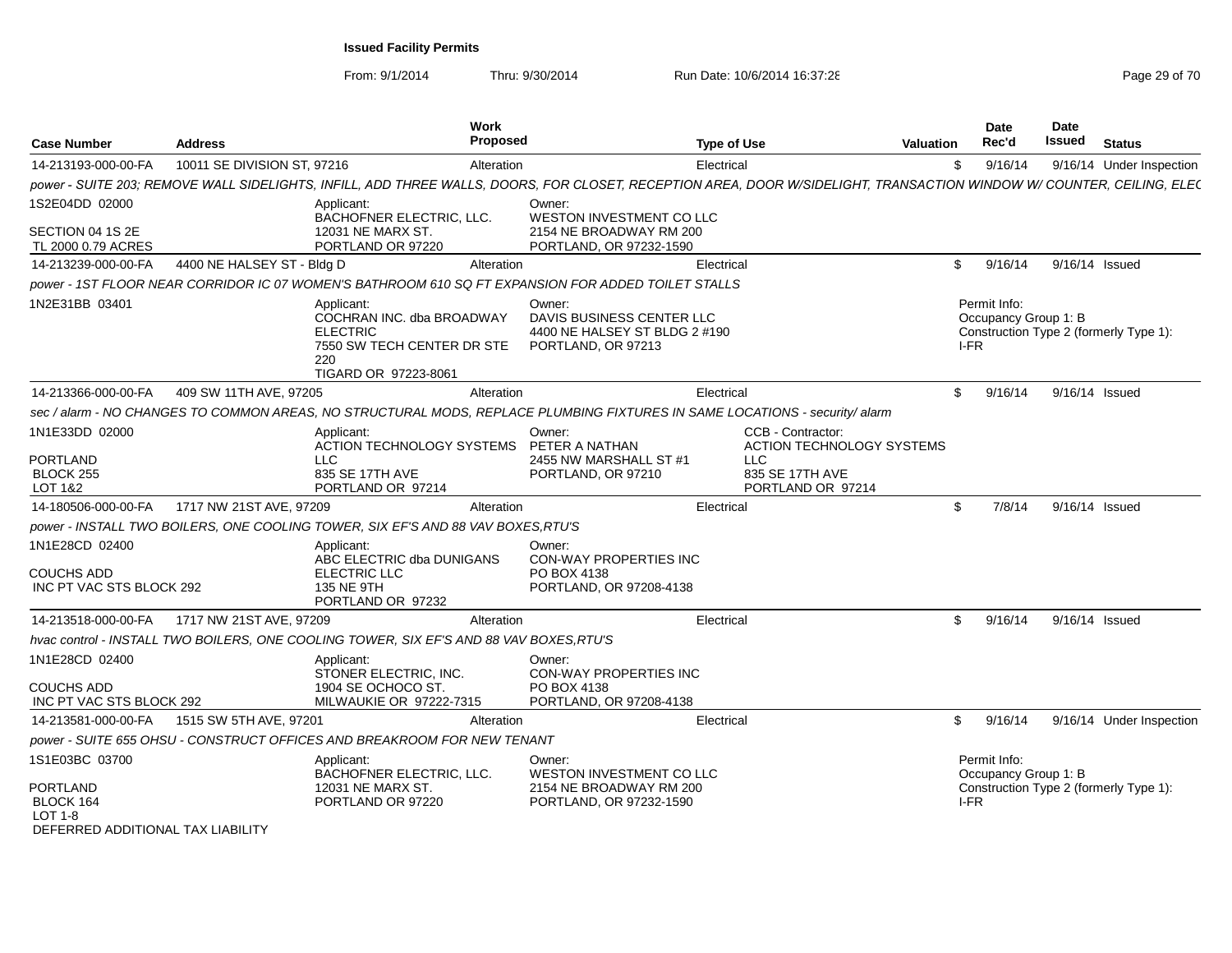# Issued Facility Permits

From: 9/1/2014 Thru: 9/30/2014 Run Date: 10/6/2014 16:37:28

| Case Number | Address | Work Proposed | Type of Use | Valuation | Date Rec'd | Date Issued | Status |
|---|---|---|---|---|---|---|---|
| 14-213193-000-00-FA | 10011 SE DIVISION ST, 97216 | Alteration | Electrical | $ | 9/16/14 | 9/16/14 | Under Inspection |

power - SUITE 203; REMOVE WALL SIDELIGHTS, INFILL, ADD THREE WALLS, DOORS, FOR CLOSET, RECEPTION AREA, DOOR W/SIDELIGHT, TRANSACTION WINDOW W/ COUNTER, CEILING, ELEC

1S2E04DD 02000

SECTION 04 1S 2E
TL 2000 0.79 ACRES

Applicant:
BACHOFNER ELECTRIC, LLC.
12031 NE MARX ST.
PORTLAND OR 97220

Owner:
WESTON INVESTMENT CO LLC
2154 NE BROADWAY RM 200
PORTLAND, OR 97232-1590

| Case Number | Address | Work Proposed | Type of Use | Valuation | Date Rec'd | Date Issued | Status |
|---|---|---|---|---|---|---|---|
| 14-213239-000-00-FA | 4400 NE HALSEY ST - Bldg D | Alteration | Electrical | $ | 9/16/14 | 9/16/14 | Issued |

power - 1ST FLOOR NEAR CORRIDOR IC 07 WOMEN'S BATHROOM 610 SQ FT EXPANSION FOR ADDED TOILET STALLS

1N2E31BB 03401

Applicant:
COCHRAN INC. dba BROADWAY ELECTRIC
7550 SW TECH CENTER DR STE 220
TIGARD OR 97223-8061

Owner:
DAVIS BUSINESS CENTER LLC
4400 NE HALSEY ST BLDG 2 #190
PORTLAND, OR 97213

Permit Info:
Occupancy Group 1: B
Construction Type 2 (formerly Type 1): I-FR

| Case Number | Address | Work Proposed | Type of Use | Valuation | Date Rec'd | Date Issued | Status |
|---|---|---|---|---|---|---|---|
| 14-213366-000-00-FA | 409 SW 11TH AVE, 97205 | Alteration | Electrical | $ | 9/16/14 | 9/16/14 | Issued |

sec / alarm - NO CHANGES TO COMMON AREAS, NO STRUCTURAL MODS, REPLACE PLUMBING FIXTURES IN SAME LOCATIONS - security/ alarm

1N1E33DD 02000

PORTLAND
BLOCK 255
LOT 1&2

Applicant:
ACTION TECHNOLOGY SYSTEMS LLC
835 SE 17TH AVE
PORTLAND OR 97214

Owner:
PETER A NATHAN
2455 NW MARSHALL ST #1
PORTLAND, OR 97210

CCB - Contractor:
ACTION TECHNOLOGY SYSTEMS LLC
835 SE 17TH AVE
PORTLAND OR 97214

| Case Number | Address | Work Proposed | Type of Use | Valuation | Date Rec'd | Date Issued | Status |
|---|---|---|---|---|---|---|---|
| 14-180506-000-00-FA | 1717 NW 21ST AVE, 97209 | Alteration | Electrical | $ | 7/8/14 | 9/16/14 | Issued |

power - INSTALL TWO BOILERS, ONE COOLING TOWER, SIX EF'S AND 88 VAV BOXES,RTU'S

1N1E28CD 02400

COUCHS ADD
INC PT VAC STS BLOCK 292

Applicant:
ABC ELECTRIC dba DUNIGANS ELECTRIC LLC
135 NE 9TH
PORTLAND OR 97232

Owner:
CON-WAY PROPERTIES INC
PO BOX 4138
PORTLAND, OR 97208-4138

| Case Number | Address | Work Proposed | Type of Use | Valuation | Date Rec'd | Date Issued | Status |
|---|---|---|---|---|---|---|---|
| 14-213518-000-00-FA | 1717 NW 21ST AVE, 97209 | Alteration | Electrical | $ | 9/16/14 | 9/16/14 | Issued |

hvac control - INSTALL TWO BOILERS, ONE COOLING TOWER, SIX EF'S AND 88 VAV BOXES,RTU'S

1N1E28CD 02400

COUCHS ADD
INC PT VAC STS BLOCK 292

Applicant:
STONER ELECTRIC, INC.
1904 SE OCHOCO ST.
MILWAUKIE OR 97222-7315

Owner:
CON-WAY PROPERTIES INC
PO BOX 4138
PORTLAND, OR 97208-4138

| Case Number | Address | Work Proposed | Type of Use | Valuation | Date Rec'd | Date Issued | Status |
|---|---|---|---|---|---|---|---|
| 14-213581-000-00-FA | 1515 SW 5TH AVE, 97201 | Alteration | Electrical | $ | 9/16/14 | 9/16/14 | Under Inspection |

power - SUITE 655 OHSU - CONSTRUCT OFFICES AND BREAKROOM FOR NEW TENANT

1S1E03BC 03700

PORTLAND
BLOCK 164
LOT 1-8
DEFERRED ADDITIONAL TAX LIABILITY

Applicant:
BACHOFNER ELECTRIC, LLC.
12031 NE MARX ST.
PORTLAND OR 97220

Owner:
WESTON INVESTMENT CO LLC
2154 NE BROADWAY RM 200
PORTLAND, OR 97232-1590

Permit Info:
Occupancy Group 1: B
Construction Type 2 (formerly Type 1): I-FR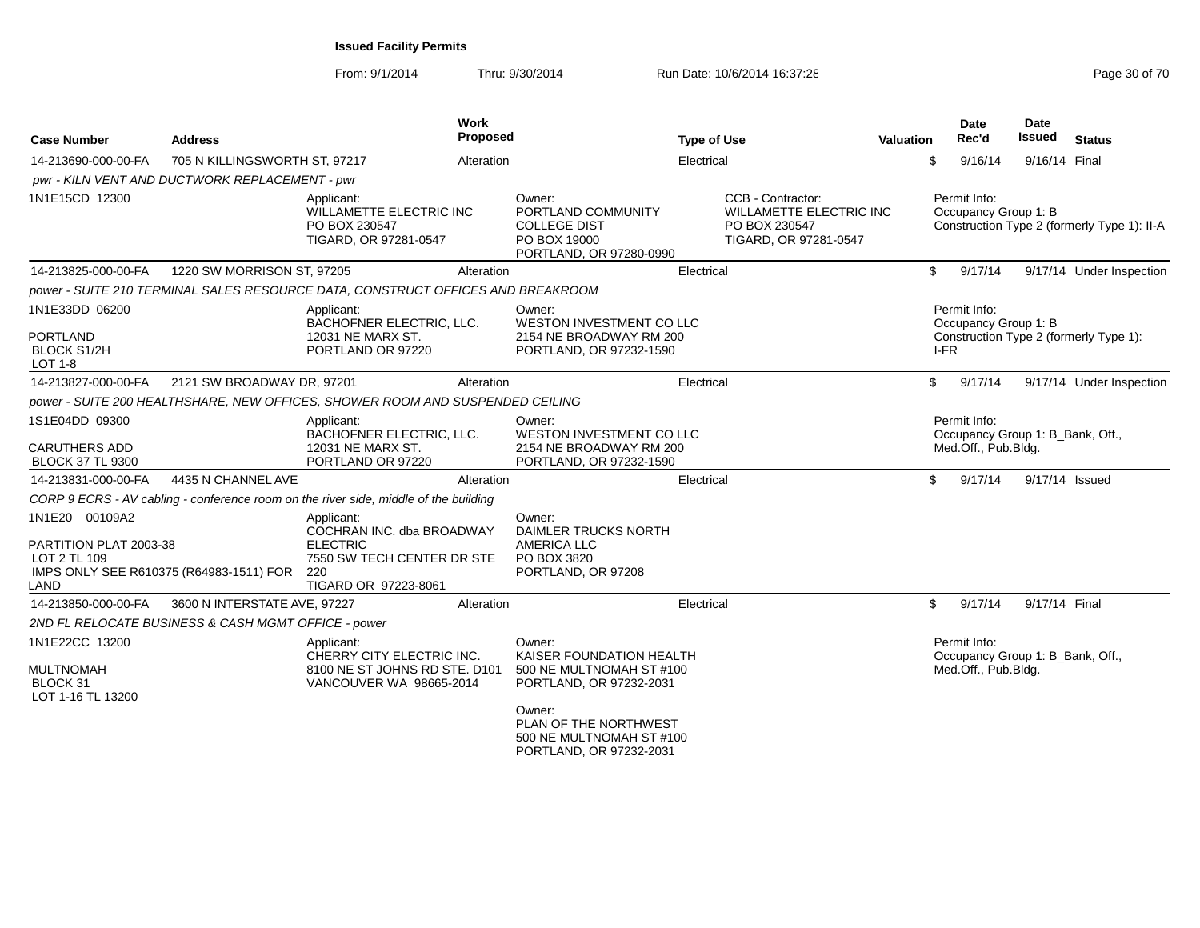**Issued Facility Permits**

From: 9/1/2014 Thru: 9/30/2014 Run Date: 10/6/2014 16:37:28

| Case Number | Address | Work Proposed | Type of Use | Valuation | Date Rec'd | Date Issued | Status |
|---|---|---|---|---|---|---|---|
| 14-213690-000-00-FA | 705 N KILLINGSWORTH ST, 97217 | Alteration | Electrical | $ | 9/16/14 | 9/16/14 | Final |

*pwr - KILN VENT AND DUCTWORK REPLACEMENT - pwr*

1N1E15CD 12300

Applicant: WILLAMETTE ELECTRIC INC, PO BOX 230547, TIGARD, OR 97281-0547

Owner: PORTLAND COMMUNITY COLLEGE DIST, PO BOX 19000, PORTLAND, OR 97280-0990

CCB - Contractor: WILLAMETTE ELECTRIC INC, PO BOX 230547, TIGARD, OR 97281-0547

Permit Info: Occupancy Group 1: B; Construction Type 2 (formerly Type 1): II-A

| Case Number | Address | Work Proposed | Type of Use | Valuation | Date Rec'd | Date Issued | Status |
|---|---|---|---|---|---|---|---|
| 14-213825-000-00-FA | 1220 SW MORRISON ST, 97205 | Alteration | Electrical | $ | 9/17/14 | 9/17/14 | Under Inspection |

*power - SUITE 210 TERMINAL SALES RESOURCE DATA, CONSTRUCT OFFICES AND BREAKROOM*

1N1E33DD 06200
PORTLAND
BLOCK S1/2H
LOT 1-8

Applicant: BACHOFNER ELECTRIC, LLC., 12031 NE MARX ST., PORTLAND OR 97220

Owner: WESTON INVESTMENT CO LLC, 2154 NE BROADWAY RM 200, PORTLAND, OR 97232-1590

Permit Info: Occupancy Group 1: B; Construction Type 2 (formerly Type 1): I-FR

| Case Number | Address | Work Proposed | Type of Use | Valuation | Date Rec'd | Date Issued | Status |
|---|---|---|---|---|---|---|---|
| 14-213827-000-00-FA | 2121 SW BROADWAY DR, 97201 | Alteration | Electrical | $ | 9/17/14 | 9/17/14 | Under Inspection |

*power - SUITE 200 HEALTHSHARE, NEW OFFICES, SHOWER ROOM AND SUSPENDED CEILING*

1S1E04DD 09300
CARUTHERS ADD
BLOCK 37 TL 9300

Applicant: BACHOFNER ELECTRIC, LLC., 12031 NE MARX ST., PORTLAND OR 97220

Owner: WESTON INVESTMENT CO LLC, 2154 NE BROADWAY RM 200, PORTLAND, OR 97232-1590

Permit Info: Occupancy Group 1: B_Bank, Off., Med.Off., Pub.Bldg.

| Case Number | Address | Work Proposed | Type of Use | Valuation | Date Rec'd | Date Issued | Status |
|---|---|---|---|---|---|---|---|
| 14-213831-000-00-FA | 4435 N CHANNEL AVE | Alteration | Electrical | $ | 9/17/14 | 9/17/14 | Issued |

*CORP 9 ECRS - AV cabling - conference room on the river side, middle of the building*

1N1E20 00109A2
PARTITION PLAT 2003-38
LOT 2 TL 109
IMPS ONLY SEE R610375 (R64983-1511) FOR LAND

Applicant: COCHRAN INC. dba BROADWAY ELECTRIC, 7550 SW TECH CENTER DR STE 220, TIGARD OR 97223-8061

Owner: DAIMLER TRUCKS NORTH AMERICA LLC, PO BOX 3820, PORTLAND, OR 97208

| Case Number | Address | Work Proposed | Type of Use | Valuation | Date Rec'd | Date Issued | Status |
|---|---|---|---|---|---|---|---|
| 14-213850-000-00-FA | 3600 N INTERSTATE AVE, 97227 | Alteration | Electrical | $ | 9/17/14 | 9/17/14 | Final |

*2ND FL RELOCATE BUSINESS & CASH MGMT OFFICE - power*

1N1E22CC 13200
MULTNOMAH
BLOCK 31
LOT 1-16 TL 13200

Applicant: CHERRY CITY ELECTRIC INC., 8100 NE ST JOHNS RD STE. D101, VANCOUVER WA 98665-2014

Owner: KAISER FOUNDATION HEALTH, 500 NE MULTNOMAH ST #100, PORTLAND, OR 97232-2031

Owner: PLAN OF THE NORTHWEST, 500 NE MULTNOMAH ST #100, PORTLAND, OR 97232-2031

Permit Info: Occupancy Group 1: B_Bank, Off., Med.Off., Pub.Bldg.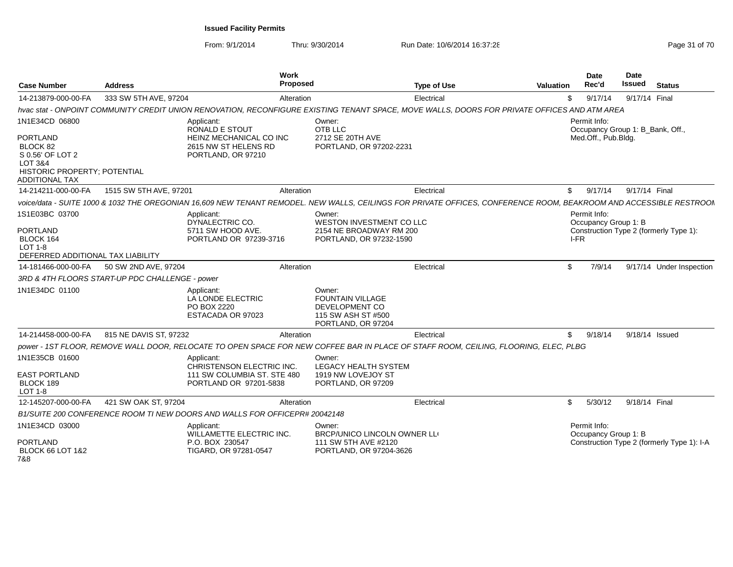# Issued Facility Permits

From: 9/1/2014 Thru: 9/30/2014 Run Date: 10/6/2014 16:37:28

| Case Number | Address | Work Proposed | Type of Use | Valuation | Date Rec'd | Date Issued | Status |
|---|---|---|---|---|---|---|---|
| 14-213879-000-00-FA | 333 SW 5TH AVE, 97204 | Alteration | Electrical | $ | 9/17/14 | 9/17/14 | Final |

*hvac stat - ONPOINT COMMUNITY CREDIT UNION RENOVATION, RECONFIGURE EXISTING TENANT SPACE, MOVE WALLS, DOORS FOR PRIVATE OFFICES AND ATM AREA*

1N1E34CD 06800
PORTLAND
BLOCK 82
S 0.56' OF LOT 2
LOT 3&4
HISTORIC PROPERTY; POTENTIAL ADDITIONAL TAX

Applicant: RONALD E STOUT, HEINZ MECHANICAL CO INC, 2615 NW ST HELENS RD, PORTLAND, OR 97210

Owner: OTB LLC, 2712 SE 20TH AVE, PORTLAND, OR 97202-2231

Permit Info: Occupancy Group 1: B_Bank, Off., Med.Off., Pub.Bldg.

| Case Number | Address | Work Proposed | Type of Use | Valuation | Date Rec'd | Date Issued | Status |
|---|---|---|---|---|---|---|---|
| 14-214211-000-00-FA | 1515 SW 5TH AVE, 97201 | Alteration | Electrical | $ | 9/17/14 | 9/17/14 | Final |

*voice/data - SUITE 1000 & 1032 THE OREGONIAN 16,609 NEW TENANT REMODEL. NEW WALLS, CEILINGS FOR PRIVATE OFFICES, CONFERENCE ROOM, BEAKROOM AND ACCESSIBLE RESTROOM*

1S1E03BC 03700
PORTLAND
BLOCK 164
LOT 1-8
DEFERRED ADDITIONAL TAX LIABILITY

Applicant: DYNALECTRIC CO., 5711 SW HOOD AVE., PORTLAND OR 97239-3716

Owner: WESTON INVESTMENT CO LLC, 2154 NE BROADWAY RM 200, PORTLAND, OR 97232-1590

Permit Info: Occupancy Group 1: B; Construction Type 2 (formerly Type 1): I-FR

| Case Number | Address | Work Proposed | Type of Use | Valuation | Date Rec'd | Date Issued | Status |
|---|---|---|---|---|---|---|---|
| 14-181466-000-00-FA | 50 SW 2ND AVE, 97204 | Alteration | Electrical | $ | 7/9/14 | 9/17/14 | Under Inspection |

*3RD & 4TH FLOORS START-UP PDC CHALLENGE - power*

1N1E34DC 01100

Applicant: LA LONDE ELECTRIC, PO BOX 2220, ESTACADA OR 97023

Owner: FOUNTAIN VILLAGE DEVELOPMENT CO, 115 SW ASH ST #500, PORTLAND, OR 97204

| Case Number | Address | Work Proposed | Type of Use | Valuation | Date Rec'd | Date Issued | Status |
|---|---|---|---|---|---|---|---|
| 14-214458-000-00-FA | 815 NE DAVIS ST, 97232 | Alteration | Electrical | $ | 9/18/14 | 9/18/14 | Issued |

*power - 1ST FLOOR, REMOVE WALL DOOR, RELOCATE TO OPEN SPACE FOR NEW COFFEE BAR IN PLACE OF STAFF ROOM, CEILING, FLOORING, ELEC, PLBG*

1N1E35CB 01600
EAST PORTLAND
BLOCK 189
LOT 1-8

Applicant: CHRISTENSON ELECTRIC INC., 111 SW COLUMBIA ST. STE 480, PORTLAND OR 97201-5838

Owner: LEGACY HEALTH SYSTEM, 1919 NW LOVEJOY ST, PORTLAND, OR 97209

| Case Number | Address | Work Proposed | Type of Use | Valuation | Date Rec'd | Date Issued | Status |
|---|---|---|---|---|---|---|---|
| 12-145207-000-00-FA | 421 SW OAK ST, 97204 | Alteration | Electrical | $ | 5/30/12 | 9/18/14 | Final |

*B1/SUITE 200 CONFERENCE ROOM TI NEW DOORS AND WALLS FOR OFFICEPR# 20042148*

1N1E34CD 03000
PORTLAND
BLOCK 66 LOT 1&2
7&8

Applicant: WILLAMETTE ELECTRIC INC., P.O. BOX 230547, TIGARD, OR 97281-0547

Owner: BRCP/UNICO LINCOLN OWNER LL(, 111 SW 5TH AVE #2120, PORTLAND, OR 97204-3626

Permit Info: Occupancy Group 1: B; Construction Type 2 (formerly Type 1): I-A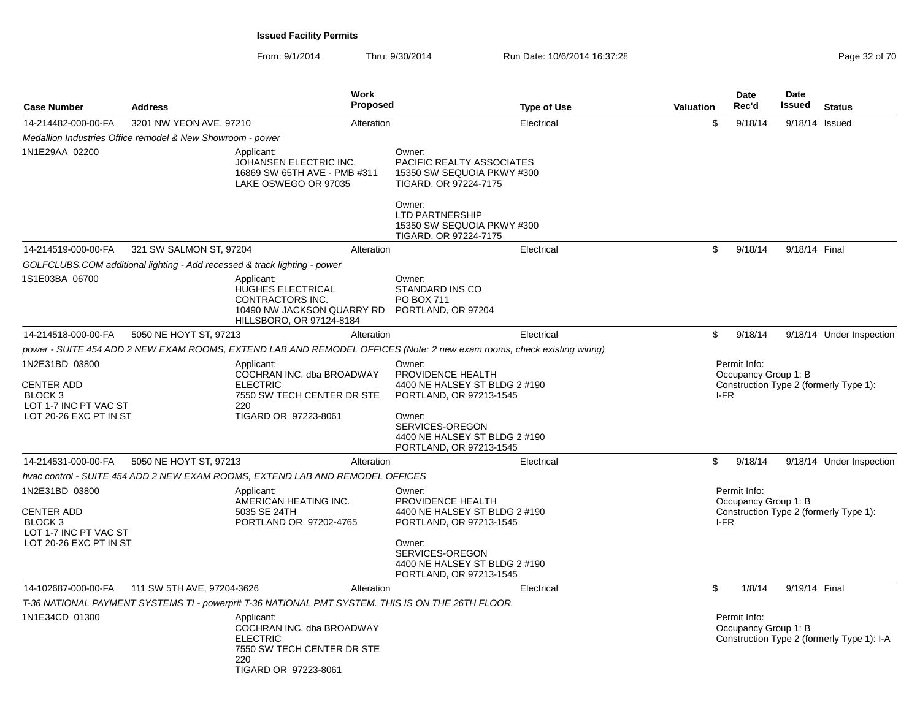**Issued Facility Permits**

From: 9/1/2014 Thru: 9/30/2014 Run Date: 10/6/2014 16:37:28

| Case Number | Address | Work Proposed | Type of Use | Valuation | Date Rec'd | Date Issued | Status |
|---|---|---|---|---|---|---|---|
| 14-214482-000-00-FA | 3201 NW YEON AVE, 97210 | Alteration | Electrical | $ | 9/18/14 | 9/18/14 | Issued |

*Medallion Industries Office remodel & New Showroom - power*

1N1E29AA 02200

Applicant:
JOHANSEN ELECTRIC INC.
16869 SW 65TH AVE - PMB #311
LAKE OSWEGO OR 97035

Owner:
PACIFIC REALTY ASSOCIATES
15350 SW SEQUOIA PKWY #300
TIGARD, OR 97224-7175

Owner:
LTD PARTNERSHIP
15350 SW SEQUOIA PKWY #300
TIGARD, OR 97224-7175

| Case Number | Address | Work Proposed | Type of Use | Valuation | Date Rec'd | Date Issued | Status |
|---|---|---|---|---|---|---|---|
| 14-214519-000-00-FA | 321 SW SALMON ST, 97204 | Alteration | Electrical | $ | 9/18/14 | 9/18/14 | Final |

*GOLFCLUBS.COM additional lighting - Add recessed & track lighting - power*

1S1E03BA 06700

Applicant:
HUGHES ELECTRICAL CONTRACTORS INC.
10490 NW JACKSON QUARRY RD
HILLSBORO, OR 97124-8184

Owner:
STANDARD INS CO
PO BOX 711
PORTLAND, OR 97204

| Case Number | Address | Work Proposed | Type of Use | Valuation | Date Rec'd | Date Issued | Status |
|---|---|---|---|---|---|---|---|
| 14-214518-000-00-FA | 5050 NE HOYT ST, 97213 | Alteration | Electrical | $ | 9/18/14 | 9/18/14 | Under Inspection |

*power - SUITE 454 ADD 2 NEW EXAM ROOMS, EXTEND LAB AND REMODEL OFFICES (Note: 2 new exam rooms, check existing wiring)*

1N2E31BD 03800

CENTER ADD
BLOCK 3
LOT 1-7 INC PT VAC ST
LOT 20-26 EXC PT IN ST

Applicant:
COCHRAN INC. dba BROADWAY ELECTRIC
7550 SW TECH CENTER DR STE 220
TIGARD OR 97223-8061

Owner:
PROVIDENCE HEALTH
4400 NE HALSEY ST BLDG 2 #190
PORTLAND, OR 97213-1545

Owner:
SERVICES-OREGON
4400 NE HALSEY ST BLDG 2 #190
PORTLAND, OR 97213-1545

Permit Info:
Occupancy Group 1: B
Construction Type 2 (formerly Type 1): I-FR

| Case Number | Address | Work Proposed | Type of Use | Valuation | Date Rec'd | Date Issued | Status |
|---|---|---|---|---|---|---|---|
| 14-214531-000-00-FA | 5050 NE HOYT ST, 97213 | Alteration | Electrical | $ | 9/18/14 | 9/18/14 | Under Inspection |

*hvac control - SUITE 454 ADD 2 NEW EXAM ROOMS, EXTEND LAB AND REMODEL OFFICES*

1N2E31BD 03800

CENTER ADD
BLOCK 3
LOT 1-7 INC PT VAC ST
LOT 20-26 EXC PT IN ST

Applicant:
AMERICAN HEATING INC.
5035 SE 24TH
PORTLAND OR 97202-4765

Owner:
PROVIDENCE HEALTH
4400 NE HALSEY ST BLDG 2 #190
PORTLAND, OR 97213-1545

Owner:
SERVICES-OREGON
4400 NE HALSEY ST BLDG 2 #190
PORTLAND, OR 97213-1545

Permit Info:
Occupancy Group 1: B
Construction Type 2 (formerly Type 1): I-FR

| Case Number | Address | Work Proposed | Type of Use | Valuation | Date Rec'd | Date Issued | Status |
|---|---|---|---|---|---|---|---|
| 14-102687-000-00-FA | 111 SW 5TH AVE, 97204-3626 | Alteration | Electrical | $ | 1/8/14 | 9/19/14 | Final |

*T-36 NATIONAL PAYMENT SYSTEMS TI - powerpr# T-36 NATIONAL PMT SYSTEM. THIS IS ON THE 26TH FLOOR.*

1N1E34CD 01300

Applicant:
COCHRAN INC. dba BROADWAY ELECTRIC
7550 SW TECH CENTER DR STE 220
TIGARD OR 97223-8061

Permit Info:
Occupancy Group 1: B
Construction Type 2 (formerly Type 1): I-A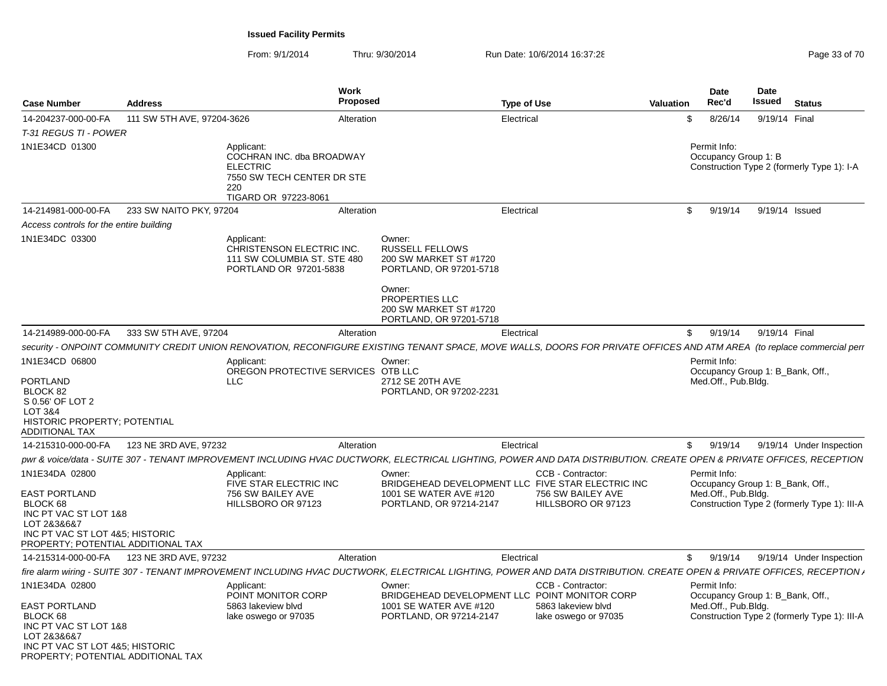**Issued Facility Permits**

From: 9/1/2014 Thru: 9/30/2014 Run Date: 10/6/2014 16:37:28

| Case Number | Address | Work Proposed | Type of Use | Valuation | Date Rec'd | Date Issued | Status |
|---|---|---|---|---|---|---|---|
| 14-204237-000-00-FA | 111 SW 5TH AVE, 97204-3626 | Alteration | Electrical | $ | 8/26/14 | 9/19/14 | Final |

*T-31 REGUS TI - POWER*

1N1E34CD 01300

Applicant:
COCHRAN INC. dba BROADWAY ELECTRIC
7550 SW TECH CENTER DR STE 220
TIGARD OR 97223-8061

Permit Info:
Occupancy Group 1: B
Construction Type 2 (formerly Type 1): I-A

---

| Case Number | Address | Work Proposed | Type of Use | Valuation | Date Rec'd | Date Issued | Status |
|---|---|---|---|---|---|---|---|
| 14-214981-000-00-FA | 233 SW NAITO PKY, 97204 | Alteration | Electrical | $ | 9/19/14 | 9/19/14 | Issued |

*Access controls for the entire building*

1N1E34DC 03300

Applicant:
CHRISTENSON ELECTRIC INC.
111 SW COLUMBIA ST. STE 480
PORTLAND OR 97201-5838

Owner:
RUSSELL FELLOWS
200 SW MARKET ST #1720
PORTLAND, OR 97201-5718

Owner:
PROPERTIES LLC
200 SW MARKET ST #1720
PORTLAND, OR 97201-5718

---

| Case Number | Address | Work Proposed | Type of Use | Valuation | Date Rec'd | Date Issued | Status |
|---|---|---|---|---|---|---|---|
| 14-214989-000-00-FA | 333 SW 5TH AVE, 97204 | Alteration | Electrical | $ | 9/19/14 | 9/19/14 | Final |

*security - ONPOINT COMMUNITY CREDIT UNION RENOVATION, RECONFIGURE EXISTING TENANT SPACE, MOVE WALLS, DOORS FOR PRIVATE OFFICES AND ATM AREA (to replace commercial perr*

1N1E34CD 06800

PORTLAND
BLOCK 82
S 0.56' OF LOT 2
LOT 3&4
HISTORIC PROPERTY; POTENTIAL ADDITIONAL TAX

Applicant:
OREGON PROTECTIVE SERVICES LLC

Owner:
OTB LLC
2712 SE 20TH AVE
PORTLAND, OR 97202-2231

Permit Info:
Occupancy Group 1: B_Bank, Off., Med.Off., Pub.Bldg.

---

| Case Number | Address | Work Proposed | Type of Use | Valuation | Date Rec'd | Date Issued | Status |
|---|---|---|---|---|---|---|---|
| 14-215310-000-00-FA | 123 NE 3RD AVE, 97232 | Alteration | Electrical | $ | 9/19/14 | 9/19/14 | Under Inspection |

*pwr & voice/data - SUITE 307 - TENANT IMPROVEMENT INCLUDING HVAC DUCTWORK, ELECTRICAL LIGHTING, POWER AND DATA DISTRIBUTION. CREATE OPEN & PRIVATE OFFICES, RECEPTION*

1N1E34DA 02800

EAST PORTLAND
BLOCK 68
INC PT VAC ST LOT 1&8
LOT 2&3&6&7
INC PT VAC ST LOT 4&5; HISTORIC PROPERTY; POTENTIAL ADDITIONAL TAX

Applicant:
FIVE STAR ELECTRIC INC
756 SW BAILEY AVE
HILLSBORO OR 97123

Owner:
BRIDGEHEAD DEVELOPMENT LLC
1001 SE WATER AVE #120
PORTLAND, OR 97214-2147

CCB - Contractor:
FIVE STAR ELECTRIC INC
756 SW BAILEY AVE
HILLSBORO OR 97123

Permit Info:
Occupancy Group 1: B_Bank, Off., Med.Off., Pub.Bldg.
Construction Type 2 (formerly Type 1): III-A

---

| Case Number | Address | Work Proposed | Type of Use | Valuation | Date Rec'd | Date Issued | Status |
|---|---|---|---|---|---|---|---|
| 14-215314-000-00-FA | 123 NE 3RD AVE, 97232 | Alteration | Electrical | $ | 9/19/14 | 9/19/14 | Under Inspection |

*fire alarm wiring - SUITE 307 - TENANT IMPROVEMENT INCLUDING HVAC DUCTWORK, ELECTRICAL LIGHTING, POWER AND DATA DISTRIBUTION. CREATE OPEN & PRIVATE OFFICES, RECEPTION A*

1N1E34DA 02800

EAST PORTLAND
BLOCK 68
INC PT VAC ST LOT 1&8
LOT 2&3&6&7
INC PT VAC ST LOT 4&5; HISTORIC PROPERTY; POTENTIAL ADDITIONAL TAX

Applicant:
POINT MONITOR CORP
5863 lakeview blvd
lake oswego or 97035

Owner:
BRIDGEHEAD DEVELOPMENT LLC
1001 SE WATER AVE #120
PORTLAND, OR 97214-2147

CCB - Contractor:
POINT MONITOR CORP
5863 lakeview blvd
lake oswego or 97035

Permit Info:
Occupancy Group 1: B_Bank, Off., Med.Off., Pub.Bldg.
Construction Type 2 (formerly Type 1): III-A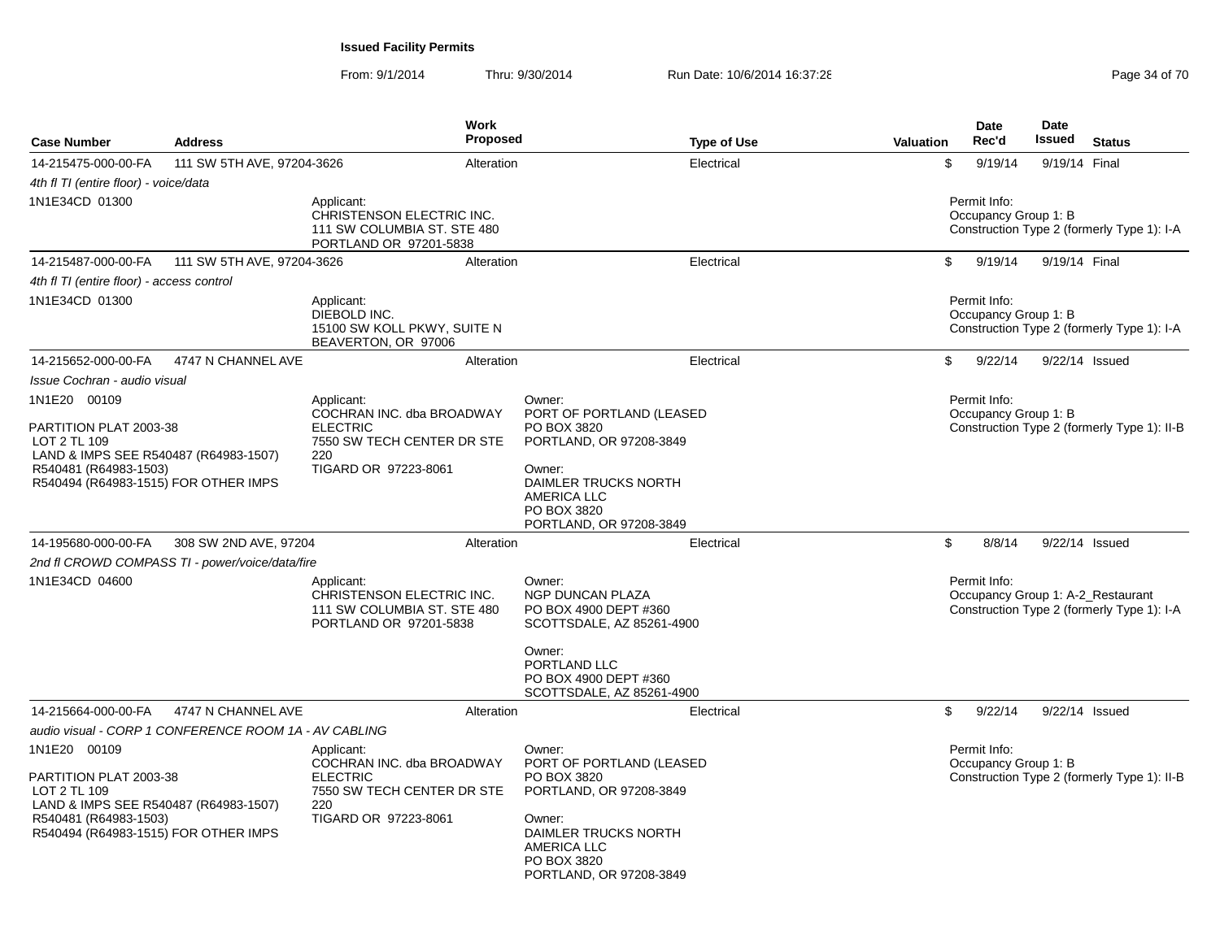**Issued Facility Permits**

From: 9/1/2014 Thru: 9/30/2014 Run Date: 10/6/2014 16:37:28

| Case Number | Address | Work Proposed | Type of Use | Valuation | Date Rec'd | Date Issued | Status |
|---|---|---|---|---|---|---|---|
| 14-215475-000-00-FA | 111 SW 5TH AVE, 97204-3626 | Alteration | Electrical | $ | 9/19/14 | 9/19/14 | Final |

*4th fl TI (entire floor) - voice/data*

1N1E34CD 01300

Applicant:
CHRISTENSON ELECTRIC INC.
111 SW COLUMBIA ST. STE 480
PORTLAND OR 97201-5838

Permit Info:
Occupancy Group 1: B
Construction Type 2 (formerly Type 1): I-A

| Case Number | Address | Work Proposed | Type of Use | Valuation | Date Rec'd | Date Issued | Status |
|---|---|---|---|---|---|---|---|
| 14-215487-000-00-FA | 111 SW 5TH AVE, 97204-3626 | Alteration | Electrical | $ | 9/19/14 | 9/19/14 | Final |

*4th fl TI (entire floor) - access control*

1N1E34CD 01300

Applicant:
DIEBOLD INC.
15100 SW KOLL PKWY, SUITE N
BEAVERTON, OR 97006

Permit Info:
Occupancy Group 1: B
Construction Type 2 (formerly Type 1): I-A

| Case Number | Address | Work Proposed | Type of Use | Valuation | Date Rec'd | Date Issued | Status |
|---|---|---|---|---|---|---|---|
| 14-215652-000-00-FA | 4747 N CHANNEL AVE | Alteration | Electrical | $ | 9/22/14 | 9/22/14 | Issued |

*Issue Cochran - audio visual*

1N1E20 00109

PARTITION PLAT 2003-38
LOT 2 TL 109
LAND & IMPS SEE R540487 (R64983-1507)
R540481 (R64983-1503)
R540494 (R64983-1515) FOR OTHER IMPS

Applicant:
COCHRAN INC. dba BROADWAY ELECTRIC
7550 SW TECH CENTER DR STE 220
TIGARD OR 97223-8061

Owner:
PORT OF PORTLAND (LEASED
PO BOX 3820
PORTLAND, OR 97208-3849

Owner:
DAIMLER TRUCKS NORTH AMERICA LLC
PO BOX 3820
PORTLAND, OR 97208-3849

Permit Info:
Occupancy Group 1: B
Construction Type 2 (formerly Type 1): II-B

| Case Number | Address | Work Proposed | Type of Use | Valuation | Date Rec'd | Date Issued | Status |
|---|---|---|---|---|---|---|---|
| 14-195680-000-00-FA | 308 SW 2ND AVE, 97204 | Alteration | Electrical | $ | 8/8/14 | 9/22/14 | Issued |

*2nd fl CROWD COMPASS TI - power/voice/data/fire*

1N1E34CD 04600

Applicant:
CHRISTENSON ELECTRIC INC.
111 SW COLUMBIA ST. STE 480
PORTLAND OR 97201-5838

Owner:
NGP DUNCAN PLAZA
PO BOX 4900 DEPT #360
SCOTTSDALE, AZ 85261-4900

Owner:
PORTLAND LLC
PO BOX 4900 DEPT #360
SCOTTSDALE, AZ 85261-4900

Permit Info:
Occupancy Group 1: A-2_Restaurant
Construction Type 2 (formerly Type 1): I-A

| Case Number | Address | Work Proposed | Type of Use | Valuation | Date Rec'd | Date Issued | Status |
|---|---|---|---|---|---|---|---|
| 14-215664-000-00-FA | 4747 N CHANNEL AVE | Alteration | Electrical | $ | 9/22/14 | 9/22/14 | Issued |

*audio visual - CORP 1 CONFERENCE ROOM 1A - AV CABLING*

1N1E20 00109

PARTITION PLAT 2003-38
LOT 2 TL 109
LAND & IMPS SEE R540487 (R64983-1507)
R540481 (R64983-1503)
R540494 (R64983-1515) FOR OTHER IMPS

Applicant:
COCHRAN INC. dba BROADWAY ELECTRIC
7550 SW TECH CENTER DR STE 220
TIGARD OR 97223-8061

Owner:
PORT OF PORTLAND (LEASED
PO BOX 3820
PORTLAND, OR 97208-3849

Owner:
DAIMLER TRUCKS NORTH AMERICA LLC
PO BOX 3820
PORTLAND, OR 97208-3849

Permit Info:
Occupancy Group 1: B
Construction Type 2 (formerly Type 1): II-B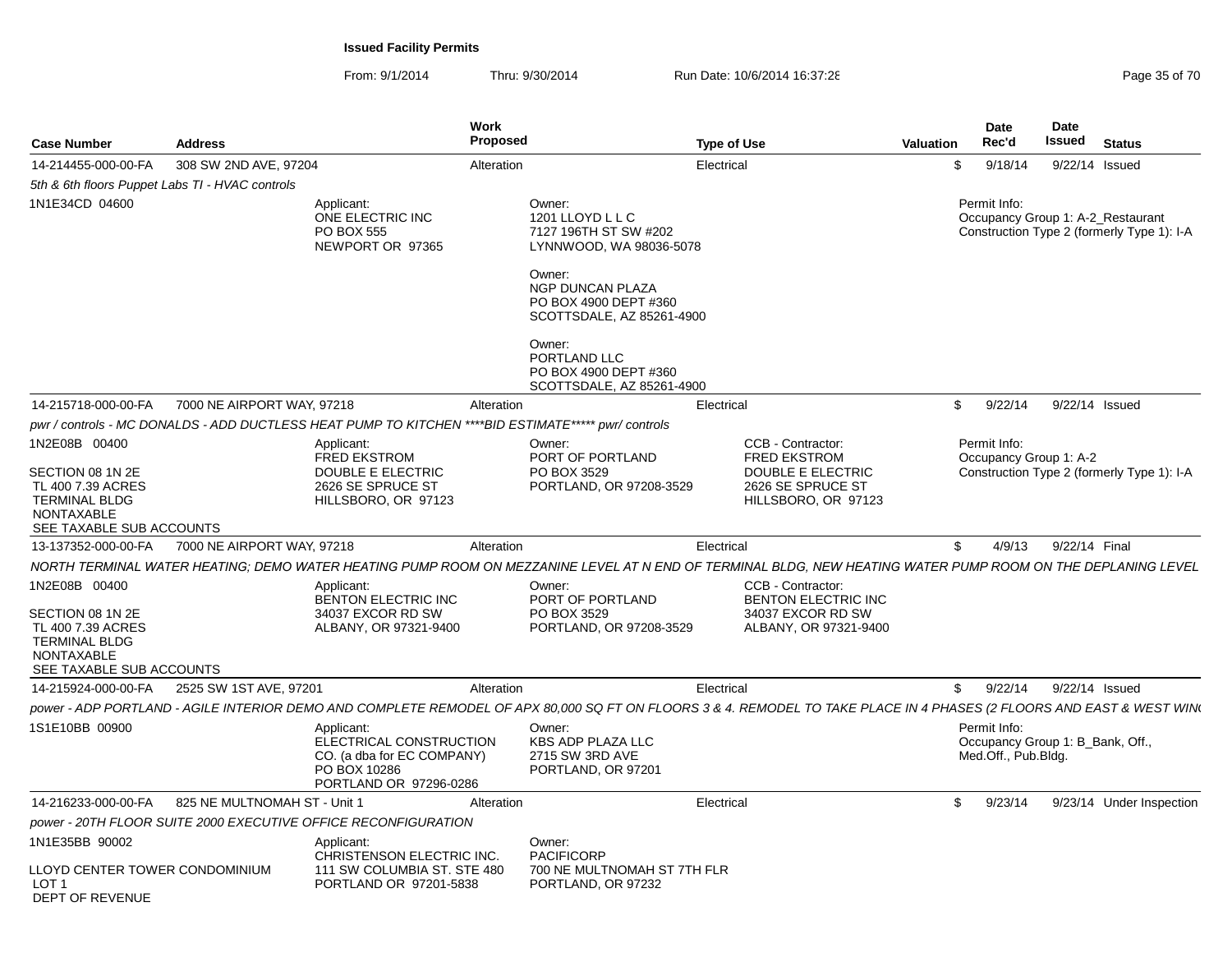**Issued Facility Permits**

From: 9/1/2014 Thru: 9/30/2014 Run Date: 10/6/2014 16:37:28

| Case Number | Address | Work Proposed | Type of Use | Valuation | Date Rec'd | Date Issued | Status |
|---|---|---|---|---|---|---|---|
| 14-214455-000-00-FA | 308 SW 2ND AVE, 97204 | Alteration | Electrical | $ | 9/18/14 | 9/22/14 | Issued |

*5th & 6th floors Puppet Labs TI - HVAC controls*

1N1E34CD 04600

Applicant:
ONE ELECTRIC INC
PO BOX 555
NEWPORT OR 97365

Owner:
1201 LLOYD L L C
7127 196TH ST SW #202
LYNNWOOD, WA 98036-5078

Owner:
NGP DUNCAN PLAZA
PO BOX 4900 DEPT #360
SCOTTSDALE, AZ 85261-4900

Owner:
PORTLAND LLC
PO BOX 4900 DEPT #360
SCOTTSDALE, AZ 85261-4900

Permit Info:
Occupancy Group 1: A-2_Restaurant
Construction Type 2 (formerly Type 1): I-A

| Case Number | Address | Work Proposed | Type of Use | Valuation | Date Rec'd | Date Issued | Status |
|---|---|---|---|---|---|---|---|
| 14-215718-000-00-FA | 7000 NE AIRPORT WAY, 97218 | Alteration | Electrical | $ | 9/22/14 | 9/22/14 | Issued |

*pwr / controls - MC DONALDS - ADD DUCTLESS HEAT PUMP TO KITCHEN \*\*\*\*BID ESTIMATE\*\*\*\*\* pwr/ controls*

1N2E08B 00400

SECTION 08 1N 2E
TL 400 7.39 ACRES
TERMINAL BLDG
NONTAXABLE
SEE TAXABLE SUB ACCOUNTS

Applicant:
FRED EKSTROM
DOUBLE E ELECTRIC
2626 SE SPRUCE ST
HILLSBORO, OR 97123

Owner:
PORT OF PORTLAND
PO BOX 3529
PORTLAND, OR 97208-3529

CCB - Contractor:
FRED EKSTROM
DOUBLE E ELECTRIC
2626 SE SPRUCE ST
HILLSBORO, OR 97123

Permit Info:
Occupancy Group 1: A-2
Construction Type 2 (formerly Type 1): I-A

| Case Number | Address | Work Proposed | Type of Use | Valuation | Date Rec'd | Date Issued | Status |
|---|---|---|---|---|---|---|---|
| 13-137352-000-00-FA | 7000 NE AIRPORT WAY, 97218 | Alteration | Electrical | $ | 4/9/13 | 9/22/14 | Final |

*NORTH TERMINAL WATER HEATING; DEMO WATER HEATING PUMP ROOM ON MEZZANINE LEVEL AT N END OF TERMINAL BLDG, NEW HEATING WATER PUMP ROOM ON THE DEPLANING LEVEL*

1N2E08B 00400

SECTION 08 1N 2E
TL 400 7.39 ACRES
TERMINAL BLDG
NONTAXABLE
SEE TAXABLE SUB ACCOUNTS

Applicant:
BENTON ELECTRIC INC
34037 EXCOR RD SW
ALBANY, OR 97321-9400

Owner:
PORT OF PORTLAND
PO BOX 3529
PORTLAND, OR 97208-3529

CCB - Contractor:
BENTON ELECTRIC INC
34037 EXCOR RD SW
ALBANY, OR 97321-9400

| Case Number | Address | Work Proposed | Type of Use | Valuation | Date Rec'd | Date Issued | Status |
|---|---|---|---|---|---|---|---|
| 14-215924-000-00-FA | 2525 SW 1ST AVE, 97201 | Alteration | Electrical | $ | 9/22/14 | 9/22/14 | Issued |

*power - ADP PORTLAND - AGILE INTERIOR DEMO AND COMPLETE REMODEL OF APX 80,000 SQ FT ON FLOORS 3 & 4. REMODEL TO TAKE PLACE IN 4 PHASES (2 FLOORS AND EAST & WEST WIN*

1S1E10BB 00900

Applicant:
ELECTRICAL CONSTRUCTION
CO. (a dba for EC COMPANY)
PO BOX 10286
PORTLAND OR 97296-0286

Owner:
KBS ADP PLAZA LLC
2715 SW 3RD AVE
PORTLAND, OR 97201

Permit Info:
Occupancy Group 1: B_Bank, Off., Med.Off., Pub.Bldg.

| Case Number | Address | Work Proposed | Type of Use | Valuation | Date Rec'd | Date Issued | Status |
|---|---|---|---|---|---|---|---|
| 14-216233-000-00-FA | 825 NE MULTNOMAH ST - Unit 1 | Alteration | Electrical | $ | 9/23/14 | 9/23/14 | Under Inspection |

*power - 20TH FLOOR SUITE 2000 EXECUTIVE OFFICE RECONFIGURATION*

1N1E35BB 90002

LLOYD CENTER TOWER CONDOMINIUM
LOT 1
DEPT OF REVENUE

Applicant:
CHRISTENSON ELECTRIC INC.
111 SW COLUMBIA ST. STE 480
PORTLAND OR 97201-5838

Owner:
PACIFICORP
700 NE MULTNOMAH ST 7TH FLR
PORTLAND, OR 97232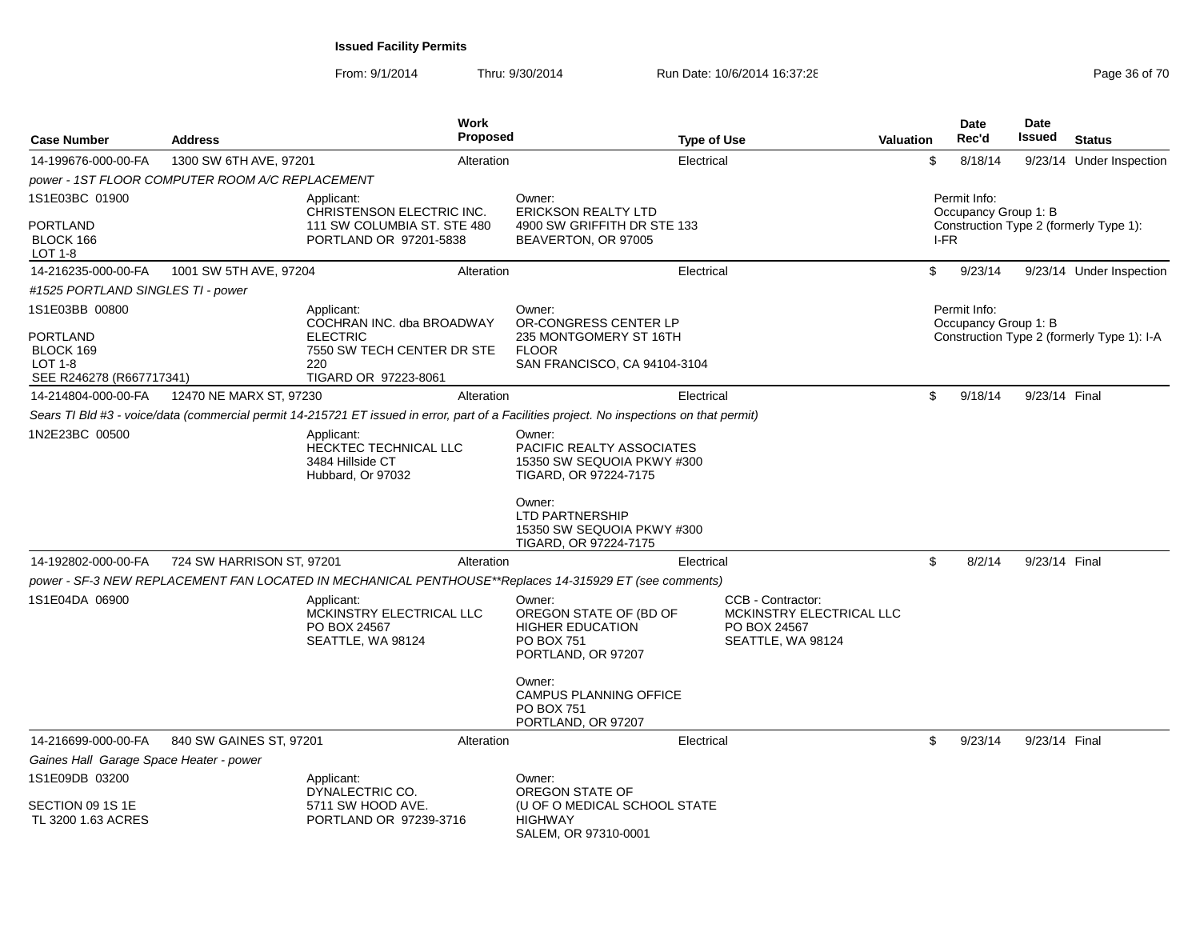**Issued Facility Permits**

From: 9/1/2014 Thru: 9/30/2014 Run Date: 10/6/2014 16:37:28

| Case Number | Address | Work Proposed | Type of Use | Valuation | Date Rec'd | Date Issued | Status |
|---|---|---|---|---|---|---|---|
| 14-199676-000-00-FA | 1300 SW 6TH AVE, 97201 | Alteration | Electrical | $ | 8/18/14 | 9/23/14 | Under Inspection |

*power - 1ST FLOOR COMPUTER ROOM A/C REPLACEMENT*

1S1E03BC 01900

PORTLAND
BLOCK 166
LOT 1-8

Applicant:
CHRISTENSON ELECTRIC INC.
111 SW COLUMBIA ST. STE 480
PORTLAND OR 97201-5838

Owner:
ERICKSON REALTY LTD
4900 SW GRIFFITH DR STE 133
BEAVERTON, OR 97005

Permit Info:
Occupancy Group 1: B
Construction Type 2 (formerly Type 1): I-FR

| Case Number | Address | Work Proposed | Type of Use | Valuation | Date Rec'd | Date Issued | Status |
|---|---|---|---|---|---|---|---|
| 14-216235-000-00-FA | 1001 SW 5TH AVE, 97204 | Alteration | Electrical | $ | 9/23/14 | 9/23/14 | Under Inspection |

*#1525 PORTLAND SINGLES TI - power*

1S1E03BB 00800

PORTLAND
BLOCK 169
LOT 1-8
SEE R246278 (R667717341)

Applicant:
COCHRAN INC. dba BROADWAY ELECTRIC
7550 SW TECH CENTER DR STE 220
TIGARD OR 97223-8061

Owner:
OR-CONGRESS CENTER LP
235 MONTGOMERY ST 16TH FLOOR
SAN FRANCISCO, CA 94104-3104

Permit Info:
Occupancy Group 1: B
Construction Type 2 (formerly Type 1): I-A

| Case Number | Address | Work Proposed | Type of Use | Valuation | Date Rec'd | Date Issued | Status |
|---|---|---|---|---|---|---|---|
| 14-214804-000-00-FA | 12470 NE MARX ST, 97230 | Alteration | Electrical | $ | 9/18/14 | 9/23/14 | Final |

*Sears TI Bld #3 - voice/data (commercial permit 14-215721 ET issued in error, part of a Facilities project. No inspections on that permit)*

1N2E23BC 00500

Applicant:
HECKTEC TECHNICAL LLC
3484 Hillside CT
Hubbard, Or 97032

Owner:
PACIFIC REALTY ASSOCIATES
15350 SW SEQUOIA PKWY #300
TIGARD, OR 97224-7175

Owner:
LTD PARTNERSHIP
15350 SW SEQUOIA PKWY #300
TIGARD, OR 97224-7175

| Case Number | Address | Work Proposed | Type of Use | Valuation | Date Rec'd | Date Issued | Status |
|---|---|---|---|---|---|---|---|
| 14-192802-000-00-FA | 724 SW HARRISON ST, 97201 | Alteration | Electrical | $ | 8/2/14 | 9/23/14 | Final |

*power - SF-3 NEW REPLACEMENT FAN LOCATED IN MECHANICAL PENTHOUSE**Replaces 14-315929 ET (see comments)*

1S1E04DA 06900

Applicant:
MCKINSTRY ELECTRICAL LLC
PO BOX 24567
SEATTLE, WA 98124

Owner:
OREGON STATE OF (BD OF HIGHER EDUCATION
PO BOX 751
PORTLAND, OR 97207

Owner:
CAMPUS PLANNING OFFICE
PO BOX 751
PORTLAND, OR 97207

CCB - Contractor:
MCKINSTRY ELECTRICAL LLC
PO BOX 24567
SEATTLE, WA 98124

| Case Number | Address | Work Proposed | Type of Use | Valuation | Date Rec'd | Date Issued | Status |
|---|---|---|---|---|---|---|---|
| 14-216699-000-00-FA | 840 SW GAINES ST, 97201 | Alteration | Electrical | $ | 9/23/14 | 9/23/14 | Final |

*Gaines Hall Garage Space Heater - power*

1S1E09DB 03200

SECTION 09 1S 1E
TL 3200 1.63 ACRES

Applicant:
DYNALECTRIC CO.
5711 SW HOOD AVE.
PORTLAND OR 97239-3716

Owner:
OREGON STATE OF
(U OF O MEDICAL SCHOOL STATE HIGHWAY
SALEM, OR 97310-0001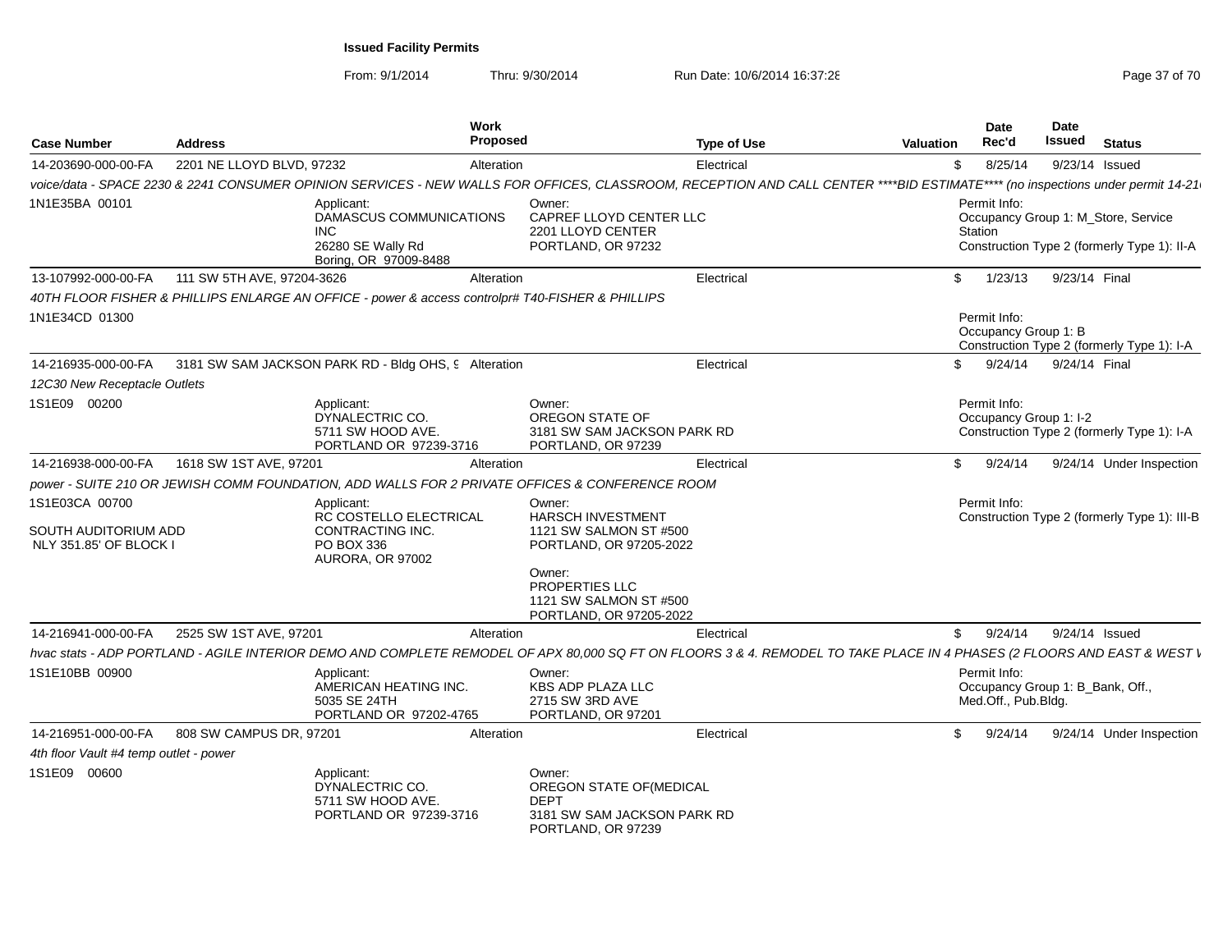**Issued Facility Permits**

From: 9/1/2014 Thru: 9/30/2014 Run Date: 10/6/2014 16:37:28

| Case Number | Address | Work Proposed | Type of Use | Valuation | Date Rec'd | Date Issued | Status |
|---|---|---|---|---|---|---|---|
| 14-203690-000-00-FA | 2201 NE LLOYD BLVD, 97232 | Alteration | Electrical | $ | 8/25/14 | 9/23/14 | Issued |

*voice/data - SPACE 2230 & 2241 CONSUMER OPINION SERVICES - NEW WALLS FOR OFFICES, CLASSROOM, RECEPTION AND CALL CENTER \*\*\*\*BID ESTIMATE\*\*\*\* (no inspections under permit 14-21*

1N1E35BA 00101

Applicant: DAMASCUS COMMUNICATIONS INC, 26280 SE Wally Rd, Boring, OR 97009-8488

Owner: CAPREF LLOYD CENTER LLC, 2201 LLOYD CENTER, PORTLAND, OR 97232

Permit Info: Occupancy Group 1: M_Store, Service Station; Construction Type 2 (formerly Type 1): II-A

---

| Case Number | Address | Work Proposed | Type of Use | Valuation | Date Rec'd | Date Issued | Status |
|---|---|---|---|---|---|---|---|
| 13-107992-000-00-FA | 111 SW 5TH AVE, 97204-3626 | Alteration | Electrical | $ | 1/23/13 | 9/23/14 | Final |

*40TH FLOOR FISHER & PHILLIPS ENLARGE AN OFFICE - power & access controlpr# T40-FISHER & PHILLIPS*

1N1E34CD 01300

Permit Info: Occupancy Group 1: B; Construction Type 2 (formerly Type 1): I-A

---

| Case Number | Address | Work Proposed | Type of Use | Valuation | Date Rec'd | Date Issued | Status |
|---|---|---|---|---|---|---|---|
| 14-216935-000-00-FA | 3181 SW SAM JACKSON PARK RD - Bldg OHS, 9 | Alteration | Electrical | $ | 9/24/14 | 9/24/14 | Final |

*12C30 New Receptacle Outlets*

1S1E09 00200

Applicant: DYNALECTRIC CO., 5711 SW HOOD AVE., PORTLAND OR 97239-3716

Owner: OREGON STATE OF, 3181 SW SAM JACKSON PARK RD, PORTLAND, OR 97239

Permit Info: Occupancy Group 1: I-2; Construction Type 2 (formerly Type 1): I-A

---

| Case Number | Address | Work Proposed | Type of Use | Valuation | Date Rec'd | Date Issued | Status |
|---|---|---|---|---|---|---|---|
| 14-216938-000-00-FA | 1618 SW 1ST AVE, 97201 | Alteration | Electrical | $ | 9/24/14 | 9/24/14 | Under Inspection |

*power - SUITE 210 OR JEWISH COMM FOUNDATION, ADD WALLS FOR 2 PRIVATE OFFICES & CONFERENCE ROOM*

1S1E03CA 00700

SOUTH AUDITORIUM ADD NLY 351.85' OF BLOCK I

Applicant: RC COSTELLO ELECTRICAL CONTRACTING INC., PO BOX 336, AURORA, OR 97002

Owner: HARSCH INVESTMENT, 1121 SW SALMON ST #500, PORTLAND, OR 97205-2022

Owner: PROPERTIES LLC, 1121 SW SALMON ST #500, PORTLAND, OR 97205-2022

Permit Info: Construction Type 2 (formerly Type 1): III-B

---

| Case Number | Address | Work Proposed | Type of Use | Valuation | Date Rec'd | Date Issued | Status |
|---|---|---|---|---|---|---|---|
| 14-216941-000-00-FA | 2525 SW 1ST AVE, 97201 | Alteration | Electrical | $ | 9/24/14 | 9/24/14 | Issued |

*hvac stats - ADP PORTLAND - AGILE INTERIOR DEMO AND COMPLETE REMODEL OF APX 80,000 SQ FT ON FLOORS 3 & 4. REMODEL TO TAKE PLACE IN 4 PHASES (2 FLOORS AND EAST & WEST V*

1S1E10BB 00900

Applicant: AMERICAN HEATING INC., 5035 SE 24TH, PORTLAND OR 97202-4765

Owner: KBS ADP PLAZA LLC, 2715 SW 3RD AVE, PORTLAND, OR 97201

Permit Info: Occupancy Group 1: B_Bank, Off., Med.Off., Pub.Bldg.

---

| Case Number | Address | Work Proposed | Type of Use | Valuation | Date Rec'd | Date Issued | Status |
|---|---|---|---|---|---|---|---|
| 14-216951-000-00-FA | 808 SW CAMPUS DR, 97201 | Alteration | Electrical | $ | 9/24/14 | 9/24/14 | Under Inspection |

*4th floor Vault #4 temp outlet - power*

1S1E09 00600

Applicant: DYNALECTRIC CO., 5711 SW HOOD AVE., PORTLAND OR 97239-3716

Owner: OREGON STATE OF(MEDICAL DEPT, 3181 SW SAM JACKSON PARK RD, PORTLAND, OR 97239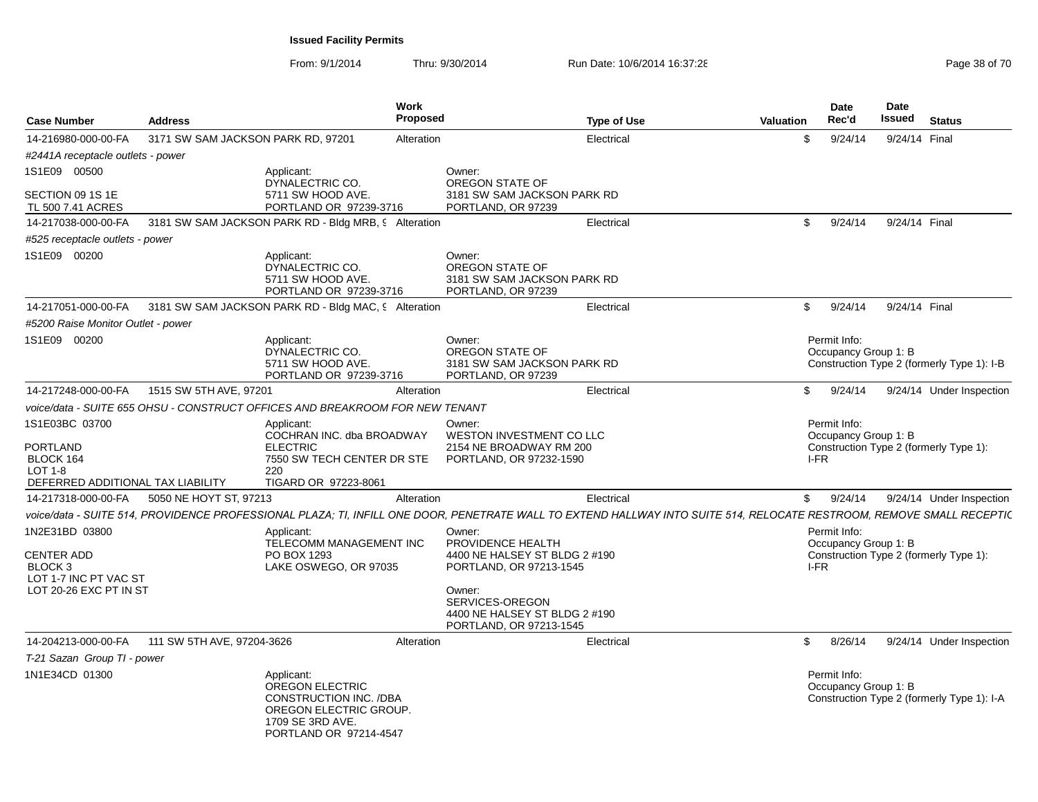**Issued Facility Permits**

From: 9/1/2014 Thru: 9/30/2014 Run Date: 10/6/2014 16:37:28

| Case Number | Address | Work Proposed | Type of Use | Valuation | Date Rec'd | Date Issued | Status |
|---|---|---|---|---|---|---|---|
| 14-216980-000-00-FA | 3171 SW SAM JACKSON PARK RD, 97201 | Alteration | Electrical | $ | 9/24/14 | 9/24/14 | Final |
| #2441A receptacle outlets - power | | | | | | | |
| 1S1E09 00500<br><br>SECTION 09 1S 1E<br>TL 500 7.41 ACRES | Applicant:<br>DYNALECTRIC CO.<br>5711 SW HOOD AVE.<br>PORTLAND OR 97239-3716 | | Owner:<br>OREGON STATE OF<br>3181 SW SAM JACKSON PARK RD<br>PORTLAND, OR 97239 | | | | |
| 14-217038-000-00-FA | 3181 SW SAM JACKSON PARK RD - Bldg MRB, 9 | Alteration | Electrical | $ | 9/24/14 | 9/24/14 | Final |
| #525 receptacle outlets - power | | | | | | | |
| 1S1E09 00200 | Applicant:<br>DYNALECTRIC CO.<br>5711 SW HOOD AVE.<br>PORTLAND OR 97239-3716 | | Owner:<br>OREGON STATE OF<br>3181 SW SAM JACKSON PARK RD<br>PORTLAND, OR 97239 | | | | |
| 14-217051-000-00-FA | 3181 SW SAM JACKSON PARK RD - Bldg MAC, 9 | Alteration | Electrical | $ | 9/24/14 | 9/24/14 | Final |
| #5200 Raise Monitor Outlet - power | | | | | | | |
| 1S1E09 00200 | Applicant:<br>DYNALECTRIC CO.<br>5711 SW HOOD AVE.<br>PORTLAND OR 97239-3716 | | Owner:<br>OREGON STATE OF<br>3181 SW SAM JACKSON PARK RD<br>PORTLAND, OR 97239 | | Permit Info:<br>Occupancy Group 1: B<br>Construction Type 2 (formerly Type 1): I-B | | |
| 14-217248-000-00-FA | 1515 SW 5TH AVE, 97201 | Alteration | Electrical | $ | 9/24/14 | 9/24/14 | Under Inspection |
| voice/data - SUITE 655 OHSU - CONSTRUCT OFFICES AND BREAKROOM FOR NEW TENANT | | | | | | | |
| 1S1E03BC 03700<br><br>PORTLAND<br>BLOCK 164<br>LOT 1-8<br>DEFERRED ADDITIONAL TAX LIABILITY | Applicant:<br>COCHRAN INC. dba BROADWAY ELECTRIC<br>7550 SW TECH CENTER DR STE 220<br>TIGARD OR 97223-8061 | | Owner:<br>WESTON INVESTMENT CO LLC<br>2154 NE BROADWAY RM 200<br>PORTLAND, OR 97232-1590 | | Permit Info:<br>Occupancy Group 1: B<br>Construction Type 2 (formerly Type 1): I-FR | | |
| 14-217318-000-00-FA | 5050 NE HOYT ST, 97213 | Alteration | Electrical | $ | 9/24/14 | 9/24/14 | Under Inspection |
| voice/data - SUITE 514, PROVIDENCE PROFESSIONAL PLAZA; TI, INFILL ONE DOOR, PENETRATE WALL TO EXTEND HALLWAY INTO SUITE 514, RELOCATE RESTROOM, REMOVE SMALL RECEPTIC | | | | | | | |
| 1N2E31BD 03800<br><br>CENTER ADD<br>BLOCK 3<br>LOT 1-7 INC PT VAC ST<br>LOT 20-26 EXC PT IN ST | Applicant:<br>TELECOMM MANAGEMENT INC<br>PO BOX 1293<br>LAKE OSWEGO, OR 97035 | | Owner:<br>PROVIDENCE HEALTH<br>4400 NE HALSEY ST BLDG 2 #190<br>PORTLAND, OR 97213-1545<br><br>Owner:<br>SERVICES-OREGON<br>4400 NE HALSEY ST BLDG 2 #190<br>PORTLAND, OR 97213-1545 | | Permit Info:<br>Occupancy Group 1: B<br>Construction Type 2 (formerly Type 1): I-FR | | |
| 14-204213-000-00-FA | 111 SW 5TH AVE, 97204-3626 | Alteration | Electrical | $ | 8/26/14 | 9/24/14 | Under Inspection |
| T-21 Sazan Group TI - power | | | | | | | |
| 1N1E34CD 01300 | Applicant:<br>OREGON ELECTRIC CONSTRUCTION INC. /DBA OREGON ELECTRIC GROUP.<br>1709 SE 3RD AVE.<br>PORTLAND OR 97214-4547 | | | | Permit Info:<br>Occupancy Group 1: B<br>Construction Type 2 (formerly Type 1): I-A | | |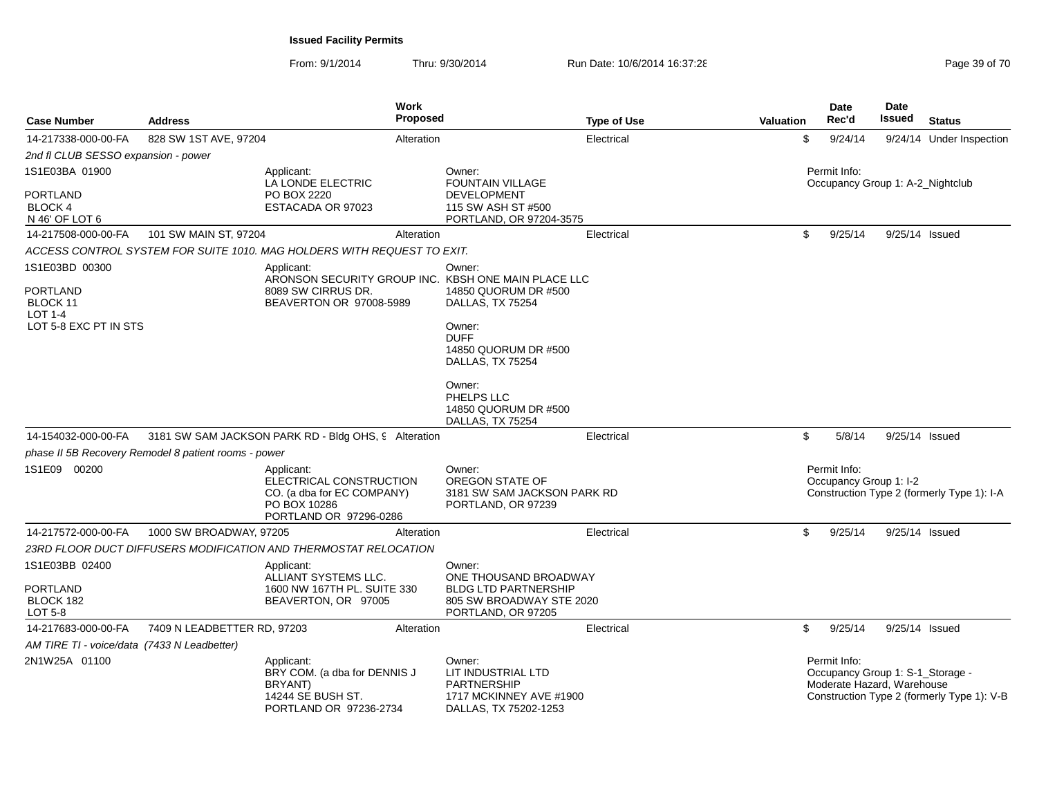**Issued Facility Permits**

From: 9/1/2014 Thru: 9/30/2014 Run Date: 10/6/2014 16:37:28

| Case Number | Address | Work Proposed | Type of Use | Valuation | Date Rec'd | Date Issued | Status |
|---|---|---|---|---|---|---|---|
| 14-217338-000-00-FA | 828 SW 1ST AVE, 97204 | Alteration | Electrical | $ | 9/24/14 | 9/24/14 | Under Inspection |

*2nd fl CLUB SESSO expansion - power*

1S1E03BA 01900
PORTLAND
BLOCK 4
N 46' OF LOT 6

Applicant:
LA LONDE ELECTRIC
PO BOX 2220
ESTACADA OR 97023

Owner:
FOUNTAIN VILLAGE DEVELOPMENT
115 SW ASH ST #500
PORTLAND, OR 97204-3575

Permit Info:
Occupancy Group 1: A-2_Nightclub

| Case Number | Address | Work Proposed | Type of Use | Valuation | Date Rec'd | Date Issued | Status |
|---|---|---|---|---|---|---|---|
| 14-217508-000-00-FA | 101 SW MAIN ST, 97204 | Alteration | Electrical | $ | 9/25/14 | 9/25/14 | Issued |

*ACCESS CONTROL SYSTEM FOR SUITE 1010. MAG HOLDERS WITH REQUEST TO EXIT.*

1S1E03BD 00300
PORTLAND
BLOCK 11
LOT 1-4
LOT 5-8 EXC PT IN STS

Applicant:
ARONSON SECURITY GROUP INC.
8089 SW CIRRUS DR.
BEAVERTON OR 97008-5989

Owner:
KBSH ONE MAIN PLACE LLC
14850 QUORUM DR #500
DALLAS, TX 75254

Owner:
DUFF
14850 QUORUM DR #500
DALLAS, TX 75254

Owner:
PHELPS LLC
14850 QUORUM DR #500
DALLAS, TX 75254

| Case Number | Address | Work Proposed | Type of Use | Valuation | Date Rec'd | Date Issued | Status |
|---|---|---|---|---|---|---|---|
| 14-154032-000-00-FA | 3181 SW SAM JACKSON PARK RD - Bldg OHS, 9 | Alteration | Electrical | $ | 5/8/14 | 9/25/14 | Issued |

*phase II 5B Recovery Remodel 8 patient rooms - power*

1S1E09 00200

Applicant:
ELECTRICAL CONSTRUCTION CO. (a dba for EC COMPANY)
PO BOX 10286
PORTLAND OR 97296-0286

Owner:
OREGON STATE OF
3181 SW SAM JACKSON PARK RD
PORTLAND, OR 97239

Permit Info:
Occupancy Group 1: I-2
Construction Type 2 (formerly Type 1): I-A

| Case Number | Address | Work Proposed | Type of Use | Valuation | Date Rec'd | Date Issued | Status |
|---|---|---|---|---|---|---|---|
| 14-217572-000-00-FA | 1000 SW BROADWAY, 97205 | Alteration | Electrical | $ | 9/25/14 | 9/25/14 | Issued |

*23RD FLOOR DUCT DIFFUSERS MODIFICATION AND THERMOSTAT RELOCATION*

1S1E03BB 02400
PORTLAND
BLOCK 182
LOT 5-8

Applicant:
ALLIANT SYSTEMS LLC.
1600 NW 167TH PL. SUITE 330
BEAVERTON, OR 97005

Owner:
ONE THOUSAND BROADWAY BLDG LTD PARTNERSHIP
805 SW BROADWAY STE 2020
PORTLAND, OR 97205

| Case Number | Address | Work Proposed | Type of Use | Valuation | Date Rec'd | Date Issued | Status |
|---|---|---|---|---|---|---|---|
| 14-217683-000-00-FA | 7409 N LEADBETTER RD, 97203 | Alteration | Electrical | $ | 9/25/14 | 9/25/14 | Issued |

*AM TIRE TI - voice/data (7433 N Leadbetter)*

2N1W25A 01100

Applicant:
BRY COM. (a dba for DENNIS J BRYANT)
14244 SE BUSH ST.
PORTLAND OR 97236-2734

Owner:
LIT INDUSTRIAL LTD PARTNERSHIP
1717 MCKINNEY AVE #1900
DALLAS, TX 75202-1253

Permit Info:
Occupancy Group 1: S-1_Storage - Moderate Hazard, Warehouse
Construction Type 2 (formerly Type 1): V-B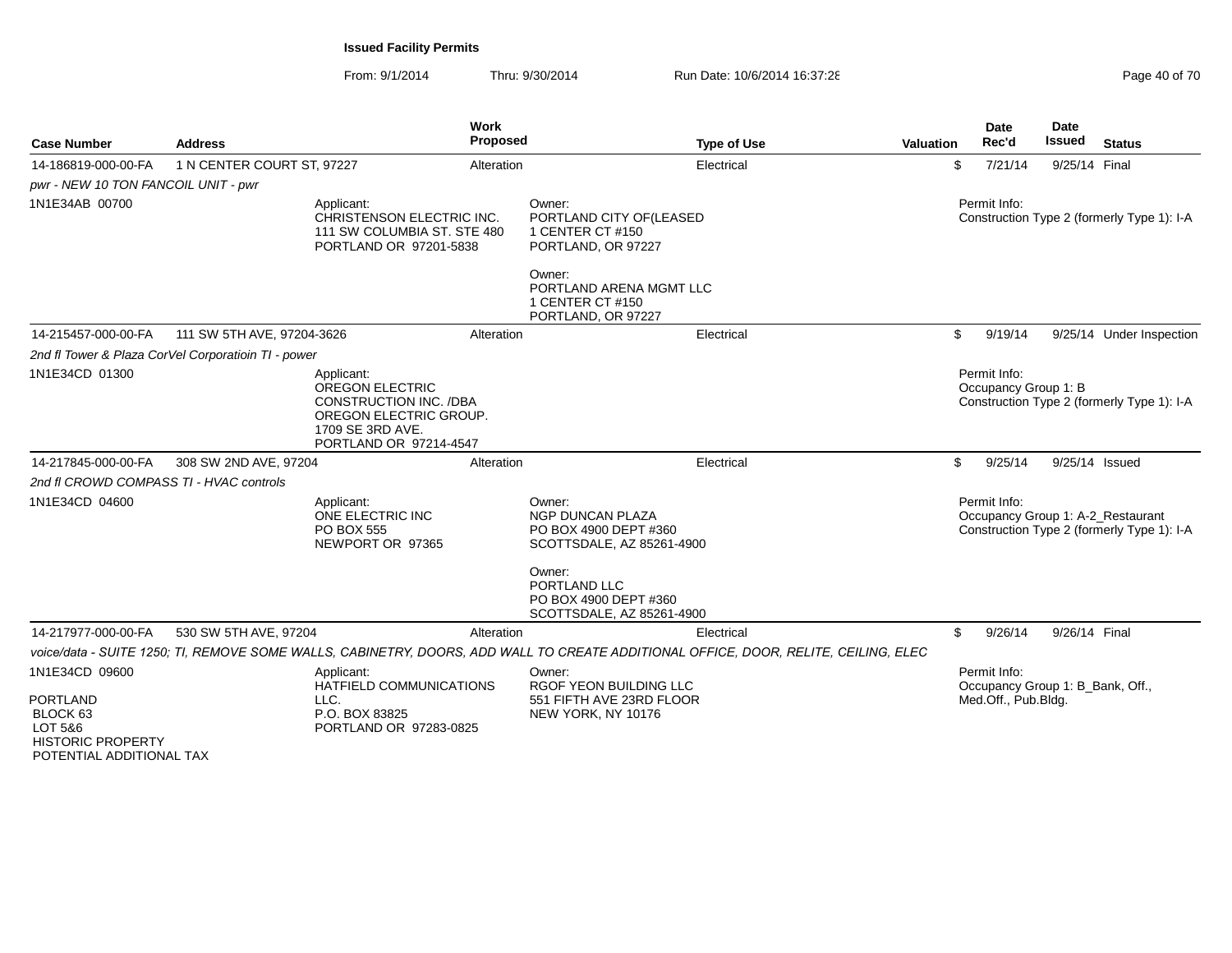**Issued Facility Permits**

From: 9/1/2014 Thru: 9/30/2014 Run Date: 10/6/2014 16:37:28

| Case Number | Address | Work Proposed | Type of Use | Valuation | Date Rec'd | Date Issued | Status |
|---|---|---|---|---|---|---|---|
| 14-186819-000-00-FA | 1 N CENTER COURT ST, 97227 | Alteration | Electrical | $ | 7/21/14 | 9/25/14 | Final |

*pwr - NEW 10 TON FANCOIL UNIT - pwr*

1N1E34AB 00700

Applicant:
CHRISTENSON ELECTRIC INC.
111 SW COLUMBIA ST. STE 480
PORTLAND OR 97201-5838

Owner:
PORTLAND CITY OF(LEASED
1 CENTER CT #150
PORTLAND, OR 97227

Owner:
PORTLAND ARENA MGMT LLC
1 CENTER CT #150
PORTLAND, OR 97227

Permit Info:
Construction Type 2 (formerly Type 1): I-A

| Case Number | Address | Work Proposed | Type of Use | Valuation | Date Rec'd | Date Issued | Status |
|---|---|---|---|---|---|---|---|
| 14-215457-000-00-FA | 111 SW 5TH AVE, 97204-3626 | Alteration | Electrical | $ | 9/19/14 | 9/25/14 | Under Inspection |

*2nd fl Tower & Plaza CorVel Corporatioin TI - power*

1N1E34CD 01300

Applicant:
OREGON ELECTRIC
CONSTRUCTION INC. /DBA
OREGON ELECTRIC GROUP.
1709 SE 3RD AVE.
PORTLAND OR 97214-4547

Permit Info:
Occupancy Group 1: B
Construction Type 2 (formerly Type 1): I-A

| Case Number | Address | Work Proposed | Type of Use | Valuation | Date Rec'd | Date Issued | Status |
|---|---|---|---|---|---|---|---|
| 14-217845-000-00-FA | 308 SW 2ND AVE, 97204 | Alteration | Electrical | $ | 9/25/14 | 9/25/14 | Issued |

*2nd fl CROWD COMPASS TI - HVAC controls*

1N1E34CD 04600

Applicant:
ONE ELECTRIC INC
PO BOX 555
NEWPORT OR 97365

Owner:
NGP DUNCAN PLAZA
PO BOX 4900 DEPT #360
SCOTTSDALE, AZ 85261-4900

Owner:
PORTLAND LLC
PO BOX 4900 DEPT #360
SCOTTSDALE, AZ 85261-4900

Permit Info:
Occupancy Group 1: A-2_Restaurant
Construction Type 2 (formerly Type 1): I-A

| Case Number | Address | Work Proposed | Type of Use | Valuation | Date Rec'd | Date Issued | Status |
|---|---|---|---|---|---|---|---|
| 14-217977-000-00-FA | 530 SW 5TH AVE, 97204 | Alteration | Electrical | $ | 9/26/14 | 9/26/14 | Final |

*voice/data - SUITE 1250; TI, REMOVE SOME WALLS, CABINETRY, DOORS, ADD WALL TO CREATE ADDITIONAL OFFICE, DOOR, RELITE, CEILING, ELEC*

1N1E34CD 09600

PORTLAND
BLOCK 63
LOT 5&6
HISTORIC PROPERTY
POTENTIAL ADDITIONAL TAX

Applicant:
HATFIELD COMMUNICATIONS
LLC.
P.O. BOX 83825
PORTLAND OR 97283-0825

Owner:
RGOF YEON BUILDING LLC
551 FIFTH AVE 23RD FLOOR
NEW YORK, NY 10176

Permit Info:
Occupancy Group 1: B_Bank, Off., Med.Off., Pub.Bldg.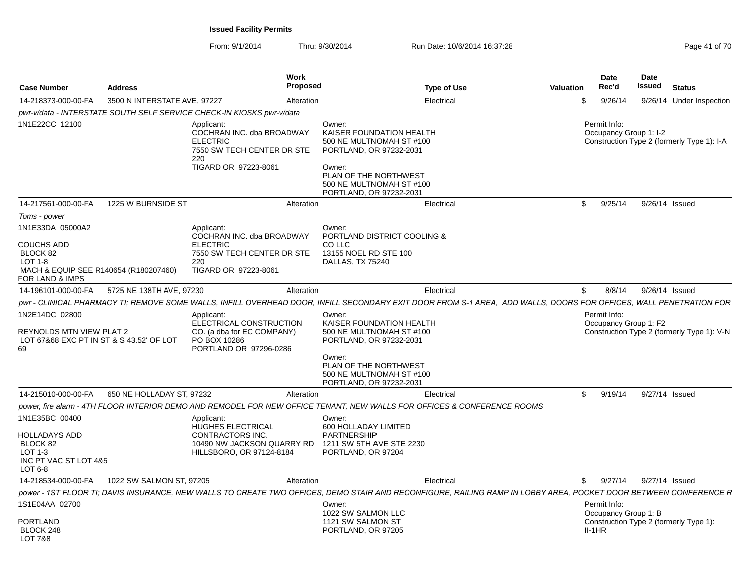**Issued Facility Permits**

From: 9/1/2014 Thru: 9/30/2014 Run Date: 10/6/2014 16:37:28

| Case Number | Address | Work Proposed | Type of Use | Valuation | Date Rec'd | Date Issued | Status |
|---|---|---|---|---|---|---|---|
| 14-218373-000-00-FA | 3500 N INTERSTATE AVE, 97227 | Alteration | Electrical | $ | 9/26/14 | 9/26/14 | Under Inspection |

*pwr-v/data - INTERSTATE SOUTH SELF SERVICE CHECK-IN KIOSKS pwr-v/data*

1N1E22CC 12100

Applicant: COCHRAN INC. dba BROADWAY ELECTRIC, 7550 SW TECH CENTER DR STE 220, TIGARD OR 97223-8061

Owner: KAISER FOUNDATION HEALTH, 500 NE MULTNOMAH ST #100, PORTLAND, OR 97232-2031

Owner: PLAN OF THE NORTHWEST, 500 NE MULTNOMAH ST #100, PORTLAND, OR 97232-2031

Permit Info: Occupancy Group 1: I-2; Construction Type 2 (formerly Type 1): I-A

| Case Number | Address | Work Proposed | Type of Use | Valuation | Date Rec'd | Date Issued | Status |
|---|---|---|---|---|---|---|---|
| 14-217561-000-00-FA | 1225 W BURNSIDE ST | Alteration | Electrical | $ | 9/25/14 | 9/26/14 | Issued |

*Toms - power*

1N1E33DA 05000A2

COUCHS ADD
BLOCK 82
LOT 1-8
MACH & EQUIP SEE R140654 (R180207460) FOR LAND & IMPS

Applicant: COCHRAN INC. dba BROADWAY ELECTRIC, 7550 SW TECH CENTER DR STE 220, TIGARD OR 97223-8061

Owner: PORTLAND DISTRICT COOLING & CO LLC, 13155 NOEL RD STE 100, DALLAS, TX 75240

| Case Number | Address | Work Proposed | Type of Use | Valuation | Date Rec'd | Date Issued | Status |
|---|---|---|---|---|---|---|---|
| 14-196101-000-00-FA | 5725 NE 138TH AVE, 97230 | Alteration | Electrical | $ | 8/8/14 | 9/26/14 | Issued |

*pwr - CLINICAL PHARMACY TI; REMOVE SOME WALLS, INFILL OVERHEAD DOOR, INFILL SECONDARY EXIT DOOR FROM S-1 AREA, ADD WALLS, DOORS FOR OFFICES, WALL PENETRATION FOR*

1N2E14DC 02800

REYNOLDS MTN VIEW PLAT 2
LOT 67&68 EXC PT IN ST & S 43.52' OF LOT 69

Applicant: ELECTRICAL CONSTRUCTION CO. (a dba for EC COMPANY), PO BOX 10286, PORTLAND OR 97296-0286

Owner: KAISER FOUNDATION HEALTH, 500 NE MULTNOMAH ST #100, PORTLAND, OR 97232-2031

Owner: PLAN OF THE NORTHWEST, 500 NE MULTNOMAH ST #100, PORTLAND, OR 97232-2031

Permit Info: Occupancy Group 1: F2; Construction Type 2 (formerly Type 1): V-N

| Case Number | Address | Work Proposed | Type of Use | Valuation | Date Rec'd | Date Issued | Status |
|---|---|---|---|---|---|---|---|
| 14-215010-000-00-FA | 650 NE HOLLADAY ST, 97232 | Alteration | Electrical | $ | 9/19/14 | 9/27/14 | Issued |

*power, fire alarm - 4TH FLOOR INTERIOR DEMO AND REMODEL FOR NEW OFFICE TENANT, NEW WALLS FOR OFFICES & CONFERENCE ROOMS*

1N1E35BC 00400

HOLLADAYS ADD
BLOCK 82
LOT 1-3
INC PT VAC ST LOT 4&5
LOT 6-8

Applicant: HUGHES ELECTRICAL CONTRACTORS INC., 10490 NW JACKSON QUARRY RD, HILLSBORO, OR 97124-8184

Owner: 600 HOLLADAY LIMITED PARTNERSHIP, 1211 SW 5TH AVE STE 2230, PORTLAND, OR 97204

| Case Number | Address | Work Proposed | Type of Use | Valuation | Date Rec'd | Date Issued | Status |
|---|---|---|---|---|---|---|---|
| 14-218534-000-00-FA | 1022 SW SALMON ST, 97205 | Alteration | Electrical | $ | 9/27/14 | 9/27/14 | Issued |

*power - 1ST FLOOR TI; DAVIS INSURANCE, NEW WALLS TO CREATE TWO OFFICES, DEMO STAIR AND RECONFIGURE, RAILING RAMP IN LOBBY AREA, POCKET DOOR BETWEEN CONFERENCE R*

1S1E04AA 02700

PORTLAND
BLOCK 248
LOT 7&8

Owner: 1022 SW SALMON LLC, 1121 SW SALMON ST, PORTLAND, OR 97205

Permit Info: Occupancy Group 1: B; Construction Type 2 (formerly Type 1): II-1HR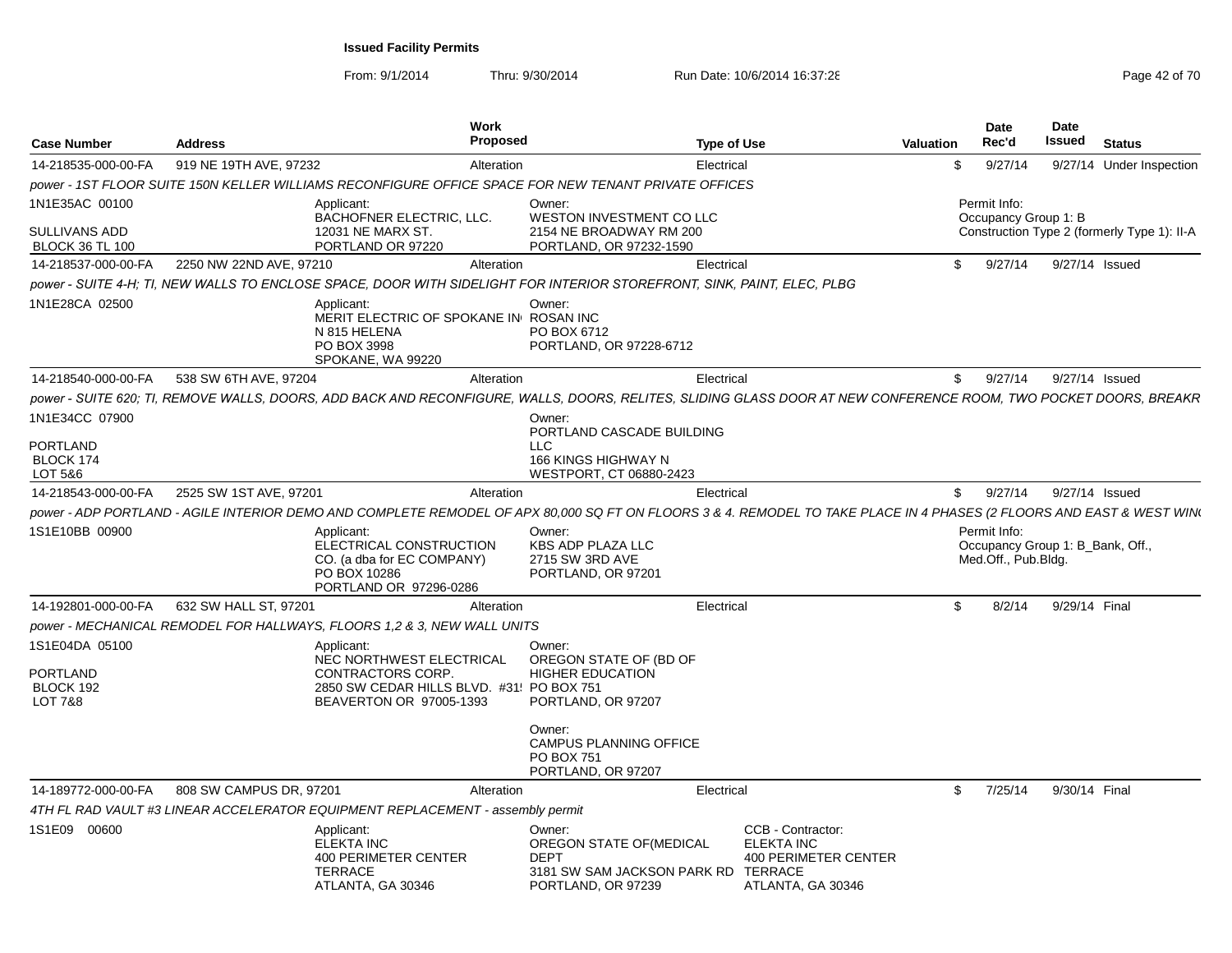**Issued Facility Permits**

From: 9/1/2014 Thru: 9/30/2014 Run Date: 10/6/2014 16:37:28

| Case Number | Address | Work Proposed | Type of Use | Valuation | Date Rec'd | Date Issued | Status |
|---|---|---|---|---|---|---|---|
| 14-218535-000-00-FA | 919 NE 19TH AVE, 97232 | Alteration | Electrical | $ | 9/27/14 | 9/27/14 | Under Inspection |

*power - 1ST FLOOR SUITE 150N KELLER WILLIAMS RECONFIGURE OFFICE SPACE FOR NEW TENANT PRIVATE OFFICES*

1N1E35AC 00100
SULLIVANS ADD
BLOCK 36 TL 100

Applicant:
BACHOFNER ELECTRIC, LLC.
12031 NE MARX ST.
PORTLAND OR 97220

Owner:
WESTON INVESTMENT CO LLC
2154 NE BROADWAY RM 200
PORTLAND, OR 97232-1590

Permit Info:
Occupancy Group 1: B
Construction Type 2 (formerly Type 1): II-A

| Case Number | Address | Work Proposed | Type of Use | Valuation | Date Rec'd | Date Issued | Status |
|---|---|---|---|---|---|---|---|
| 14-218537-000-00-FA | 2250 NW 22ND AVE, 97210 | Alteration | Electrical | $ | 9/27/14 | 9/27/14 | Issued |

*power - SUITE 4-H; TI, NEW WALLS TO ENCLOSE SPACE, DOOR WITH SIDELIGHT FOR INTERIOR STOREFRONT, SINK, PAINT, ELEC, PLBG*

1N1E28CA 02500

Applicant:
MERIT ELECTRIC OF SPOKANE IN
N 815 HELENA
PO BOX 3998
SPOKANE, WA 99220

Owner:
ROSAN INC
PO BOX 6712
PORTLAND, OR 97228-6712

| Case Number | Address | Work Proposed | Type of Use | Valuation | Date Rec'd | Date Issued | Status |
|---|---|---|---|---|---|---|---|
| 14-218540-000-00-FA | 538 SW 6TH AVE, 97204 | Alteration | Electrical | $ | 9/27/14 | 9/27/14 | Issued |

*power - SUITE 620; TI, REMOVE WALLS, DOORS, ADD BACK AND RECONFIGURE, WALLS, DOORS, RELITES, SLIDING GLASS DOOR AT NEW CONFERENCE ROOM, TWO POCKET DOORS, BREAKR*

1N1E34CC 07900
PORTLAND
BLOCK 174
LOT 5&6

Owner:
PORTLAND CASCADE BUILDING LLC
166 KINGS HIGHWAY N
WESTPORT, CT 06880-2423

| Case Number | Address | Work Proposed | Type of Use | Valuation | Date Rec'd | Date Issued | Status |
|---|---|---|---|---|---|---|---|
| 14-218543-000-00-FA | 2525 SW 1ST AVE, 97201 | Alteration | Electrical | $ | 9/27/14 | 9/27/14 | Issued |

*power - ADP PORTLAND - AGILE INTERIOR DEMO AND COMPLETE REMODEL OF APX 80,000 SQ FT ON FLOORS 3 & 4. REMODEL TO TAKE PLACE IN 4 PHASES (2 FLOORS AND EAST & WEST WIN*

1S1E10BB 00900

Applicant:
ELECTRICAL CONSTRUCTION CO. (a dba for EC COMPANY)
PO BOX 10286
PORTLAND OR 97296-0286

Owner:
KBS ADP PLAZA LLC
2715 SW 3RD AVE
PORTLAND, OR 97201

Permit Info:
Occupancy Group 1: B_Bank, Off., Med.Off., Pub.Bldg.

| Case Number | Address | Work Proposed | Type of Use | Valuation | Date Rec'd | Date Issued | Status |
|---|---|---|---|---|---|---|---|
| 14-192801-000-00-FA | 632 SW HALL ST, 97201 | Alteration | Electrical | $ | 8/2/14 | 9/29/14 | Final |

*power - MECHANICAL REMODEL FOR HALLWAYS, FLOORS 1,2 & 3, NEW WALL UNITS*

1S1E04DA 05100
PORTLAND
BLOCK 192
LOT 7&8

Applicant:
NEC NORTHWEST ELECTRICAL CONTRACTORS CORP.
2850 SW CEDAR HILLS BLVD. #31
BEAVERTON OR 97005-1393

Owner:
OREGON STATE OF (BD OF HIGHER EDUCATION
PO BOX 751
PORTLAND, OR 97207

Owner:
CAMPUS PLANNING OFFICE
PO BOX 751
PORTLAND, OR 97207

| Case Number | Address | Work Proposed | Type of Use | Valuation | Date Rec'd | Date Issued | Status |
|---|---|---|---|---|---|---|---|
| 14-189772-000-00-FA | 808 SW CAMPUS DR, 97201 | Alteration | Electrical | $ | 7/25/14 | 9/30/14 | Final |

*4TH FL RAD VAULT #3 LINEAR ACCELERATOR EQUIPMENT REPLACEMENT - assembly permit*

1S1E09 00600

Applicant:
ELEKTA INC
400 PERIMETER CENTER TERRACE
ATLANTA, GA 30346

Owner:
OREGON STATE OF(MEDICAL DEPT
3181 SW SAM JACKSON PARK RD
PORTLAND, OR 97239

CCB - Contractor:
ELEKTA INC
400 PERIMETER CENTER TERRACE
ATLANTA, GA 30346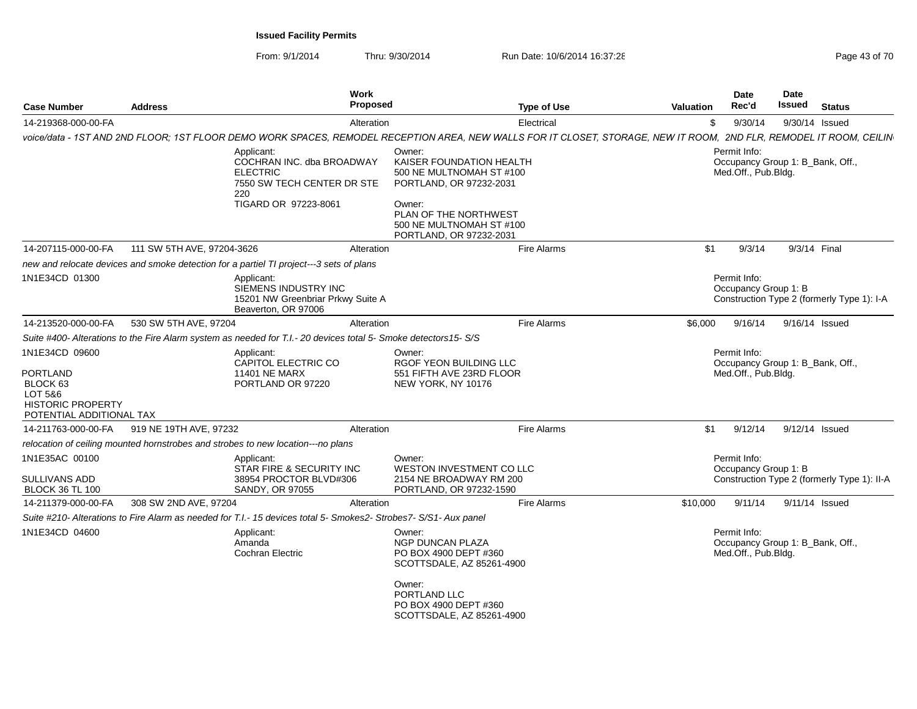**Issued Facility Permits**

From: 9/1/2014 Thru: 9/30/2014 Run Date: 10/6/2014 16:37:28

| Case Number | Address | Work Proposed | Type of Use | Valuation | Date Rec'd | Date Issued | Status |
|---|---|---|---|---|---|---|---|
| 14-219368-000-00-FA | | Alteration | Electrical | $ | 9/30/14 | 9/30/14 | Issued |

*voice/data - 1ST AND 2ND FLOOR; 1ST FLOOR DEMO WORK SPACES, REMODEL RECEPTION AREA, NEW WALLS FOR IT CLOSET, STORAGE, NEW IT ROOM, 2ND FLR, REMODEL IT ROOM, CEILIN*

Applicant:
COCHRAN INC. dba BROADWAY ELECTRIC
7550 SW TECH CENTER DR STE 220
TIGARD OR 97223-8061

Owner:
KAISER FOUNDATION HEALTH
500 NE MULTNOMAH ST #100
PORTLAND, OR 97232-2031

Owner:
PLAN OF THE NORTHWEST
500 NE MULTNOMAH ST #100
PORTLAND, OR 97232-2031

Permit Info:
Occupancy Group 1: B_Bank, Off., Med.Off., Pub.Bldg.

| Case Number | Address | Work Proposed | Type of Use | Valuation | Date Rec'd | Date Issued | Status |
|---|---|---|---|---|---|---|---|
| 14-207115-000-00-FA | 111 SW 5TH AVE, 97204-3626 | Alteration | Fire Alarms | $1 | 9/3/14 | 9/3/14 | Final |

*new and relocate devices and smoke detection for a partiel TI project---3 sets of plans*

1N1E34CD 01300

Applicant:
SIEMENS INDUSTRY INC
15201 NW Greenbriar Prkwy Suite A
Beaverton, OR 97006

Permit Info:
Occupancy Group 1: B
Construction Type 2 (formerly Type 1): I-A

| Case Number | Address | Work Proposed | Type of Use | Valuation | Date Rec'd | Date Issued | Status |
|---|---|---|---|---|---|---|---|
| 14-213520-000-00-FA | 530 SW 5TH AVE, 97204 | Alteration | Fire Alarms | $6,000 | 9/16/14 | 9/16/14 | Issued |

*Suite #400- Alterations to the Fire Alarm system as needed for T.I.- 20 devices total 5- Smoke detectors15- S/S*

1N1E34CD 09600

PORTLAND
BLOCK 63
LOT 5&6
HISTORIC PROPERTY
POTENTIAL ADDITIONAL TAX

Applicant:
CAPITOL ELECTRIC CO
11401 NE MARX
PORTLAND OR 97220

Owner:
RGOF YEON BUILDING LLC
551 FIFTH AVE 23RD FLOOR
NEW YORK, NY 10176

Permit Info:
Occupancy Group 1: B_Bank, Off., Med.Off., Pub.Bldg.

| Case Number | Address | Work Proposed | Type of Use | Valuation | Date Rec'd | Date Issued | Status |
|---|---|---|---|---|---|---|---|
| 14-211763-000-00-FA | 919 NE 19TH AVE, 97232 | Alteration | Fire Alarms | $1 | 9/12/14 | 9/12/14 | Issued |

*relocation of ceiling mounted hornstrobes and strobes to new location---no plans*

1N1E35AC 00100

SULLIVANS ADD
BLOCK 36 TL 100

Applicant:
STAR FIRE & SECURITY INC
38954 PROCTOR BLVD#306
SANDY, OR 97055

Owner:
WESTON INVESTMENT CO LLC
2154 NE BROADWAY RM 200
PORTLAND, OR 97232-1590

Permit Info:
Occupancy Group 1: B
Construction Type 2 (formerly Type 1): II-A

| Case Number | Address | Work Proposed | Type of Use | Valuation | Date Rec'd | Date Issued | Status |
|---|---|---|---|---|---|---|---|
| 14-211379-000-00-FA | 308 SW 2ND AVE, 97204 | Alteration | Fire Alarms | $10,000 | 9/11/14 | 9/11/14 | Issued |

*Suite #210- Alterations to Fire Alarm as needed for T.I.- 15 devices total 5- Smokes2- Strobes7- S/S1- Aux panel*

1N1E34CD 04600

Applicant:
Amanda
Cochran Electric

Owner:
NGP DUNCAN PLAZA
PO BOX 4900 DEPT #360
SCOTTSDALE, AZ 85261-4900

Owner:
PORTLAND LLC
PO BOX 4900 DEPT #360
SCOTTSDALE, AZ 85261-4900

Permit Info:
Occupancy Group 1: B_Bank, Off., Med.Off., Pub.Bldg.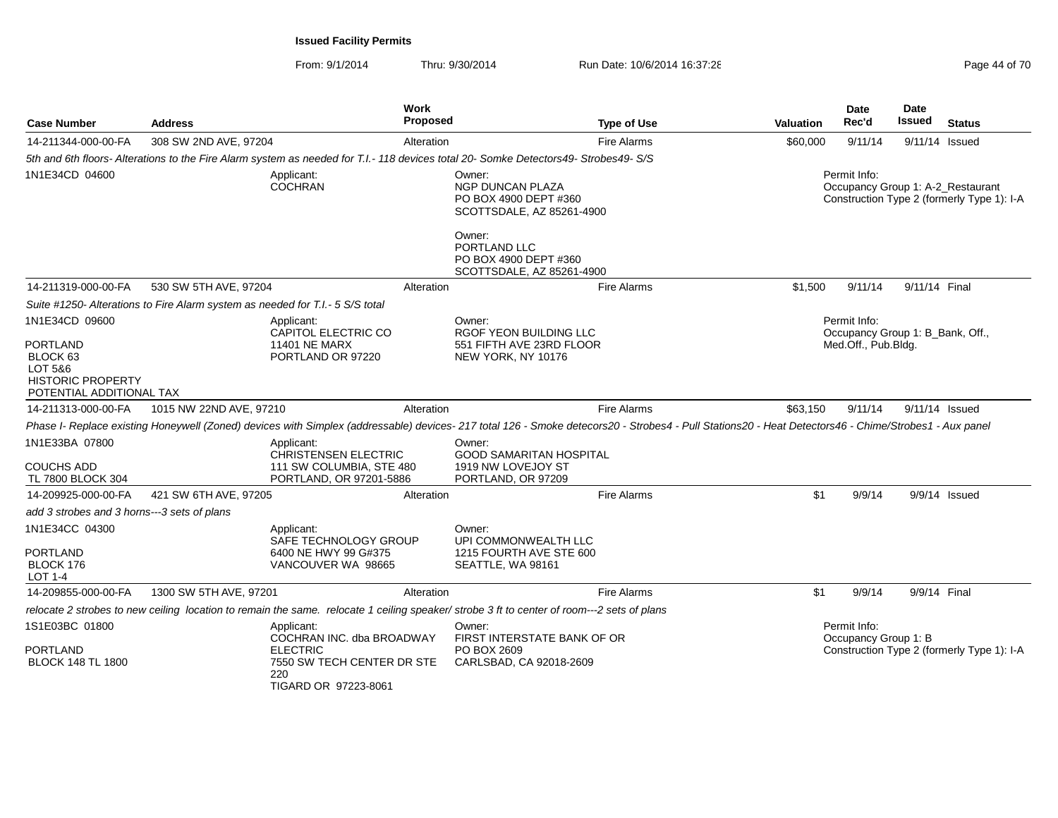**Issued Facility Permits**

From: 9/1/2014 Thru: 9/30/2014 Run Date: 10/6/2014 16:37:28

| Case Number | Address | Work Proposed | Type of Use | Valuation | Date Rec'd | Date Issued | Status |
|---|---|---|---|---|---|---|---|
| 14-211344-000-00-FA | 308 SW 2ND AVE, 97204 | Alteration | Fire Alarms | $60,000 | 9/11/14 | 9/11/14 | Issued |

*5th and 6th floors- Alterations to the Fire Alarm system as needed for T.I.- 118 devices total 20- Somke Detectors49- Strobes49- S/S*

1N1E34CD 04600

Applicant: COCHRAN

Owner: NGP DUNCAN PLAZA, PO BOX 4900 DEPT #360, SCOTTSDALE, AZ 85261-4900

Owner: PORTLAND LLC, PO BOX 4900 DEPT #360, SCOTTSDALE, AZ 85261-4900

Permit Info: Occupancy Group 1: A-2_Restaurant; Construction Type 2 (formerly Type 1): I-A

| Case Number | Address | Work Proposed | Type of Use | Valuation | Date Rec'd | Date Issued | Status |
|---|---|---|---|---|---|---|---|
| 14-211319-000-00-FA | 530 SW 5TH AVE, 97204 | Alteration | Fire Alarms | $1,500 | 9/11/14 | 9/11/14 | Final |

*Suite #1250- Alterations to Fire Alarm system as needed for T.I.- 5 S/S total*

1N1E34CD 09600

PORTLAND
BLOCK 63
LOT 5&6
HISTORIC PROPERTY
POTENTIAL ADDITIONAL TAX

Applicant: CAPITOL ELECTRIC CO, 11401 NE MARX, PORTLAND OR 97220

Owner: RGOF YEON BUILDING LLC, 551 FIFTH AVE 23RD FLOOR, NEW YORK, NY 10176

Permit Info: Occupancy Group 1: B_Bank, Off., Med.Off., Pub.Bldg.

| Case Number | Address | Work Proposed | Type of Use | Valuation | Date Rec'd | Date Issued | Status |
|---|---|---|---|---|---|---|---|
| 14-211313-000-00-FA | 1015 NW 22ND AVE, 97210 | Alteration | Fire Alarms | $63,150 | 9/11/14 | 9/11/14 | Issued |

*Phase I- Replace existing Honeywell (Zoned) devices with Simplex (addressable) devices- 217 total 126 - Smoke detecors20 - Strobes4 - Pull Stations20 - Heat Detectors46 - Chime/Strobes1 - Aux panel*

1N1E33BA 07800

COUCHS ADD
TL 7800 BLOCK 304

Applicant: CHRISTENSEN ELECTRIC, 111 SW COLUMBIA, STE 480, PORTLAND, OR 97201-5886

Owner: GOOD SAMARITAN HOSPITAL, 1919 NW LOVEJOY ST, PORTLAND, OR 97209

| Case Number | Address | Work Proposed | Type of Use | Valuation | Date Rec'd | Date Issued | Status |
|---|---|---|---|---|---|---|---|
| 14-209925-000-00-FA | 421 SW 6TH AVE, 97205 | Alteration | Fire Alarms | $1 | 9/9/14 | 9/9/14 | Issued |

*add 3 strobes and 3 horns---3 sets of plans*

1N1E34CC 04300

PORTLAND
BLOCK 176
LOT 1-4

Applicant: SAFE TECHNOLOGY GROUP, 6400 NE HWY 99 G#375, VANCOUVER WA 98665

Owner: UPI COMMONWEALTH LLC, 1215 FOURTH AVE STE 600, SEATTLE, WA 98161

| Case Number | Address | Work Proposed | Type of Use | Valuation | Date Rec'd | Date Issued | Status |
|---|---|---|---|---|---|---|---|
| 14-209855-000-00-FA | 1300 SW 5TH AVE, 97201 | Alteration | Fire Alarms | $1 | 9/9/14 | 9/9/14 | Final |

*relocate 2 strobes to new ceiling location to remain the same. relocate 1 ceiling speaker/ strobe 3 ft to center of room---2 sets of plans*

1S1E03BC 01800

PORTLAND
BLOCK 148 TL 1800

Applicant: COCHRAN INC. dba BROADWAY ELECTRIC, 7550 SW TECH CENTER DR STE 220, TIGARD OR 97223-8061

Owner: FIRST INTERSTATE BANK OF OR, PO BOX 2609, CARLSBAD, CA 92018-2609

Permit Info: Occupancy Group 1: B; Construction Type 2 (formerly Type 1): I-A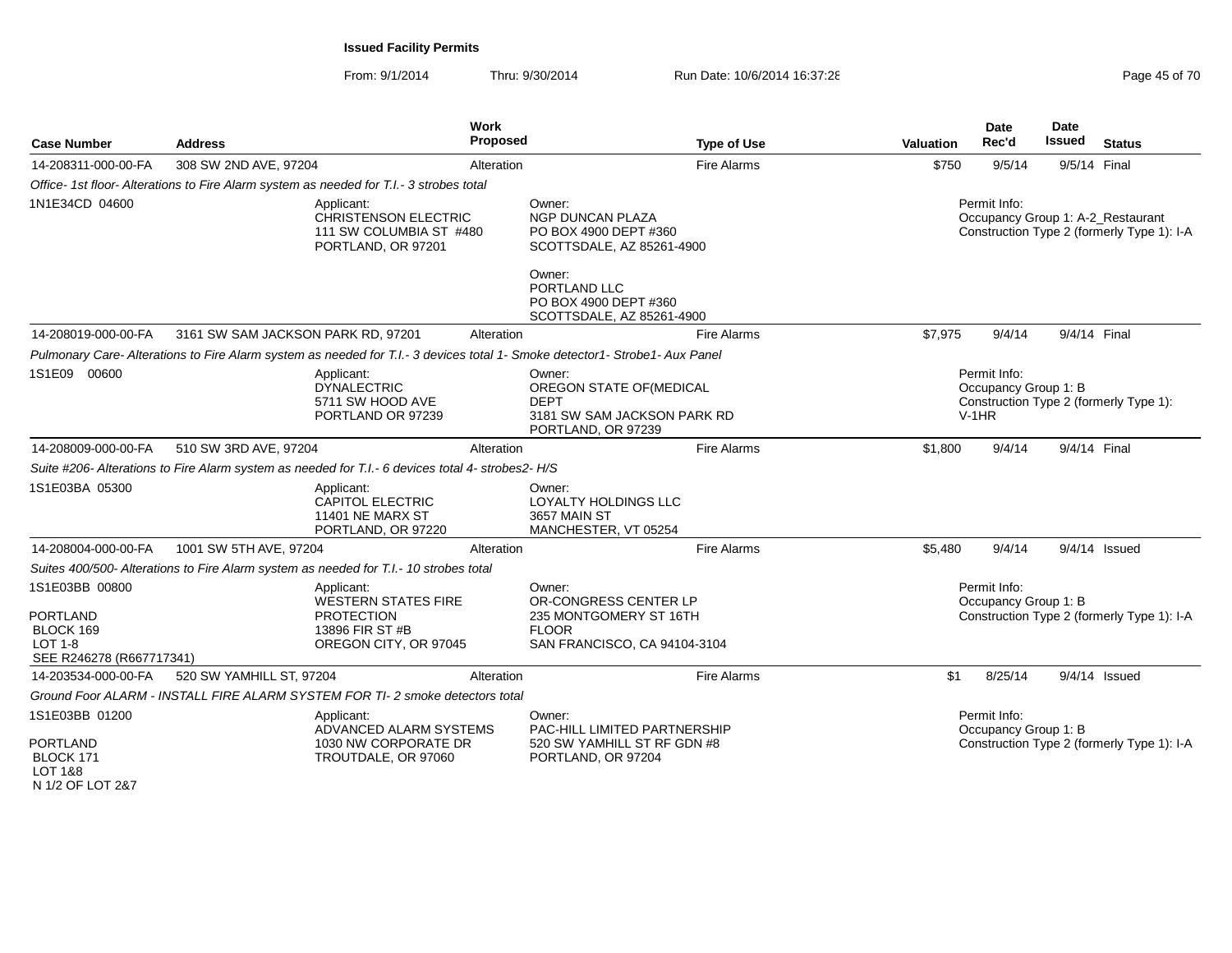**Issued Facility Permits**

From: 9/1/2014 Thru: 9/30/2014 Run Date: 10/6/2014 16:37:28

| Case Number | Address | Work Proposed | Type of Use | Valuation | Date Rec'd | Date Issued | Status |
|---|---|---|---|---|---|---|---|
| 14-208311-000-00-FA | 308 SW 2ND AVE, 97204 | Alteration | Fire Alarms | $750 | 9/5/14 | 9/5/14 | Final |

*Office- 1st floor- Alterations to Fire Alarm system as needed for T.I.- 3 strobes total*

1N1E34CD 04600

Applicant: CHRISTENSON ELECTRIC, 111 SW COLUMBIA ST #480, PORTLAND, OR 97201

Owner: NGP DUNCAN PLAZA, PO BOX 4900 DEPT #360, SCOTTSDALE, AZ 85261-4900

Owner: PORTLAND LLC, PO BOX 4900 DEPT #360, SCOTTSDALE, AZ 85261-4900

Permit Info: Occupancy Group 1: A-2_Restaurant; Construction Type 2 (formerly Type 1): I-A

| Case Number | Address | Work Proposed | Type of Use | Valuation | Date Rec'd | Date Issued | Status |
|---|---|---|---|---|---|---|---|
| 14-208019-000-00-FA | 3161 SW SAM JACKSON PARK RD, 97201 | Alteration | Fire Alarms | $7,975 | 9/4/14 | 9/4/14 | Final |

*Pulmonary Care- Alterations to Fire Alarm system as needed for T.I.- 3 devices total 1- Smoke detector1- Strobe1- Aux Panel*

1S1E09 00600

Applicant: DYNALECTRIC, 5711 SW HOOD AVE, PORTLAND OR 97239

Owner: OREGON STATE OF(MEDICAL DEPT, 3181 SW SAM JACKSON PARK RD, PORTLAND, OR 97239

Permit Info: Occupancy Group 1: B; Construction Type 2 (formerly Type 1): V-1HR

| Case Number | Address | Work Proposed | Type of Use | Valuation | Date Rec'd | Date Issued | Status |
|---|---|---|---|---|---|---|---|
| 14-208009-000-00-FA | 510 SW 3RD AVE, 97204 | Alteration | Fire Alarms | $1,800 | 9/4/14 | 9/4/14 | Final |

*Suite #206- Alterations to Fire Alarm system as needed for T.I.- 6 devices total 4- strobes2- H/S*

1S1E03BA 05300

Applicant: CAPITOL ELECTRIC, 11401 NE MARX ST, PORTLAND, OR 97220

Owner: LOYALTY HOLDINGS LLC, 3657 MAIN ST, MANCHESTER, VT 05254

| Case Number | Address | Work Proposed | Type of Use | Valuation | Date Rec'd | Date Issued | Status |
|---|---|---|---|---|---|---|---|
| 14-208004-000-00-FA | 1001 SW 5TH AVE, 97204 | Alteration | Fire Alarms | $5,480 | 9/4/14 | 9/4/14 | Issued |

*Suites 400/500- Alterations to Fire Alarm system as needed for T.I.- 10 strobes total*

1S1E03BB 00800

PORTLAND
BLOCK 169
LOT 1-8
SEE R246278 (R667717341)

Applicant: WESTERN STATES FIRE PROTECTION, 13896 FIR ST #B, OREGON CITY, OR 97045

Owner: OR-CONGRESS CENTER LP, 235 MONTGOMERY ST 16TH FLOOR, SAN FRANCISCO, CA 94104-3104

Permit Info: Occupancy Group 1: B; Construction Type 2 (formerly Type 1): I-A

| Case Number | Address | Work Proposed | Type of Use | Valuation | Date Rec'd | Date Issued | Status |
|---|---|---|---|---|---|---|---|
| 14-203534-000-00-FA | 520 SW YAMHILL ST, 97204 | Alteration | Fire Alarms | $1 | 8/25/14 | 9/4/14 | Issued |

*Ground Foor ALARM - INSTALL FIRE ALARM SYSTEM FOR TI- 2 smoke detectors total*

1S1E03BB 01200

PORTLAND
BLOCK 171
LOT 1&8
N 1/2 OF LOT 2&7

Applicant: ADVANCED ALARM SYSTEMS, 1030 NW CORPORATE DR, TROUTDALE, OR 97060

Owner: PAC-HILL LIMITED PARTNERSHIP, 520 SW YAMHILL ST RF GDN #8, PORTLAND, OR 97204

Permit Info: Occupancy Group 1: B; Construction Type 2 (formerly Type 1): I-A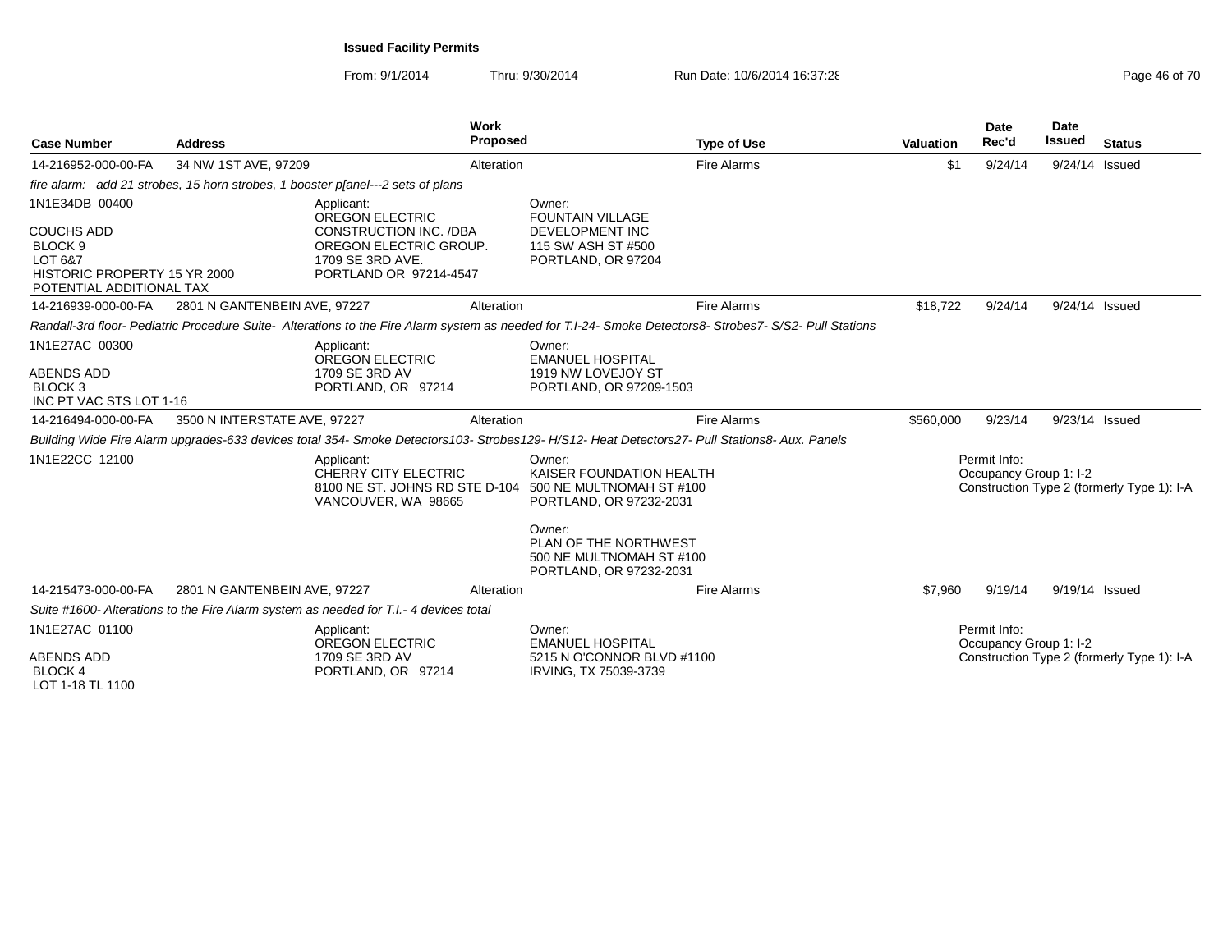**Issued Facility Permits**

From: 9/1/2014 Thru: 9/30/2014 Run Date: 10/6/2014 16:37:28

| Case Number | Address | Work Proposed | Type of Use | Valuation | Date Rec'd | Date Issued | Status |
|---|---|---|---|---|---|---|---|
| 14-216952-000-00-FA | 34 NW 1ST AVE, 97209 | Alteration | Fire Alarms | $1 | 9/24/14 | 9/24/14 | Issued |

*fire alarm: add 21 strobes, 15 horn strobes, 1 booster p[anel---2 sets of plans*

1N1E34DB 00400

COUCHS ADD
BLOCK 9
LOT 6&7
HISTORIC PROPERTY 15 YR 2000
POTENTIAL ADDITIONAL TAX

Applicant:
OREGON ELECTRIC CONSTRUCTION INC. /DBA OREGON ELECTRIC GROUP.
1709 SE 3RD AVE.
PORTLAND OR 97214-4547

Owner:
FOUNTAIN VILLAGE DEVELOPMENT INC
115 SW ASH ST #500
PORTLAND, OR 97204

| Case Number | Address | Work Proposed | Type of Use | Valuation | Date Rec'd | Date Issued | Status |
|---|---|---|---|---|---|---|---|
| 14-216939-000-00-FA | 2801 N GANTENBEIN AVE, 97227 | Alteration | Fire Alarms | $18,722 | 9/24/14 | 9/24/14 | Issued |

*Randall-3rd floor- Pediatric Procedure Suite- Alterations to the Fire Alarm system as needed for T.I-24- Smoke Detectors8- Strobes7- S/S2- Pull Stations*

1N1E27AC 00300

ABENDS ADD
BLOCK 3
INC PT VAC STS LOT 1-16

Applicant:
OREGON ELECTRIC
1709 SE 3RD AV
PORTLAND, OR 97214

Owner:
EMANUEL HOSPITAL
1919 NW LOVEJOY ST
PORTLAND, OR 97209-1503

| Case Number | Address | Work Proposed | Type of Use | Valuation | Date Rec'd | Date Issued | Status |
|---|---|---|---|---|---|---|---|
| 14-216494-000-00-FA | 3500 N INTERSTATE AVE, 97227 | Alteration | Fire Alarms | $560,000 | 9/23/14 | 9/23/14 | Issued |

*Building Wide Fire Alarm upgrades-633 devices total 354- Smoke Detectors103- Strobes129- H/S12- Heat Detectors27- Pull Stations8- Aux. Panels*

1N1E22CC 12100

Applicant:
CHERRY CITY ELECTRIC
8100 NE ST. JOHNS RD STE D-104
VANCOUVER, WA 98665

Owner:
KAISER FOUNDATION HEALTH
500 NE MULTNOMAH ST #100
PORTLAND, OR 97232-2031

Owner:
PLAN OF THE NORTHWEST
500 NE MULTNOMAH ST #100
PORTLAND, OR 97232-2031

Permit Info:
Occupancy Group 1: I-2
Construction Type 2 (formerly Type 1): I-A

| Case Number | Address | Work Proposed | Type of Use | Valuation | Date Rec'd | Date Issued | Status |
|---|---|---|---|---|---|---|---|
| 14-215473-000-00-FA | 2801 N GANTENBEIN AVE, 97227 | Alteration | Fire Alarms | $7,960 | 9/19/14 | 9/19/14 | Issued |

*Suite #1600- Alterations to the Fire Alarm system as needed for T.I.- 4 devices total*

1N1E27AC 01100

ABENDS ADD
BLOCK 4
LOT 1-18 TL 1100

Applicant:
OREGON ELECTRIC
1709 SE 3RD AV
PORTLAND, OR 97214

Owner:
EMANUEL HOSPITAL
5215 N O'CONNOR BLVD #1100
IRVING, TX 75039-3739

Permit Info:
Occupancy Group 1: I-2
Construction Type 2 (formerly Type 1): I-A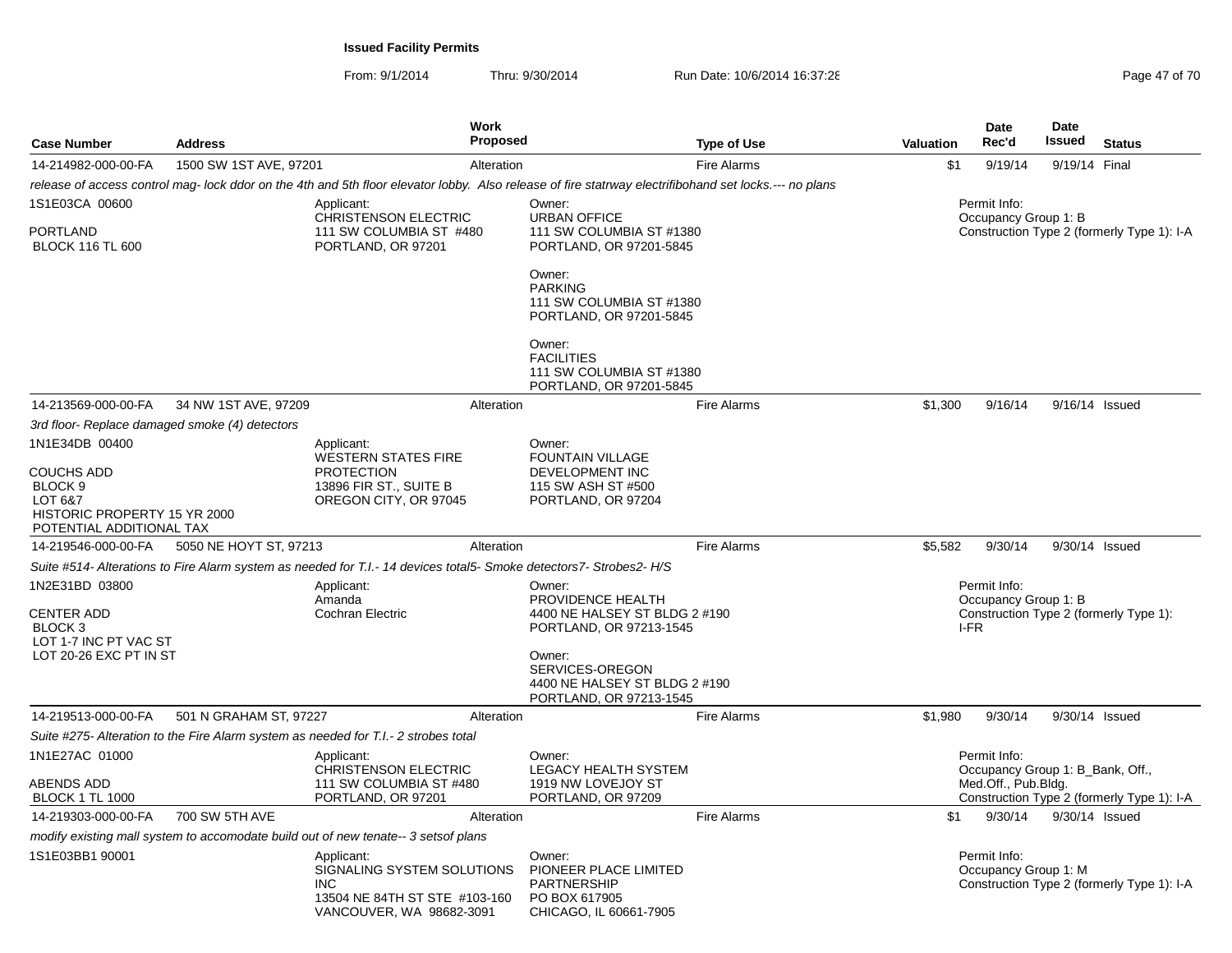**Issued Facility Permits**

From: 9/1/2014 Thru: 9/30/2014 Run Date: 10/6/2014 16:37:28

| Case Number | Address | Work Proposed | Type of Use | Valuation | Date Rec'd | Date Issued | Status |
|---|---|---|---|---|---|---|---|
| 14-214982-000-00-FA | 1500 SW 1ST AVE, 97201 | Alteration | Fire Alarms | $1 | 9/19/14 | 9/19/14 | Final |

*release of access control mag- lock ddor on the 4th and 5th floor elevator lobby. Also release of fire statrway electrifibohand set locks.--- no plans*

1S1E03CA 00600
PORTLAND
BLOCK 116 TL 600

Applicant:
CHRISTENSON ELECTRIC
111 SW COLUMBIA ST #480
PORTLAND, OR 97201

Owner:
URBAN OFFICE
111 SW COLUMBIA ST #1380
PORTLAND, OR 97201-5845

Owner:
PARKING
111 SW COLUMBIA ST #1380
PORTLAND, OR 97201-5845

Owner:
FACILITIES
111 SW COLUMBIA ST #1380
PORTLAND, OR 97201-5845

Permit Info:
Occupancy Group 1: B
Construction Type 2 (formerly Type 1): I-A

| Case Number | Address | Work Proposed | Type of Use | Valuation | Date Rec'd | Date Issued | Status |
|---|---|---|---|---|---|---|---|
| 14-213569-000-00-FA | 34 NW 1ST AVE, 97209 | Alteration | Fire Alarms | $1,300 | 9/16/14 | 9/16/14 | Issued |

*3rd floor- Replace damaged smoke (4) detectors*

1N1E34DB 00400
COUCHS ADD
BLOCK 9
LOT 6&7
HISTORIC PROPERTY 15 YR 2000
POTENTIAL ADDITIONAL TAX

Applicant:
WESTERN STATES FIRE PROTECTION
13896 FIR ST., SUITE B
OREGON CITY, OR 97045

Owner:
FOUNTAIN VILLAGE DEVELOPMENT INC
115 SW ASH ST #500
PORTLAND, OR 97204

| Case Number | Address | Work Proposed | Type of Use | Valuation | Date Rec'd | Date Issued | Status |
|---|---|---|---|---|---|---|---|
| 14-219546-000-00-FA | 5050 NE HOYT ST, 97213 | Alteration | Fire Alarms | $5,582 | 9/30/14 | 9/30/14 | Issued |

*Suite #514- Alterations to Fire Alarm system as needed for T.I.- 14 devices total5- Smoke detectors7- Strobes2- H/S*

1N2E31BD 03800
CENTER ADD
BLOCK 3
LOT 1-7 INC PT VAC ST
LOT 20-26 EXC PT IN ST

Applicant:
Amanda
Cochran Electric

Owner:
PROVIDENCE HEALTH
4400 NE HALSEY ST BLDG 2 #190
PORTLAND, OR 97213-1545

Owner:
SERVICES-OREGON
4400 NE HALSEY ST BLDG 2 #190
PORTLAND, OR 97213-1545

Permit Info:
Occupancy Group 1: B
Construction Type 2 (formerly Type 1): I-FR

| Case Number | Address | Work Proposed | Type of Use | Valuation | Date Rec'd | Date Issued | Status |
|---|---|---|---|---|---|---|---|
| 14-219513-000-00-FA | 501 N GRAHAM ST, 97227 | Alteration | Fire Alarms | $1,980 | 9/30/14 | 9/30/14 | Issued |

*Suite #275- Alteration to the Fire Alarm system as needed for T.I.- 2 strobes total*

1N1E27AC 01000
ABENDS ADD
BLOCK 1 TL 1000

Applicant:
CHRISTENSON ELECTRIC
111 SW COLUMBIA ST #480
PORTLAND, OR 97201

Owner:
LEGACY HEALTH SYSTEM
1919 NW LOVEJOY ST
PORTLAND, OR 97209

Permit Info:
Occupancy Group 1: B_Bank, Off., Med.Off., Pub.Bldg.
Construction Type 2 (formerly Type 1): I-A

| Case Number | Address | Work Proposed | Type of Use | Valuation | Date Rec'd | Date Issued | Status |
|---|---|---|---|---|---|---|---|
| 14-219303-000-00-FA | 700 SW 5TH AVE | Alteration | Fire Alarms | $1 | 9/30/14 | 9/30/14 | Issued |

*modify existing mall system to accomodate build out of new tenate-- 3 setsof plans*

1S1E03BB1 90001

Applicant:
SIGNALING SYSTEM SOLUTIONS INC
13504 NE 84TH ST STE #103-160
VANCOUVER, WA 98682-3091

Owner:
PIONEER PLACE LIMITED PARTNERSHIP
PO BOX 617905
CHICAGO, IL 60661-7905

Permit Info:
Occupancy Group 1: M
Construction Type 2 (formerly Type 1): I-A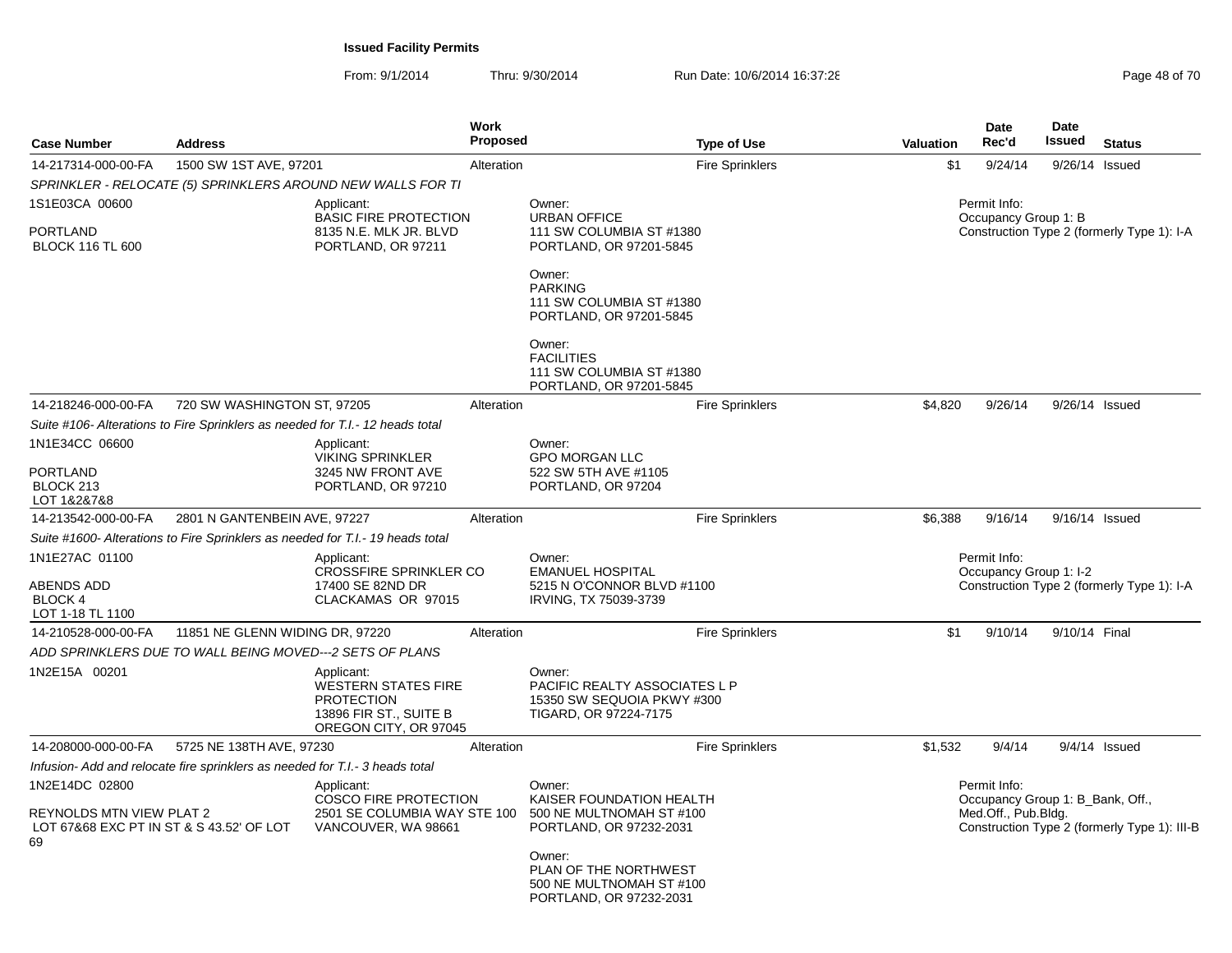**Issued Facility Permits**

From: 9/1/2014 Thru: 9/30/2014 Run Date: 10/6/2014 16:37:28

| Case Number | Address | Work Proposed | Type of Use | Valuation | Date Rec'd | Date Issued | Status |
|---|---|---|---|---|---|---|---|
| 14-217314-000-00-FA | 1500 SW 1ST AVE, 97201 | Alteration | Fire Sprinklers | $1 | 9/24/14 | 9/26/14 | Issued |

SPRINKLER - RELOCATE (5) SPRINKLERS AROUND NEW WALLS FOR TI

1S1E03CA 00600
PORTLAND
BLOCK 116 TL 600

Applicant:
BASIC FIRE PROTECTION
8135 N.E. MLK JR. BLVD
PORTLAND, OR 97211

Owner:
URBAN OFFICE
111 SW COLUMBIA ST #1380
PORTLAND, OR 97201-5845

Owner:
PARKING
111 SW COLUMBIA ST #1380
PORTLAND, OR 97201-5845

Owner:
FACILITIES
111 SW COLUMBIA ST #1380
PORTLAND, OR 97201-5845

Permit Info:
Occupancy Group 1: B
Construction Type 2 (formerly Type 1): I-A

| Case Number | Address | Work Proposed | Type of Use | Valuation | Date Rec'd | Date Issued | Status |
|---|---|---|---|---|---|---|---|
| 14-218246-000-00-FA | 720 SW WASHINGTON ST, 97205 | Alteration | Fire Sprinklers | $4,820 | 9/26/14 | 9/26/14 | Issued |

Suite #106- Alterations to Fire Sprinklers as needed for T.I.- 12 heads total

1N1E34CC 06600
PORTLAND
BLOCK 213
LOT 1&2&7&8

Applicant:
VIKING SPRINKLER
3245 NW FRONT AVE
PORTLAND, OR 97210

Owner:
GPO MORGAN LLC
522 SW 5TH AVE #1105
PORTLAND, OR 97204

| Case Number | Address | Work Proposed | Type of Use | Valuation | Date Rec'd | Date Issued | Status |
|---|---|---|---|---|---|---|---|
| 14-213542-000-00-FA | 2801 N GANTENBEIN AVE, 97227 | Alteration | Fire Sprinklers | $6,388 | 9/16/14 | 9/16/14 | Issued |

Suite #1600- Alterations to Fire Sprinklers as needed for T.I.- 19 heads total

1N1E27AC 01100
ABENDS ADD
BLOCK 4
LOT 1-18 TL 1100

Applicant:
CROSSFIRE SPRINKLER CO
17400 SE 82ND DR
CLACKAMAS OR 97015

Owner:
EMANUEL HOSPITAL
5215 N O'CONNOR BLVD #1100
IRVING, TX 75039-3739

Permit Info:
Occupancy Group 1: I-2
Construction Type 2 (formerly Type 1): I-A

| Case Number | Address | Work Proposed | Type of Use | Valuation | Date Rec'd | Date Issued | Status |
|---|---|---|---|---|---|---|---|
| 14-210528-000-00-FA | 11851 NE GLENN WIDING DR, 97220 | Alteration | Fire Sprinklers | $1 | 9/10/14 | 9/10/14 | Final |

ADD SPRINKLERS DUE TO WALL BEING MOVED---2 SETS OF PLANS

1N2E15A 00201

Applicant:
WESTERN STATES FIRE PROTECTION
13896 FIR ST., SUITE B
OREGON CITY, OR 97045

Owner:
PACIFIC REALTY ASSOCIATES L P
15350 SW SEQUOIA PKWY #300
TIGARD, OR 97224-7175

| Case Number | Address | Work Proposed | Type of Use | Valuation | Date Rec'd | Date Issued | Status |
|---|---|---|---|---|---|---|---|
| 14-208000-000-00-FA | 5725 NE 138TH AVE, 97230 | Alteration | Fire Sprinklers | $1,532 | 9/4/14 | 9/4/14 | Issued |

Infusion- Add and relocate fire sprinklers as needed for T.I.- 3 heads total

1N2E14DC 02800
REYNOLDS MTN VIEW PLAT 2
LOT 67&68 EXC PT IN ST & S 43.52' OF LOT 69

Applicant:
COSCO FIRE PROTECTION
2501 SE COLUMBIA WAY STE 100
VANCOUVER, WA 98661

Owner:
KAISER FOUNDATION HEALTH
500 NE MULTNOMAH ST #100
PORTLAND, OR 97232-2031

Owner:
PLAN OF THE NORTHWEST
500 NE MULTNOMAH ST #100
PORTLAND, OR 97232-2031

Permit Info:
Occupancy Group 1: B_Bank, Off., Med.Off., Pub.Bldg.
Construction Type 2 (formerly Type 1): III-B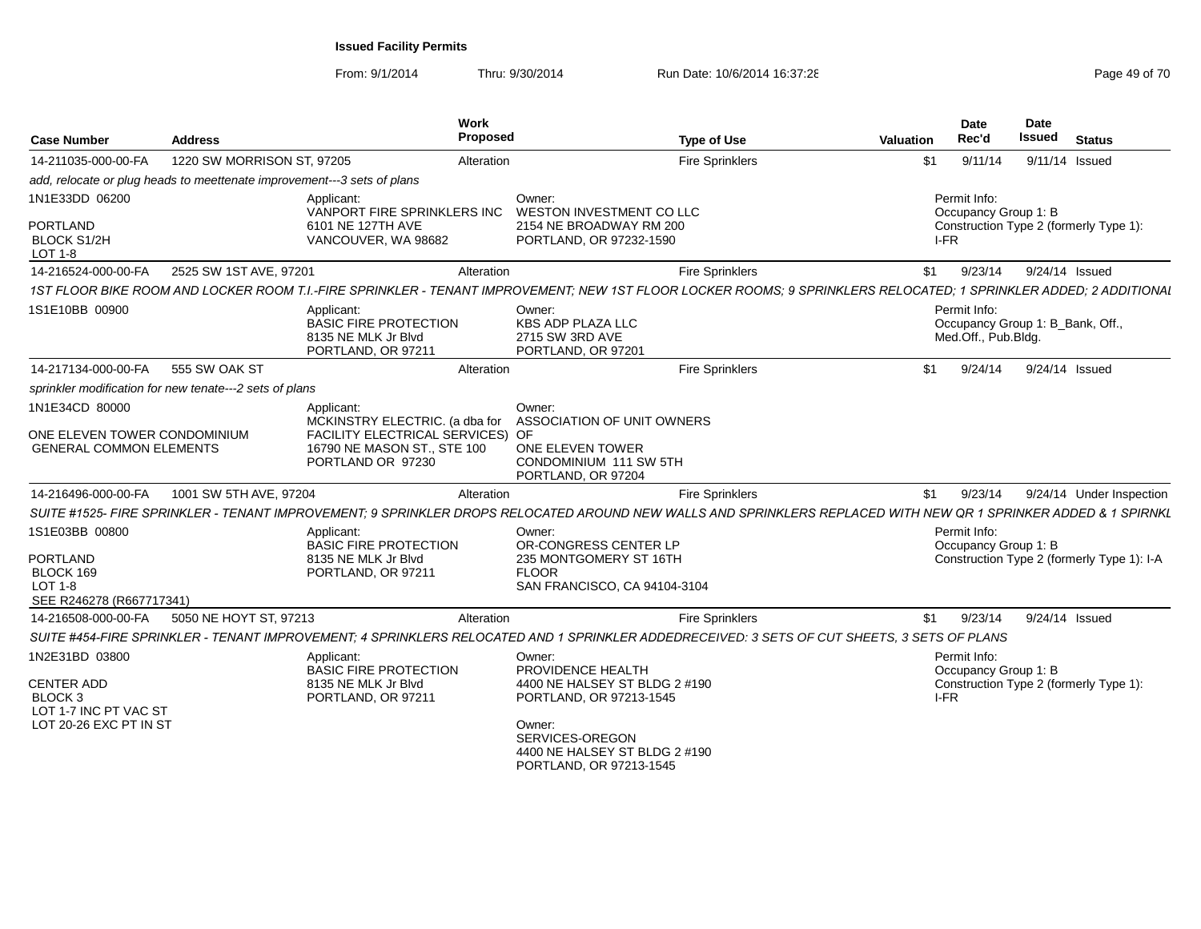**Issued Facility Permits**

From: 9/1/2014 Thru: 9/30/2014 Run Date: 10/6/2014 16:37:28

| Case Number | Address | Work Proposed | Type of Use | Valuation | Date Rec'd | Date Issued | Status |
|---|---|---|---|---|---|---|---|
| 14-211035-000-00-FA | 1220 SW MORRISON ST, 97205 | Alteration | Fire Sprinklers | $1 | 9/11/14 | 9/11/14 | Issued |

*add, relocate or plug heads to meettenate improvement---3 sets of plans*

1N1E33DD 06200
PORTLAND
BLOCK S1/2H
LOT 1-8

Applicant:
VANPORT FIRE SPRINKLERS INC
6101 NE 127TH AVE
VANCOUVER, WA 98682

Owner:
WESTON INVESTMENT CO LLC
2154 NE BROADWAY RM 200
PORTLAND, OR 97232-1590

Permit Info:
Occupancy Group 1: B
Construction Type 2 (formerly Type 1): I-FR

| Case Number | Address | Work Proposed | Type of Use | Valuation | Date Rec'd | Date Issued | Status |
|---|---|---|---|---|---|---|---|
| 14-216524-000-00-FA | 2525 SW 1ST AVE, 97201 | Alteration | Fire Sprinklers | $1 | 9/23/14 | 9/24/14 | Issued |

*1ST FLOOR BIKE ROOM AND LOCKER ROOM T.I.-FIRE SPRINKLER - TENANT IMPROVEMENT; NEW 1ST FLOOR LOCKER ROOMS; 9 SPRINKLERS RELOCATED; 1 SPRINKLER ADDED; 2 ADDITIONAL*

1S1E10BB 00900

Applicant:
BASIC FIRE PROTECTION
8135 NE MLK Jr Blvd
PORTLAND, OR 97211

Owner:
KBS ADP PLAZA LLC
2715 SW 3RD AVE
PORTLAND, OR 97201

Permit Info:
Occupancy Group 1: B_Bank, Off., Med.Off., Pub.Bldg.

| Case Number | Address | Work Proposed | Type of Use | Valuation | Date Rec'd | Date Issued | Status |
|---|---|---|---|---|---|---|---|
| 14-217134-000-00-FA | 555 SW OAK ST | Alteration | Fire Sprinklers | $1 | 9/24/14 | 9/24/14 | Issued |

*sprinkler modification for new tenate---2 sets of plans*

1N1E34CD 80000
ONE ELEVEN TOWER CONDOMINIUM
GENERAL COMMON ELEMENTS

Applicant:
MCKINSTRY ELECTRIC. (a dba for FACILITY ELECTRICAL SERVICES)
16790 NE MASON ST., STE 100
PORTLAND OR 97230

Owner:
ASSOCIATION OF UNIT OWNERS OF
ONE ELEVEN TOWER
CONDOMINIUM 111 SW 5TH
PORTLAND, OR 97204

| Case Number | Address | Work Proposed | Type of Use | Valuation | Date Rec'd | Date Issued | Status |
|---|---|---|---|---|---|---|---|
| 14-216496-000-00-FA | 1001 SW 5TH AVE, 97204 | Alteration | Fire Sprinklers | $1 | 9/23/14 | 9/24/14 | Under Inspection |

*SUITE #1525- FIRE SPRINKLER - TENANT IMPROVEMENT; 9 SPRINKLER DROPS RELOCATED AROUND NEW WALLS AND SPRINKLERS REPLACED WITH NEW QR 1 SPRINKER ADDED & 1 SPIRNKL*

1S1E03BB 00800
PORTLAND
BLOCK 169
LOT 1-8
SEE R246278 (R667717341)

Applicant:
BASIC FIRE PROTECTION
8135 NE MLK Jr Blvd
PORTLAND, OR 97211

Owner:
OR-CONGRESS CENTER LP
235 MONTGOMERY ST 16TH FLOOR
SAN FRANCISCO, CA 94104-3104

Permit Info:
Occupancy Group 1: B
Construction Type 2 (formerly Type 1): I-A

| Case Number | Address | Work Proposed | Type of Use | Valuation | Date Rec'd | Date Issued | Status |
|---|---|---|---|---|---|---|---|
| 14-216508-000-00-FA | 5050 NE HOYT ST, 97213 | Alteration | Fire Sprinklers | $1 | 9/23/14 | 9/24/14 | Issued |

*SUITE #454-FIRE SPRINKLER - TENANT IMPROVEMENT; 4 SPRINKLERS RELOCATED AND 1 SPRINKLER ADDEDRECEIVED: 3 SETS OF CUT SHEETS, 3 SETS OF PLANS*

1N2E31BD 03800
CENTER ADD
BLOCK 3
LOT 1-7 INC PT VAC ST
LOT 20-26 EXC PT IN ST

Applicant:
BASIC FIRE PROTECTION
8135 NE MLK Jr Blvd
PORTLAND, OR 97211

Owner:
PROVIDENCE HEALTH
4400 NE HALSEY ST BLDG 2 #190
PORTLAND, OR 97213-1545

Owner:
SERVICES-OREGON
4400 NE HALSEY ST BLDG 2 #190
PORTLAND, OR 97213-1545

Permit Info:
Occupancy Group 1: B
Construction Type 2 (formerly Type 1): I-FR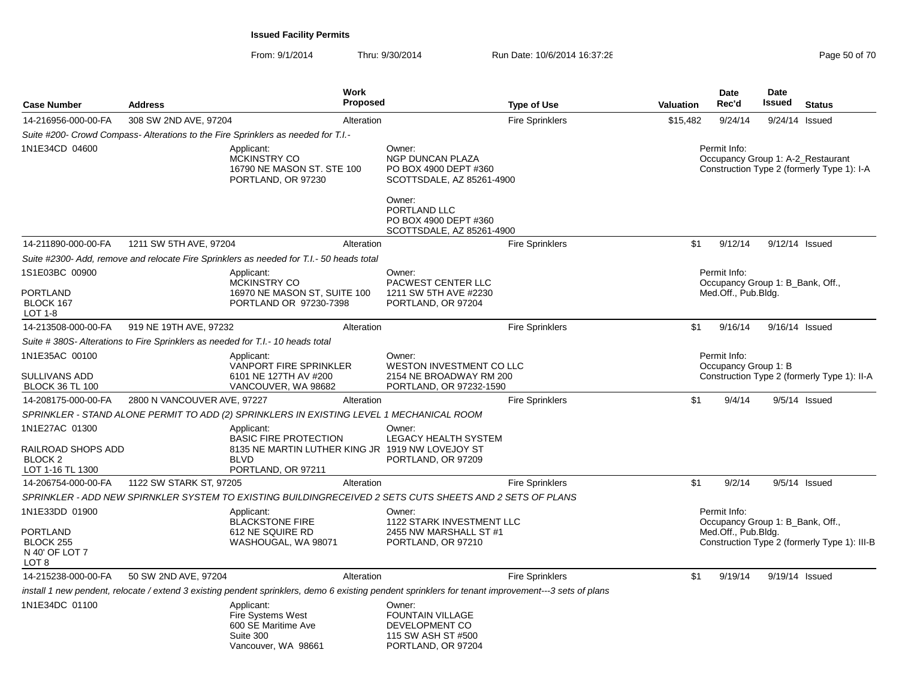## Issued Facility Permits

From: 9/1/2014 Thru: 9/30/2014 Run Date: 10/6/2014 16:37:28

| Case Number | Address | Work Proposed | Type of Use | Valuation | Date Rec'd | Date Issued | Status |
|---|---|---|---|---|---|---|---|
| 14-216956-000-00-FA | 308 SW 2ND AVE, 97204 | Alteration | Fire Sprinklers | $15,482 | 9/24/14 | 9/24/14 | Issued |

*Suite #200- Crowd Compass- Alterations to the Fire Sprinklers as needed for T.I.-*

1N1E34CD 04600

Applicant:
MCKINSTRY CO
16790 NE MASON ST. STE 100
PORTLAND, OR 97230

Owner:
NGP DUNCAN PLAZA
PO BOX 4900 DEPT #360
SCOTTSDALE, AZ 85261-4900

Owner:
PORTLAND LLC
PO BOX 4900 DEPT #360
SCOTTSDALE, AZ 85261-4900

Permit Info:
Occupancy Group 1: A-2_Restaurant
Construction Type 2 (formerly Type 1): I-A

| Case Number | Address | Work Proposed | Type of Use | Valuation | Date Rec'd | Date Issued | Status |
|---|---|---|---|---|---|---|---|
| 14-211890-000-00-FA | 1211 SW 5TH AVE, 97204 | Alteration | Fire Sprinklers | $1 | 9/12/14 | 9/12/14 | Issued |

*Suite #2300- Add, remove and relocate Fire Sprinklers as needed for T.I.- 50 heads total*

1S1E03BC 00900

PORTLAND
BLOCK 167
LOT 1-8

Applicant:
MCKINSTRY CO
16970 NE MASON ST, SUITE 100
PORTLAND OR 97230-7398

Owner:
PACWEST CENTER LLC
1211 SW 5TH AVE #2230
PORTLAND, OR 97204

Permit Info:
Occupancy Group 1: B_Bank, Off., Med.Off., Pub.Bldg.

| Case Number | Address | Work Proposed | Type of Use | Valuation | Date Rec'd | Date Issued | Status |
|---|---|---|---|---|---|---|---|
| 14-213508-000-00-FA | 919 NE 19TH AVE, 97232 | Alteration | Fire Sprinklers | $1 | 9/16/14 | 9/16/14 | Issued |

*Suite # 380S- Alterations to Fire Sprinklers as needed for T.I.- 10 heads total*

1N1E35AC 00100

SULLIVANS ADD
BLOCK 36 TL 100

Applicant:
VANPORT FIRE SPRINKLER
6101 NE 127TH AV #200
VANCOUVER, WA 98682

Owner:
WESTON INVESTMENT CO LLC
2154 NE BROADWAY RM 200
PORTLAND, OR 97232-1590

Permit Info:
Occupancy Group 1: B
Construction Type 2 (formerly Type 1): II-A

| Case Number | Address | Work Proposed | Type of Use | Valuation | Date Rec'd | Date Issued | Status |
|---|---|---|---|---|---|---|---|
| 14-208175-000-00-FA | 2800 N VANCOUVER AVE, 97227 | Alteration | Fire Sprinklers | $1 | 9/4/14 | 9/5/14 | Issued |

*SPRINKLER - STAND ALONE PERMIT TO ADD (2) SPRINKLERS IN EXISTING LEVEL 1 MECHANICAL ROOM*

1N1E27AC 01300

RAILROAD SHOPS ADD
BLOCK 2
LOT 1-16 TL 1300

Applicant:
BASIC FIRE PROTECTION
8135 NE MARTIN LUTHER KING JR BLVD
PORTLAND, OR 97211

Owner:
LEGACY HEALTH SYSTEM
1919 NW LOVEJOY ST
PORTLAND, OR 97209

| Case Number | Address | Work Proposed | Type of Use | Valuation | Date Rec'd | Date Issued | Status |
|---|---|---|---|---|---|---|---|
| 14-206754-000-00-FA | 1122 SW STARK ST, 97205 | Alteration | Fire Sprinklers | $1 | 9/2/14 | 9/5/14 | Issued |

*SPRINKLER - ADD NEW SPIRNKLER SYSTEM TO EXISTING BUILDINGRECEIVED 2 SETS CUTS SHEETS AND 2 SETS OF PLANS*

1N1E33DD 01900

PORTLAND
BLOCK 255
N 40' OF LOT 7
LOT 8

Applicant:
BLACKSTONE FIRE
612 NE SQUIRE RD
WASHOUGAL, WA 98071

Owner:
1122 STARK INVESTMENT LLC
2455 NW MARSHALL ST #1
PORTLAND, OR 97210

Permit Info:
Occupancy Group 1: B_Bank, Off., Med.Off., Pub.Bldg.
Construction Type 2 (formerly Type 1): III-B

| Case Number | Address | Work Proposed | Type of Use | Valuation | Date Rec'd | Date Issued | Status |
|---|---|---|---|---|---|---|---|
| 14-215238-000-00-FA | 50 SW 2ND AVE, 97204 | Alteration | Fire Sprinklers | $1 | 9/19/14 | 9/19/14 | Issued |

*install 1 new pendent, relocate / extend 3 existing pendent sprinklers, demo 6 existing pendent sprinklers for tenant improvement---3 sets of plans*

1N1E34DC 01100

Applicant:
Fire Systems West
600 SE Maritime Ave
Suite 300
Vancouver, WA 98661

Owner:
FOUNTAIN VILLAGE DEVELOPMENT CO
115 SW ASH ST #500
PORTLAND, OR 97204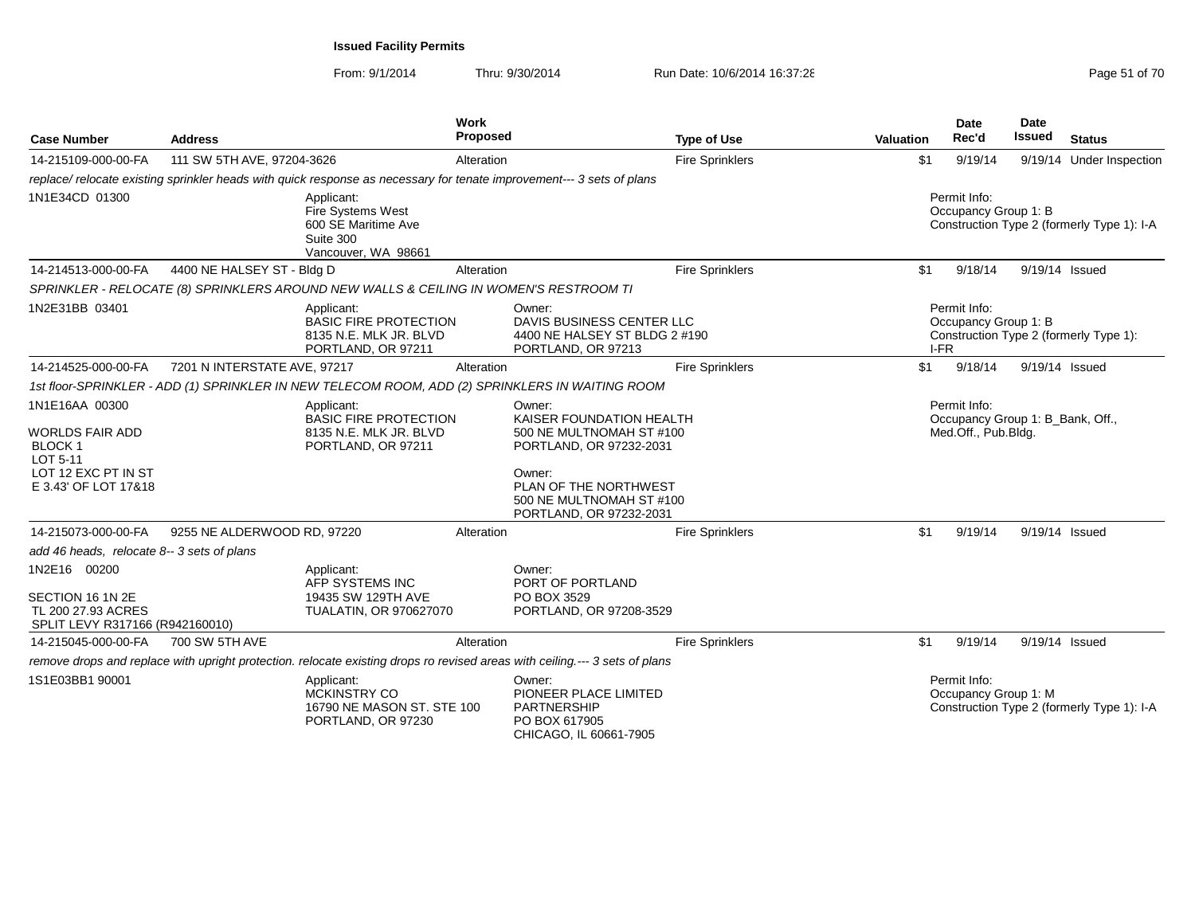**Issued Facility Permits**

From: 9/1/2014 Thru: 9/30/2014 Run Date: 10/6/2014 16:37:28

| Case Number | Address | Work Proposed | Type of Use | Valuation | Date Rec'd | Date Issued | Status |
|---|---|---|---|---|---|---|---|
| 14-215109-000-00-FA | 111 SW 5TH AVE, 97204-3626 | Alteration | Fire Sprinklers | $1 | 9/19/14 | 9/19/14 | Under Inspection |

*replace/ relocate existing sprinkler heads with quick response as necessary for tenate improvement--- 3 sets of plans*

1N1E34CD 01300

Applicant:
Fire Systems West
600 SE Maritime Ave
Suite 300
Vancouver, WA 98661

Permit Info:
Occupancy Group 1: B
Construction Type 2 (formerly Type 1): I-A

| Case Number | Address | Work Proposed | Type of Use | Valuation | Date Rec'd | Date Issued | Status |
|---|---|---|---|---|---|---|---|
| 14-214513-000-00-FA | 4400 NE HALSEY ST - Bldg D | Alteration | Fire Sprinklers | $1 | 9/18/14 | 9/19/14 | Issued |

*SPRINKLER - RELOCATE (8) SPRINKLERS AROUND NEW WALLS & CEILING IN WOMEN'S RESTROOM TI*

1N2E31BB 03401

Applicant:
BASIC FIRE PROTECTION
8135 N.E. MLK JR. BLVD
PORTLAND, OR 97211

Owner:
DAVIS BUSINESS CENTER LLC
4400 NE HALSEY ST BLDG 2 #190
PORTLAND, OR 97213

Permit Info:
Occupancy Group 1: B
Construction Type 2 (formerly Type 1): I-FR

| Case Number | Address | Work Proposed | Type of Use | Valuation | Date Rec'd | Date Issued | Status |
|---|---|---|---|---|---|---|---|
| 14-214525-000-00-FA | 7201 N INTERSTATE AVE, 97217 | Alteration | Fire Sprinklers | $1 | 9/18/14 | 9/19/14 | Issued |

*1st floor-SPRINKLER - ADD (1) SPRINKLER IN NEW TELECOM ROOM, ADD (2) SPRINKLERS IN WAITING ROOM*

1N1E16AA 00300

WORLDS FAIR ADD
BLOCK 1
LOT 5-11
LOT 12 EXC PT IN ST
E 3.43' OF LOT 17&18

Applicant:
BASIC FIRE PROTECTION
8135 N.E. MLK JR. BLVD
PORTLAND, OR 97211

Owner:
KAISER FOUNDATION HEALTH
500 NE MULTNOMAH ST #100
PORTLAND, OR 97232-2031

Owner:
PLAN OF THE NORTHWEST
500 NE MULTNOMAH ST #100
PORTLAND, OR 97232-2031

Permit Info:
Occupancy Group 1: B_Bank, Off., Med.Off., Pub.Bldg.

| Case Number | Address | Work Proposed | Type of Use | Valuation | Date Rec'd | Date Issued | Status |
|---|---|---|---|---|---|---|---|
| 14-215073-000-00-FA | 9255 NE ALDERWOOD RD, 97220 | Alteration | Fire Sprinklers | $1 | 9/19/14 | 9/19/14 | Issued |

*add 46 heads, relocate 8-- 3 sets of plans*

1N2E16 00200

SECTION 16 1N 2E
TL 200 27.93 ACRES
SPLIT LEVY R317166 (R942160010)

Applicant:
AFP SYSTEMS INC
19435 SW 129TH AVE
TUALATIN, OR 970627070

Owner:
PORT OF PORTLAND
PO BOX 3529
PORTLAND, OR 97208-3529

| Case Number | Address | Work Proposed | Type of Use | Valuation | Date Rec'd | Date Issued | Status |
|---|---|---|---|---|---|---|---|
| 14-215045-000-00-FA | 700 SW 5TH AVE | Alteration | Fire Sprinklers | $1 | 9/19/14 | 9/19/14 | Issued |

*remove drops and replace with upright protection. relocate existing drops ro revised areas with ceiling.--- 3 sets of plans*

1S1E03BB1 90001

Applicant:
MCKINSTRY CO
16790 NE MASON ST. STE 100
PORTLAND, OR 97230

Owner:
PIONEER PLACE LIMITED
PARTNERSHIP
PO BOX 617905
CHICAGO, IL 60661-7905

Permit Info:
Occupancy Group 1: M
Construction Type 2 (formerly Type 1): I-A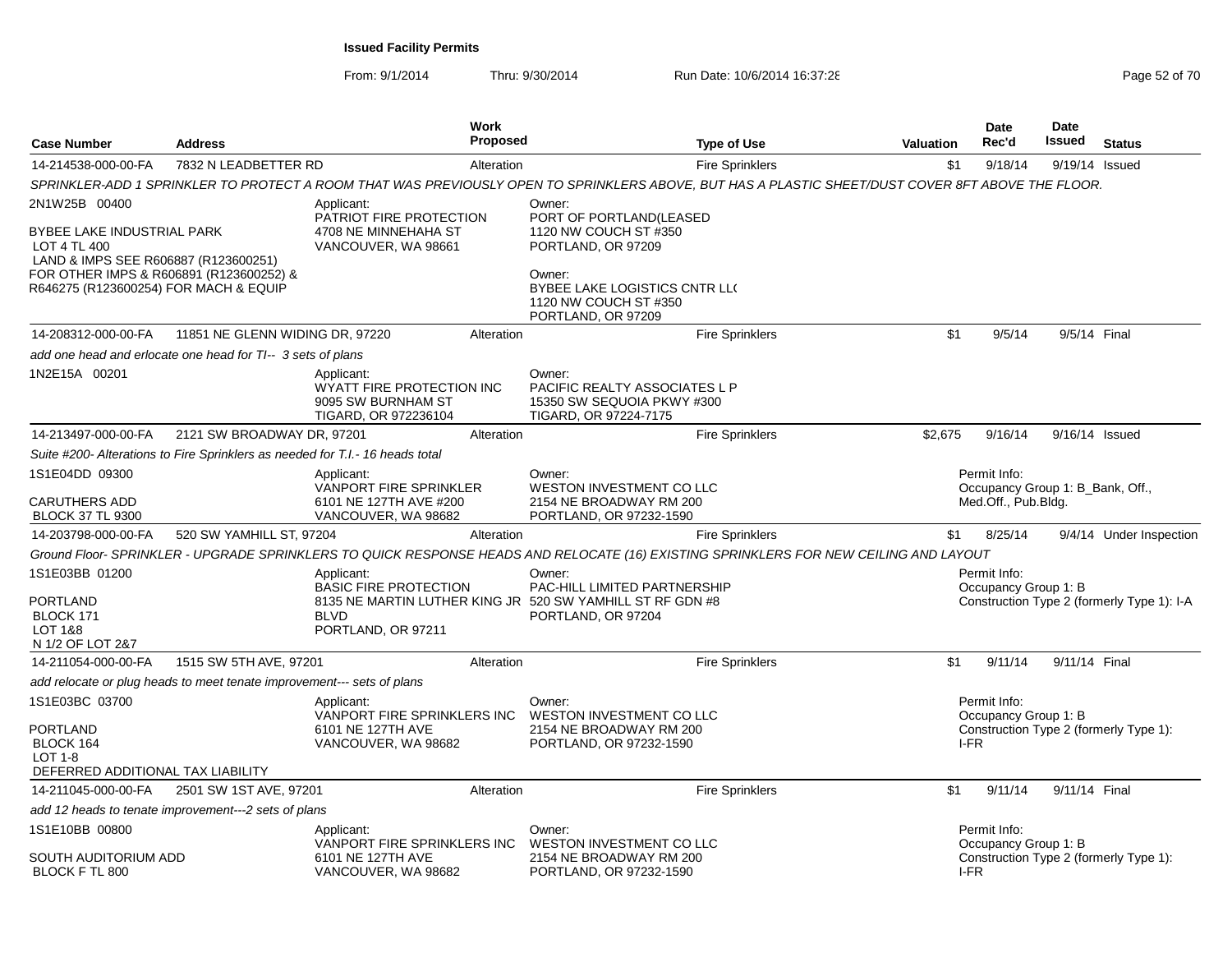**Issued Facility Permits**

From: 9/1/2014 Thru: 9/30/2014 Run Date: 10/6/2014 16:37:28

| Case Number | Address | Work Proposed | Type of Use | Valuation | Date Rec'd | Date Issued | Status |
|---|---|---|---|---|---|---|---|
| 14-214538-000-00-FA | 7832 N LEADBETTER RD | Alteration | Fire Sprinklers | $1 | 9/18/14 | 9/19/14 | Issued |

*SPRINKLER-ADD 1 SPRINKLER TO PROTECT A ROOM THAT WAS PREVIOUSLY OPEN TO SPRINKLERS ABOVE, BUT HAS A PLASTIC SHEET/DUST COVER 8FT ABOVE THE FLOOR.*

2N1W25B 00400

BYBEE LAKE INDUSTRIAL PARK
LOT 4 TL 400
LAND & IMPS SEE R606887 (R123600251)
FOR OTHER IMPS & R606891 (R123600252) &
R646275 (R123600254) FOR MACH & EQUIP

Applicant:
PATRIOT FIRE PROTECTION
4708 NE MINNEHAHA ST
VANCOUVER, WA 98661

Owner:
PORT OF PORTLAND(LEASED
1120 NW COUCH ST #350
PORTLAND, OR 97209

Owner:
BYBEE LAKE LOGISTICS CNTR LL(
1120 NW COUCH ST #350
PORTLAND, OR 97209

| Case Number | Address | Work Proposed | Type of Use | Valuation | Date Rec'd | Date Issued | Status |
|---|---|---|---|---|---|---|---|
| 14-208312-000-00-FA | 11851 NE GLENN WIDING DR, 97220 | Alteration | Fire Sprinklers | $1 | 9/5/14 | 9/5/14 | Final |

*add one head and erlocate one head for TI-- 3 sets of plans*

1N2E15A 00201

Applicant:
WYATT FIRE PROTECTION INC
9095 SW BURNHAM ST
TIGARD, OR 972236104

Owner:
PACIFIC REALTY ASSOCIATES L P
15350 SW SEQUOIA PKWY #300
TIGARD, OR 97224-7175

| Case Number | Address | Work Proposed | Type of Use | Valuation | Date Rec'd | Date Issued | Status |
|---|---|---|---|---|---|---|---|
| 14-213497-000-00-FA | 2121 SW BROADWAY DR, 97201 | Alteration | Fire Sprinklers | $2,675 | 9/16/14 | 9/16/14 | Issued |

*Suite #200- Alterations to Fire Sprinklers as needed for T.I.- 16 heads total*

1S1E04DD 09300

CARUTHERS ADD
BLOCK 37 TL 9300

Applicant:
VANPORT FIRE SPRINKLER
6101 NE 127TH AVE #200
VANCOUVER, WA 98682

Owner:
WESTON INVESTMENT CO LLC
2154 NE BROADWAY RM 200
PORTLAND, OR 97232-1590

Permit Info:
Occupancy Group 1: B_Bank, Off., Med.Off., Pub.Bldg.

| Case Number | Address | Work Proposed | Type of Use | Valuation | Date Rec'd | Date Issued | Status |
|---|---|---|---|---|---|---|---|
| 14-203798-000-00-FA | 520 SW YAMHILL ST, 97204 | Alteration | Fire Sprinklers | $1 | 8/25/14 | 9/4/14 | Under Inspection |

*Ground Floor- SPRINKLER - UPGRADE SPRINKLERS TO QUICK RESPONSE HEADS AND RELOCATE (16) EXISTING SPRINKLERS FOR NEW CEILING AND LAYOUT*

1S1E03BB 01200

PORTLAND
BLOCK 171
LOT 1&8
N 1/2 OF LOT 2&7

Applicant:
BASIC FIRE PROTECTION
8135 NE MARTIN LUTHER KING JR BLVD
PORTLAND, OR 97211

Owner:
PAC-HILL LIMITED PARTNERSHIP
520 SW YAMHILL ST RF GDN #8
PORTLAND, OR 97204

Permit Info:
Occupancy Group 1: B
Construction Type 2 (formerly Type 1): I-A

| Case Number | Address | Work Proposed | Type of Use | Valuation | Date Rec'd | Date Issued | Status |
|---|---|---|---|---|---|---|---|
| 14-211054-000-00-FA | 1515 SW 5TH AVE, 97201 | Alteration | Fire Sprinklers | $1 | 9/11/14 | 9/11/14 | Final |

*add relocate or plug heads to meet tenate improvement--- sets of plans*

1S1E03BC 03700

PORTLAND
BLOCK 164
LOT 1-8
DEFERRED ADDITIONAL TAX LIABILITY

Applicant:
VANPORT FIRE SPRINKLERS INC
6101 NE 127TH AVE
VANCOUVER, WA 98682

Owner:
WESTON INVESTMENT CO LLC
2154 NE BROADWAY RM 200
PORTLAND, OR 97232-1590

Permit Info:
Occupancy Group 1: B
Construction Type 2 (formerly Type 1): I-FR

| Case Number | Address | Work Proposed | Type of Use | Valuation | Date Rec'd | Date Issued | Status |
|---|---|---|---|---|---|---|---|
| 14-211045-000-00-FA | 2501 SW 1ST AVE, 97201 | Alteration | Fire Sprinklers | $1 | 9/11/14 | 9/11/14 | Final |

*add 12 heads to tenate improvement---2 sets of plans*

1S1E10BB 00800

SOUTH AUDITORIUM ADD
BLOCK F TL 800

Applicant:
VANPORT FIRE SPRINKLERS INC
6101 NE 127TH AVE
VANCOUVER, WA 98682

Owner:
WESTON INVESTMENT CO LLC
2154 NE BROADWAY RM 200
PORTLAND, OR 97232-1590

Permit Info:
Occupancy Group 1: B
Construction Type 2 (formerly Type 1): I-FR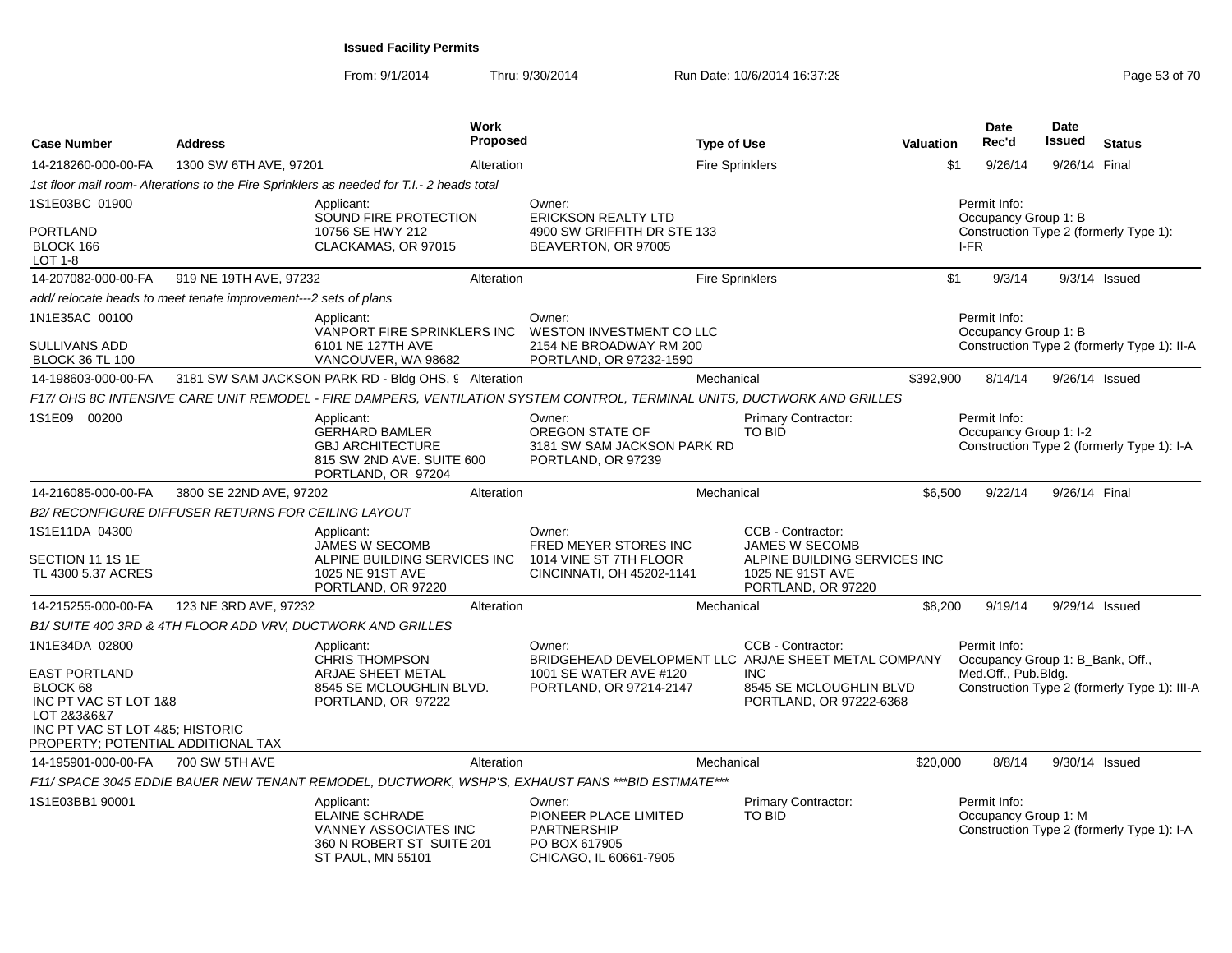**Issued Facility Permits**

From: 9/1/2014 Thru: 9/30/2014 Run Date: 10/6/2014 16:37:28

| Case Number | Address | Work Proposed | Type of Use | Valuation | Date Rec'd | Date Issued | Status |
|---|---|---|---|---|---|---|---|
| 14-218260-000-00-FA | 1300 SW 6TH AVE, 97201 | Alteration | Fire Sprinklers | $1 | 9/26/14 | 9/26/14 | Final |

*1st floor mail room- Alterations to the Fire Sprinklers as needed for T.I.- 2 heads total*

1S1E03BC 01900
PORTLAND
BLOCK 166
LOT 1-8

Applicant: SOUND FIRE PROTECTION, 10756 SE HWY 212, CLACKAMAS, OR 97015

Owner: ERICKSON REALTY LTD, 4900 SW GRIFFITH DR STE 133, BEAVERTON, OR 97005

Permit Info: Occupancy Group 1: B; Construction Type 2 (formerly Type 1): I-FR

| Case Number | Address | Work Proposed | Type of Use | Valuation | Date Rec'd | Date Issued | Status |
|---|---|---|---|---|---|---|---|
| 14-207082-000-00-FA | 919 NE 19TH AVE, 97232 | Alteration | Fire Sprinklers | $1 | 9/3/14 | 9/3/14 | Issued |

*add/ relocate heads to meet tenate improvement---2 sets of plans*

1N1E35AC 00100
SULLIVANS ADD
BLOCK 36 TL 100

Applicant: VANPORT FIRE SPRINKLERS INC, 6101 NE 127TH AVE, VANCOUVER, WA 98682

Owner: WESTON INVESTMENT CO LLC, 2154 NE BROADWAY RM 200, PORTLAND, OR 97232-1590

Permit Info: Occupancy Group 1: B; Construction Type 2 (formerly Type 1): II-A

| Case Number | Address | Work Proposed | Type of Use | Valuation | Date Rec'd | Date Issued | Status |
|---|---|---|---|---|---|---|---|
| 14-198603-000-00-FA | 3181 SW SAM JACKSON PARK RD - Bldg OHS, 9 | Alteration | Mechanical | $392,900 | 8/14/14 | 9/26/14 | Issued |

*F17/ OHS 8C INTENSIVE CARE UNIT REMODEL - FIRE DAMPERS, VENTILATION SYSTEM CONTROL, TERMINAL UNITS, DUCTWORK AND GRILLES*

1S1E09 00200

Applicant: GERHARD BAMLER, GBJ ARCHITECTURE, 815 SW 2ND AVE. SUITE 600, PORTLAND, OR 97204

Owner: OREGON STATE OF, 3181 SW SAM JACKSON PARK RD, PORTLAND, OR 97239

Primary Contractor: TO BID

Permit Info: Occupancy Group 1: I-2; Construction Type 2 (formerly Type 1): I-A

| Case Number | Address | Work Proposed | Type of Use | Valuation | Date Rec'd | Date Issued | Status |
|---|---|---|---|---|---|---|---|
| 14-216085-000-00-FA | 3800 SE 22ND AVE, 97202 | Alteration | Mechanical | $6,500 | 9/22/14 | 9/26/14 | Final |

*B2/ RECONFIGURE DIFFUSER RETURNS FOR CEILING LAYOUT*

1S1E11DA 04300
SECTION 11 1S 1E
TL 4300 5.37 ACRES

Applicant: JAMES W SECOMB, ALPINE BUILDING SERVICES INC, 1025 NE 91ST AVE, PORTLAND, OR 97220

Owner: FRED MEYER STORES INC, 1014 VINE ST 7TH FLOOR, CINCINNATI, OH 45202-1141

CCB - Contractor: JAMES W SECOMB, ALPINE BUILDING SERVICES INC, 1025 NE 91ST AVE, PORTLAND, OR 97220

| Case Number | Address | Work Proposed | Type of Use | Valuation | Date Rec'd | Date Issued | Status |
|---|---|---|---|---|---|---|---|
| 14-215255-000-00-FA | 123 NE 3RD AVE, 97232 | Alteration | Mechanical | $8,200 | 9/19/14 | 9/29/14 | Issued |

*B1/ SUITE 400 3RD & 4TH FLOOR ADD VRV, DUCTWORK AND GRILLES*

1N1E34DA 02800
EAST PORTLAND
BLOCK 68
INC PT VAC ST LOT 1&8
LOT 2&3&6&7
INC PT VAC ST LOT 4&5; HISTORIC PROPERTY; POTENTIAL ADDITIONAL TAX

Applicant: CHRIS THOMPSON, ARJAE SHEET METAL, 8545 SE MCLOUGHLIN BLVD., PORTLAND, OR 97222

Owner: BRIDGEHEAD DEVELOPMENT LLC, 1001 SE WATER AVE #120, PORTLAND, OR 97214-2147

CCB - Contractor: ARJAE SHEET METAL COMPANY INC, 8545 SE MCLOUGHLIN BLVD, PORTLAND, OR 97222-6368

Permit Info: Occupancy Group 1: B_Bank, Off., Med.Off., Pub.Bldg.; Construction Type 2 (formerly Type 1): III-A

| Case Number | Address | Work Proposed | Type of Use | Valuation | Date Rec'd | Date Issued | Status |
|---|---|---|---|---|---|---|---|
| 14-195901-000-00-FA | 700 SW 5TH AVE | Alteration | Mechanical | $20,000 | 8/8/14 | 9/30/14 | Issued |

*F11/ SPACE 3045 EDDIE BAUER NEW TENANT REMODEL, DUCTWORK, WSHP'S, EXHAUST FANS \*\*\*BID ESTIMATE\*\*\**

1S1E03BB1 90001

Applicant: ELAINE SCHRADE, VANNEY ASSOCIATES INC, 360 N ROBERT ST SUITE 201, ST PAUL, MN 55101

Owner: PIONEER PLACE LIMITED PARTNERSHIP, PO BOX 617905, CHICAGO, IL 60661-7905

Primary Contractor: TO BID

Permit Info: Occupancy Group 1: M; Construction Type 2 (formerly Type 1): I-A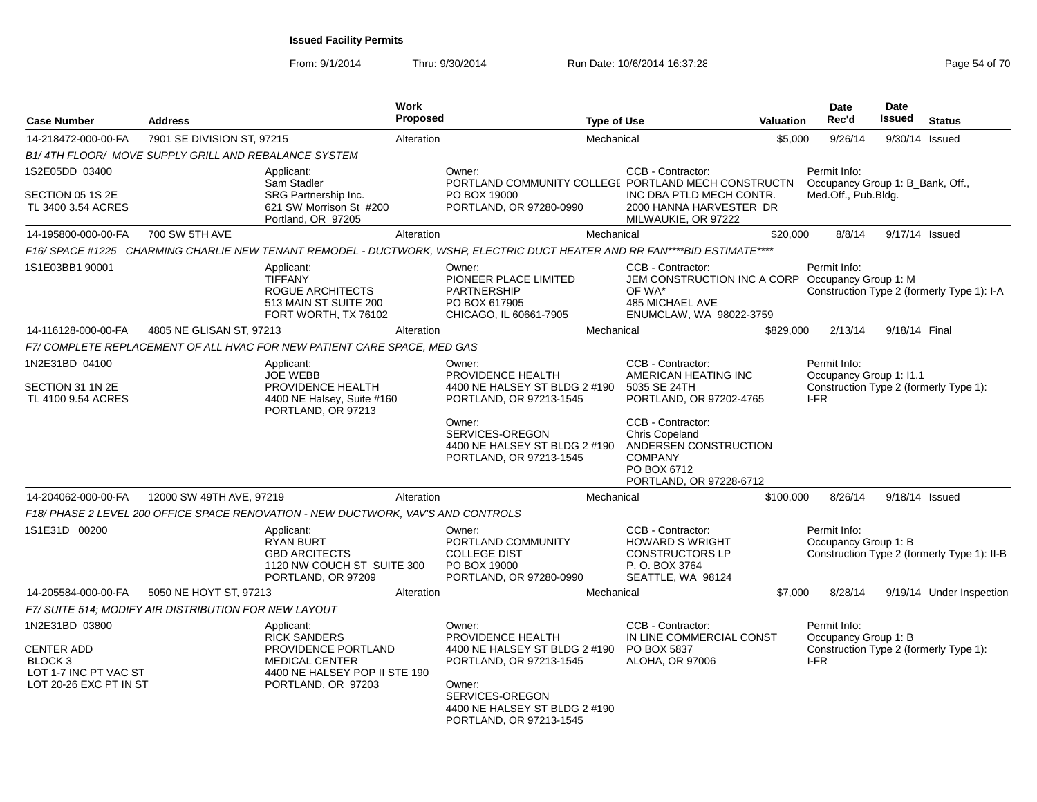**Issued Facility Permits**

From: 9/1/2014 Thru: 9/30/2014 Run Date: 10/6/2014 16:37:28

| Case Number | Address | Work Proposed | Type of Use | Valuation | Date Rec'd | Date Issued | Status |
|---|---|---|---|---|---|---|---|
| 14-218472-000-00-FA | 7901 SE DIVISION ST, 97215 | Alteration | Mechanical | $5,000 | 9/26/14 | 9/30/14 | Issued |

*B1/ 4TH FLOOR/ MOVE SUPPLY GRILL AND REBALANCE SYSTEM*

1S2E05DD 03400
SECTION 05 1S 2E
TL 3400 3.54 ACRES

Applicant:
Sam Stadler
SRG Partnership Inc.
621 SW Morrison St #200
Portland, OR 97205

Owner:
PORTLAND COMMUNITY COLLEGE
PO BOX 19000
PORTLAND, OR 97280-0990

CCB - Contractor:
PORTLAND MECH CONSTRUCTN INC DBA PTLD MECH CONTR.
2000 HANNA HARVESTER DR
MILWAUKIE, OR 97222

Permit Info:
Occupancy Group 1: B_Bank, Off., Med.Off., Pub.Bldg.

| Case Number | Address | Work Proposed | Type of Use | Valuation | Date Rec'd | Date Issued | Status |
|---|---|---|---|---|---|---|---|
| 14-195800-000-00-FA | 700 SW 5TH AVE | Alteration | Mechanical | $20,000 | 8/8/14 | 9/17/14 | Issued |

*F16/ SPACE #1225 CHARMING CHARLIE NEW TENANT REMODEL - DUCTWORK, WSHP, ELECTRIC DUCT HEATER AND RR FAN****BID ESTIMATE****

1S1E03BB1 90001

Applicant:
TIFFANY
ROGUE ARCHITECTS
513 MAIN ST SUITE 200
FORT WORTH, TX 76102

Owner:
PIONEER PLACE LIMITED PARTNERSHIP
PO BOX 617905
CHICAGO, IL 60661-7905

CCB - Contractor:
JEM CONSTRUCTION INC A CORP OF WA*
485 MICHAEL AVE
ENUMCLAW, WA 98022-3759

Permit Info:
Occupancy Group 1: M
Construction Type 2 (formerly Type 1): I-A

| Case Number | Address | Work Proposed | Type of Use | Valuation | Date Rec'd | Date Issued | Status |
|---|---|---|---|---|---|---|---|
| 14-116128-000-00-FA | 4805 NE GLISAN ST, 97213 | Alteration | Mechanical | $829,000 | 2/13/14 | 9/18/14 | Final |

*F7/ COMPLETE REPLACEMENT OF ALL HVAC FOR NEW PATIENT CARE SPACE, MED GAS*

1N2E31BD 04100
SECTION 31 1N 2E
TL 4100 9.54 ACRES

Applicant:
JOE WEBB
PROVIDENCE HEALTH
4400 NE Halsey, Suite #160
PORTLAND, OR 97213

Owner:
PROVIDENCE HEALTH
4400 NE HALSEY ST BLDG 2 #190
PORTLAND, OR 97213-1545

Owner:
SERVICES-OREGON
4400 NE HALSEY ST BLDG 2 #190
PORTLAND, OR 97213-1545

CCB - Contractor:
AMERICAN HEATING INC
5035 SE 24TH
PORTLAND, OR 97202-4765

CCB - Contractor:
Chris Copeland
ANDERSEN CONSTRUCTION COMPANY
PO BOX 6712
PORTLAND, OR 97228-6712

Permit Info:
Occupancy Group 1: I1.1
Construction Type 2 (formerly Type 1): I-FR

| Case Number | Address | Work Proposed | Type of Use | Valuation | Date Rec'd | Date Issued | Status |
|---|---|---|---|---|---|---|---|
| 14-204062-000-00-FA | 12000 SW 49TH AVE, 97219 | Alteration | Mechanical | $100,000 | 8/26/14 | 9/18/14 | Issued |

*F18/ PHASE 2 LEVEL 200 OFFICE SPACE RENOVATION - NEW DUCTWORK, VAV'S AND CONTROLS*

1S1E31D 00200

Applicant:
RYAN BURT
GBD ARCITECTS
1120 NW COUCH ST SUITE 300
PORTLAND, OR 97209

Owner:
PORTLAND COMMUNITY COLLEGE DIST
PO BOX 19000
PORTLAND, OR 97280-0990

CCB - Contractor:
HOWARD S WRIGHT CONSTRUCTORS LP
P. O. BOX 3764
SEATTLE, WA 98124

Permit Info:
Occupancy Group 1: B
Construction Type 2 (formerly Type 1): II-B

| Case Number | Address | Work Proposed | Type of Use | Valuation | Date Rec'd | Date Issued | Status |
|---|---|---|---|---|---|---|---|
| 14-205584-000-00-FA | 5050 NE HOYT ST, 97213 | Alteration | Mechanical | $7,000 | 8/28/14 | 9/19/14 | Under Inspection |

*F7/ SUITE 514; MODIFY AIR DISTRIBUTION FOR NEW LAYOUT*

1N2E31BD 03800
CENTER ADD
BLOCK 3
LOT 1-7 INC PT VAC ST
LOT 20-26 EXC PT IN ST

Applicant:
RICK SANDERS
PROVIDENCE PORTLAND MEDICAL CENTER
4400 NE HALSEY POP II STE 190
PORTLAND, OR 97203

Owner:
PROVIDENCE HEALTH
4400 NE HALSEY ST BLDG 2 #190
PORTLAND, OR 97213-1545

Owner:
SERVICES-OREGON
4400 NE HALSEY ST BLDG 2 #190
PORTLAND, OR 97213-1545

CCB - Contractor:
IN LINE COMMERCIAL CONST
PO BOX 5837
ALOHA, OR 97006

Permit Info:
Occupancy Group 1: B
Construction Type 2 (formerly Type 1): I-FR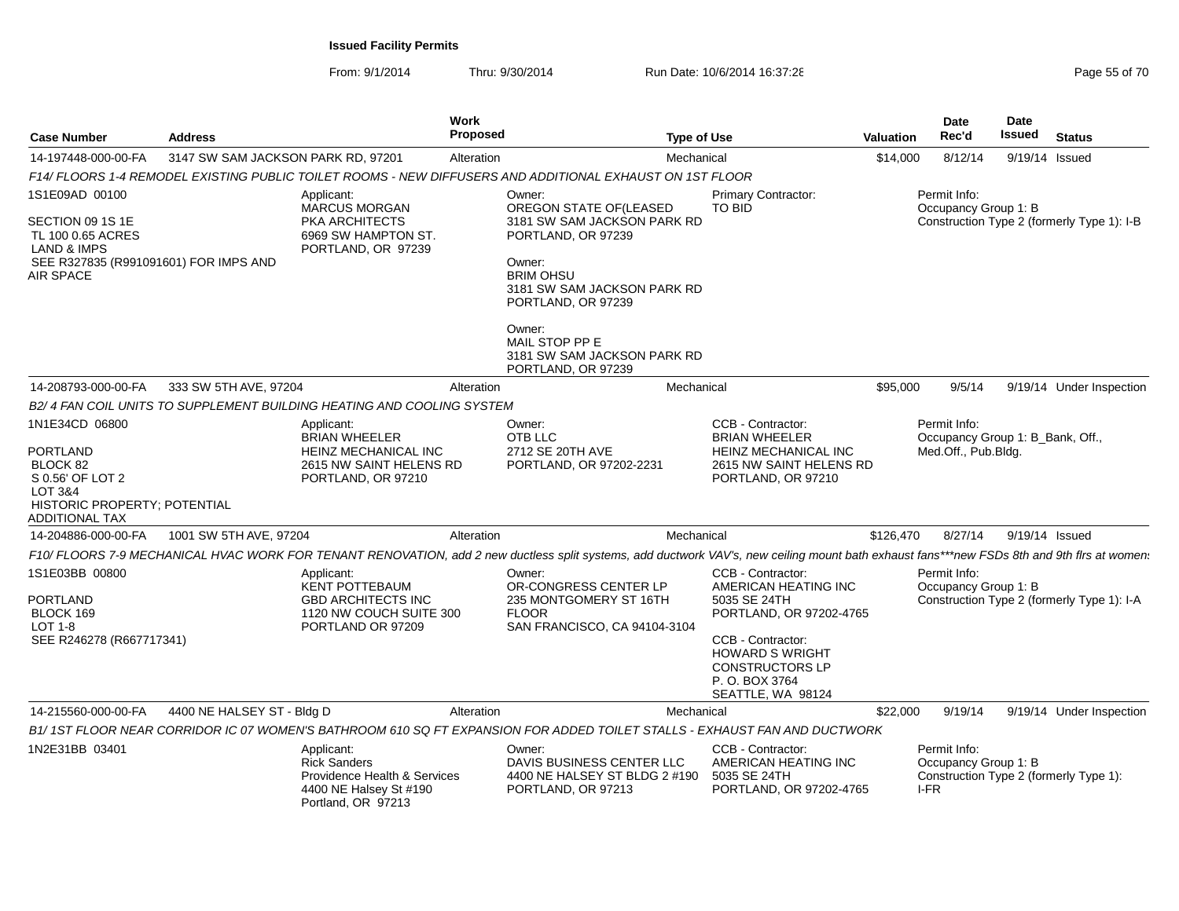**Issued Facility Permits**

From: 9/1/2014 Thru: 9/30/2014 Run Date: 10/6/2014 16:37:28

| Case Number | Address | Work Proposed | Type of Use | Valuation | Date Rec'd | Date Issued | Status |
|---|---|---|---|---|---|---|---|
| 14-197448-000-00-FA | 3147 SW SAM JACKSON PARK RD, 97201 | Alteration | Mechanical | $14,000 | 8/12/14 | 9/19/14 | Issued |

*F14/ FLOORS 1-4 REMODEL EXISTING PUBLIC TOILET ROOMS - NEW DIFFUSERS AND ADDITIONAL EXHAUST ON 1ST FLOOR*

1S1E09AD 00100

SECTION 09 1S 1E
TL 100 0.65 ACRES
LAND & IMPS
SEE R327835 (R991091601) FOR IMPS AND AIR SPACE

Applicant:
MARCUS MORGAN
PKA ARCHITECTS
6969 SW HAMPTON ST.
PORTLAND, OR 97239

Owner:
OREGON STATE OF(LEASED
3181 SW SAM JACKSON PARK RD
PORTLAND, OR 97239

Owner:
BRIM OHSU
3181 SW SAM JACKSON PARK RD
PORTLAND, OR 97239

Owner:
MAIL STOP PP E
3181 SW SAM JACKSON PARK RD
PORTLAND, OR 97239

Primary Contractor:
TO BID

Permit Info:
Occupancy Group 1: B
Construction Type 2 (formerly Type 1): I-B

| Case Number | Address | Work Proposed | Type of Use | Valuation | Date Rec'd | Date Issued | Status |
|---|---|---|---|---|---|---|---|
| 14-208793-000-00-FA | 333 SW 5TH AVE, 97204 | Alteration | Mechanical | $95,000 | 9/5/14 | 9/19/14 | Under Inspection |

*B2/ 4 FAN COIL UNITS TO SUPPLEMENT BUILDING HEATING AND COOLING SYSTEM*

1N1E34CD 06800

PORTLAND
BLOCK 82
S 0.56' OF LOT 2
LOT 3&4
HISTORIC PROPERTY; POTENTIAL ADDITIONAL TAX

Applicant:
BRIAN WHEELER
HEINZ MECHANICAL INC
2615 NW SAINT HELENS RD
PORTLAND, OR 97210

Owner:
OTB LLC
2712 SE 20TH AVE
PORTLAND, OR 97202-2231

CCB - Contractor:
BRIAN WHEELER
HEINZ MECHANICAL INC
2615 NW SAINT HELENS RD
PORTLAND, OR 97210

Permit Info:
Occupancy Group 1: B_Bank, Off., Med.Off., Pub.Bldg.

| Case Number | Address | Work Proposed | Type of Use | Valuation | Date Rec'd | Date Issued | Status |
|---|---|---|---|---|---|---|---|
| 14-204886-000-00-FA | 1001 SW 5TH AVE, 97204 | Alteration | Mechanical | $126,470 | 8/27/14 | 9/19/14 | Issued |

*F10/ FLOORS 7-9 MECHANICAL HVAC WORK FOR TENANT RENOVATION, add 2 new ductless split systems, add ductwork VAV's, new ceiling mount bath exhaust fans***new FSDs 8th and 9th flrs at women:*

1S1E03BB 00800

PORTLAND
BLOCK 169
LOT 1-8
SEE R246278 (R667717341)

Applicant:
KENT POTTEBAUM
GBD ARCHITECTS INC
1120 NW COUCH SUITE 300
PORTLAND OR 97209

Owner:
OR-CONGRESS CENTER LP
235 MONTGOMERY ST 16TH FLOOR
SAN FRANCISCO, CA 94104-3104

CCB - Contractor:
AMERICAN HEATING INC
5035 SE 24TH
PORTLAND, OR 97202-4765

CCB - Contractor:
HOWARD S WRIGHT CONSTRUCTORS LP
P. O. BOX 3764
SEATTLE, WA 98124

Permit Info:
Occupancy Group 1: B
Construction Type 2 (formerly Type 1): I-A

| Case Number | Address | Work Proposed | Type of Use | Valuation | Date Rec'd | Date Issued | Status |
|---|---|---|---|---|---|---|---|
| 14-215560-000-00-FA | 4400 NE HALSEY ST - Bldg D | Alteration | Mechanical | $22,000 | 9/19/14 | 9/19/14 | Under Inspection |

*B1/ 1ST FLOOR NEAR CORRIDOR IC 07 WOMEN'S BATHROOM 610 SQ FT EXPANSION FOR ADDED TOILET STALLS - EXHAUST FAN AND DUCTWORK*

1N2E31BB 03401

Applicant:
Rick Sanders
Providence Health & Services
4400 NE Halsey St #190
Portland, OR 97213

Owner:
DAVIS BUSINESS CENTER LLC
4400 NE HALSEY ST BLDG 2 #190
PORTLAND, OR 97213

CCB - Contractor:
AMERICAN HEATING INC
5035 SE 24TH
PORTLAND, OR 97202-4765

Permit Info:
Occupancy Group 1: B
Construction Type 2 (formerly Type 1): I-FR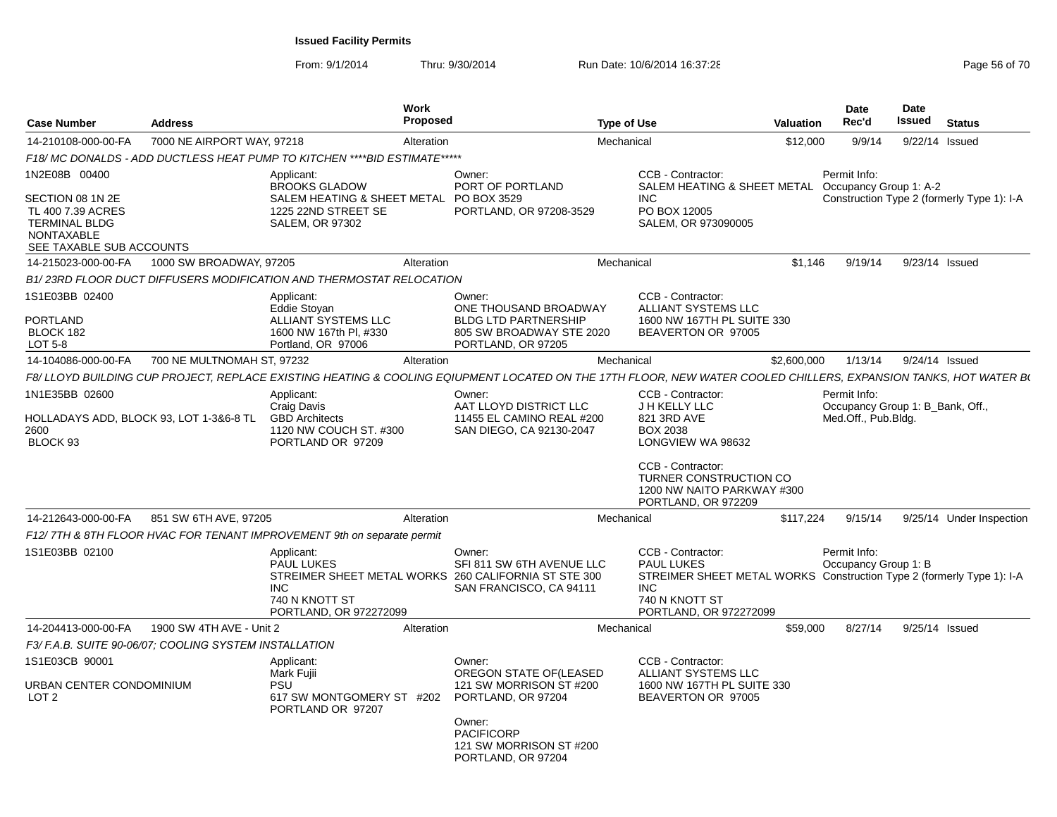**Issued Facility Permits**

From: 9/1/2014 Thru: 9/30/2014 Run Date: 10/6/2014 16:37:28

| Case Number | Address | Work Proposed | Type of Use | Valuation | Date Rec'd | Date Issued | Status |
|---|---|---|---|---|---|---|---|
| 14-210108-000-00-FA | 7000 NE AIRPORT WAY, 97218 | Alteration | Mechanical | $12,000 | 9/9/14 | 9/22/14 | Issued |

*F18/ MC DONALDS - ADD DUCTLESS HEAT PUMP TO KITCHEN ****BID ESTIMATE*****

1N2E08B 00400

SECTION 08 1N 2E
TL 400 7.39 ACRES
TERMINAL BLDG
NONTAXABLE
SEE TAXABLE SUB ACCOUNTS

Applicant:
BROOKS GLADOW
SALEM HEATING & SHEET METAL
1225 22ND STREET SE
SALEM, OR 97302

Owner:
PORT OF PORTLAND
PO BOX 3529
PORTLAND, OR 97208-3529

CCB - Contractor:
SALEM HEATING & SHEET METAL INC
PO BOX 12005
SALEM, OR 973090005

Permit Info:
Occupancy Group 1: A-2
Construction Type 2 (formerly Type 1): I-A

| Case Number | Address | Work Proposed | Type of Use | Valuation | Date Rec'd | Date Issued | Status |
|---|---|---|---|---|---|---|---|
| 14-215023-000-00-FA | 1000 SW BROADWAY, 97205 | Alteration | Mechanical | $1,146 | 9/19/14 | 9/23/14 | Issued |

*B1/ 23RD FLOOR DUCT DIFFUSERS MODIFICATION AND THERMOSTAT RELOCATION*

1S1E03BB 02400

PORTLAND
BLOCK 182
LOT 5-8

Applicant:
Eddie Stoyan
ALLIANT SYSTEMS LLC
1600 NW 167th Pl, #330
Portland, OR 97006

Owner:
ONE THOUSAND BROADWAY BLDG LTD PARTNERSHIP
805 SW BROADWAY STE 2020
PORTLAND, OR 97205

CCB - Contractor:
ALLIANT SYSTEMS LLC
1600 NW 167TH PL SUITE 330
BEAVERTON OR 97005

| Case Number | Address | Work Proposed | Type of Use | Valuation | Date Rec'd | Date Issued | Status |
|---|---|---|---|---|---|---|---|
| 14-104086-000-00-FA | 700 NE MULTNOMAH ST, 97232 | Alteration | Mechanical | $2,600,000 | 1/13/14 | 9/24/14 | Issued |

*F8/ LLOYD BUILDING CUP PROJECT, REPLACE EXISTING HEATING & COOLING EQIUPMENT LOCATED ON THE 17TH FLOOR, NEW WATER COOLED CHILLERS, EXPANSION TANKS, HOT WATER B(*

1N1E35BB 02600

HOLLADAYS ADD, BLOCK 93, LOT 1-3&6-8 TL 2600
BLOCK 93

Applicant:
Craig Davis
GBD Architects
1120 NW COUCH ST. #300
PORTLAND OR 97209

Owner:
AAT LLOYD DISTRICT LLC
11455 EL CAMINO REAL #200
SAN DIEGO, CA 92130-2047

CCB - Contractor:
J H KELLY LLC
821 3RD AVE
BOX 2038
LONGVIEW WA 98632

CCB - Contractor:
TURNER CONSTRUCTION CO
1200 NW NAITO PARKWAY #300
PORTLAND, OR 972209

Permit Info:
Occupancy Group 1: B_Bank, Off., Med.Off., Pub.Bldg.

| Case Number | Address | Work Proposed | Type of Use | Valuation | Date Rec'd | Date Issued | Status |
|---|---|---|---|---|---|---|---|
| 14-212643-000-00-FA | 851 SW 6TH AVE, 97205 | Alteration | Mechanical | $117,224 | 9/15/14 | 9/25/14 | Under Inspection |

*F12/ 7TH & 8TH FLOOR HVAC FOR TENANT IMPROVEMENT 9th on separate permit*

1S1E03BB 02100

Applicant:
PAUL LUKES
STREIMER SHEET METAL WORKS INC
740 N KNOTT ST
PORTLAND, OR 972272099

Owner:
SFI 811 SW 6TH AVENUE LLC
260 CALIFORNIA ST STE 300
SAN FRANCISCO, CA 94111

CCB - Contractor:
PAUL LUKES
STREIMER SHEET METAL WORKS INC
740 N KNOTT ST
PORTLAND, OR 972272099

Permit Info:
Occupancy Group 1: B
Construction Type 2 (formerly Type 1): I-A

| Case Number | Address | Work Proposed | Type of Use | Valuation | Date Rec'd | Date Issued | Status |
|---|---|---|---|---|---|---|---|
| 14-204413-000-00-FA | 1900 SW 4TH AVE - Unit 2 | Alteration | Mechanical | $59,000 | 8/27/14 | 9/25/14 | Issued |

*F3/ F.A.B. SUITE 90-06/07; COOLING SYSTEM INSTALLATION*

1S1E03CB 90001

URBAN CENTER CONDOMINIUM
LOT 2

Applicant:
Mark Fujii
PSU
617 SW MONTGOMERY ST #202
PORTLAND OR 97207

Owner:
OREGON STATE OF(LEASED
121 SW MORRISON ST #200
PORTLAND, OR 97204

Owner:
PACIFICORP
121 SW MORRISON ST #200
PORTLAND, OR 97204

CCB - Contractor:
ALLIANT SYSTEMS LLC
1600 NW 167TH PL SUITE 330
BEAVERTON OR 97005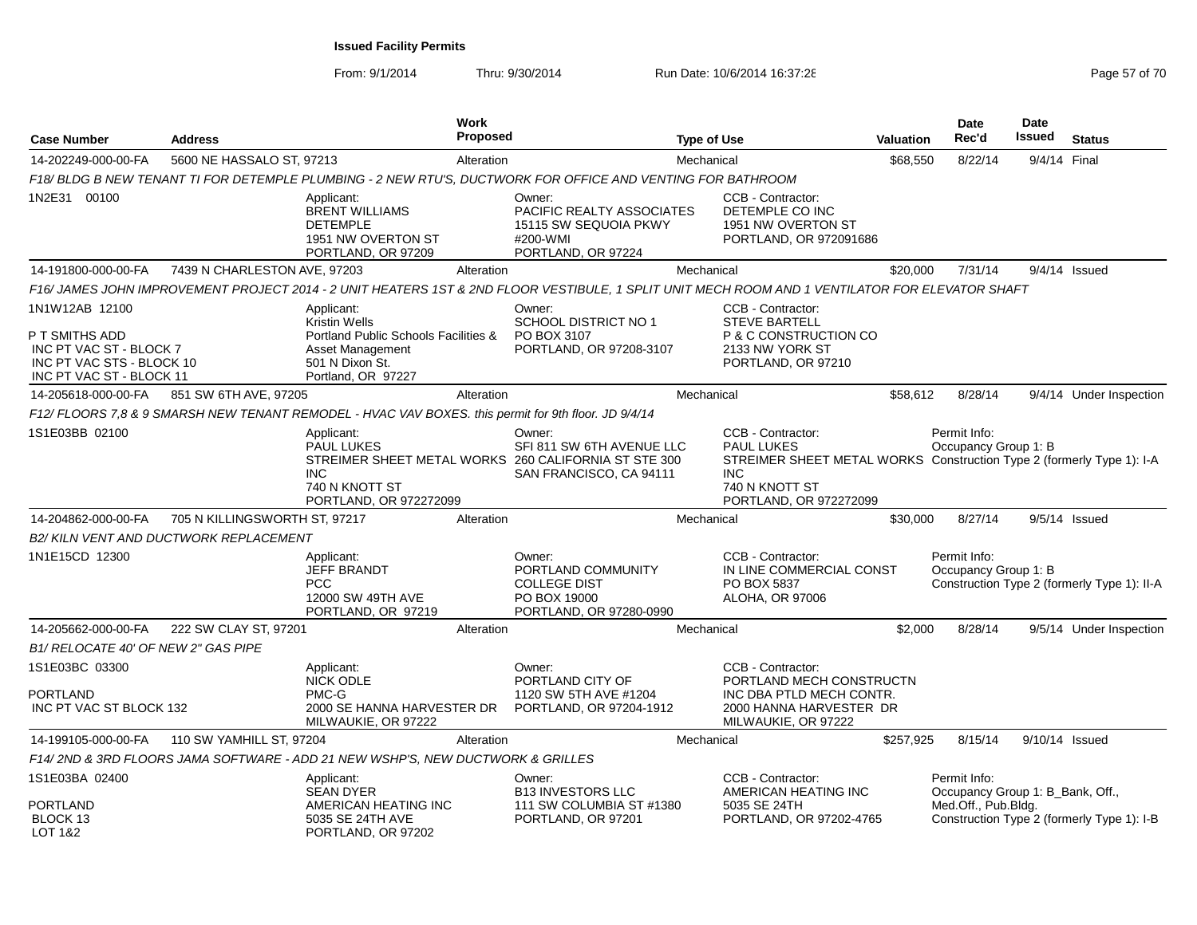**Issued Facility Permits**

From: 9/1/2014 Thru: 9/30/2014 Run Date: 10/6/2014 16:37:28

| Case Number | Address | Work Proposed | Type of Use | Valuation | Date Rec'd | Date Issued | Status |
|---|---|---|---|---|---|---|---|
| 14-202249-000-00-FA | 5600 NE HASSALO ST, 97213 | Alteration | Mechanical | $68,550 | 8/22/14 | 9/4/14 | Final |

*F18/ BLDG B NEW TENANT TI FOR DETEMPLE PLUMBING - 2 NEW RTU'S, DUCTWORK FOR OFFICE AND VENTING FOR BATHROOM*

1N2E31 00100

Applicant: BRENT WILLIAMS, DETEMPLE, 1951 NW OVERTON ST, PORTLAND, OR 97209

Owner: PACIFIC REALTY ASSOCIATES, 15115 SW SEQUOIA PKWY #200-WMI, PORTLAND, OR 97224

CCB - Contractor: DETEMPLE CO INC, 1951 NW OVERTON ST, PORTLAND, OR 972091686

| Case Number | Address | Work Proposed | Type of Use | Valuation | Date Rec'd | Date Issued | Status |
|---|---|---|---|---|---|---|---|
| 14-191800-000-00-FA | 7439 N CHARLESTON AVE, 97203 | Alteration | Mechanical | $20,000 | 7/31/14 | 9/4/14 | Issued |

*F16/ JAMES JOHN IMPROVEMENT PROJECT 2014 - 2 UNIT HEATERS 1ST & 2ND FLOOR VESTIBULE, 1 SPLIT UNIT MECH ROOM AND 1 VENTILATOR FOR ELEVATOR SHAFT*

1N1W12AB 12100
P T SMITHS ADD
INC PT VAC ST - BLOCK 7
INC PT VAC STS - BLOCK 10
INC PT VAC ST - BLOCK 11

Applicant: Kristin Wells, Portland Public Schools Facilities & Asset Management, 501 N Dixon St., Portland, OR 97227

Owner: SCHOOL DISTRICT NO 1, PO BOX 3107, PORTLAND, OR 97208-3107

CCB - Contractor: STEVE BARTELL, P & C CONSTRUCTION CO, 2133 NW YORK ST, PORTLAND, OR 97210

| Case Number | Address | Work Proposed | Type of Use | Valuation | Date Rec'd | Date Issued | Status |
|---|---|---|---|---|---|---|---|
| 14-205618-000-00-FA | 851 SW 6TH AVE, 97205 | Alteration | Mechanical | $58,612 | 8/28/14 | 9/4/14 | Under Inspection |

*F12/ FLOORS 7,8 & 9 SMARSH NEW TENANT REMODEL - HVAC VAV BOXES. this permit for 9th floor. JD 9/4/14*

1S1E03BB 02100

Applicant: PAUL LUKES, STREIMER SHEET METAL WORKS INC, 740 N KNOTT ST, PORTLAND, OR 972272099

Owner: SFI 811 SW 6TH AVENUE LLC, 260 CALIFORNIA ST STE 300, SAN FRANCISCO, CA 94111

CCB - Contractor: PAUL LUKES, STREIMER SHEET METAL WORKS INC, 740 N KNOTT ST, PORTLAND, OR 972272099

Permit Info: Occupancy Group 1: B, Construction Type 2 (formerly Type 1): I-A

| Case Number | Address | Work Proposed | Type of Use | Valuation | Date Rec'd | Date Issued | Status |
|---|---|---|---|---|---|---|---|
| 14-204862-000-00-FA | 705 N KILLINGSWORTH ST, 97217 | Alteration | Mechanical | $30,000 | 8/27/14 | 9/5/14 | Issued |

*B2/ KILN VENT AND DUCTWORK REPLACEMENT*

1N1E15CD 12300

Applicant: JEFF BRANDT, PCC, 12000 SW 49TH AVE, PORTLAND, OR 97219

Owner: PORTLAND COMMUNITY COLLEGE DIST, PO BOX 19000, PORTLAND, OR 97280-0990

CCB - Contractor: IN LINE COMMERCIAL CONST, PO BOX 5837, ALOHA, OR 97006

Permit Info: Occupancy Group 1: B, Construction Type 2 (formerly Type 1): II-A

| Case Number | Address | Work Proposed | Type of Use | Valuation | Date Rec'd | Date Issued | Status |
|---|---|---|---|---|---|---|---|
| 14-205662-000-00-FA | 222 SW CLAY ST, 97201 | Alteration | Mechanical | $2,000 | 8/28/14 | 9/5/14 | Under Inspection |

*B1/ RELOCATE 40' OF NEW 2" GAS PIPE*

1S1E03BC 03300
PORTLAND
INC PT VAC ST BLOCK 132

Applicant: NICK ODLE, PMC-G, 2000 SE HANNA HARVESTER DR, MILWAUKIE, OR 97222

Owner: PORTLAND CITY OF, 1120 SW 5TH AVE #1204, PORTLAND, OR 97204-1912

CCB - Contractor: PORTLAND MECH CONSTRUCTN INC DBA PTLD MECH CONTR., 2000 HANNA HARVESTER DR, MILWAUKIE, OR 97222

| Case Number | Address | Work Proposed | Type of Use | Valuation | Date Rec'd | Date Issued | Status |
|---|---|---|---|---|---|---|---|
| 14-199105-000-00-FA | 110 SW YAMHILL ST, 97204 | Alteration | Mechanical | $257,925 | 8/15/14 | 9/10/14 | Issued |

*F14/ 2ND & 3RD FLOORS JAMA SOFTWARE - ADD 21 NEW WSHP'S, NEW DUCTWORK & GRILLES*

1S1E03BA 02400
PORTLAND
BLOCK 13
LOT 1&2

Applicant: SEAN DYER, AMERICAN HEATING INC, 5035 SE 24TH AVE, PORTLAND, OR 97202

Owner: B13 INVESTORS LLC, 111 SW COLUMBIA ST #1380, PORTLAND, OR 97201

CCB - Contractor: AMERICAN HEATING INC, 5035 SE 24TH, PORTLAND, OR 97202-4765

Permit Info: Occupancy Group 1: B_Bank, Off., Med.Off., Pub.Bldg., Construction Type 2 (formerly Type 1): I-B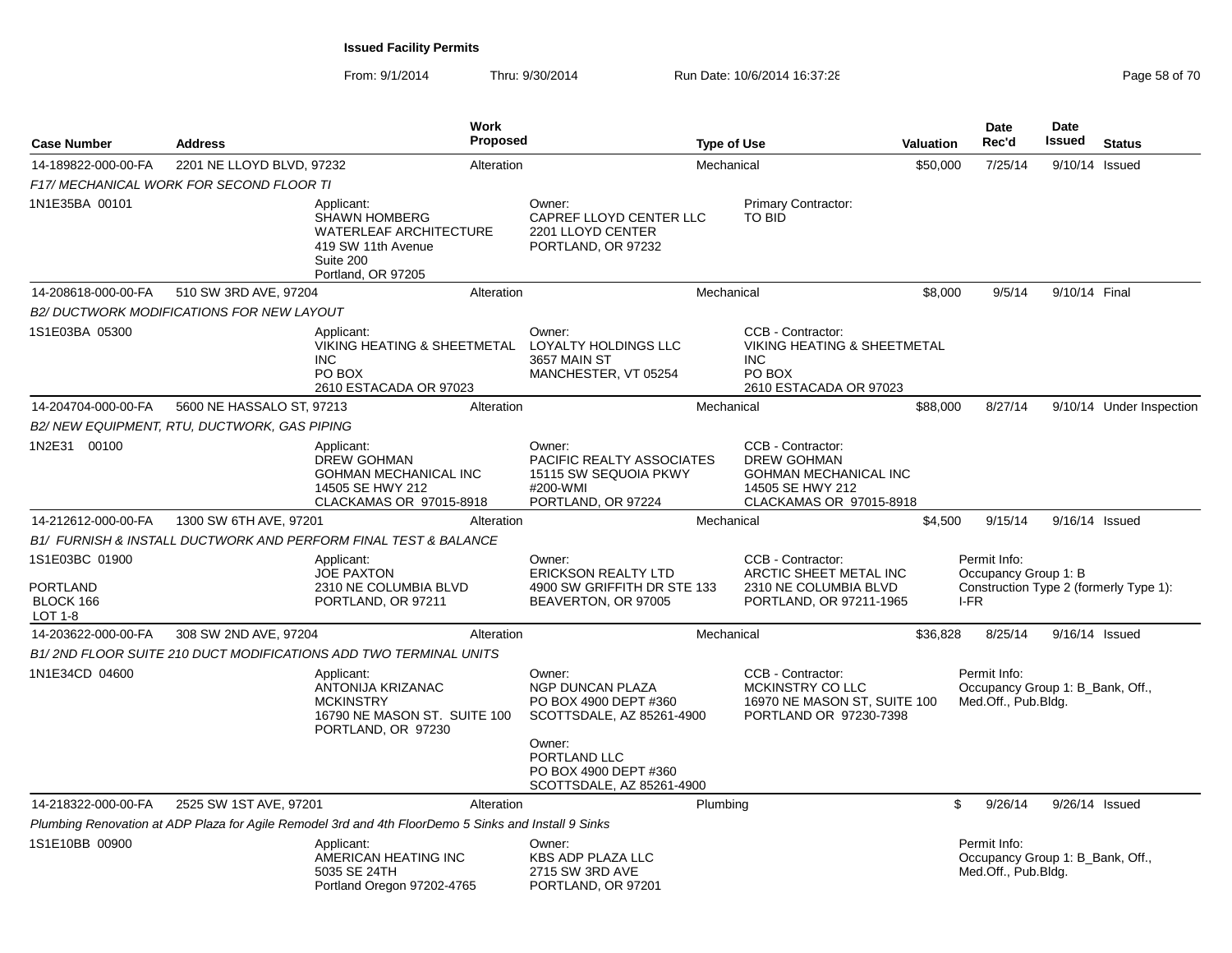# Issued Facility Permits

From: 9/1/2014 Thru: 9/30/2014 Run Date: 10/6/2014 16:37:28

| Case Number | Address | Work Proposed | Type of Use | Valuation | Date Rec'd | Date Issued | Status |
|---|---|---|---|---|---|---|---|
| 14-189822-000-00-FA | 2201 NE LLOYD BLVD, 97232 | Alteration | Mechanical | $50,000 | 7/25/14 | 9/10/14 | Issued |

*F17/ MECHANICAL WORK FOR SECOND FLOOR TI*

1N1E35BA 00101

Applicant:
SHAWN HOMBERG
WATERLEAF ARCHITECTURE
419 SW 11th Avenue
Suite 200
Portland, OR 97205

Owner:
CAPREF LLOYD CENTER LLC
2201 LLOYD CENTER
PORTLAND, OR 97232

Primary Contractor:
TO BID

| Case Number | Address | Work Proposed | Type of Use | Valuation | Date Rec'd | Date Issued | Status |
|---|---|---|---|---|---|---|---|
| 14-208618-000-00-FA | 510 SW 3RD AVE, 97204 | Alteration | Mechanical | $8,000 | 9/5/14 | 9/10/14 | Final |

*B2/ DUCTWORK MODIFICATIONS FOR NEW LAYOUT*

1S1E03BA 05300

Applicant:
VIKING HEATING & SHEETMETAL INC
PO BOX
2610 ESTACADA OR 97023

Owner:
LOYALTY HOLDINGS LLC
3657 MAIN ST
MANCHESTER, VT 05254

CCB - Contractor:
VIKING HEATING & SHEETMETAL INC
PO BOX
2610 ESTACADA OR 97023

| Case Number | Address | Work Proposed | Type of Use | Valuation | Date Rec'd | Date Issued | Status |
|---|---|---|---|---|---|---|---|
| 14-204704-000-00-FA | 5600 NE HASSALO ST, 97213 | Alteration | Mechanical | $88,000 | 8/27/14 | 9/10/14 | Under Inspection |

*B2/ NEW EQUIPMENT, RTU, DUCTWORK, GAS PIPING*

1N2E31 00100

Applicant:
DREW GOHMAN
GOHMAN MECHANICAL INC
14505 SE HWY 212
CLACKAMAS OR 97015-8918

Owner:
PACIFIC REALTY ASSOCIATES
15115 SW SEQUOIA PKWY
#200-WMI
PORTLAND, OR 97224

CCB - Contractor:
DREW GOHMAN
GOHMAN MECHANICAL INC
14505 SE HWY 212
CLACKAMAS OR 97015-8918

| Case Number | Address | Work Proposed | Type of Use | Valuation | Date Rec'd | Date Issued | Status |
|---|---|---|---|---|---|---|---|
| 14-212612-000-00-FA | 1300 SW 6TH AVE, 97201 | Alteration | Mechanical | $4,500 | 9/15/14 | 9/16/14 | Issued |

*B1/ FURNISH & INSTALL DUCTWORK AND PERFORM FINAL TEST & BALANCE*

1S1E03BC 01900
PORTLAND
BLOCK 166
LOT 1-8

Applicant:
JOE PAXTON
2310 NE COLUMBIA BLVD
PORTLAND, OR 97211

Owner:
ERICKSON REALTY LTD
4900 SW GRIFFITH DR STE 133
BEAVERTON, OR 97005

CCB - Contractor:
ARCTIC SHEET METAL INC
2310 NE COLUMBIA BLVD
PORTLAND, OR 97211-1965

Permit Info:
Occupancy Group 1: B
Construction Type 2 (formerly Type 1): I-FR

| Case Number | Address | Work Proposed | Type of Use | Valuation | Date Rec'd | Date Issued | Status |
|---|---|---|---|---|---|---|---|
| 14-203622-000-00-FA | 308 SW 2ND AVE, 97204 | Alteration | Mechanical | $36,828 | 8/25/14 | 9/16/14 | Issued |

*B1/ 2ND FLOOR SUITE 210 DUCT MODIFICATIONS ADD TWO TERMINAL UNITS*

1N1E34CD 04600

Applicant:
ANTONIJA KRIZANAC
MCKINSTRY
16790 NE MASON ST. SUITE 100
PORTLAND, OR 97230

Owner:
NGP DUNCAN PLAZA
PO BOX 4900 DEPT #360
SCOTTSDALE, AZ 85261-4900

Owner:
PORTLAND LLC
PO BOX 4900 DEPT #360
SCOTTSDALE, AZ 85261-4900

CCB - Contractor:
MCKINSTRY CO LLC
16970 NE MASON ST, SUITE 100
PORTLAND OR 97230-7398

Permit Info:
Occupancy Group 1: B_Bank, Off., Med.Off., Pub.Bldg.

| Case Number | Address | Work Proposed | Type of Use | Valuation | Date Rec'd | Date Issued | Status |
|---|---|---|---|---|---|---|---|
| 14-218322-000-00-FA | 2525 SW 1ST AVE, 97201 | Alteration | Plumbing | $ | 9/26/14 | 9/26/14 | Issued |

*Plumbing Renovation at ADP Plaza for Agile Remodel 3rd and 4th FloorDemo 5 Sinks and Install 9 Sinks*

1S1E10BB 00900

Applicant:
AMERICAN HEATING INC
5035 SE 24TH
Portland Oregon 97202-4765

Owner:
KBS ADP PLAZA LLC
2715 SW 3RD AVE
PORTLAND, OR 97201

Permit Info:
Occupancy Group 1: B_Bank, Off., Med.Off., Pub.Bldg.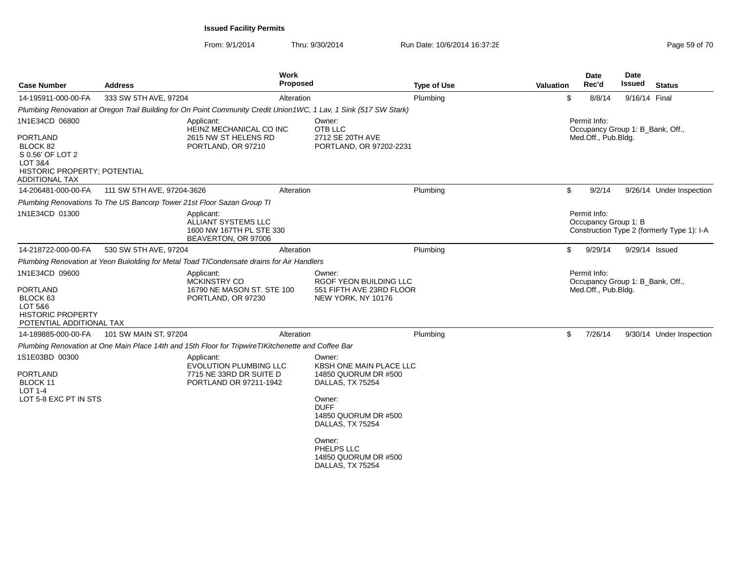**Issued Facility Permits**

From: 9/1/2014 Thru: 9/30/2014 Run Date: 10/6/2014 16:37:28

| Case Number | Address | Work Proposed | Type of Use | Valuation | Date Rec'd | Date Issued | Status |
|---|---|---|---|---|---|---|---|
| 14-195911-000-00-FA | 333 SW 5TH AVE, 97204 | Alteration | Plumbing | $ | 8/8/14 | 9/16/14 | Final |

*Plumbing Renovation at Oregon Trail Building for On Point Community Credit Union1WC, 1 Lav, 1 Sink (517 SW Stark)*

1N1E34CD 06800
PORTLAND
BLOCK 82
S 0.56' OF LOT 2
LOT 3&4
HISTORIC PROPERTY; POTENTIAL ADDITIONAL TAX

Applicant:
HEINZ MECHANICAL CO INC
2615 NW ST HELENS RD
PORTLAND, OR 97210

Owner:
OTB LLC
2712 SE 20TH AVE
PORTLAND, OR 97202-2231

Permit Info:
Occupancy Group 1: B_Bank, Off., Med.Off., Pub.Bldg.

| Case Number | Address | Work Proposed | Type of Use | Valuation | Date Rec'd | Date Issued | Status |
|---|---|---|---|---|---|---|---|
| 14-206481-000-00-FA | 111 SW 5TH AVE, 97204-3626 | Alteration | Plumbing | $ | 9/2/14 | 9/26/14 | Under Inspection |

*Plumbing Renovations To The US Bancorp Tower 21st Floor Sazan Group TI*

1N1E34CD 01300

Applicant:
ALLIANT SYSTEMS LLC
1600 NW 167TH PL STE 330
BEAVERTON, OR 97006

Permit Info:
Occupancy Group 1: B
Construction Type 2 (formerly Type 1): I-A

| Case Number | Address | Work Proposed | Type of Use | Valuation | Date Rec'd | Date Issued | Status |
|---|---|---|---|---|---|---|---|
| 14-218722-000-00-FA | 530 SW 5TH AVE, 97204 | Alteration | Plumbing | $ | 9/29/14 | 9/29/14 | Issued |

*Plumbing Renovation at Yeon Buiiolding for Metal Toad TICondensate drains for Air Handlers*

1N1E34CD 09600
PORTLAND
BLOCK 63
LOT 5&6
HISTORIC PROPERTY
POTENTIAL ADDITIONAL TAX

Applicant:
MCKINSTRY CO
16790 NE MASON ST. STE 100
PORTLAND, OR 97230

Owner:
RGOF YEON BUILDING LLC
551 FIFTH AVE 23RD FLOOR
NEW YORK, NY 10176

Permit Info:
Occupancy Group 1: B_Bank, Off., Med.Off., Pub.Bldg.

| Case Number | Address | Work Proposed | Type of Use | Valuation | Date Rec'd | Date Issued | Status |
|---|---|---|---|---|---|---|---|
| 14-189885-000-00-FA | 101 SW MAIN ST, 97204 | Alteration | Plumbing | $ | 7/26/14 | 9/30/14 | Under Inspection |

*Plumbing Renovation at One Main Place 14th and 15th Floor for TripwireTIKitchenette and Coffee Bar*

1S1E03BD 00300
PORTLAND
BLOCK 11
LOT 1-4
LOT 5-8 EXC PT IN STS

Applicant:
EVOLUTION PLUMBING LLC
7715 NE 33RD DR SUITE D
PORTLAND OR 97211-1942

Owner:
KBSH ONE MAIN PLACE LLC
14850 QUORUM DR #500
DALLAS, TX 75254

Owner:
DUFF
14850 QUORUM DR #500
DALLAS, TX 75254

Owner:
PHELPS LLC
14850 QUORUM DR #500
DALLAS, TX 75254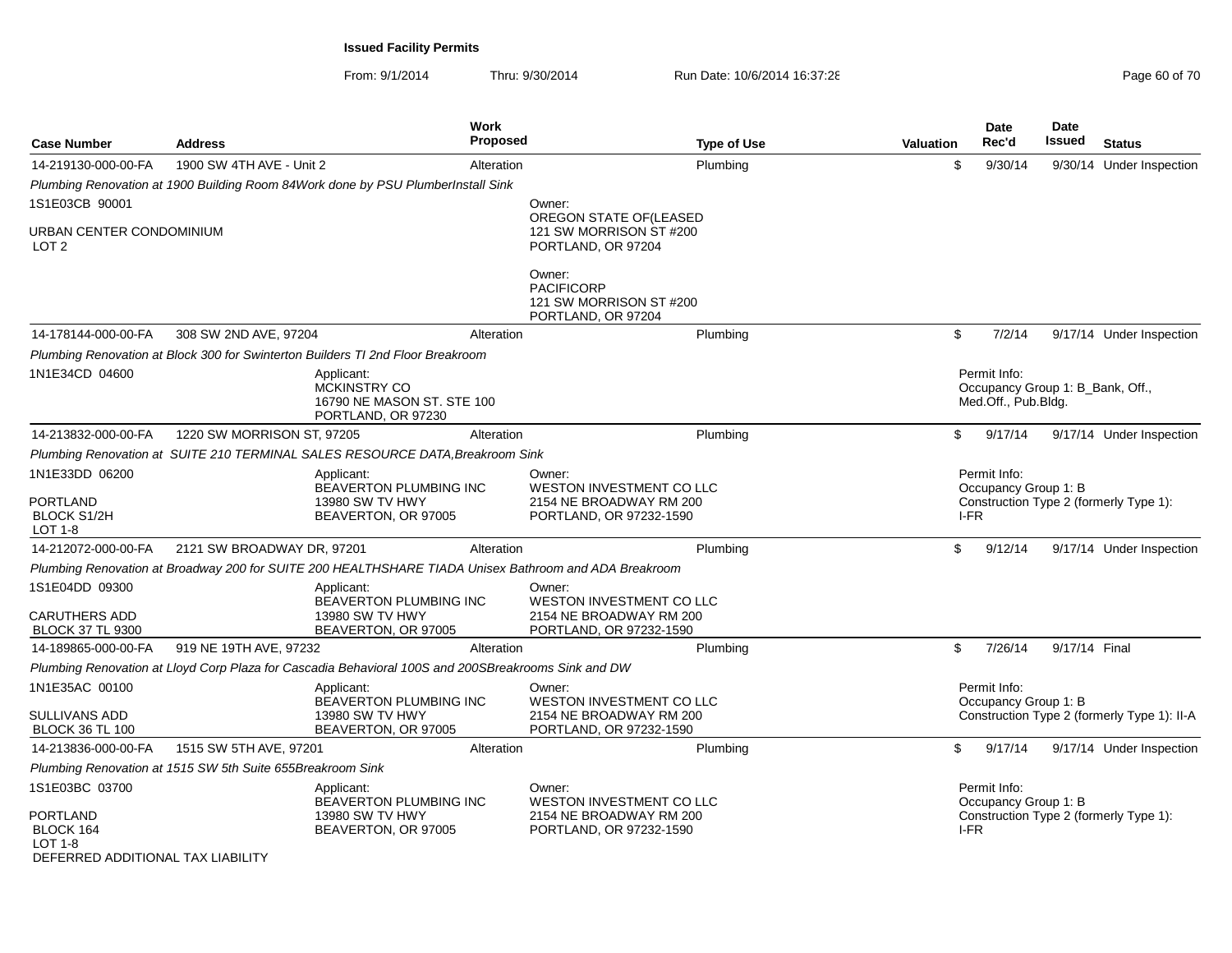**Issued Facility Permits**

From: 9/1/2014 Thru: 9/30/2014 Run Date: 10/6/2014 16:37:28

| Case Number | Address | Work Proposed | Type of Use | Valuation | Date Rec'd | Date Issued | Status |
|---|---|---|---|---|---|---|---|
| 14-219130-000-00-FA | 1900 SW 4TH AVE - Unit 2 | Alteration | Plumbing | $ | 9/30/14 | 9/30/14 | Under Inspection |

*Plumbing Renovation at 1900 Building Room 84Work done by PSU PlumberInstall Sink*

1S1E03CB 90001

URBAN CENTER CONDOMINIUM
LOT 2

Owner:
OREGON STATE OF(LEASED
121 SW MORRISON ST #200
PORTLAND, OR 97204

Owner:
PACIFICORP
121 SW MORRISON ST #200
PORTLAND, OR 97204

| Case Number | Address | Work Proposed | Type of Use | Valuation | Date Rec'd | Date Issued | Status |
|---|---|---|---|---|---|---|---|
| 14-178144-000-00-FA | 308 SW 2ND AVE, 97204 | Alteration | Plumbing | $ | 7/2/14 | 9/17/14 | Under Inspection |

*Plumbing Renovation at Block 300 for Swinterton Builders TI 2nd Floor Breakroom*

1N1E34CD 04600

Applicant:
MCKINSTRY CO
16790 NE MASON ST. STE 100
PORTLAND, OR 97230

Permit Info:
Occupancy Group 1: B_Bank, Off., Med.Off., Pub.Bldg.

| Case Number | Address | Work Proposed | Type of Use | Valuation | Date Rec'd | Date Issued | Status |
|---|---|---|---|---|---|---|---|
| 14-213832-000-00-FA | 1220 SW MORRISON ST, 97205 | Alteration | Plumbing | $ | 9/17/14 | 9/17/14 | Under Inspection |

*Plumbing Renovation at SUITE 210 TERMINAL SALES RESOURCE DATA,Breakroom Sink*

1N1E33DD 06200

PORTLAND
BLOCK S1/2H
LOT 1-8

Applicant:
BEAVERTON PLUMBING INC
13980 SW TV HWY
BEAVERTON, OR 97005

Owner:
WESTON INVESTMENT CO LLC
2154 NE BROADWAY RM 200
PORTLAND, OR 97232-1590

Permit Info:
Occupancy Group 1: B
Construction Type 2 (formerly Type 1): I-FR

| Case Number | Address | Work Proposed | Type of Use | Valuation | Date Rec'd | Date Issued | Status |
|---|---|---|---|---|---|---|---|
| 14-212072-000-00-FA | 2121 SW BROADWAY DR, 97201 | Alteration | Plumbing | $ | 9/12/14 | 9/17/14 | Under Inspection |

*Plumbing Renovation at Broadway 200 for SUITE 200 HEALTHSHARE TIADA Unisex Bathroom and ADA Breakroom*

1S1E04DD 09300

CARUTHERS ADD
BLOCK 37 TL 9300

Applicant:
BEAVERTON PLUMBING INC
13980 SW TV HWY
BEAVERTON, OR 97005

Owner:
WESTON INVESTMENT CO LLC
2154 NE BROADWAY RM 200
PORTLAND, OR 97232-1590

| Case Number | Address | Work Proposed | Type of Use | Valuation | Date Rec'd | Date Issued | Status |
|---|---|---|---|---|---|---|---|
| 14-189865-000-00-FA | 919 NE 19TH AVE, 97232 | Alteration | Plumbing | $ | 7/26/14 | 9/17/14 | Final |

*Plumbing Renovation at Lloyd Corp Plaza for Cascadia Behavioral 100S and 200SBreakrooms Sink and DW*

1N1E35AC 00100

SULLIVANS ADD
BLOCK 36 TL 100

Applicant:
BEAVERTON PLUMBING INC
13980 SW TV HWY
BEAVERTON, OR 97005

Owner:
WESTON INVESTMENT CO LLC
2154 NE BROADWAY RM 200
PORTLAND, OR 97232-1590

Permit Info:
Occupancy Group 1: B
Construction Type 2 (formerly Type 1): II-A

| Case Number | Address | Work Proposed | Type of Use | Valuation | Date Rec'd | Date Issued | Status |
|---|---|---|---|---|---|---|---|
| 14-213836-000-00-FA | 1515 SW 5TH AVE, 97201 | Alteration | Plumbing | $ | 9/17/14 | 9/17/14 | Under Inspection |

*Plumbing Renovation at 1515 SW 5th Suite 655Breakroom Sink*

1S1E03BC 03700

PORTLAND
BLOCK 164
LOT 1-8
DEFERRED ADDITIONAL TAX LIABILITY

Applicant:
BEAVERTON PLUMBING INC
13980 SW TV HWY
BEAVERTON, OR 97005

Owner:
WESTON INVESTMENT CO LLC
2154 NE BROADWAY RM 200
PORTLAND, OR 97232-1590

Permit Info:
Occupancy Group 1: B
Construction Type 2 (formerly Type 1): I-FR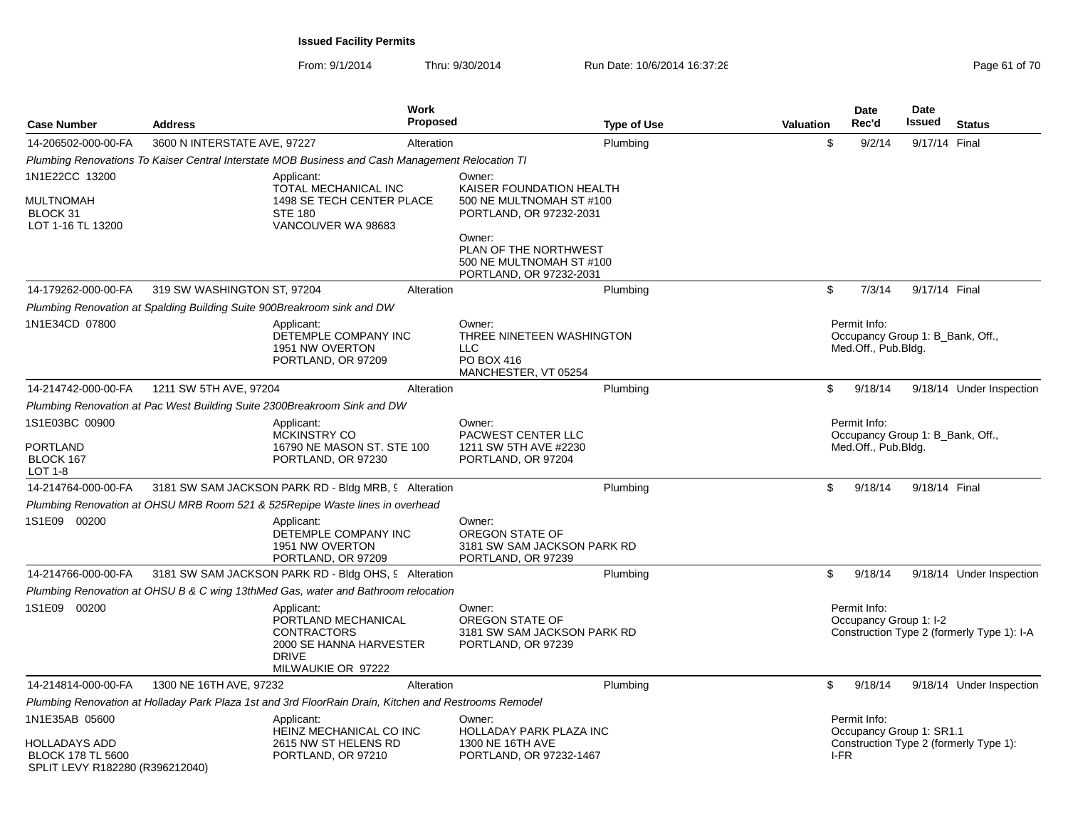**Issued Facility Permits**

From: 9/1/2014 Thru: 9/30/2014 Run Date: 10/6/2014 16:37:28

| Case Number | Address | Work Proposed | Type of Use | Valuation | Date Rec'd | Date Issued | Status |
|---|---|---|---|---|---|---|---|
| 14-206502-000-00-FA | 3600 N INTERSTATE AVE, 97227 | Alteration | Plumbing | $ | 9/2/14 | 9/17/14 | Final |

*Plumbing Renovations To Kaiser Central Interstate MOB Business and Cash Management Relocation TI*

1N1E22CC 13200
MULTNOMAH
BLOCK 31
LOT 1-16 TL 13200

Applicant:
TOTAL MECHANICAL INC
1498 SE TECH CENTER PLACE
STE 180
VANCOUVER WA 98683

Owner:
KAISER FOUNDATION HEALTH
500 NE MULTNOMAH ST #100
PORTLAND, OR 97232-2031

Owner:
PLAN OF THE NORTHWEST
500 NE MULTNOMAH ST #100
PORTLAND, OR 97232-2031

| Case Number | Address | Work Proposed | Type of Use | Valuation | Date Rec'd | Date Issued | Status |
|---|---|---|---|---|---|---|---|
| 14-179262-000-00-FA | 319 SW WASHINGTON ST, 97204 | Alteration | Plumbing | $ | 7/3/14 | 9/17/14 | Final |

*Plumbing Renovation at Spalding Building Suite 900Breakroom sink and DW*

1N1E34CD 07800

Applicant:
DETEMPLE COMPANY INC
1951 NW OVERTON
PORTLAND, OR 97209

Owner:
THREE NINETEEN WASHINGTON LLC
PO BOX 416
MANCHESTER, VT 05254

Permit Info:
Occupancy Group 1: B_Bank, Off., Med.Off., Pub.Bldg.

| Case Number | Address | Work Proposed | Type of Use | Valuation | Date Rec'd | Date Issued | Status |
|---|---|---|---|---|---|---|---|
| 14-214742-000-00-FA | 1211 SW 5TH AVE, 97204 | Alteration | Plumbing | $ | 9/18/14 | 9/18/14 | Under Inspection |

*Plumbing Renovation at Pac West Building Suite 2300Breakroom Sink and DW*

1S1E03BC 00900
PORTLAND
BLOCK 167
LOT 1-8

Applicant:
MCKINSTRY CO
16790 NE MASON ST. STE 100
PORTLAND, OR 97230

Owner:
PACWEST CENTER LLC
1211 SW 5TH AVE #2230
PORTLAND, OR 97204

Permit Info:
Occupancy Group 1: B_Bank, Off., Med.Off., Pub.Bldg.

| Case Number | Address | Work Proposed | Type of Use | Valuation | Date Rec'd | Date Issued | Status |
|---|---|---|---|---|---|---|---|
| 14-214764-000-00-FA | 3181 SW SAM JACKSON PARK RD - Bldg MRB, 9 | Alteration | Plumbing | $ | 9/18/14 | 9/18/14 | Final |

*Plumbing Renovation at OHSU MRB Room 521 & 525Repipe Waste lines in overhead*

1S1E09 00200

Applicant:
DETEMPLE COMPANY INC
1951 NW OVERTON
PORTLAND, OR 97209

Owner:
OREGON STATE OF
3181 SW SAM JACKSON PARK RD
PORTLAND, OR 97239

| Case Number | Address | Work Proposed | Type of Use | Valuation | Date Rec'd | Date Issued | Status |
|---|---|---|---|---|---|---|---|
| 14-214766-000-00-FA | 3181 SW SAM JACKSON PARK RD - Bldg OHS, 9 | Alteration | Plumbing | $ | 9/18/14 | 9/18/14 | Under Inspection |

*Plumbing Renovation at OHSU B & C wing 13thMed Gas, water and Bathroom relocation*

1S1E09 00200

Applicant:
PORTLAND MECHANICAL CONTRACTORS
2000 SE HANNA HARVESTER DRIVE
MILWAUKIE OR 97222

Owner:
OREGON STATE OF
3181 SW SAM JACKSON PARK RD
PORTLAND, OR 97239

Permit Info:
Occupancy Group 1: I-2
Construction Type 2 (formerly Type 1): I-A

| Case Number | Address | Work Proposed | Type of Use | Valuation | Date Rec'd | Date Issued | Status |
|---|---|---|---|---|---|---|---|
| 14-214814-000-00-FA | 1300 NE 16TH AVE, 97232 | Alteration | Plumbing | $ | 9/18/14 | 9/18/14 | Under Inspection |

*Plumbing Renovation at Holladay Park Plaza 1st and 3rd FloorRain Drain, Kitchen and Restrooms Remodel*

1N1E35AB 05600
HOLLADAYS ADD
BLOCK 178 TL 5600
SPLIT LEVY R182280 (R396212040)

Applicant:
HEINZ MECHANICAL CO INC
2615 NW ST HELENS RD
PORTLAND, OR 97210

Owner:
HOLLADAY PARK PLAZA INC
1300 NE 16TH AVE
PORTLAND, OR 97232-1467

Permit Info:
Occupancy Group 1: SR1.1
Construction Type 2 (formerly Type 1): I-FR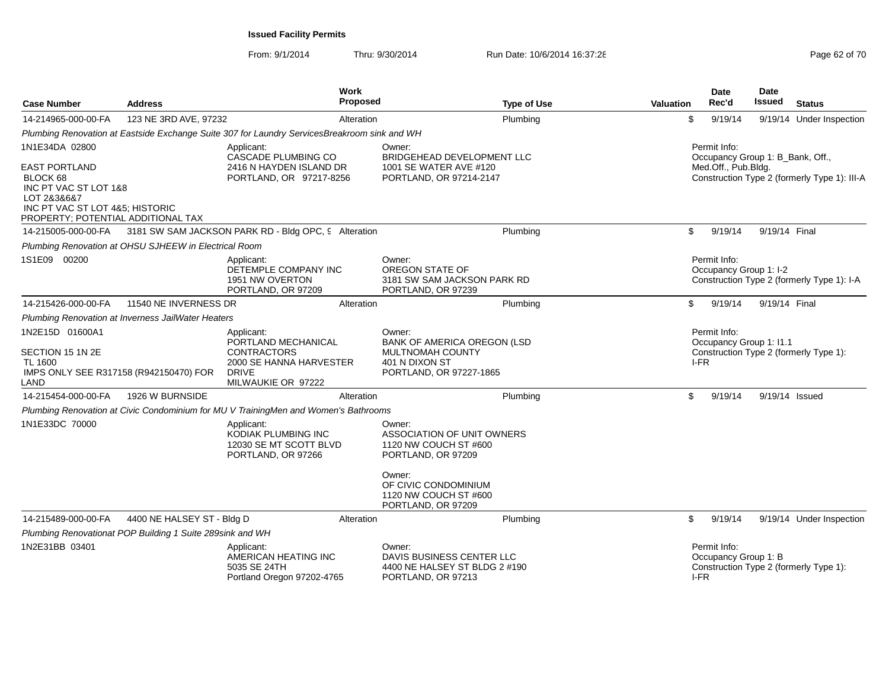**Issued Facility Permits**

From: 9/1/2014 Thru: 9/30/2014 Run Date: 10/6/2014 16:37:28

| Case Number | Address | Work Proposed | Type of Use | Valuation | Date Rec'd | Date Issued | Status |
|---|---|---|---|---|---|---|---|
| 14-214965-000-00-FA | 123 NE 3RD AVE, 97232 | Alteration | Plumbing | $ | 9/19/14 | 9/19/14 | Under Inspection |

*Plumbing Renovation at Eastside Exchange Suite 307 for Laundry ServicesBreakroom sink and WH*

1N1E34DA 02800

EAST PORTLAND
BLOCK 68
INC PT VAC ST LOT 1&8
LOT 2&3&6&7
INC PT VAC ST LOT 4&5; HISTORIC PROPERTY; POTENTIAL ADDITIONAL TAX

Applicant:
CASCADE PLUMBING CO
2416 N HAYDEN ISLAND DR
PORTLAND, OR 97217-8256

Owner:
BRIDGEHEAD DEVELOPMENT LLC
1001 SE WATER AVE #120
PORTLAND, OR 97214-2147

Permit Info:
Occupancy Group 1: B_Bank, Off., Med.Off., Pub.Bldg.
Construction Type 2 (formerly Type 1): III-A

| Case Number | Address | Work Proposed | Type of Use | Valuation | Date Rec'd | Date Issued | Status |
|---|---|---|---|---|---|---|---|
| 14-215005-000-00-FA | 3181 SW SAM JACKSON PARK RD - Bldg OPC, 9 | Alteration | Plumbing | $ | 9/19/14 | 9/19/14 | Final |

*Plumbing Renovation at OHSU SJHEEW in Electrical Room*

1S1E09 00200

Applicant:
DETEMPLE COMPANY INC
1951 NW OVERTON
PORTLAND, OR 97209

Owner:
OREGON STATE OF
3181 SW SAM JACKSON PARK RD
PORTLAND, OR 97239

Permit Info:
Occupancy Group 1: I-2
Construction Type 2 (formerly Type 1): I-A

| Case Number | Address | Work Proposed | Type of Use | Valuation | Date Rec'd | Date Issued | Status |
|---|---|---|---|---|---|---|---|
| 14-215426-000-00-FA | 11540 NE INVERNESS DR | Alteration | Plumbing | $ | 9/19/14 | 9/19/14 | Final |

*Plumbing Renovation at Inverness JailWater Heaters*

1N2E15D 01600A1

SECTION 15 1N 2E
TL 1600
IMPS ONLY SEE R317158 (R942150470) FOR LAND

Applicant:
PORTLAND MECHANICAL CONTRACTORS
2000 SE HANNA HARVESTER DRIVE
MILWAUKIE OR 97222

Owner:
BANK OF AMERICA OREGON (LSD MULTNOMAH COUNTY
401 N DIXON ST
PORTLAND, OR 97227-1865

Permit Info:
Occupancy Group 1: I1.1
Construction Type 2 (formerly Type 1): I-FR

| Case Number | Address | Work Proposed | Type of Use | Valuation | Date Rec'd | Date Issued | Status |
|---|---|---|---|---|---|---|---|
| 14-215454-000-00-FA | 1926 W BURNSIDE | Alteration | Plumbing | $ | 9/19/14 | 9/19/14 | Issued |

*Plumbing Renovation at Civic Condominium for MU V TrainingMen and Women's Bathrooms*

1N1E33DC 70000

Applicant:
KODIAK PLUMBING INC
12030 SE MT SCOTT BLVD
PORTLAND, OR 97266

Owner:
ASSOCIATION OF UNIT OWNERS
1120 NW COUCH ST #600
PORTLAND, OR 97209

Owner:
OF CIVIC CONDOMINIUM
1120 NW COUCH ST #600
PORTLAND, OR 97209

| Case Number | Address | Work Proposed | Type of Use | Valuation | Date Rec'd | Date Issued | Status |
|---|---|---|---|---|---|---|---|
| 14-215489-000-00-FA | 4400 NE HALSEY ST - Bldg D | Alteration | Plumbing | $ | 9/19/14 | 9/19/14 | Under Inspection |

*Plumbing Renovationat POP Building 1 Suite 289sink and WH*

1N2E31BB 03401

Applicant:
AMERICAN HEATING INC
5035 SE 24TH
Portland Oregon 97202-4765

Owner:
DAVIS BUSINESS CENTER LLC
4400 NE HALSEY ST BLDG 2 #190
PORTLAND, OR 97213

Permit Info:
Occupancy Group 1: B
Construction Type 2 (formerly Type 1): I-FR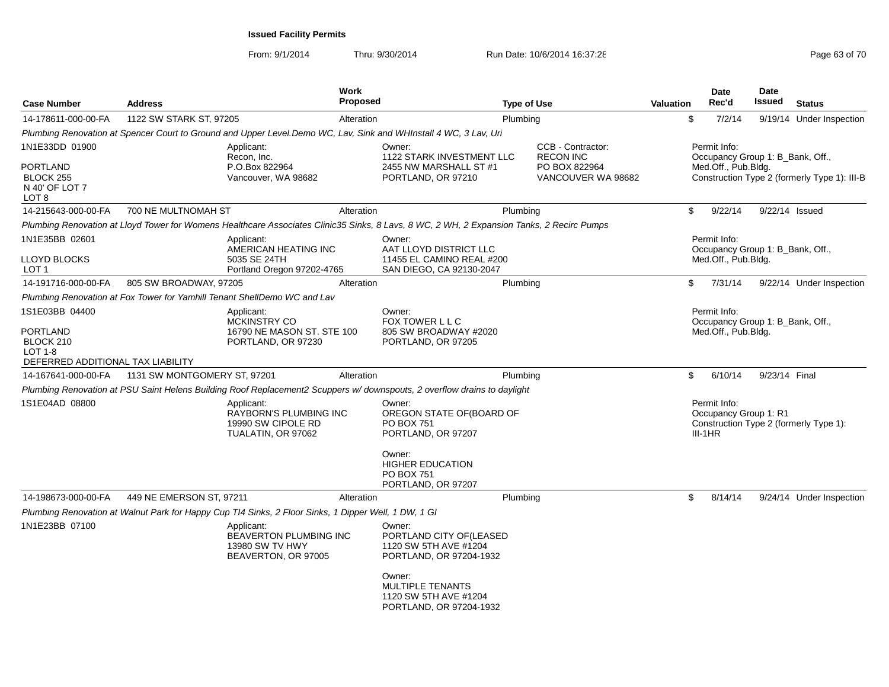**Issued Facility Permits**

From: 9/1/2014 Thru: 9/30/2014 Run Date: 10/6/2014 16:37:28

| Case Number | Address | Work Proposed | Type of Use | Valuation | Date Rec'd | Date Issued | Status |
|---|---|---|---|---|---|---|---|
| 14-178611-000-00-FA | 1122 SW STARK ST, 97205 | Alteration | Plumbing | $ | 7/2/14 | 9/19/14 | Under Inspection |

*Plumbing Renovation at Spencer Court to Ground and Upper Level.Demo WC, Lav, Sink and WHInstall 4 WC, 3 Lav, Uri*

1N1E33DD 01900

PORTLAND
BLOCK 255
N 40' OF LOT 7
LOT 8

Applicant:
Recon, Inc.
P.O.Box 822964
Vancouver, WA 98682

Owner:
1122 STARK INVESTMENT LLC
2455 NW MARSHALL ST #1
PORTLAND, OR 97210

CCB - Contractor:
RECON INC
PO BOX 822964
VANCOUVER WA 98682

Permit Info:
Occupancy Group 1: B_Bank, Off., Med.Off., Pub.Bldg.
Construction Type 2 (formerly Type 1): III-B

| Case Number | Address | Work Proposed | Type of Use | Valuation | Date Rec'd | Date Issued | Status |
|---|---|---|---|---|---|---|---|
| 14-215643-000-00-FA | 700 NE MULTNOMAH ST | Alteration | Plumbing | $ | 9/22/14 | 9/22/14 | Issued |

*Plumbing Renovation at Lloyd Tower for Womens Healthcare Associates Clinic35 Sinks, 8 Lavs, 8 WC, 2 WH, 2 Expansion Tanks, 2 Recirc Pumps*

1N1E35BB 02601

LLOYD BLOCKS
LOT 1

Applicant:
AMERICAN HEATING INC
5035 SE 24TH
Portland Oregon 97202-4765

Owner:
AAT LLOYD DISTRICT LLC
11455 EL CAMINO REAL #200
SAN DIEGO, CA 92130-2047

Permit Info:
Occupancy Group 1: B_Bank, Off., Med.Off., Pub.Bldg.

| Case Number | Address | Work Proposed | Type of Use | Valuation | Date Rec'd | Date Issued | Status |
|---|---|---|---|---|---|---|---|
| 14-191716-000-00-FA | 805 SW BROADWAY, 97205 | Alteration | Plumbing | $ | 7/31/14 | 9/22/14 | Under Inspection |

*Plumbing Renovation at Fox Tower for Yamhill Tenant ShellDemo WC and Lav*

1S1E03BB 04400

PORTLAND
BLOCK 210
LOT 1-8
DEFERRED ADDITIONAL TAX LIABILITY

Applicant:
MCKINSTRY CO
16790 NE MASON ST. STE 100
PORTLAND, OR 97230

Owner:
FOX TOWER L L C
805 SW BROADWAY #2020
PORTLAND, OR 97205

Permit Info:
Occupancy Group 1: B_Bank, Off., Med.Off., Pub.Bldg.

| Case Number | Address | Work Proposed | Type of Use | Valuation | Date Rec'd | Date Issued | Status |
|---|---|---|---|---|---|---|---|
| 14-167641-000-00-FA | 1131 SW MONTGOMERY ST, 97201 | Alteration | Plumbing | $ | 6/10/14 | 9/23/14 | Final |

*Plumbing Renovation at PSU Saint Helens Building Roof Replacement2 Scuppers w/ downspouts, 2 overflow drains to daylight*

1S1E04AD 08800

Applicant:
RAYBORN'S PLUMBING INC
19990 SW CIPOLE RD
TUALATIN, OR 97062

Owner:
OREGON STATE OF(BOARD OF
PO BOX 751
PORTLAND, OR 97207

Owner:
HIGHER EDUCATION
PO BOX 751
PORTLAND, OR 97207

Permit Info:
Occupancy Group 1: R1
Construction Type 2 (formerly Type 1): III-1HR

| Case Number | Address | Work Proposed | Type of Use | Valuation | Date Rec'd | Date Issued | Status |
|---|---|---|---|---|---|---|---|
| 14-198673-000-00-FA | 449 NE EMERSON ST, 97211 | Alteration | Plumbing | $ | 8/14/14 | 9/24/14 | Under Inspection |

*Plumbing Renovation at Walnut Park for Happy Cup TI4 Sinks, 2 Floor Sinks, 1 Dipper Well, 1 DW, 1 GI*

1N1E23BB 07100

Applicant:
BEAVERTON PLUMBING INC
13980 SW TV HWY
BEAVERTON, OR 97005

Owner:
PORTLAND CITY OF(LEASED
1120 SW 5TH AVE #1204
PORTLAND, OR 97204-1932

Owner:
MULTIPLE TENANTS
1120 SW 5TH AVE #1204
PORTLAND, OR 97204-1932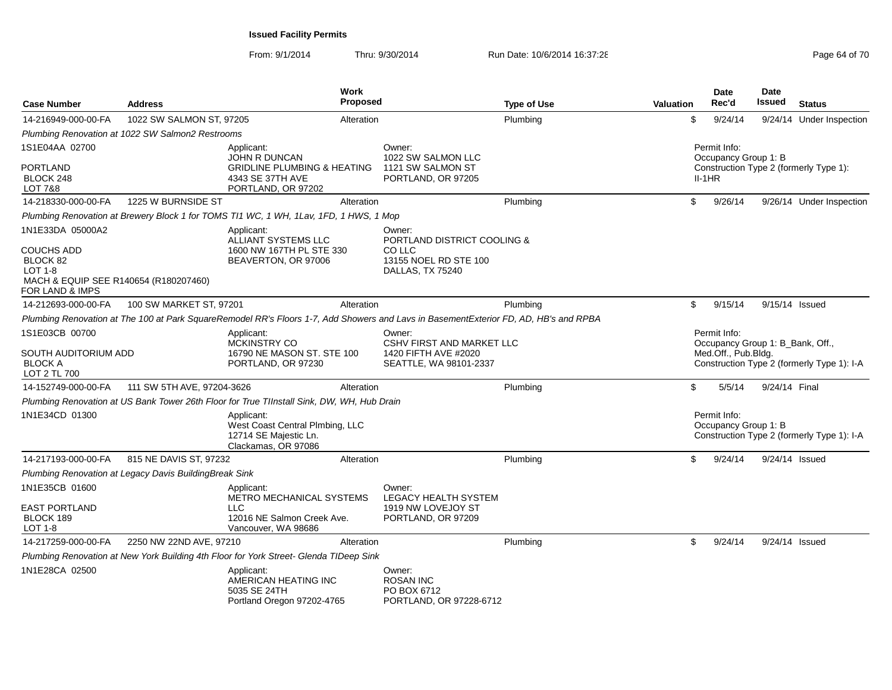# Issued Facility Permits

From: 9/1/2014 Thru: 9/30/2014 Run Date: 10/6/2014 16:37:28

| Case Number | Address | Work Proposed | Type of Use | Valuation | Date Rec'd | Date Issued | Status |
|---|---|---|---|---|---|---|---|
| 14-216949-000-00-FA | 1022 SW SALMON ST, 97205 | Alteration | Plumbing | $ | 9/24/14 | 9/24/14 | Under Inspection |

*Plumbing Renovation at 1022 SW Salmon2 Restrooms*

1S1E04AA 02700
PORTLAND
BLOCK 248
LOT 7&8

Applicant:
JOHN R DUNCAN
GRIDLINE PLUMBING & HEATING
4343 SE 37TH AVE
PORTLAND, OR 97202

Owner:
1022 SW SALMON LLC
1121 SW SALMON ST
PORTLAND, OR 97205

Permit Info:
Occupancy Group 1: B
Construction Type 2 (formerly Type 1): II-1HR

| Case Number | Address | Work Proposed | Type of Use | Valuation | Date Rec'd | Date Issued | Status |
|---|---|---|---|---|---|---|---|
| 14-218330-000-00-FA | 1225 W BURNSIDE ST | Alteration | Plumbing | $ | 9/26/14 | 9/26/14 | Under Inspection |

*Plumbing Renovation at Brewery Block 1 for TOMS TI1 WC, 1 WH, 1Lav, 1FD, 1 HWS, 1 Mop*

1N1E33DA 05000A2
COUCHS ADD
BLOCK 82
LOT 1-8
MACH & EQUIP SEE R140654 (R180207460) FOR LAND & IMPS

Applicant:
ALLIANT SYSTEMS LLC
1600 NW 167TH PL STE 330
BEAVERTON, OR 97006

Owner:
PORTLAND DISTRICT COOLING & CO LLC
13155 NOEL RD STE 100
DALLAS, TX 75240

| Case Number | Address | Work Proposed | Type of Use | Valuation | Date Rec'd | Date Issued | Status |
|---|---|---|---|---|---|---|---|
| 14-212693-000-00-FA | 100 SW MARKET ST, 97201 | Alteration | Plumbing | $ | 9/15/14 | 9/15/14 | Issued |

*Plumbing Renovation at The 100 at Park SquareRemodel RR's Floors 1-7, Add Showers and Lavs in BasementExterior FD, AD, HB's and RPBA*

1S1E03CB 00700
SOUTH AUDITORIUM ADD
BLOCK A
LOT 2 TL 700

Applicant:
MCKINSTRY CO
16790 NE MASON ST. STE 100
PORTLAND, OR 97230

Owner:
CSHV FIRST AND MARKET LLC
1420 FIFTH AVE #2020
SEATTLE, WA 98101-2337

Permit Info:
Occupancy Group 1: B_Bank, Off., Med.Off., Pub.Bldg.
Construction Type 2 (formerly Type 1): I-A

| Case Number | Address | Work Proposed | Type of Use | Valuation | Date Rec'd | Date Issued | Status |
|---|---|---|---|---|---|---|---|
| 14-152749-000-00-FA | 111 SW 5TH AVE, 97204-3626 | Alteration | Plumbing | $ | 5/5/14 | 9/24/14 | Final |

*Plumbing Renovation at US Bank Tower 26th Floor for True TIInstall Sink, DW, WH, Hub Drain*

1N1E34CD 01300

Applicant:
West Coast Central Plmbing, LLC
12714 SE Majestic Ln.
Clackamas, OR 97086

Permit Info:
Occupancy Group 1: B
Construction Type 2 (formerly Type 1): I-A

| Case Number | Address | Work Proposed | Type of Use | Valuation | Date Rec'd | Date Issued | Status |
|---|---|---|---|---|---|---|---|
| 14-217193-000-00-FA | 815 NE DAVIS ST, 97232 | Alteration | Plumbing | $ | 9/24/14 | 9/24/14 | Issued |

*Plumbing Renovation at Legacy Davis BuildingBreak Sink*

1N1E35CB 01600
EAST PORTLAND
BLOCK 189
LOT 1-8

Applicant:
METRO MECHANICAL SYSTEMS LLC
12016 NE Salmon Creek Ave.
Vancouver, WA 98686

Owner:
LEGACY HEALTH SYSTEM
1919 NW LOVEJOY ST
PORTLAND, OR 97209

| Case Number | Address | Work Proposed | Type of Use | Valuation | Date Rec'd | Date Issued | Status |
|---|---|---|---|---|---|---|---|
| 14-217259-000-00-FA | 2250 NW 22ND AVE, 97210 | Alteration | Plumbing | $ | 9/24/14 | 9/24/14 | Issued |

*Plumbing Renovation at New York Building 4th Floor for York Street- Glenda TIDeep Sink*

1N1E28CA 02500

Applicant:
AMERICAN HEATING INC
5035 SE 24TH
Portland Oregon 97202-4765

Owner:
ROSAN INC
PO BOX 6712
PORTLAND, OR 97228-6712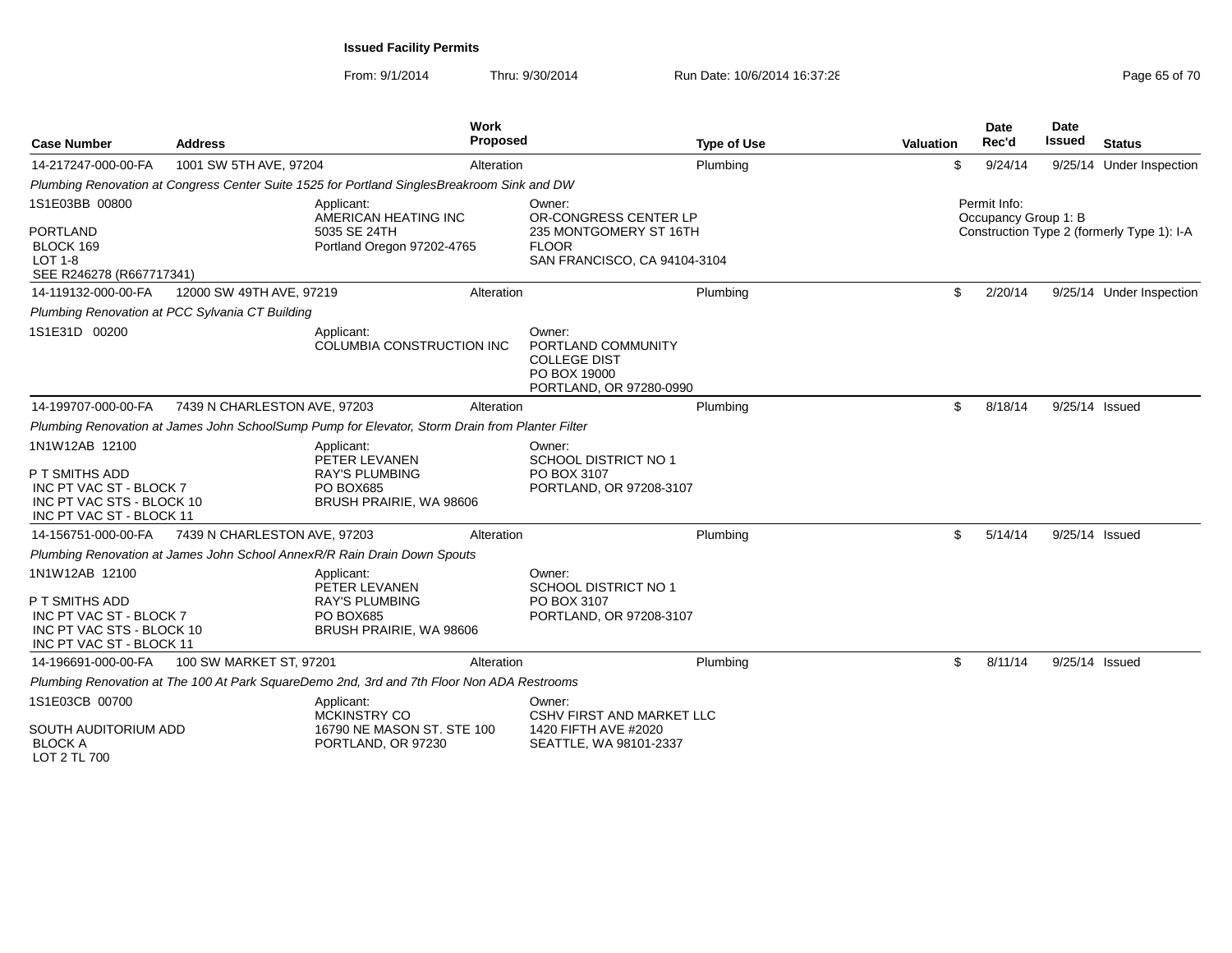**Issued Facility Permits**

From: 9/1/2014 Thru: 9/30/2014 Run Date: 10/6/2014 16:37:28

| Case Number | Address | Work Proposed | Type of Use | Valuation | Date Rec'd | Date Issued | Status |
|---|---|---|---|---|---|---|---|
| 14-217247-000-00-FA | 1001 SW 5TH AVE, 97204 | Alteration | Plumbing | $ | 9/24/14 | 9/25/14 | Under Inspection |

*Plumbing Renovation at Congress Center Suite 1525 for Portland SinglesBreakroom Sink and DW*

1S1E03BB 00800

PORTLAND
BLOCK 169
LOT 1-8
SEE R246278 (R667717341)

Applicant:
AMERICAN HEATING INC
5035 SE 24TH
Portland Oregon 97202-4765

Owner:
OR-CONGRESS CENTER LP
235 MONTGOMERY ST 16TH FLOOR
SAN FRANCISCO, CA 94104-3104

Permit Info:
Occupancy Group 1: B
Construction Type 2 (formerly Type 1): I-A

| Case Number | Address | Work Proposed | Type of Use | Valuation | Date Rec'd | Date Issued | Status |
|---|---|---|---|---|---|---|---|
| 14-119132-000-00-FA | 12000 SW 49TH AVE, 97219 | Alteration | Plumbing | $ | 2/20/14 | 9/25/14 | Under Inspection |

*Plumbing Renovation at PCC Sylvania CT Building*

1S1E31D 00200

Applicant:
COLUMBIA CONSTRUCTION INC

Owner:
PORTLAND COMMUNITY COLLEGE DIST
PO BOX 19000
PORTLAND, OR 97280-0990

| Case Number | Address | Work Proposed | Type of Use | Valuation | Date Rec'd | Date Issued | Status |
|---|---|---|---|---|---|---|---|
| 14-199707-000-00-FA | 7439 N CHARLESTON AVE, 97203 | Alteration | Plumbing | $ | 8/18/14 | 9/25/14 | Issued |

*Plumbing Renovation at James John SchoolSump Pump for Elevator, Storm Drain from Planter Filter*

1N1W12AB 12100

P T SMITHS ADD
INC PT VAC ST - BLOCK 7
INC PT VAC STS - BLOCK 10
INC PT VAC ST - BLOCK 11

Applicant:
PETER LEVANEN
RAY'S PLUMBING
PO BOX685
BRUSH PRAIRIE, WA 98606

Owner:
SCHOOL DISTRICT NO 1
PO BOX 3107
PORTLAND, OR 97208-3107

| Case Number | Address | Work Proposed | Type of Use | Valuation | Date Rec'd | Date Issued | Status |
|---|---|---|---|---|---|---|---|
| 14-156751-000-00-FA | 7439 N CHARLESTON AVE, 97203 | Alteration | Plumbing | $ | 5/14/14 | 9/25/14 | Issued |

*Plumbing Renovation at James John School AnnexR/R Rain Drain Down Spouts*

1N1W12AB 12100

P T SMITHS ADD
INC PT VAC ST - BLOCK 7
INC PT VAC STS - BLOCK 10
INC PT VAC ST - BLOCK 11

Applicant:
PETER LEVANEN
RAY'S PLUMBING
PO BOX685
BRUSH PRAIRIE, WA 98606

Owner:
SCHOOL DISTRICT NO 1
PO BOX 3107
PORTLAND, OR 97208-3107

| Case Number | Address | Work Proposed | Type of Use | Valuation | Date Rec'd | Date Issued | Status |
|---|---|---|---|---|---|---|---|
| 14-196691-000-00-FA | 100 SW MARKET ST, 97201 | Alteration | Plumbing | $ | 8/11/14 | 9/25/14 | Issued |

*Plumbing Renovation at The 100 At Park SquareDemo 2nd, 3rd and 7th Floor Non ADA Restrooms*

1S1E03CB 00700

SOUTH AUDITORIUM ADD
BLOCK A
LOT 2 TL 700

Applicant:
MCKINSTRY CO
16790 NE MASON ST. STE 100
PORTLAND, OR 97230

Owner:
CSHV FIRST AND MARKET LLC
1420 FIFTH AVE #2020
SEATTLE, WA 98101-2337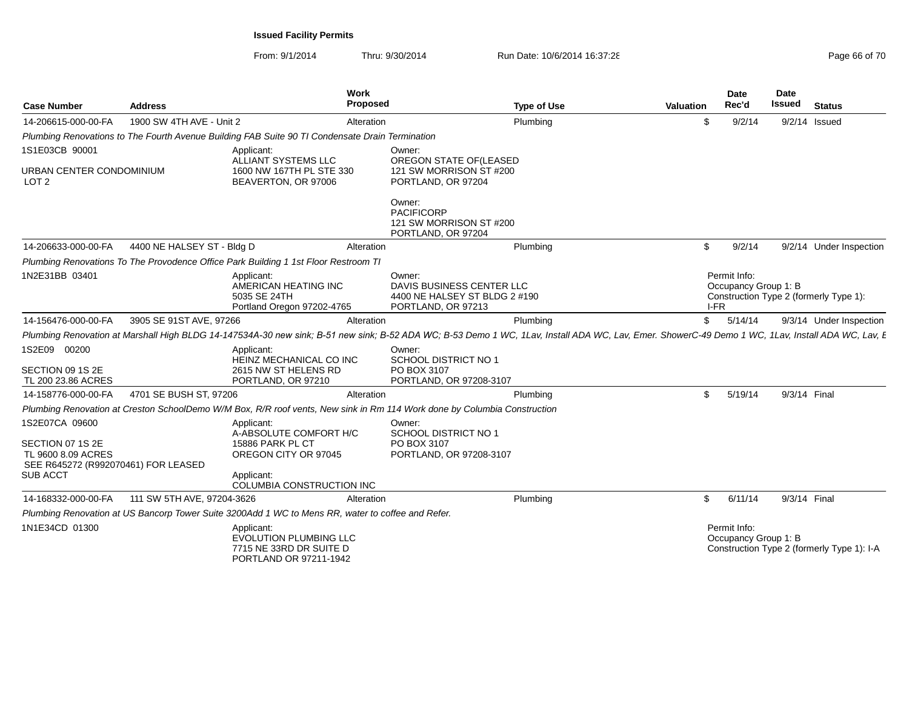# Issued Facility Permits

From: 9/1/2014 Thru: 9/30/2014 Run Date: 10/6/2014 16:37:28

| Case Number | Address | Work Proposed | Type of Use | Valuation | Date Rec'd | Date Issued | Status |
|---|---|---|---|---|---|---|---|
| 14-206615-000-00-FA | 1900 SW 4TH AVE - Unit 2 | Alteration | Plumbing | $ | 9/2/14 | 9/2/14 | Issued |

*Plumbing Renovations to The Fourth Avenue Building FAB Suite 90 TI Condensate Drain Termination*

1S1E03CB 90001

URBAN CENTER CONDOMINIUM
LOT 2

Applicant:
ALLIANT SYSTEMS LLC
1600 NW 167TH PL STE 330
BEAVERTON, OR 97006

Owner:
OREGON STATE OF(LEASED
121 SW MORRISON ST #200
PORTLAND, OR 97204

Owner:
PACIFICORP
121 SW MORRISON ST #200
PORTLAND, OR 97204

| Case Number | Address | Work Proposed | Type of Use | Valuation | Date Rec'd | Date Issued | Status |
|---|---|---|---|---|---|---|---|
| 14-206633-000-00-FA | 4400 NE HALSEY ST - Bldg D | Alteration | Plumbing | $ | 9/2/14 | 9/2/14 | Under Inspection |

*Plumbing Renovations To The Provodence Office Park Building 1 1st Floor Restroom TI*

1N2E31BB 03401

Applicant:
AMERICAN HEATING INC
5035 SE 24TH
Portland Oregon 97202-4765

Owner:
DAVIS BUSINESS CENTER LLC
4400 NE HALSEY ST BLDG 2 #190
PORTLAND, OR 97213

Permit Info:
Occupancy Group 1: B
Construction Type 2 (formerly Type 1): I-FR

| Case Number | Address | Work Proposed | Type of Use | Valuation | Date Rec'd | Date Issued | Status |
|---|---|---|---|---|---|---|---|
| 14-156476-000-00-FA | 3905 SE 91ST AVE, 97266 | Alteration | Plumbing | $ | 5/14/14 | 9/3/14 | Under Inspection |

*Plumbing Renovation at Marshall High BLDG 14-147534A-30 new sink; B-51 new sink; B-52 ADA WC; B-53 Demo 1 WC, 1Lav, Install ADA WC, Lav, Emer. ShowerC-49 Demo 1 WC, 1Lav, Install ADA WC, Lav, E*

1S2E09 00200

SECTION 09 1S 2E
TL 200 23.86 ACRES

Applicant:
HEINZ MECHANICAL CO INC
2615 NW ST HELENS RD
PORTLAND, OR 97210

Owner:
SCHOOL DISTRICT NO 1
PO BOX 3107
PORTLAND, OR 97208-3107

| Case Number | Address | Work Proposed | Type of Use | Valuation | Date Rec'd | Date Issued | Status |
|---|---|---|---|---|---|---|---|
| 14-158776-000-00-FA | 4701 SE BUSH ST, 97206 | Alteration | Plumbing | $ | 5/19/14 | 9/3/14 | Final |

*Plumbing Renovation at Creston SchoolDemo W/M Box, R/R roof vents, New sink in Rm 114 Work done by Columbia Construction*

1S2E07CA 09600

SECTION 07 1S 2E
TL 9600 8.09 ACRES
SEE R645272 (R992070461) FOR LEASED SUB ACCT

Applicant:
A-ABSOLUTE COMFORT H/C
15886 PARK PL CT
OREGON CITY OR 97045

Applicant:
COLUMBIA CONSTRUCTION INC

Owner:
SCHOOL DISTRICT NO 1
PO BOX 3107
PORTLAND, OR 97208-3107

| Case Number | Address | Work Proposed | Type of Use | Valuation | Date Rec'd | Date Issued | Status |
|---|---|---|---|---|---|---|---|
| 14-168332-000-00-FA | 111 SW 5TH AVE, 97204-3626 | Alteration | Plumbing | $ | 6/11/14 | 9/3/14 | Final |

*Plumbing Renovation at US Bancorp Tower Suite 3200Add 1 WC to Mens RR, water to coffee and Refer.*

1N1E34CD 01300

Applicant:
EVOLUTION PLUMBING LLC
7715 NE 33RD DR SUITE D
PORTLAND OR 97211-1942

Permit Info:
Occupancy Group 1: B
Construction Type 2 (formerly Type 1): I-A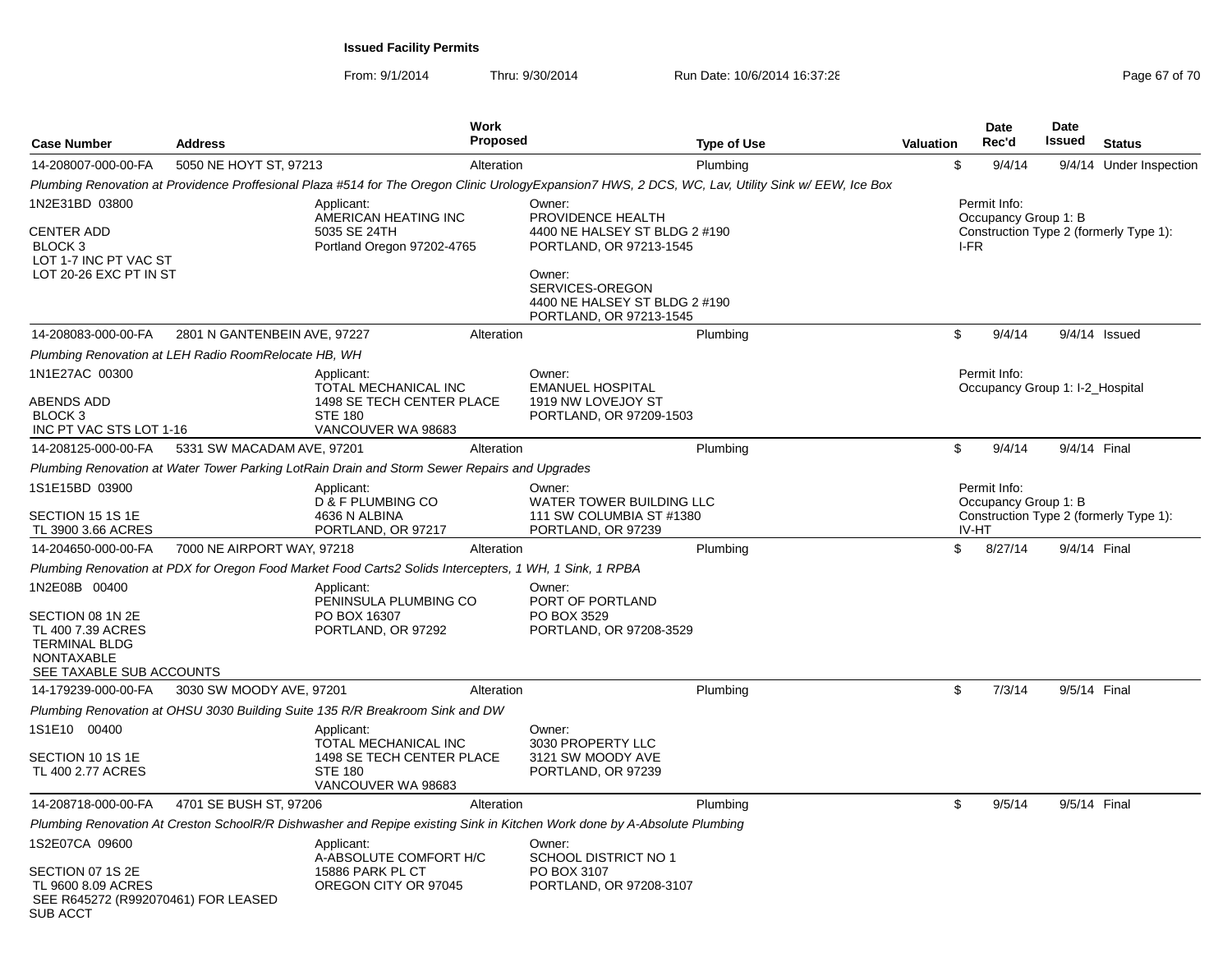**Issued Facility Permits**

From: 9/1/2014 Thru: 9/30/2014 Run Date: 10/6/2014 16:37:28

| Case Number | Address | Work Proposed | Type of Use | Valuation | Date Rec'd | Date Issued | Status |
|---|---|---|---|---|---|---|---|
| 14-208007-000-00-FA | 5050 NE HOYT ST, 97213 | Alteration | Plumbing | $ | 9/4/14 | 9/4/14 | Under Inspection |

*Plumbing Renovation at Providence Proffesional Plaza #514 for The Oregon Clinic UrologyExpansion7 HWS, 2 DCS, WC, Lav, Utility Sink w/ EEW, Ice Box*

1N2E31BD 03800

CENTER ADD
BLOCK 3
LOT 1-7 INC PT VAC ST
LOT 20-26 EXC PT IN ST

Applicant:
AMERICAN HEATING INC
5035 SE 24TH
Portland Oregon 97202-4765

Owner:
PROVIDENCE HEALTH
4400 NE HALSEY ST BLDG 2 #190
PORTLAND, OR 97213-1545

Owner:
SERVICES-OREGON
4400 NE HALSEY ST BLDG 2 #190
PORTLAND, OR 97213-1545

Permit Info:
Occupancy Group 1: B
Construction Type 2 (formerly Type 1): I-FR

| Case Number | Address | Work Proposed | Type of Use | Valuation | Date Rec'd | Date Issued | Status |
|---|---|---|---|---|---|---|---|
| 14-208083-000-00-FA | 2801 N GANTENBEIN AVE, 97227 | Alteration | Plumbing | $ | 9/4/14 | 9/4/14 | Issued |

*Plumbing Renovation at LEH Radio RoomRelocate HB, WH*

1N1E27AC 00300

ABENDS ADD
BLOCK 3
INC PT VAC STS LOT 1-16

Applicant:
TOTAL MECHANICAL INC
1498 SE TECH CENTER PLACE
STE 180
VANCOUVER WA 98683

Owner:
EMANUEL HOSPITAL
1919 NW LOVEJOY ST
PORTLAND, OR 97209-1503

Permit Info:
Occupancy Group 1: I-2_Hospital

| Case Number | Address | Work Proposed | Type of Use | Valuation | Date Rec'd | Date Issued | Status |
|---|---|---|---|---|---|---|---|
| 14-208125-000-00-FA | 5331 SW MACADAM AVE, 97201 | Alteration | Plumbing | $ | 9/4/14 | 9/4/14 | Final |

*Plumbing Renovation at Water Tower Parking LotRain Drain and Storm Sewer Repairs and Upgrades*

1S1E15BD 03900

SECTION 15 1S 1E
TL 3900 3.66 ACRES

Applicant:
D & F PLUMBING CO
4636 N ALBINA
PORTLAND, OR 97217

Owner:
WATER TOWER BUILDING LLC
111 SW COLUMBIA ST #1380
PORTLAND, OR 97239

Permit Info:
Occupancy Group 1: B
Construction Type 2 (formerly Type 1): IV-HT

| Case Number | Address | Work Proposed | Type of Use | Valuation | Date Rec'd | Date Issued | Status |
|---|---|---|---|---|---|---|---|
| 14-204650-000-00-FA | 7000 NE AIRPORT WAY, 97218 | Alteration | Plumbing | $ | 8/27/14 | 9/4/14 | Final |

*Plumbing Renovation at PDX for Oregon Food Market Food Carts2 Solids Intercepters, 1 WH, 1 Sink, 1 RPBA*

1N2E08B 00400

SECTION 08 1N 2E
TL 400 7.39 ACRES
TERMINAL BLDG
NONTAXABLE
SEE TAXABLE SUB ACCOUNTS

Applicant:
PENINSULA PLUMBING CO
PO BOX 16307
PORTLAND, OR 97292

Owner:
PORT OF PORTLAND
PO BOX 3529
PORTLAND, OR 97208-3529

| Case Number | Address | Work Proposed | Type of Use | Valuation | Date Rec'd | Date Issued | Status |
|---|---|---|---|---|---|---|---|
| 14-179239-000-00-FA | 3030 SW MOODY AVE, 97201 | Alteration | Plumbing | $ | 7/3/14 | 9/5/14 | Final |

*Plumbing Renovation at OHSU 3030 Building Suite 135 R/R Breakroom Sink and DW*

1S1E10 00400

SECTION 10 1S 1E
TL 400 2.77 ACRES

Applicant:
TOTAL MECHANICAL INC
1498 SE TECH CENTER PLACE
STE 180
VANCOUVER WA 98683

Owner:
3030 PROPERTY LLC
3121 SW MOODY AVE
PORTLAND, OR 97239

| Case Number | Address | Work Proposed | Type of Use | Valuation | Date Rec'd | Date Issued | Status |
|---|---|---|---|---|---|---|---|
| 14-208718-000-00-FA | 4701 SE BUSH ST, 97206 | Alteration | Plumbing | $ | 9/5/14 | 9/5/14 | Final |

*Plumbing Renovation At Creston SchoolR/R Dishwasher and Repipe existing Sink in Kitchen Work done by A-Absolute Plumbing*

1S2E07CA 09600

SECTION 07 1S 2E
TL 9600 8.09 ACRES
SEE R645272 (R992070461) FOR LEASED SUB ACCT

Applicant:
A-ABSOLUTE COMFORT H/C
15886 PARK PL CT
OREGON CITY OR 97045

Owner:
SCHOOL DISTRICT NO 1
PO BOX 3107
PORTLAND, OR 97208-3107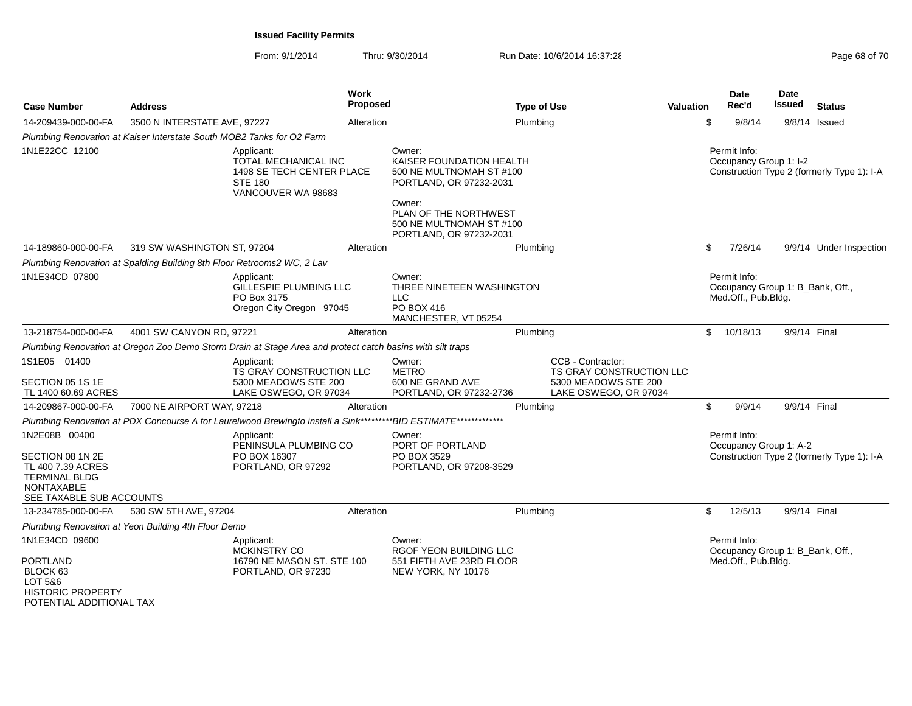# Issued Facility Permits

From: 9/1/2014 Thru: 9/30/2014 Run Date: 10/6/2014 16:37:28

| Case Number | Address | Work Proposed | Type of Use | Valuation | Date Rec'd | Date Issued | Status |
|---|---|---|---|---|---|---|---|
| 14-209439-000-00-FA | 3500 N INTERSTATE AVE, 97227 | Alteration | Plumbing | $ | 9/8/14 | 9/8/14 | Issued |

*Plumbing Renovation at Kaiser Interstate South MOB2 Tanks for O2 Farm*

1N1E22CC 12100

Applicant:
TOTAL MECHANICAL INC
1498 SE TECH CENTER PLACE
STE 180
VANCOUVER WA 98683

Owner:
KAISER FOUNDATION HEALTH
500 NE MULTNOMAH ST #100
PORTLAND, OR 97232-2031

Owner:
PLAN OF THE NORTHWEST
500 NE MULTNOMAH ST #100
PORTLAND, OR 97232-2031

Permit Info:
Occupancy Group 1: I-2
Construction Type 2 (formerly Type 1): I-A

| Case Number | Address | Work Proposed | Type of Use | Valuation | Date Rec'd | Date Issued | Status |
|---|---|---|---|---|---|---|---|
| 14-189860-000-00-FA | 319 SW WASHINGTON ST, 97204 | Alteration | Plumbing | $ | 7/26/14 | 9/9/14 | Under Inspection |

*Plumbing Renovation at Spalding Building 8th Floor Retrooms2 WC, 2 Lav*

1N1E34CD 07800

Applicant:
GILLESPIE PLUMBING LLC
PO Box 3175
Oregon City Oregon 97045

Owner:
THREE NINETEEN WASHINGTON
LLC
PO BOX 416
MANCHESTER, VT 05254

Permit Info:
Occupancy Group 1: B_Bank, Off., Med.Off., Pub.Bldg.

| Case Number | Address | Work Proposed | Type of Use | Valuation | Date Rec'd | Date Issued | Status |
|---|---|---|---|---|---|---|---|
| 13-218754-000-00-FA | 4001 SW CANYON RD, 97221 | Alteration | Plumbing | $ | 10/18/13 | 9/9/14 | Final |

*Plumbing Renovation at Oregon Zoo Demo Storm Drain at Stage Area and protect catch basins with silt traps*

1S1E05 01400
SECTION 05 1S 1E
TL 1400 60.69 ACRES

Applicant:
TS GRAY CONSTRUCTION LLC
5300 MEADOWS STE 200
LAKE OSWEGO, OR 97034

Owner:
METRO
600 NE GRAND AVE
PORTLAND, OR 97232-2736

CCB - Contractor:
TS GRAY CONSTRUCTION LLC
5300 MEADOWS STE 200
LAKE OSWEGO, OR 97034

| Case Number | Address | Work Proposed | Type of Use | Valuation | Date Rec'd | Date Issued | Status |
|---|---|---|---|---|---|---|---|
| 14-209867-000-00-FA | 7000 NE AIRPORT WAY, 97218 | Alteration | Plumbing | $ | 9/9/14 | 9/9/14 | Final |

*Plumbing Renovation at PDX Concourse A for Laurelwood Brewingto install a Sink*********BID ESTIMATE**************

1N2E08B 00400
SECTION 08 1N 2E
TL 400 7.39 ACRES
TERMINAL BLDG
NONTAXABLE
SEE TAXABLE SUB ACCOUNTS

Applicant:
PENINSULA PLUMBING CO
PO BOX 16307
PORTLAND, OR 97292

Owner:
PORT OF PORTLAND
PO BOX 3529
PORTLAND, OR 97208-3529

Permit Info:
Occupancy Group 1: A-2
Construction Type 2 (formerly Type 1): I-A

| Case Number | Address | Work Proposed | Type of Use | Valuation | Date Rec'd | Date Issued | Status |
|---|---|---|---|---|---|---|---|
| 13-234785-000-00-FA | 530 SW 5TH AVE, 97204 | Alteration | Plumbing | $ | 12/5/13 | 9/9/14 | Final |

*Plumbing Renovation at Yeon Building 4th Floor Demo*

1N1E34CD 09600
PORTLAND
BLOCK 63
LOT 5&6
HISTORIC PROPERTY
POTENTIAL ADDITIONAL TAX

Applicant:
MCKINSTRY CO
16790 NE MASON ST. STE 100
PORTLAND, OR 97230

Owner:
RGOF YEON BUILDING LLC
551 FIFTH AVE 23RD FLOOR
NEW YORK, NY 10176

Permit Info:
Occupancy Group 1: B_Bank, Off., Med.Off., Pub.Bldg.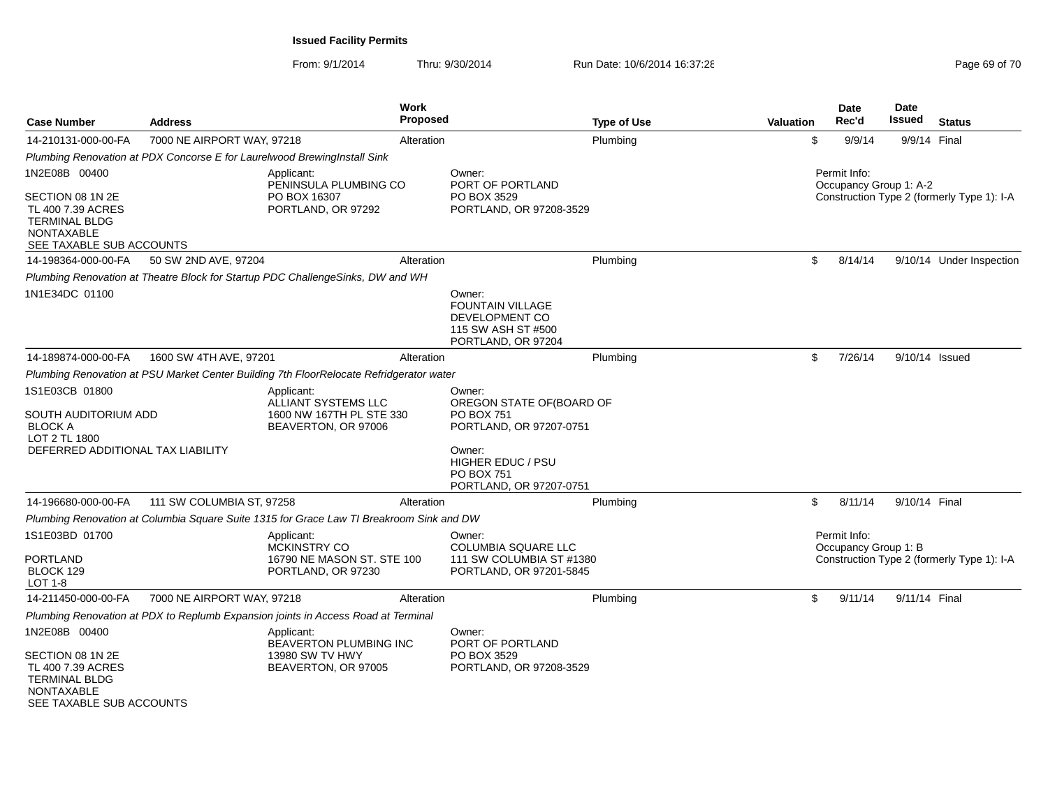**Issued Facility Permits**

From: 9/1/2014 Thru: 9/30/2014 Run Date: 10/6/2014 16:37:28

| Case Number | Address | Work Proposed | Type of Use | Valuation | Date Rec'd | Date Issued | Status |
|---|---|---|---|---|---|---|---|
| 14-210131-000-00-FA | 7000 NE AIRPORT WAY, 97218 | Alteration | Plumbing | $ | 9/9/14 | 9/9/14 | Final |

*Plumbing Renovation at PDX Concorse E for Laurelwood BrewingInstall Sink*

1N2E08B 00400

SECTION 08 1N 2E
TL 400 7.39 ACRES
TERMINAL BLDG
NONTAXABLE
SEE TAXABLE SUB ACCOUNTS

Applicant:
PENINSULA PLUMBING CO
PO BOX 16307
PORTLAND, OR 97292

Owner:
PORT OF PORTLAND
PO BOX 3529
PORTLAND, OR 97208-3529

Permit Info:
Occupancy Group 1: A-2
Construction Type 2 (formerly Type 1): I-A

| Case Number | Address | Work Proposed | Type of Use | Valuation | Date Rec'd | Date Issued | Status |
|---|---|---|---|---|---|---|---|
| 14-198364-000-00-FA | 50 SW 2ND AVE, 97204 | Alteration | Plumbing | $ | 8/14/14 | 9/10/14 | Under Inspection |

*Plumbing Renovation at Theatre Block for Startup PDC ChallengeSinks, DW and WH*

1N1E34DC 01100

Owner:
FOUNTAIN VILLAGE
DEVELOPMENT CO
115 SW ASH ST #500
PORTLAND, OR 97204

| Case Number | Address | Work Proposed | Type of Use | Valuation | Date Rec'd | Date Issued | Status |
|---|---|---|---|---|---|---|---|
| 14-189874-000-00-FA | 1600 SW 4TH AVE, 97201 | Alteration | Plumbing | $ | 7/26/14 | 9/10/14 | Issued |

*Plumbing Renovation at PSU Market Center Building 7th FloorRelocate Refridgerator water*

1S1E03CB 01800

SOUTH AUDITORIUM ADD
BLOCK A
LOT 2 TL 1800
DEFERRED ADDITIONAL TAX LIABILITY

Applicant:
ALLIANT SYSTEMS LLC
1600 NW 167TH PL STE 330
BEAVERTON, OR 97006

Owner:
OREGON STATE OF(BOARD OF
PO BOX 751
PORTLAND, OR 97207-0751

Owner:
HIGHER EDUC / PSU
PO BOX 751
PORTLAND, OR 97207-0751

| Case Number | Address | Work Proposed | Type of Use | Valuation | Date Rec'd | Date Issued | Status |
|---|---|---|---|---|---|---|---|
| 14-196680-000-00-FA | 111 SW COLUMBIA ST, 97258 | Alteration | Plumbing | $ | 8/11/14 | 9/10/14 | Final |

*Plumbing Renovation at Columbia Square Suite 1315 for Grace Law TI Breakroom Sink and DW*

1S1E03BD 01700

PORTLAND
BLOCK 129
LOT 1-8

Applicant:
MCKINSTRY CO
16790 NE MASON ST. STE 100
PORTLAND, OR 97230

Owner:
COLUMBIA SQUARE LLC
111 SW COLUMBIA ST #1380
PORTLAND, OR 97201-5845

Permit Info:
Occupancy Group 1: B
Construction Type 2 (formerly Type 1): I-A

| Case Number | Address | Work Proposed | Type of Use | Valuation | Date Rec'd | Date Issued | Status |
|---|---|---|---|---|---|---|---|
| 14-211450-000-00-FA | 7000 NE AIRPORT WAY, 97218 | Alteration | Plumbing | $ | 9/11/14 | 9/11/14 | Final |

*Plumbing Renovation at PDX to Replumb Expansion joints in Access Road at Terminal*

1N2E08B 00400

SECTION 08 1N 2E
TL 400 7.39 ACRES
TERMINAL BLDG
NONTAXABLE
SEE TAXABLE SUB ACCOUNTS

Applicant:
BEAVERTON PLUMBING INC
13980 SW TV HWY
BEAVERTON, OR 97005

Owner:
PORT OF PORTLAND
PO BOX 3529
PORTLAND, OR 97208-3529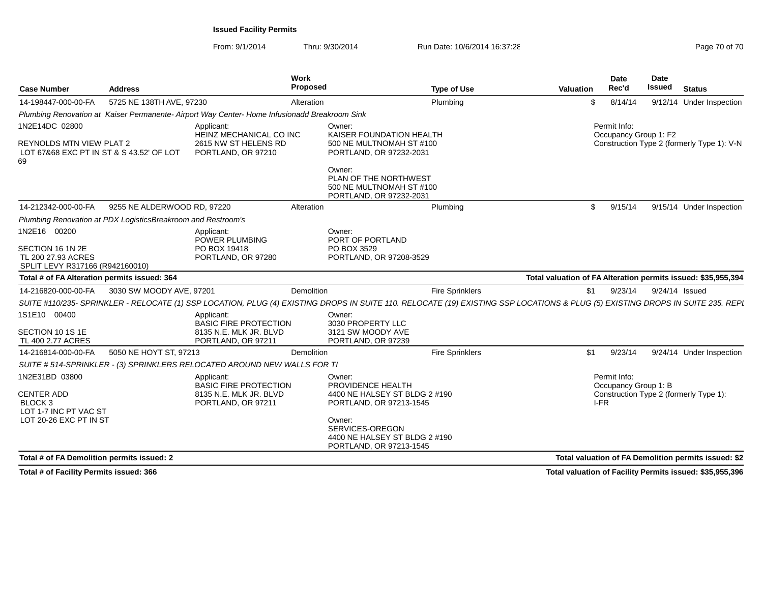**Issued Facility Permits**

From: 9/1/2014 Thru: 9/30/2014 Run Date: 10/6/2014 16:37:28

| Case Number | Address | Work Proposed | Type of Use | Valuation | Date Rec'd | Date Issued | Status |
|---|---|---|---|---|---|---|---|
| 14-198447-000-00-FA | 5725 NE 138TH AVE, 97230 | Alteration | Plumbing | $ | 8/14/14 | 9/12/14 | Under Inspection |

*Plumbing Renovation at Kaiser Permanente- Airport Way Center- Home Infusionadd Breakroom Sink*

1N2E14DC 02800

REYNOLDS MTN VIEW PLAT 2
LOT 67&68 EXC PT IN ST & S 43.52' OF LOT 69

Applicant:
HEINZ MECHANICAL CO INC
2615 NW ST HELENS RD
PORTLAND, OR 97210

Owner:
KAISER FOUNDATION HEALTH
500 NE MULTNOMAH ST #100
PORTLAND, OR 97232-2031

Owner:
PLAN OF THE NORTHWEST
500 NE MULTNOMAH ST #100
PORTLAND, OR 97232-2031

Permit Info:
Occupancy Group 1: F2
Construction Type 2 (formerly Type 1): V-N

| Case Number | Address | Work Proposed | Type of Use | Valuation | Date Rec'd | Date Issued | Status |
|---|---|---|---|---|---|---|---|
| 14-212342-000-00-FA | 9255 NE ALDERWOOD RD, 97220 | Alteration | Plumbing | $ | 9/15/14 | 9/15/14 | Under Inspection |

*Plumbing Renovation at PDX LogisticsBreakroom and Restroom's*

1N2E16 00200

SECTION 16 1N 2E
TL 200 27.93 ACRES
SPLIT LEVY R317166 (R942160010)

Applicant:
POWER PLUMBING
PO BOX 19418
PORTLAND, OR 97280

Owner:
PORT OF PORTLAND
PO BOX 3529
PORTLAND, OR 97208-3529

**Total # of FA Alteration permits issued: 364** — **Total valuation of FA Alteration permits issued: $35,955,394**

| Case Number | Address | Work Proposed | Type of Use | Valuation | Date Rec'd | Date Issued | Status |
|---|---|---|---|---|---|---|---|
| 14-216820-000-00-FA | 3030 SW MOODY AVE, 97201 | Demolition | Fire Sprinklers | $1 | 9/23/14 | 9/24/14 | Issued |

*SUITE #110/235- SPRINKLER - RELOCATE (1) SSP LOCATION, PLUG (4) EXISTING DROPS IN SUITE 110. RELOCATE (19) EXISTING SSP LOCATIONS & PLUG (5) EXISTING DROPS IN SUITE 235. REPL*

1S1E10 00400

SECTION 10 1S 1E
TL 400 2.77 ACRES

Applicant:
BASIC FIRE PROTECTION
8135 N.E. MLK JR. BLVD
PORTLAND, OR 97211

Owner:
3030 PROPERTY LLC
3121 SW MOODY AVE
PORTLAND, OR 97239

| Case Number | Address | Work Proposed | Type of Use | Valuation | Date Rec'd | Date Issued | Status |
|---|---|---|---|---|---|---|---|
| 14-216814-000-00-FA | 5050 NE HOYT ST, 97213 | Demolition | Fire Sprinklers | $1 | 9/23/14 | 9/24/14 | Under Inspection |

*SUITE # 514-SPRINKLER - (3) SPRINKLERS RELOCATED AROUND NEW WALLS FOR TI*

1N2E31BD 03800

CENTER ADD
BLOCK 3
LOT 1-7 INC PT VAC ST
LOT 20-26 EXC PT IN ST

Applicant:
BASIC FIRE PROTECTION
8135 N.E. MLK JR. BLVD
PORTLAND, OR 97211

Owner:
PROVIDENCE HEALTH
4400 NE HALSEY ST BLDG 2 #190
PORTLAND, OR 97213-1545

Owner:
SERVICES-OREGON
4400 NE HALSEY ST BLDG 2 #190
PORTLAND, OR 97213-1545

Permit Info:
Occupancy Group 1: B
Construction Type 2 (formerly Type 1): I-FR

**Total # of FA Demolition permits issued: 2** — **Total valuation of FA Demolition permits issued: $2**

**Total # of Facility Permits issued: 366** — **Total valuation of Facility Permits issued: $35,955,396**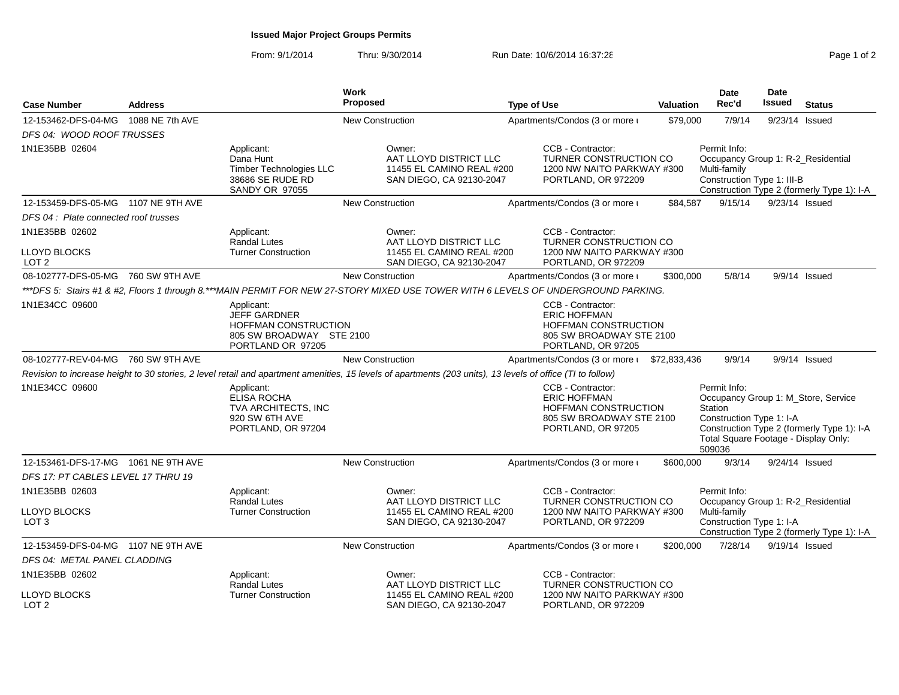# Issued Major Project Groups Permits

From: 9/1/2014 Thru: 9/30/2014 Run Date: 10/6/2014 16:37:28

| Case Number | Address | Work Proposed | Type of Use | Valuation | Date Rec'd | Date Issued | Status |
|---|---|---|---|---|---|---|---|
| 12-153462-DFS-04-MG | 1088 NE 7th AVE | New Construction | Apartments/Condos (3 or more u | $79,000 | 7/9/14 | 9/23/14 | Issued |

*DFS 04: WOOD ROOF TRUSSES*

1N1E35BB 02604

Applicant: Dana Hunt, Timber Technologies LLC, 38686 SE RUDE RD, SANDY OR 97055

Owner: AAT LLOYD DISTRICT LLC, 11455 EL CAMINO REAL #200, SAN DIEGO, CA 92130-2047

CCB - Contractor: TURNER CONSTRUCTION CO, 1200 NW NAITO PARKWAY #300, PORTLAND, OR 972209

Permit Info: Occupancy Group 1: R-2_Residential Multi-family; Construction Type 1: III-B; Construction Type 2 (formerly Type 1): I-A

| Case Number | Address | Work Proposed | Type of Use | Valuation | Date Rec'd | Date Issued | Status |
|---|---|---|---|---|---|---|---|
| 12-153459-DFS-05-MG | 1107 NE 9TH AVE | New Construction | Apartments/Condos (3 or more u | $84,587 | 9/15/14 | 9/23/14 | Issued |

*DFS 04 : Plate connected roof trusses*

1N1E35BB 02602

LLOYD BLOCKS
LOT 2

Applicant: Randal Lutes, Turner Construction

Owner: AAT LLOYD DISTRICT LLC, 11455 EL CAMINO REAL #200, SAN DIEGO, CA 92130-2047

CCB - Contractor: TURNER CONSTRUCTION CO, 1200 NW NAITO PARKWAY #300, PORTLAND, OR 972209

| Case Number | Address | Work Proposed | Type of Use | Valuation | Date Rec'd | Date Issued | Status |
|---|---|---|---|---|---|---|---|
| 08-102777-DFS-05-MG | 760 SW 9TH AVE | New Construction | Apartments/Condos (3 or more u | $300,000 | 5/8/14 | 9/9/14 | Issued |

*\*\*\*DFS 5: Stairs #1 & #2, Floors 1 through 8.\*\*\*MAIN PERMIT FOR NEW 27-STORY MIXED USE TOWER WITH 6 LEVELS OF UNDERGROUND PARKING.*

1N1E34CC 09600

Applicant: JEFF GARDNER, HOFFMAN CONSTRUCTION, 805 SW BROADWAY STE 2100, PORTLAND OR 97205

CCB - Contractor: ERIC HOFFMAN, HOFFMAN CONSTRUCTION, 805 SW BROADWAY STE 2100, PORTLAND, OR 97205

| Case Number | Address | Work Proposed | Type of Use | Valuation | Date Rec'd | Date Issued | Status |
|---|---|---|---|---|---|---|---|
| 08-102777-REV-04-MG | 760 SW 9TH AVE | New Construction | Apartments/Condos (3 or more u | $72,833,436 | 9/9/14 | 9/9/14 | Issued |

*Revision to increase height to 30 stories, 2 level retail and apartment amenities, 15 levels of apartments (203 units), 13 levels of office (TI to follow)*

1N1E34CC 09600

Applicant: ELISA ROCHA, TVA ARCHITECTS, INC, 920 SW 6TH AVE, PORTLAND, OR 97204

CCB - Contractor: ERIC HOFFMAN, HOFFMAN CONSTRUCTION, 805 SW BROADWAY STE 2100, PORTLAND, OR 97205

Permit Info: Occupancy Group 1: M_Store, Service Station; Construction Type 1: I-A; Construction Type 2 (formerly Type 1): I-A; Total Square Footage - Display Only: 509036

| Case Number | Address | Work Proposed | Type of Use | Valuation | Date Rec'd | Date Issued | Status |
|---|---|---|---|---|---|---|---|
| 12-153461-DFS-17-MG | 1061 NE 9TH AVE | New Construction | Apartments/Condos (3 or more u | $600,000 | 9/3/14 | 9/24/14 | Issued |

*DFS 17: PT CABLES LEVEL 17 THRU 19*

1N1E35BB 02603

LLOYD BLOCKS
LOT 3

Applicant: Randal Lutes, Turner Construction

Owner: AAT LLOYD DISTRICT LLC, 11455 EL CAMINO REAL #200, SAN DIEGO, CA 92130-2047

CCB - Contractor: TURNER CONSTRUCTION CO, 1200 NW NAITO PARKWAY #300, PORTLAND, OR 972209

Permit Info: Occupancy Group 1: R-2_Residential Multi-family; Construction Type 1: I-A; Construction Type 2 (formerly Type 1): I-A

| Case Number | Address | Work Proposed | Type of Use | Valuation | Date Rec'd | Date Issued | Status |
|---|---|---|---|---|---|---|---|
| 12-153459-DFS-04-MG | 1107 NE 9TH AVE | New Construction | Apartments/Condos (3 or more u | $200,000 | 7/28/14 | 9/19/14 | Issued |

*DFS 04: METAL PANEL CLADDING*

1N1E35BB 02602

LLOYD BLOCKS
LOT 2

Applicant: Randal Lutes, Turner Construction

Owner: AAT LLOYD DISTRICT LLC, 11455 EL CAMINO REAL #200, SAN DIEGO, CA 92130-2047

CCB - Contractor: TURNER CONSTRUCTION CO, 1200 NW NAITO PARKWAY #300, PORTLAND, OR 972209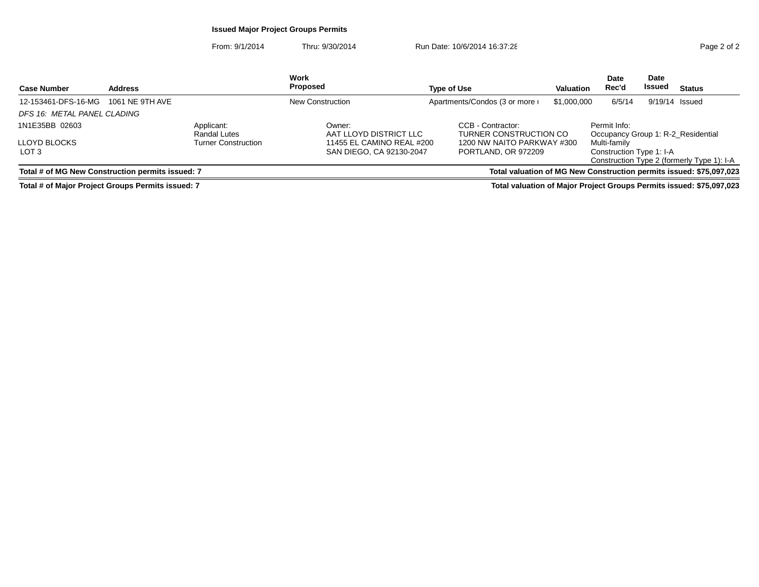**Issued Major Project Groups Permits**

From: 9/1/2014 Thru: 9/30/2014 Run Date: 10/6/2014 16:37:28

| Case Number | Address | Work Proposed | Type of Use | Valuation | Date Rec'd | Date Issued | Status |
|---|---|---|---|---|---|---|---|
| 12-153461-DFS-16-MG | 1061 NE 9TH AVE | New Construction | Apartments/Condos (3 or more u | $1,000,000 | 6/5/14 | 9/19/14 | Issued |

*DFS 16: METAL PANEL CLADING*

1N1E35BB 02603

LLOYD BLOCKS
LOT 3

Applicant:
Randal Lutes
Turner Construction

Owner:
AAT LLOYD DISTRICT LLC
11455 EL CAMINO REAL #200
SAN DIEGO, CA 92130-2047

CCB - Contractor:
TURNER CONSTRUCTION CO
1200 NW NAITO PARKWAY #300
PORTLAND, OR 972209

Permit Info:
Occupancy Group 1: R-2_Residential Multi-family
Construction Type 1: I-A
Construction Type 2 (formerly Type 1): I-A

**Total # of MG New Construction permits issued: 7** — **Total valuation of MG New Construction permits issued: $75,097,023**

**Total # of Major Project Groups Permits issued: 7** — **Total valuation of Major Project Groups Permits issued: $75,097,023**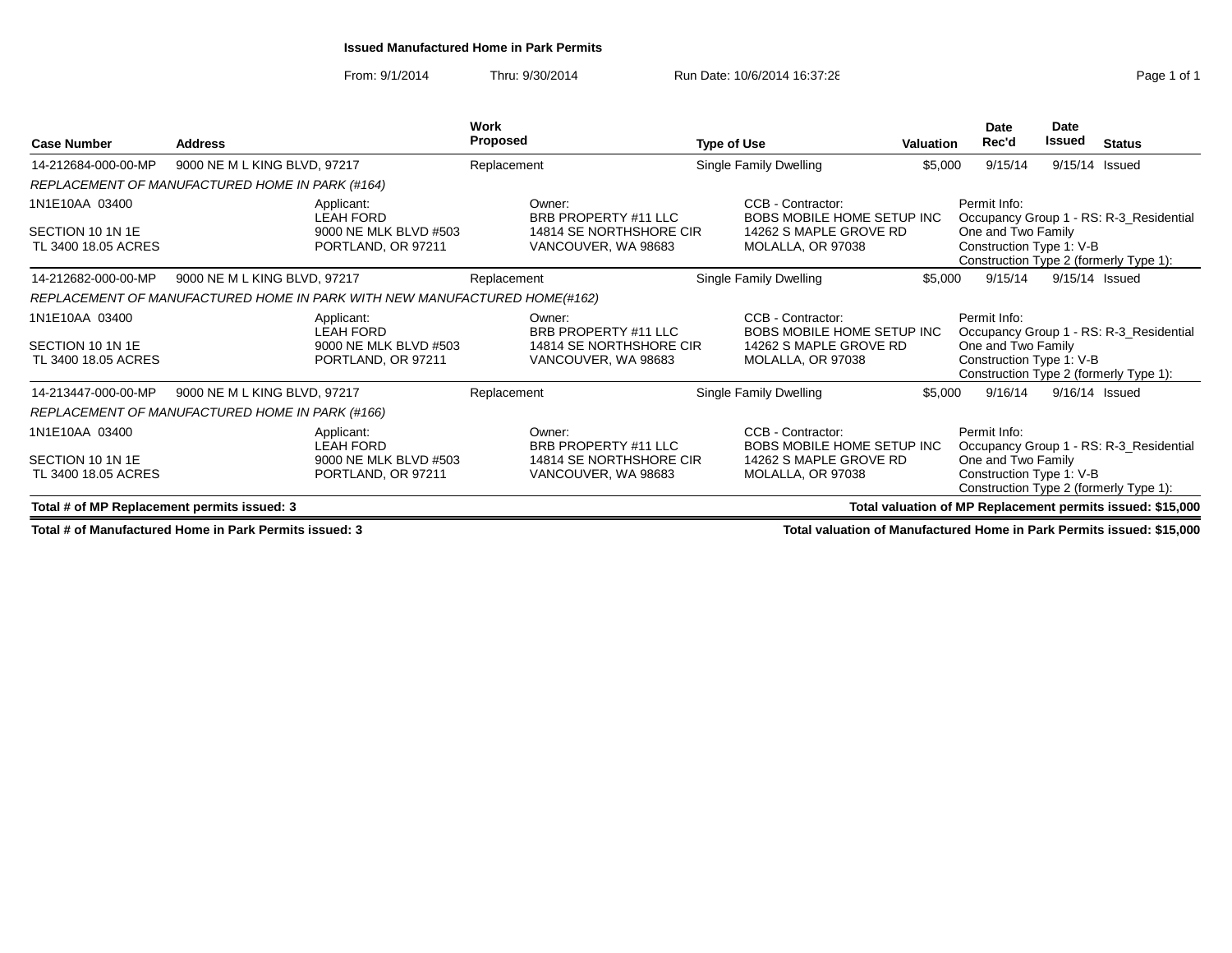# Issued Manufactured Home in Park Permits

From: 9/1/2014 Thru: 9/30/2014 Run Date: 10/6/2014 16:37:28

| Case Number | Address | Work Proposed | Type of Use | Valuation | Date Rec'd | Date Issued | Status |
|---|---|---|---|---|---|---|---|
| 14-212684-000-00-MP | 9000 NE M L KING BLVD, 97217 | Replacement | Single Family Dwelling | $5,000 | 9/15/14 | 9/15/14 | Issued |

*REPLACEMENT OF MANUFACTURED HOME IN PARK (#164)*

| | Applicant: | Owner: | CCB - Contractor: | Permit Info: |
|---|---|---|---|---|
| 1N1E10AA 03400<br>SECTION 10 1N 1E<br>TL 3400 18.05 ACRES | LEAH FORD<br>9000 NE MLK BLVD #503<br>PORTLAND, OR 97211 | BRB PROPERTY #11 LLC<br>14814 SE NORTHSHORE CIR<br>VANCOUVER, WA 98683 | BOBS MOBILE HOME SETUP INC<br>14262 S MAPLE GROVE RD<br>MOLALLA, OR 97038 | Occupancy Group 1 - RS: R-3_Residential One and Two Family<br>Construction Type 1: V-B<br>Construction Type 2 (formerly Type 1): |

| Case Number | Address | Work Proposed | Type of Use | Valuation | Date Rec'd | Date Issued | Status |
|---|---|---|---|---|---|---|---|
| 14-212682-000-00-MP | 9000 NE M L KING BLVD, 97217 | Replacement | Single Family Dwelling | $5,000 | 9/15/14 | 9/15/14 | Issued |

*REPLACEMENT OF MANUFACTURED HOME IN PARK WITH NEW MANUFACTURED HOME(#162)*

| | Applicant: | Owner: | CCB - Contractor: | Permit Info: |
|---|---|---|---|---|
| 1N1E10AA 03400<br>SECTION 10 1N 1E<br>TL 3400 18.05 ACRES | LEAH FORD<br>9000 NE MLK BLVD #503<br>PORTLAND, OR 97211 | BRB PROPERTY #11 LLC<br>14814 SE NORTHSHORE CIR<br>VANCOUVER, WA 98683 | BOBS MOBILE HOME SETUP INC<br>14262 S MAPLE GROVE RD<br>MOLALLA, OR 97038 | Occupancy Group 1 - RS: R-3_Residential One and Two Family<br>Construction Type 1: V-B<br>Construction Type 2 (formerly Type 1): |

| Case Number | Address | Work Proposed | Type of Use | Valuation | Date Rec'd | Date Issued | Status |
|---|---|---|---|---|---|---|---|
| 14-213447-000-00-MP | 9000 NE M L KING BLVD, 97217 | Replacement | Single Family Dwelling | $5,000 | 9/16/14 | 9/16/14 | Issued |

*REPLACEMENT OF MANUFACTURED HOME IN PARK (#166)*

| | Applicant: | Owner: | CCB - Contractor: | Permit Info: |
|---|---|---|---|---|
| 1N1E10AA 03400<br>SECTION 10 1N 1E<br>TL 3400 18.05 ACRES | LEAH FORD<br>9000 NE MLK BLVD #503<br>PORTLAND, OR 97211 | BRB PROPERTY #11 LLC<br>14814 SE NORTHSHORE CIR<br>VANCOUVER, WA 98683 | BOBS MOBILE HOME SETUP INC<br>14262 S MAPLE GROVE RD<br>MOLALLA, OR 97038 | Occupancy Group 1 - RS: R-3_Residential One and Two Family<br>Construction Type 1: V-B<br>Construction Type 2 (formerly Type 1): |

**Total # of MP Replacement permits issued: 3** — **Total valuation of MP Replacement permits issued: $15,000**

**Total # of Manufactured Home in Park Permits issued: 3** — **Total valuation of Manufactured Home in Park Permits issued: $15,000**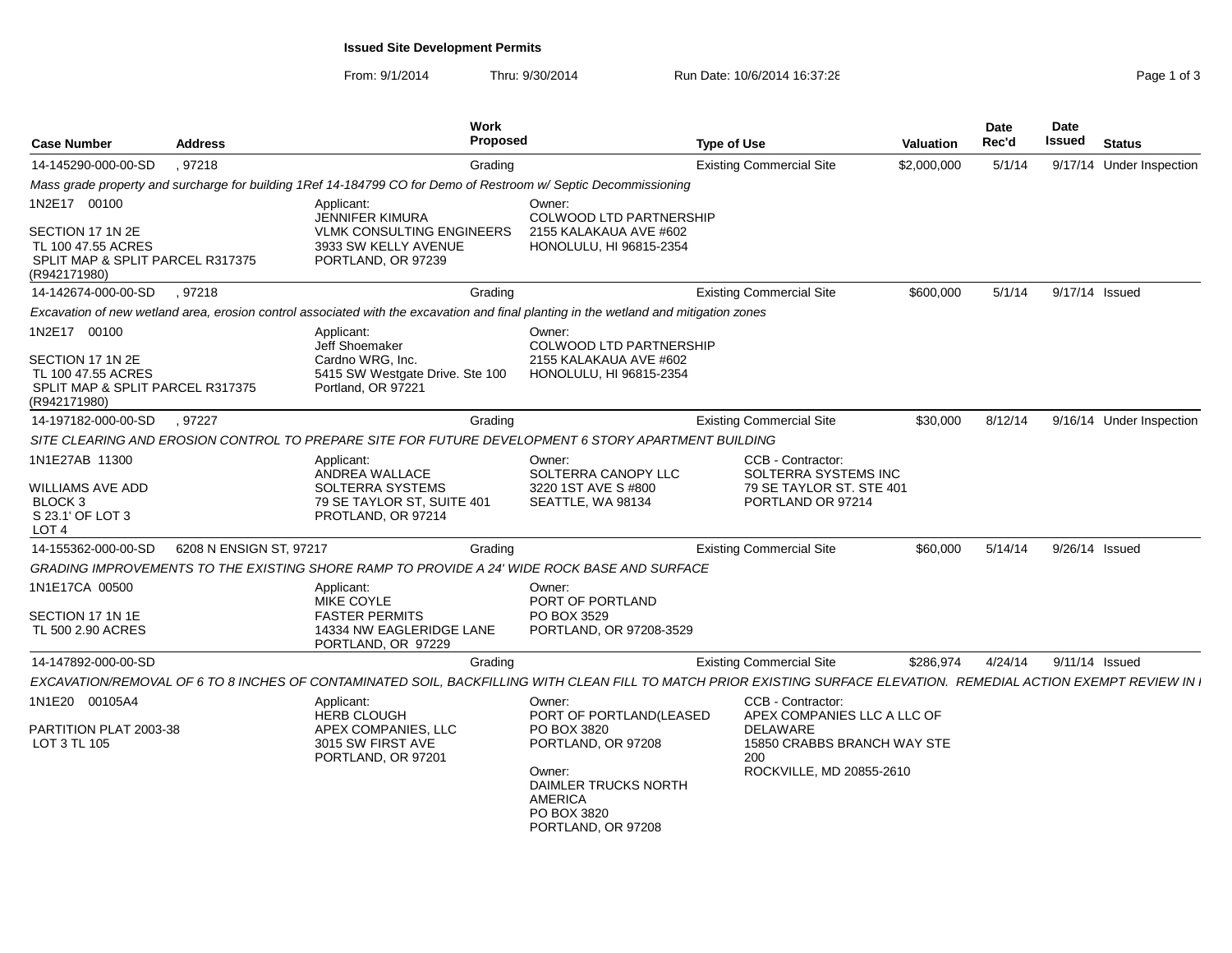# Issued Site Development Permits

From: 9/1/2014 Thru: 9/30/2014 Run Date: 10/6/2014 16:37:28

| Case Number | Address | Work Proposed | Type of Use | Valuation | Date Rec'd | Date Issued | Status |
|---|---|---|---|---|---|---|---|
| 14-145290-000-00-SD | , 97218 | Grading | Existing Commercial Site | $2,000,000 | 5/1/14 | 9/17/14 | Under Inspection |

*Mass grade property and surcharge for building 1Ref 14-184799 CO for Demo of Restroom w/ Septic Decommissioning*

1N2E17 00100

SECTION 17 1N 2E
TL 100 47.55 ACRES
SPLIT MAP & SPLIT PARCEL R317375 (R942171980)

Applicant:
JENNIFER KIMURA
VLMK CONSULTING ENGINEERS
3933 SW KELLY AVENUE
PORTLAND, OR 97239

Owner:
COLWOOD LTD PARTNERSHIP
2155 KALAKAUA AVE #602
HONOLULU, HI 96815-2354

| Case Number | Address | Work Proposed | Type of Use | Valuation | Date Rec'd | Date Issued | Status |
|---|---|---|---|---|---|---|---|
| 14-142674-000-00-SD | , 97218 | Grading | Existing Commercial Site | $600,000 | 5/1/14 | 9/17/14 | Issued |

*Excavation of new wetland area, erosion control associated with the excavation and final planting in the wetland and mitigation zones*

1N2E17 00100

SECTION 17 1N 2E
TL 100 47.55 ACRES
SPLIT MAP & SPLIT PARCEL R317375 (R942171980)

Applicant:
Jeff Shoemaker
Cardno WRG, Inc.
5415 SW Westgate Drive. Ste 100
Portland, OR 97221

Owner:
COLWOOD LTD PARTNERSHIP
2155 KALAKAUA AVE #602
HONOLULU, HI 96815-2354

| Case Number | Address | Work Proposed | Type of Use | Valuation | Date Rec'd | Date Issued | Status |
|---|---|---|---|---|---|---|---|
| 14-197182-000-00-SD | , 97227 | Grading | Existing Commercial Site | $30,000 | 8/12/14 | 9/16/14 | Under Inspection |

*SITE CLEARING AND EROSION CONTROL TO PREPARE SITE FOR FUTURE DEVELOPMENT 6 STORY APARTMENT BUILDING*

1N1E27AB 11300

WILLIAMS AVE ADD
BLOCK 3
S 23.1' OF LOT 3
LOT 4

Applicant:
ANDREA WALLACE
SOLTERRA SYSTEMS
79 SE TAYLOR ST, SUITE 401
PROTLAND, OR 97214

Owner:
SOLTERRA CANOPY LLC
3220 1ST AVE S #800
SEATTLE, WA 98134

CCB - Contractor:
SOLTERRA SYSTEMS INC
79 SE TAYLOR ST. STE 401
PORTLAND OR 97214

| Case Number | Address | Work Proposed | Type of Use | Valuation | Date Rec'd | Date Issued | Status |
|---|---|---|---|---|---|---|---|
| 14-155362-000-00-SD | 6208 N ENSIGN ST, 97217 | Grading | Existing Commercial Site | $60,000 | 5/14/14 | 9/26/14 | Issued |

*GRADING IMPROVEMENTS TO THE EXISTING SHORE RAMP TO PROVIDE A 24' WIDE ROCK BASE AND SURFACE*

1N1E17CA 00500

SECTION 17 1N 1E
TL 500 2.90 ACRES

Applicant:
MIKE COYLE
FASTER PERMITS
14334 NW EAGLERIDGE LANE
PORTLAND, OR 97229

Owner:
PORT OF PORTLAND
PO BOX 3529
PORTLAND, OR 97208-3529

| Case Number | Address | Work Proposed | Type of Use | Valuation | Date Rec'd | Date Issued | Status |
|---|---|---|---|---|---|---|---|
| 14-147892-000-00-SD | | Grading | Existing Commercial Site | $286,974 | 4/24/14 | 9/11/14 | Issued |

*EXCAVATION/REMOVAL OF 6 TO 8 INCHES OF CONTAMINATED SOIL, BACKFILLING WITH CLEAN FILL TO MATCH PRIOR EXISTING SURFACE ELEVATION. REMEDIAL ACTION EXEMPT REVIEW IN I*

1N1E20 00105A4

PARTITION PLAT 2003-38
LOT 3 TL 105

Applicant:
HERB CLOUGH
APEX COMPANIES, LLC
3015 SW FIRST AVE
PORTLAND, OR 97201

Owner:
PORT OF PORTLAND(LEASED
PO BOX 3820
PORTLAND, OR 97208

Owner:
DAIMLER TRUCKS NORTH AMERICA
PO BOX 3820
PORTLAND, OR 97208

CCB - Contractor:
APEX COMPANIES LLC A LLC OF DELAWARE
15850 CRABBS BRANCH WAY STE 200
ROCKVILLE, MD 20855-2610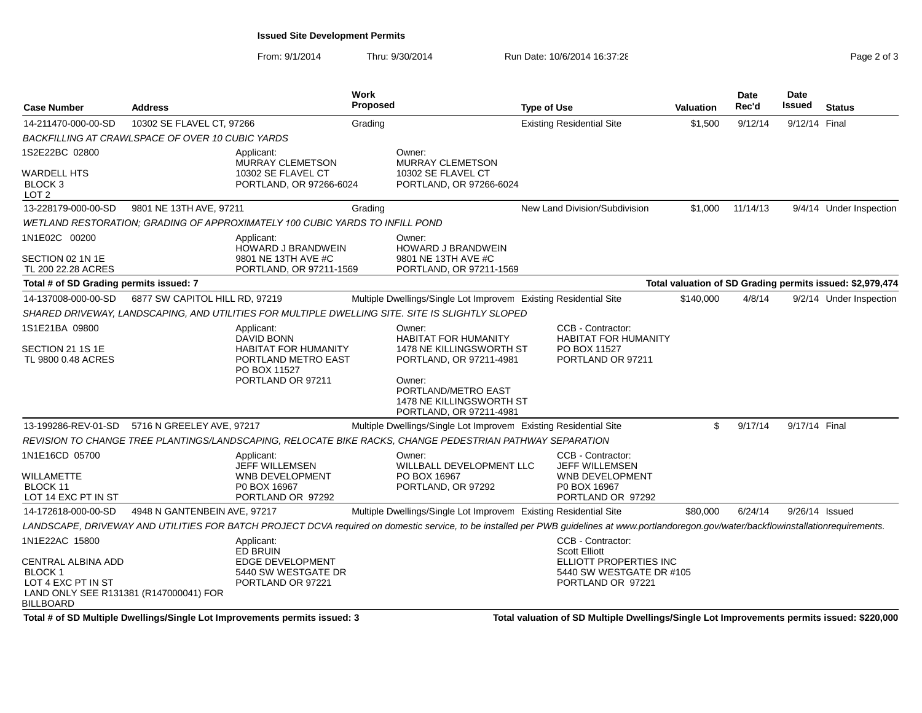**Issued Site Development Permits**

From: 9/1/2014 Thru: 9/30/2014 Run Date: 10/6/2014 16:37:28

| Case Number | Address | Work Proposed | Type of Use | Valuation | Date Rec'd | Date Issued | Status |
|---|---|---|---|---|---|---|---|
| 14-211470-000-00-SD | 10302 SE FLAVEL CT, 97266 | Grading | Existing Residential Site | $1,500 | 9/12/14 | 9/12/14 | Final |
| *BACKFILLING AT CRAWLSPACE OF OVER 10 CUBIC YARDS* | | | | | | | |
| 1S2E22BC 02800<br>WARDELL HTS<br>BLOCK 3<br>LOT 2 | Applicant:<br>MURRAY CLEMETSON<br>10302 SE FLAVEL CT<br>PORTLAND, OR 97266-6024 | Owner:<br>MURRAY CLEMETSON<br>10302 SE FLAVEL CT<br>PORTLAND, OR 97266-6024 | | | | | |
| 13-228179-000-00-SD | 9801 NE 13TH AVE, 97211 | Grading | New Land Division/Subdivision | $1,000 | 11/14/13 | 9/4/14 | Under Inspection |
| *WETLAND RESTORATION; GRADING OF APPROXIMATELY 100 CUBIC YARDS TO INFILL POND* | | | | | | | |
| 1N1E02C 00200<br>SECTION 02 1N 1E<br>TL 200 22.28 ACRES | Applicant:<br>HOWARD J BRANDWEIN<br>9801 NE 13TH AVE #C<br>PORTLAND, OR 97211-1569 | Owner:<br>HOWARD J BRANDWEIN<br>9801 NE 13TH AVE #C<br>PORTLAND, OR 97211-1569 | | | | | |
| **Total # of SD Grading permits issued: 7** | | | **Total valuation of SD Grading permits issued: $2,979,474** | | | | |
| 14-137008-000-00-SD | 6877 SW CAPITOL HILL RD, 97219 | Multiple Dwellings/Single Lot Improvem | Existing Residential Site | $140,000 | 4/8/14 | 9/2/14 | Under Inspection |
| *SHARED DRIVEWAY, LANDSCAPING, AND UTILITIES FOR MULTIPLE DWELLING SITE. SITE IS SLIGHTLY SLOPED* | | | | | | | |
| 1S1E21BA 09800<br>SECTION 21 1S 1E<br>TL 9800 0.48 ACRES | Applicant:<br>DAVID BONN<br>HABITAT FOR HUMANITY<br>PORTLAND METRO EAST<br>PO BOX 11527<br>PORTLAND OR 97211 | Owner:<br>HABITAT FOR HUMANITY<br>1478 NE KILLINGSWORTH ST<br>PORTLAND, OR 97211-4981<br><br>Owner:<br>PORTLAND/METRO EAST<br>1478 NE KILLINGSWORTH ST<br>PORTLAND, OR 97211-4981 | CCB - Contractor:<br>HABITAT FOR HUMANITY<br>PO BOX 11527<br>PORTLAND OR 97211 | | | | |
| 13-199286-REV-01-SD | 5716 N GREELEY AVE, 97217 | Multiple Dwellings/Single Lot Improvem | Existing Residential Site | $ | 9/17/14 | 9/17/14 | Final |
| *REVISION TO CHANGE TREE PLANTINGS/LANDSCAPING, RELOCATE BIKE RACKS, CHANGE PEDESTRIAN PATHWAY SEPARATION* | | | | | | | |
| 1N1E16CD 05700<br>WILLAMETTE<br>BLOCK 11<br>LOT 14 EXC PT IN ST | Applicant:<br>JEFF WILLEMSEN<br>WNB DEVELOPMENT<br>P0 BOX 16967<br>PORTLAND OR 97292 | Owner:<br>WILLBALL DEVELOPMENT LLC<br>PO BOX 16967<br>PORTLAND, OR 97292 | CCB - Contractor:<br>JEFF WILLEMSEN<br>WNB DEVELOPMENT<br>P0 BOX 16967<br>PORTLAND OR 97292 | | | | |
| 14-172618-000-00-SD | 4948 N GANTENBEIN AVE, 97217 | Multiple Dwellings/Single Lot Improvem | Existing Residential Site | $80,000 | 6/24/14 | 9/26/14 | Issued |
| *LANDSCAPE, DRIVEWAY AND UTILITIES FOR BATCH PROJECT DCVA required on domestic service, to be installed per PWB guidelines at www.portlandoregon.gov/water/backflowinstallationrequirements.* | | | | | | | |
| 1N1E22AC 15800<br>CENTRAL ALBINA ADD<br>BLOCK 1<br>LOT 4 EXC PT IN ST<br>LAND ONLY SEE R131381 (R147000041) FOR BILLBOARD | Applicant:<br>ED BRUIN<br>EDGE DEVELOPMENT<br>5440 SW WESTGATE DR<br>PORTLAND OR 97221 | | CCB - Contractor:<br>Scott Elliott<br>ELLIOTT PROPERTIES INC<br>5440 SW WESTGATE DR #105<br>PORTLAND OR 97221 | | | | |
| **Total # of SD Multiple Dwellings/Single Lot Improvements permits issued: 3** | | | **Total valuation of SD Multiple Dwellings/Single Lot Improvements permits issued: $220,000** | | | | |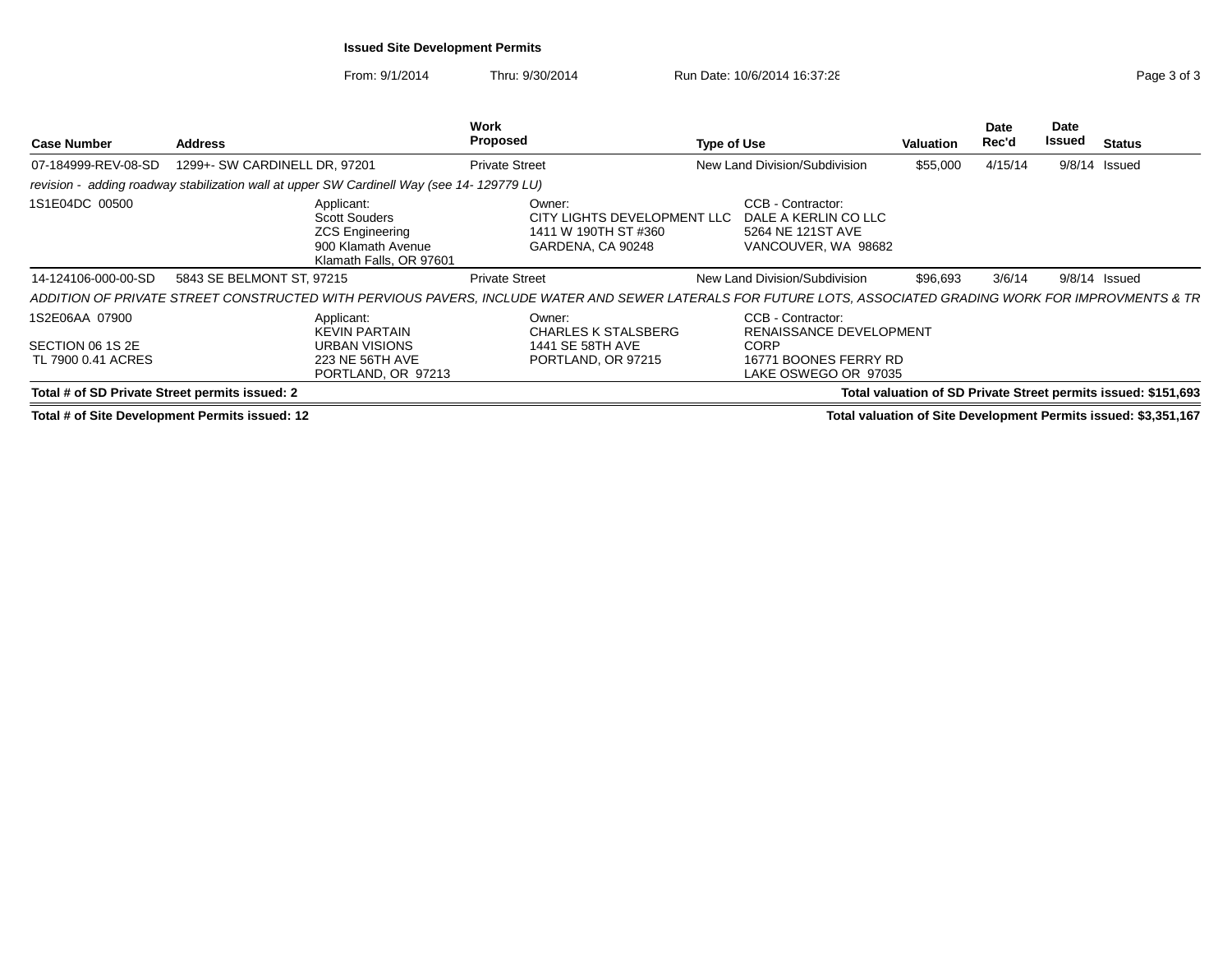# Issued Site Development Permits

From: 9/1/2014 Thru: 9/30/2014 Run Date: 10/6/2014 16:37:28

| Case Number | Address | Work Proposed | Type of Use | Valuation | Date Rec'd | Date Issued | Status |
|---|---|---|---|---|---|---|---|
| 07-184999-REV-08-SD | 1299+- SW CARDINELL DR, 97201 | Private Street | New Land Division/Subdivision | $55,000 | 4/15/14 | 9/8/14 | Issued |

*revision - adding roadway stabilization wall at upper SW Cardinell Way (see 14- 129779 LU)*

1S1E04DC 00500

Applicant:
Scott Souders
ZCS Engineering
900 Klamath Avenue
Klamath Falls, OR 97601

Owner:
CITY LIGHTS DEVELOPMENT LLC
1411 W 190TH ST #360
GARDENA, CA 90248

CCB - Contractor:
DALE A KERLIN CO LLC
5264 NE 121ST AVE
VANCOUVER, WA 98682

| Case Number | Address | Work Proposed | Type of Use | Valuation | Date Rec'd | Date Issued | Status |
|---|---|---|---|---|---|---|---|
| 14-124106-000-00-SD | 5843 SE BELMONT ST, 97215 | Private Street | New Land Division/Subdivision | $96,693 | 3/6/14 | 9/8/14 | Issued |

*ADDITION OF PRIVATE STREET CONSTRUCTED WITH PERVIOUS PAVERS, INCLUDE WATER AND SEWER LATERALS FOR FUTURE LOTS, ASSOCIATED GRADING WORK FOR IMPROVMENTS & TR*

1S2E06AA 07900

SECTION 06 1S 2E
TL 7900 0.41 ACRES

Applicant:
KEVIN PARTAIN
URBAN VISIONS
223 NE 56TH AVE
PORTLAND, OR 97213

Owner:
CHARLES K STALSBERG
1441 SE 58TH AVE
PORTLAND, OR 97215

CCB - Contractor:
RENAISSANCE DEVELOPMENT CORP
16771 BOONES FERRY RD
LAKE OSWEGO OR 97035

**Total # of SD Private Street permits issued: 2** | **Total valuation of SD Private Street permits issued: $151,693**

**Total # of Site Development Permits issued: 12** | **Total valuation of Site Development Permits issued: $3,351,167**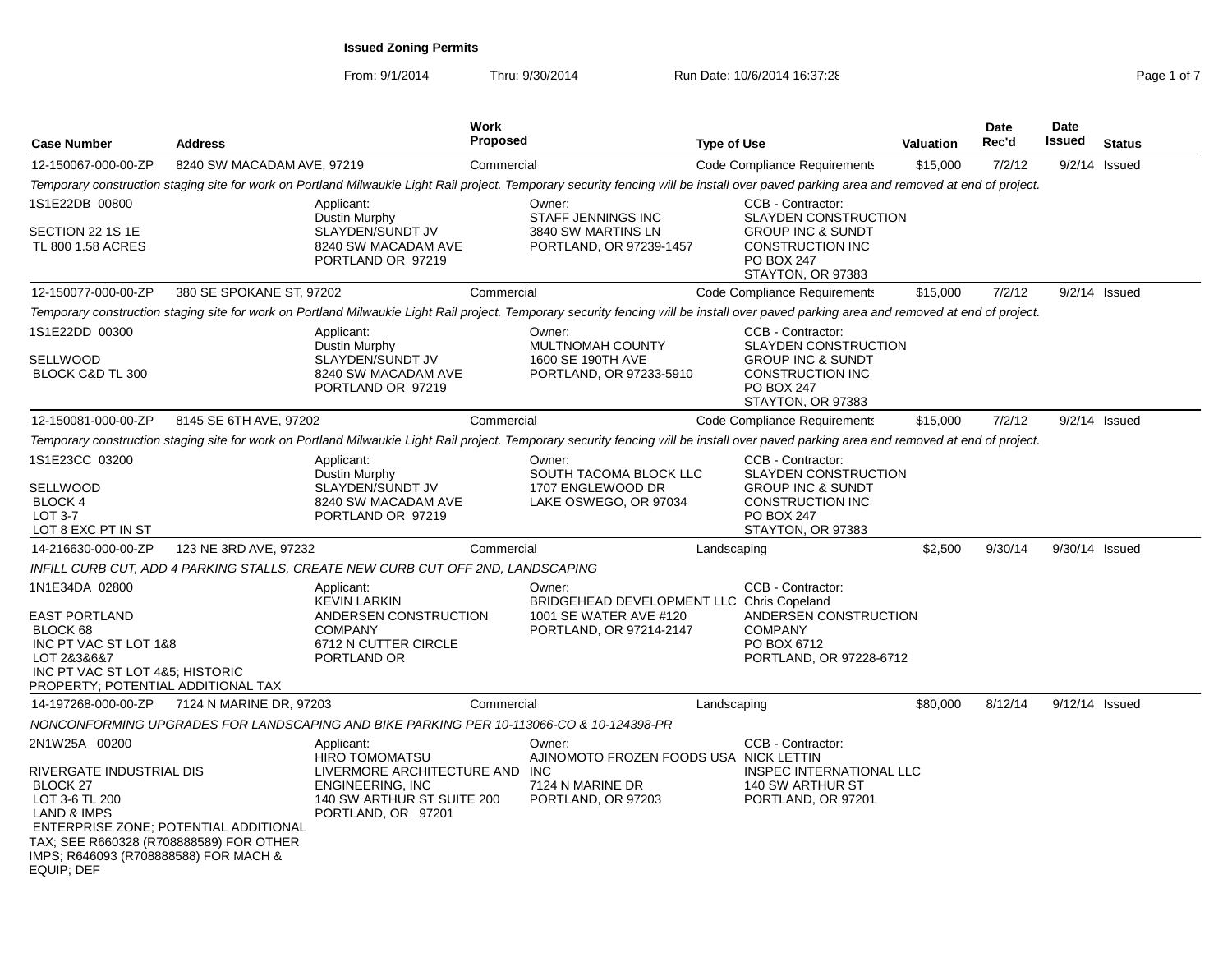**Issued Zoning Permits**

From: 9/1/2014 Thru: 9/30/2014 Run Date: 10/6/2014 16:37:28

| Case Number | Address | Work Proposed | Type of Use | Valuation | Date Rec'd | Date Issued | Status |
|---|---|---|---|---|---|---|---|
| 12-150067-000-00-ZP | 8240 SW MACADAM AVE, 97219 | Commercial | Code Compliance Requirements | $15,000 | 7/2/12 | 9/2/14 | Issued |

*Temporary construction staging site for work on Portland Milwaukie Light Rail project. Temporary security fencing will be install over paved parking area and removed at end of project.*

1S1E22DB 00800
SECTION 22 1S 1E
TL 800 1.58 ACRES

Applicant: Dustin Murphy, SLAYDEN/SUNDT JV, 8240 SW MACADAM AVE, PORTLAND OR 97219

Owner: STAFF JENNINGS INC, 3840 SW MARTINS LN, PORTLAND, OR 97239-1457

CCB - Contractor: SLAYDEN CONSTRUCTION GROUP INC & SUNDT CONSTRUCTION INC, PO BOX 247, STAYTON, OR 97383

| Case Number | Address | Work Proposed | Type of Use | Valuation | Date Rec'd | Date Issued | Status |
|---|---|---|---|---|---|---|---|
| 12-150077-000-00-ZP | 380 SE SPOKANE ST, 97202 | Commercial | Code Compliance Requirements | $15,000 | 7/2/12 | 9/2/14 | Issued |

*Temporary construction staging site for work on Portland Milwaukie Light Rail project. Temporary security fencing will be install over paved parking area and removed at end of project.*

1S1E22DD 00300
SELLWOOD
BLOCK C&D TL 300

Applicant: Dustin Murphy, SLAYDEN/SUNDT JV, 8240 SW MACADAM AVE, PORTLAND OR 97219

Owner: MULTNOMAH COUNTY, 1600 SE 190TH AVE, PORTLAND, OR 97233-5910

CCB - Contractor: SLAYDEN CONSTRUCTION GROUP INC & SUNDT CONSTRUCTION INC, PO BOX 247, STAYTON, OR 97383

| Case Number | Address | Work Proposed | Type of Use | Valuation | Date Rec'd | Date Issued | Status |
|---|---|---|---|---|---|---|---|
| 12-150081-000-00-ZP | 8145 SE 6TH AVE, 97202 | Commercial | Code Compliance Requirements | $15,000 | 7/2/12 | 9/2/14 | Issued |

*Temporary construction staging site for work on Portland Milwaukie Light Rail project. Temporary security fencing will be install over paved parking area and removed at end of project.*

1S1E23CC 03200
SELLWOOD
BLOCK 4
LOT 3-7
LOT 8 EXC PT IN ST

Applicant: Dustin Murphy, SLAYDEN/SUNDT JV, 8240 SW MACADAM AVE, PORTLAND OR 97219

Owner: SOUTH TACOMA BLOCK LLC, 1707 ENGLEWOOD DR, LAKE OSWEGO, OR 97034

CCB - Contractor: SLAYDEN CONSTRUCTION GROUP INC & SUNDT CONSTRUCTION INC, PO BOX 247, STAYTON, OR 97383

| Case Number | Address | Work Proposed | Type of Use | Valuation | Date Rec'd | Date Issued | Status |
|---|---|---|---|---|---|---|---|
| 14-216630-000-00-ZP | 123 NE 3RD AVE, 97232 | Commercial | Landscaping | $2,500 | 9/30/14 | 9/30/14 | Issued |

*INFILL CURB CUT, ADD 4 PARKING STALLS, CREATE NEW CURB CUT OFF 2ND, LANDSCAPING*

1N1E34DA 02800
EAST PORTLAND
BLOCK 68
INC PT VAC ST LOT 1&8
LOT 2&3&6&7
INC PT VAC ST LOT 4&5; HISTORIC PROPERTY; POTENTIAL ADDITIONAL TAX

Applicant: KEVIN LARKIN, ANDERSEN CONSTRUCTION COMPANY, 6712 N CUTTER CIRCLE, PORTLAND OR

Owner: BRIDGEHEAD DEVELOPMENT LLC, 1001 SE WATER AVE #120, PORTLAND, OR 97214-2147

CCB - Contractor: Chris Copeland, ANDERSEN CONSTRUCTION COMPANY, PO BOX 6712, PORTLAND, OR 97228-6712

| Case Number | Address | Work Proposed | Type of Use | Valuation | Date Rec'd | Date Issued | Status |
|---|---|---|---|---|---|---|---|
| 14-197268-000-00-ZP | 7124 N MARINE DR, 97203 | Commercial | Landscaping | $80,000 | 8/12/14 | 9/12/14 | Issued |

*NONCONFORMING UPGRADES FOR LANDSCAPING AND BIKE PARKING PER 10-113066-CO & 10-124398-PR*

2N1W25A 00200
RIVERGATE INDUSTRIAL DIS
BLOCK 27
LOT 3-6 TL 200
LAND & IMPS
ENTERPRISE ZONE; POTENTIAL ADDITIONAL TAX; SEE R660328 (R708888589) FOR OTHER IMPS; R646093 (R708888588) FOR MACH & EQUIP; DEF

Applicant: HIRO TOMOMATSU, LIVERMORE ARCHITECTURE AND ENGINEERING, INC, 140 SW ARTHUR ST SUITE 200, PORTLAND, OR 97201

Owner: AJINOMOTO FROZEN FOODS USA INC, 7124 N MARINE DR, PORTLAND, OR 97203

CCB - Contractor: NICK LETTIN, INSPEC INTERNATIONAL LLC, 140 SW ARTHUR ST, PORTLAND, OR 97201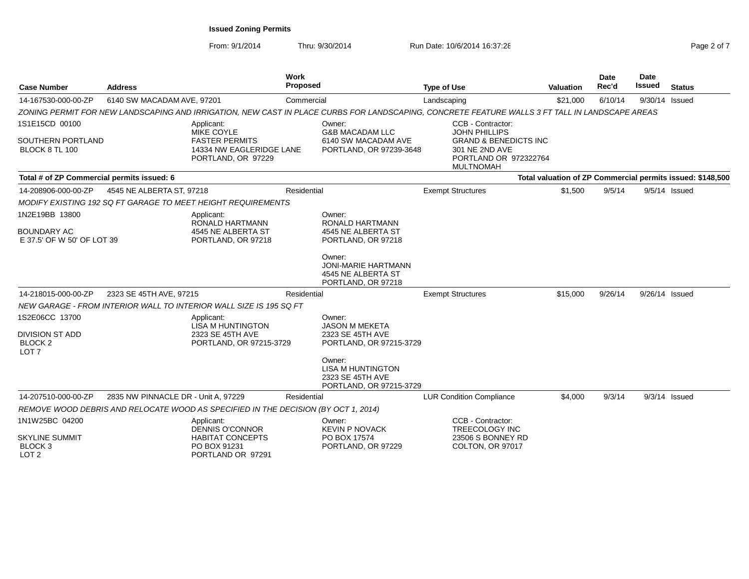**Issued Zoning Permits**

From: 9/1/2014 Thru: 9/30/2014 Run Date: 10/6/2014 16:37:28

| Case Number | Address | Work Proposed | Type of Use | Valuation | Date Rec'd | Date Issued | Status |
|---|---|---|---|---|---|---|---|
| 14-167530-000-00-ZP | 6140 SW MACADAM AVE, 97201 | Commercial | Landscaping | $21,000 | 6/10/14 | 9/30/14 | Issued |

*ZONING PERMIT FOR NEW LANDSCAPING AND IRRIGATION, NEW CAST IN PLACE CURBS FOR LANDSCAPING, CONCRETE FEATURE WALLS 3 FT TALL IN LANDSCAPE AREAS*

1S1E15CD 00100
SOUTHERN PORTLAND
BLOCK 8 TL 100

Applicant:
MIKE COYLE
FASTER PERMITS
14334 NW EAGLERIDGE LANE
PORTLAND, OR 97229

Owner:
G&B MACADAM LLC
6140 SW MACADAM AVE
PORTLAND, OR 97239-3648

CCB - Contractor:
JOHN PHILLIPS
GRAND & BENEDICTS INC
301 NE 2ND AVE
PORTLAND OR 972322764
MULTNOMAH

**Total # of ZP Commercial permits issued: 6**

**Total valuation of ZP Commercial permits issued: $148,500**

| Case Number | Address | Work Proposed | Type of Use | Valuation | Date Rec'd | Date Issued | Status |
|---|---|---|---|---|---|---|---|
| 14-208906-000-00-ZP | 4545 NE ALBERTA ST, 97218 | Residential | Exempt Structures | $1,500 | 9/5/14 | 9/5/14 | Issued |

*MODIFY EXISTING 192 SQ FT GARAGE TO MEET HEIGHT REQUIREMENTS*

1N2E19BB 13800
BOUNDARY AC
E 37.5' OF W 50' OF LOT 39

Applicant:
RONALD HARTMANN
4545 NE ALBERTA ST
PORTLAND, OR 97218

Owner:
RONALD HARTMANN
4545 NE ALBERTA ST
PORTLAND, OR 97218

Owner:
JONI-MARIE HARTMANN
4545 NE ALBERTA ST
PORTLAND, OR 97218

| Case Number | Address | Work Proposed | Type of Use | Valuation | Date Rec'd | Date Issued | Status |
|---|---|---|---|---|---|---|---|
| 14-218015-000-00-ZP | 2323 SE 45TH AVE, 97215 | Residential | Exempt Structures | $15,000 | 9/26/14 | 9/26/14 | Issued |

*NEW GARAGE - FROM INTERIOR WALL TO INTERIOR WALL SIZE IS 195 SQ FT*

1S2E06CC 13700
DIVISION ST ADD
BLOCK 2
LOT 7

Applicant:
LISA M HUNTINGTON
2323 SE 45TH AVE
PORTLAND, OR 97215-3729

Owner:
JASON M MEKETA
2323 SE 45TH AVE
PORTLAND, OR 97215-3729

Owner:
LISA M HUNTINGTON
2323 SE 45TH AVE
PORTLAND, OR 97215-3729

| Case Number | Address | Work Proposed | Type of Use | Valuation | Date Rec'd | Date Issued | Status |
|---|---|---|---|---|---|---|---|
| 14-207510-000-00-ZP | 2835 NW PINNACLE DR - Unit A, 97229 | Residential | LUR Condition Compliance | $4,000 | 9/3/14 | 9/3/14 | Issued |

*REMOVE WOOD DEBRIS AND RELOCATE WOOD AS SPECIFIED IN THE DECISION (BY OCT 1, 2014)*

1N1W25BC 04200
SKYLINE SUMMIT
BLOCK 3
LOT 2

Applicant:
DENNIS O'CONNOR
HABITAT CONCEPTS
PO BOX 91231
PORTLAND OR 97291

Owner:
KEVIN P NOVACK
PO BOX 17574
PORTLAND, OR 97229

CCB - Contractor:
TREECOLOGY INC
23506 S BONNEY RD
COLTON, OR 97017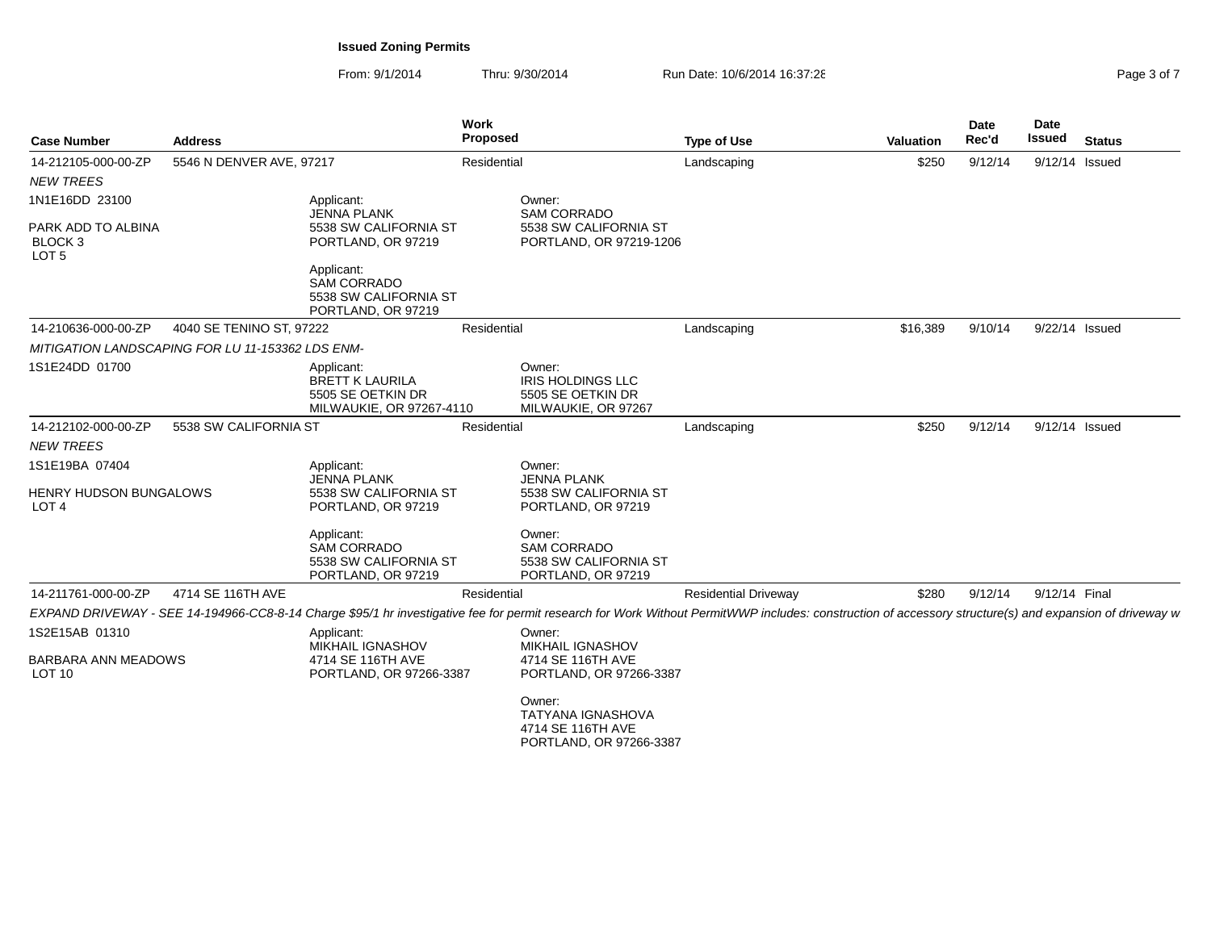**Issued Zoning Permits**

From: 9/1/2014 Thru: 9/30/2014 Run Date: 10/6/2014 16:37:28

| Case Number | Address | Work Proposed | Type of Use | Valuation | Date Rec'd | Date Issued | Status |
|---|---|---|---|---|---|---|---|
| 14-212105-000-00-ZP | 5546 N DENVER AVE, 97217 | Residential | Landscaping | $250 | 9/12/14 | 9/12/14 | Issued |

*NEW TREES*

1N1E16DD 23100

PARK ADD TO ALBINA
BLOCK 3
LOT 5

Applicant:
JENNA PLANK
5538 SW CALIFORNIA ST
PORTLAND, OR 97219

Applicant:
SAM CORRADO
5538 SW CALIFORNIA ST
PORTLAND, OR 97219

Owner:
SAM CORRADO
5538 SW CALIFORNIA ST
PORTLAND, OR 97219-1206

| Case Number | Address | Work Proposed | Type of Use | Valuation | Date Rec'd | Date Issued | Status |
|---|---|---|---|---|---|---|---|
| 14-210636-000-00-ZP | 4040 SE TENINO ST, 97222 | Residential | Landscaping | $16,389 | 9/10/14 | 9/22/14 | Issued |

*MITIGATION LANDSCAPING FOR LU 11-153362 LDS ENM-*

1S1E24DD 01700

Applicant:
BRETT K LAURILA
5505 SE OETKIN DR
MILWAUKIE, OR 97267-4110

Owner:
IRIS HOLDINGS LLC
5505 SE OETKIN DR
MILWAUKIE, OR 97267

| Case Number | Address | Work Proposed | Type of Use | Valuation | Date Rec'd | Date Issued | Status |
|---|---|---|---|---|---|---|---|
| 14-212102-000-00-ZP | 5538 SW CALIFORNIA ST | Residential | Landscaping | $250 | 9/12/14 | 9/12/14 | Issued |

*NEW TREES*

1S1E19BA 07404

HENRY HUDSON BUNGALOWS
LOT 4

Applicant:
JENNA PLANK
5538 SW CALIFORNIA ST
PORTLAND, OR 97219

Applicant:
SAM CORRADO
5538 SW CALIFORNIA ST
PORTLAND, OR 97219

Owner:
JENNA PLANK
5538 SW CALIFORNIA ST
PORTLAND, OR 97219

Owner:
SAM CORRADO
5538 SW CALIFORNIA ST
PORTLAND, OR 97219

| Case Number | Address | Work Proposed | Type of Use | Valuation | Date Rec'd | Date Issued | Status |
|---|---|---|---|---|---|---|---|
| 14-211761-000-00-ZP | 4714 SE 116TH AVE | Residential | Residential Driveway | $280 | 9/12/14 | 9/12/14 | Final |

*EXPAND DRIVEWAY - SEE 14-194966-CC8-8-14 Charge $95/1 hr investigative fee for permit research for Work Without PermitWWP includes: construction of accessory structure(s) and expansion of driveway w*

1S2E15AB 01310

BARBARA ANN MEADOWS
LOT 10

Applicant:
MIKHAIL IGNASHOV
4714 SE 116TH AVE
PORTLAND, OR 97266-3387

Owner:
MIKHAIL IGNASHOV
4714 SE 116TH AVE
PORTLAND, OR 97266-3387

Owner:
TATYANA IGNASHOVA
4714 SE 116TH AVE
PORTLAND, OR 97266-3387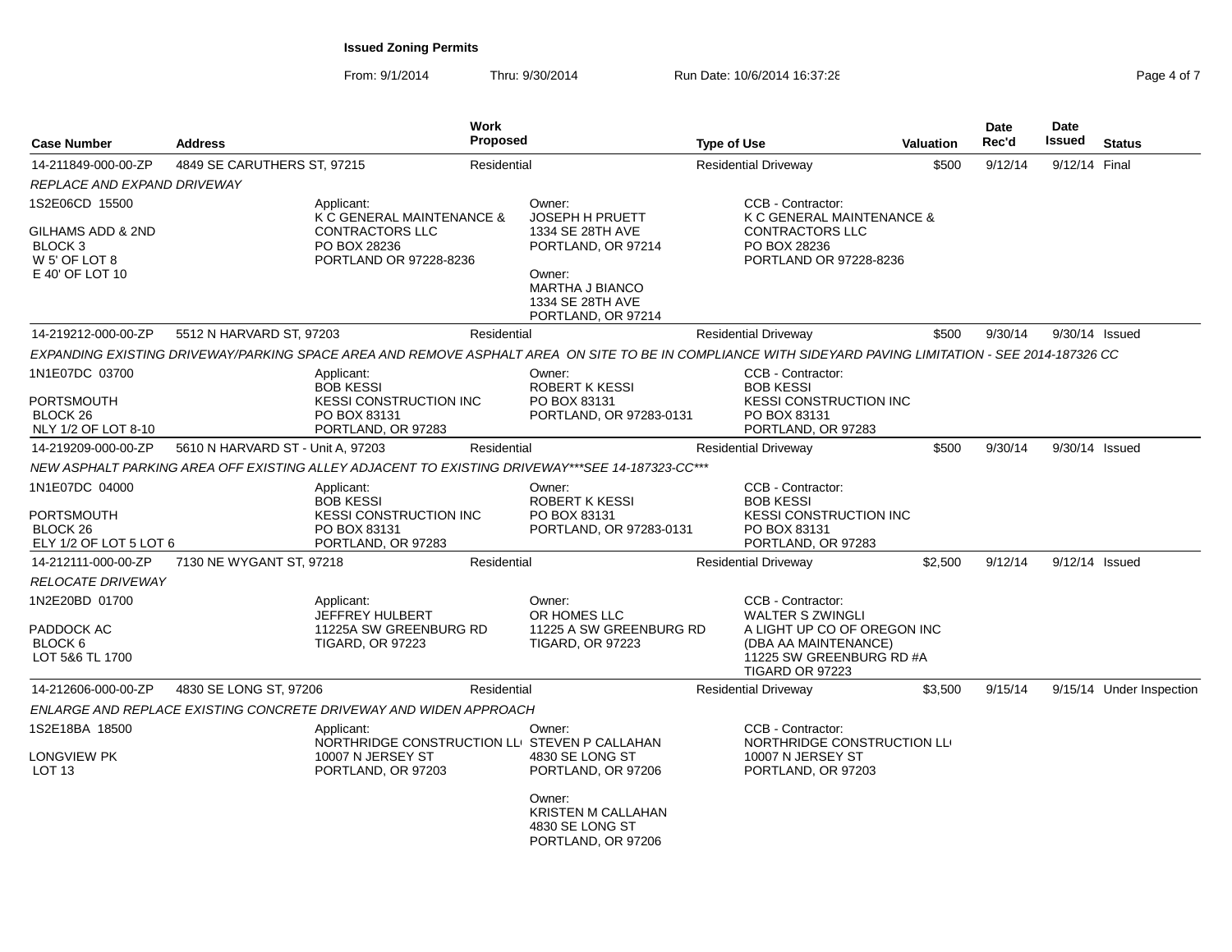# Issued Zoning Permits

From: 9/1/2014 Thru: 9/30/2014 Run Date: 10/6/2014 16:37:28

| Case Number | Address | Work Proposed | Type of Use | Valuation | Date Rec'd | Date Issued | Status |
|---|---|---|---|---|---|---|---|
| 14-211849-000-00-ZP | 4849 SE CARUTHERS ST, 97215 | Residential | Residential Driveway | $500 | 9/12/14 | 9/12/14 | Final |

*REPLACE AND EXPAND DRIVEWAY*

1S2E06CD 15500

GILHAMS ADD & 2ND
BLOCK 3
W 5' OF LOT 8
E 40' OF LOT 10

Applicant:
K C GENERAL MAINTENANCE & CONTRACTORS LLC
PO BOX 28236
PORTLAND OR 97228-8236

Owner:
JOSEPH H PRUETT
1334 SE 28TH AVE
PORTLAND, OR 97214

Owner:
MARTHA J BIANCO
1334 SE 28TH AVE
PORTLAND, OR 97214

CCB - Contractor:
K C GENERAL MAINTENANCE & CONTRACTORS LLC
PO BOX 28236
PORTLAND OR 97228-8236

| Case Number | Address | Work Proposed | Type of Use | Valuation | Date Rec'd | Date Issued | Status |
|---|---|---|---|---|---|---|---|
| 14-219212-000-00-ZP | 5512 N HARVARD ST, 97203 | Residential | Residential Driveway | $500 | 9/30/14 | 9/30/14 | Issued |

*EXPANDING EXISTING DRIVEWAY/PARKING SPACE AREA AND REMOVE ASPHALT AREA ON SITE TO BE IN COMPLIANCE WITH SIDEYARD PAVING LIMITATION - SEE 2014-187326 CC*

1N1E07DC 03700

PORTSMOUTH
BLOCK 26
NLY 1/2 OF LOT 8-10

Applicant:
BOB KESSI
KESSI CONSTRUCTION INC
PO BOX 83131
PORTLAND, OR 97283

Owner:
ROBERT K KESSI
PO BOX 83131
PORTLAND, OR 97283-0131

CCB - Contractor:
BOB KESSI
KESSI CONSTRUCTION INC
PO BOX 83131
PORTLAND, OR 97283

| Case Number | Address | Work Proposed | Type of Use | Valuation | Date Rec'd | Date Issued | Status |
|---|---|---|---|---|---|---|---|
| 14-219209-000-00-ZP | 5610 N HARVARD ST - Unit A, 97203 | Residential | Residential Driveway | $500 | 9/30/14 | 9/30/14 | Issued |

*NEW ASPHALT PARKING AREA OFF EXISTING ALLEY ADJACENT TO EXISTING DRIVEWAY***SEE 14-187323-CC****

1N1E07DC 04000

PORTSMOUTH
BLOCK 26
ELY 1/2 OF LOT 5 LOT 6

Applicant:
BOB KESSI
KESSI CONSTRUCTION INC
PO BOX 83131
PORTLAND, OR 97283

Owner:
ROBERT K KESSI
PO BOX 83131
PORTLAND, OR 97283-0131

CCB - Contractor:
BOB KESSI
KESSI CONSTRUCTION INC
PO BOX 83131
PORTLAND, OR 97283

| Case Number | Address | Work Proposed | Type of Use | Valuation | Date Rec'd | Date Issued | Status |
|---|---|---|---|---|---|---|---|
| 14-212111-000-00-ZP | 7130 NE WYGANT ST, 97218 | Residential | Residential Driveway | $2,500 | 9/12/14 | 9/12/14 | Issued |

*RELOCATE DRIVEWAY*

1N2E20BD 01700

PADDOCK AC
BLOCK 6
LOT 5&6 TL 1700

Applicant:
JEFFREY HULBERT
11225A SW GREENBURG RD
TIGARD, OR 97223

Owner:
OR HOMES LLC
11225 A SW GREENBURG RD
TIGARD, OR 97223

CCB - Contractor:
WALTER S ZWINGLI
A LIGHT UP CO OF OREGON INC
(DBA AA MAINTENANCE)
11225 SW GREENBURG RD #A
TIGARD OR 97223

| Case Number | Address | Work Proposed | Type of Use | Valuation | Date Rec'd | Date Issued | Status |
|---|---|---|---|---|---|---|---|
| 14-212606-000-00-ZP | 4830 SE LONG ST, 97206 | Residential | Residential Driveway | $3,500 | 9/15/14 | 9/15/14 | Under Inspection |

*ENLARGE AND REPLACE EXISTING CONCRETE DRIVEWAY AND WIDEN APPROACH*

1S2E18BA 18500

LONGVIEW PK
LOT 13

Applicant:
NORTHRIDGE CONSTRUCTION LLC
10007 N JERSEY ST
PORTLAND, OR 97203

Owner:
STEVEN P CALLAHAN
4830 SE LONG ST
PORTLAND, OR 97206

Owner:
KRISTEN M CALLAHAN
4830 SE LONG ST
PORTLAND, OR 97206

CCB - Contractor:
NORTHRIDGE CONSTRUCTION LLC
10007 N JERSEY ST
PORTLAND, OR 97203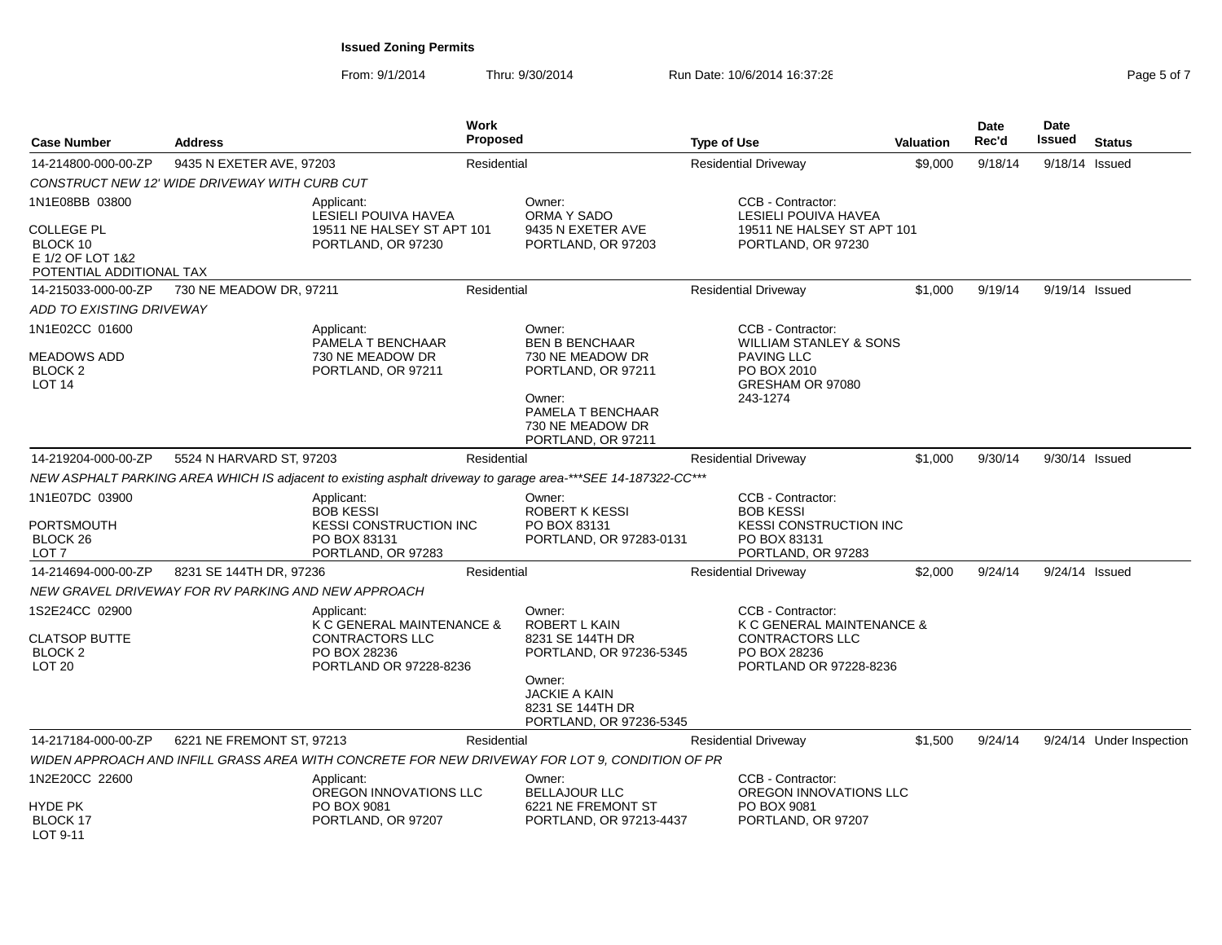# Issued Zoning Permits

From: 9/1/2014 Thru: 9/30/2014 Run Date: 10/6/2014 16:37:28

| Case Number | Address | Work Proposed | Type of Use | Valuation | Date Rec'd | Date Issued | Status |
|---|---|---|---|---|---|---|---|
| 14-214800-000-00-ZP | 9435 N EXETER AVE, 97203 | Residential | Residential Driveway | $9,000 | 9/18/14 | 9/18/14 | Issued |

*CONSTRUCT NEW 12' WIDE DRIVEWAY WITH CURB CUT*

1N1E08BB 03800

COLLEGE PL
BLOCK 10
E 1/2 OF LOT 1&2
POTENTIAL ADDITIONAL TAX

Applicant:
LESIELI POUIVA HAVEA
19511 NE HALSEY ST APT 101
PORTLAND, OR 97230

Owner:
ORMA Y SADO
9435 N EXETER AVE
PORTLAND, OR 97203

CCB - Contractor:
LESIELI POUIVA HAVEA
19511 NE HALSEY ST APT 101
PORTLAND, OR 97230

| Case Number | Address | Work Proposed | Type of Use | Valuation | Date Rec'd | Date Issued | Status |
|---|---|---|---|---|---|---|---|
| 14-215033-000-00-ZP | 730 NE MEADOW DR, 97211 | Residential | Residential Driveway | $1,000 | 9/19/14 | 9/19/14 | Issued |

*ADD TO EXISTING DRIVEWAY*

1N1E02CC 01600

MEADOWS ADD
BLOCK 2
LOT 14

Applicant:
PAMELA T BENCHAAR
730 NE MEADOW DR
PORTLAND, OR 97211

Owner:
BEN B BENCHAAR
730 NE MEADOW DR
PORTLAND, OR 97211

Owner:
PAMELA T BENCHAAR
730 NE MEADOW DR
PORTLAND, OR 97211

CCB - Contractor:
WILLIAM STANLEY & SONS
PAVING LLC
PO BOX 2010
GRESHAM OR 97080
243-1274

| Case Number | Address | Work Proposed | Type of Use | Valuation | Date Rec'd | Date Issued | Status |
|---|---|---|---|---|---|---|---|
| 14-219204-000-00-ZP | 5524 N HARVARD ST, 97203 | Residential | Residential Driveway | $1,000 | 9/30/14 | 9/30/14 | Issued |

*NEW ASPHALT PARKING AREA WHICH IS adjacent to existing asphalt driveway to garage area-***SEE 14-187322-CC****

1N1E07DC 03900

PORTSMOUTH
BLOCK 26
LOT 7

Applicant:
BOB KESSI
KESSI CONSTRUCTION INC
PO BOX 83131
PORTLAND, OR 97283

Owner:
ROBERT K KESSI
PO BOX 83131
PORTLAND, OR 97283-0131

CCB - Contractor:
BOB KESSI
KESSI CONSTRUCTION INC
PO BOX 83131
PORTLAND, OR 97283

| Case Number | Address | Work Proposed | Type of Use | Valuation | Date Rec'd | Date Issued | Status |
|---|---|---|---|---|---|---|---|
| 14-214694-000-00-ZP | 8231 SE 144TH DR, 97236 | Residential | Residential Driveway | $2,000 | 9/24/14 | 9/24/14 | Issued |

*NEW GRAVEL DRIVEWAY FOR RV PARKING AND NEW APPROACH*

1S2E24CC 02900

CLATSOP BUTTE
BLOCK 2
LOT 20

Applicant:
K C GENERAL MAINTENANCE &
CONTRACTORS LLC
PO BOX 28236
PORTLAND OR 97228-8236

Owner:
ROBERT L KAIN
8231 SE 144TH DR
PORTLAND, OR 97236-5345

Owner:
JACKIE A KAIN
8231 SE 144TH DR
PORTLAND, OR 97236-5345

CCB - Contractor:
K C GENERAL MAINTENANCE &
CONTRACTORS LLC
PO BOX 28236
PORTLAND OR 97228-8236

| Case Number | Address | Work Proposed | Type of Use | Valuation | Date Rec'd | Date Issued | Status |
|---|---|---|---|---|---|---|---|
| 14-217184-000-00-ZP | 6221 NE FREMONT ST, 97213 | Residential | Residential Driveway | $1,500 | 9/24/14 | 9/24/14 | Under Inspection |

*WIDEN APPROACH AND INFILL GRASS AREA WITH CONCRETE FOR NEW DRIVEWAY FOR LOT 9, CONDITION OF PR*

1N2E20CC 22600

HYDE PK
BLOCK 17
LOT 9-11

Applicant:
OREGON INNOVATIONS LLC
PO BOX 9081
PORTLAND, OR 97207

Owner:
BELLAJOUR LLC
6221 NE FREMONT ST
PORTLAND, OR 97213-4437

CCB - Contractor:
OREGON INNOVATIONS LLC
PO BOX 9081
PORTLAND, OR 97207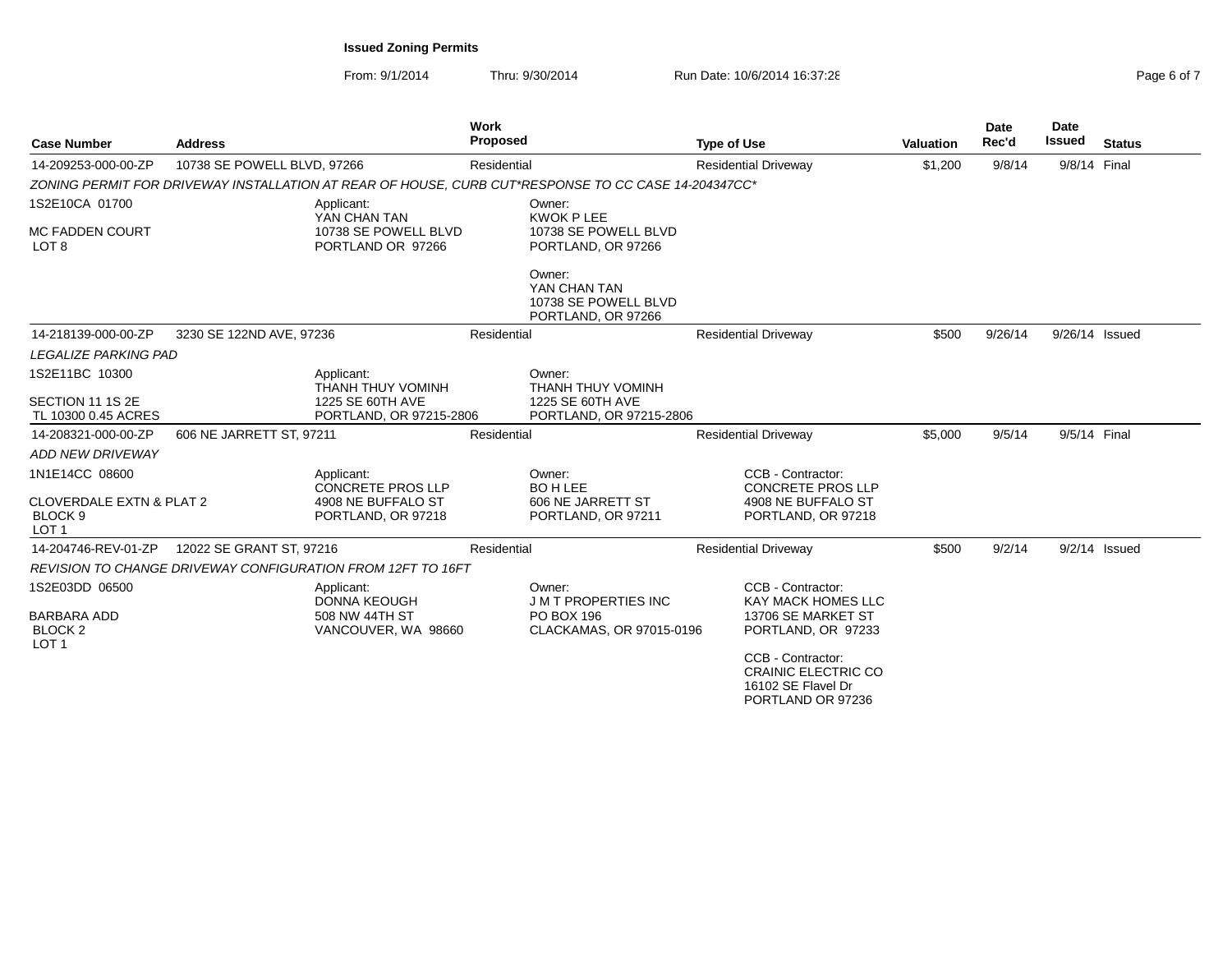**Issued Zoning Permits**

From: 9/1/2014 Thru: 9/30/2014 Run Date: 10/6/2014 16:37:28

| Case Number | Address | Work Proposed | Type of Use | Valuation | Date Rec'd | Date Issued | Status |
|---|---|---|---|---|---|---|---|
| 14-209253-000-00-ZP | 10738 SE POWELL BLVD, 97266 | Residential | Residential Driveway | $1,200 | 9/8/14 | 9/8/14 | Final |

*ZONING PERMIT FOR DRIVEWAY INSTALLATION AT REAR OF HOUSE, CURB CUT*RESPONSE TO CC CASE 14-204347CC**

1S2E10CA 01700

MC FADDEN COURT
LOT 8

Applicant:
YAN CHAN TAN
10738 SE POWELL BLVD
PORTLAND OR 97266

Owner:
KWOK P LEE
10738 SE POWELL BLVD
PORTLAND, OR 97266

Owner:
YAN CHAN TAN
10738 SE POWELL BLVD
PORTLAND, OR 97266

| Case Number | Address | Work Proposed | Type of Use | Valuation | Date Rec'd | Date Issued | Status |
|---|---|---|---|---|---|---|---|
| 14-218139-000-00-ZP | 3230 SE 122ND AVE, 97236 | Residential | Residential Driveway | $500 | 9/26/14 | 9/26/14 | Issued |

*LEGALIZE PARKING PAD*

1S2E11BC 10300

SECTION 11 1S 2E
TL 10300 0.45 ACRES

Applicant:
THANH THUY VOMINH
1225 SE 60TH AVE
PORTLAND, OR 97215-2806

Owner:
THANH THUY VOMINH
1225 SE 60TH AVE
PORTLAND, OR 97215-2806

| Case Number | Address | Work Proposed | Type of Use | Valuation | Date Rec'd | Date Issued | Status |
|---|---|---|---|---|---|---|---|
| 14-208321-000-00-ZP | 606 NE JARRETT ST, 97211 | Residential | Residential Driveway | $5,000 | 9/5/14 | 9/5/14 | Final |

*ADD NEW DRIVEWAY*

1N1E14CC 08600

CLOVERDALE EXTN & PLAT 2
BLOCK 9
LOT 1

Applicant:
CONCRETE PROS LLP
4908 NE BUFFALO ST
PORTLAND, OR 97218

Owner:
BO H LEE
606 NE JARRETT ST
PORTLAND, OR 97211

CCB - Contractor:
CONCRETE PROS LLP
4908 NE BUFFALO ST
PORTLAND, OR 97218

| Case Number | Address | Work Proposed | Type of Use | Valuation | Date Rec'd | Date Issued | Status |
|---|---|---|---|---|---|---|---|
| 14-204746-REV-01-ZP | 12022 SE GRANT ST, 97216 | Residential | Residential Driveway | $500 | 9/2/14 | 9/2/14 | Issued |

*REVISION TO CHANGE DRIVEWAY CONFIGURATION FROM 12FT TO 16FT*

1S2E03DD 06500

BARBARA ADD
BLOCK 2
LOT 1

Applicant:
DONNA KEOUGH
508 NW 44TH ST
VANCOUVER, WA 98660

Owner:
J M T PROPERTIES INC
PO BOX 196
CLACKAMAS, OR 97015-0196

CCB - Contractor:
KAY MACK HOMES LLC
13706 SE MARKET ST
PORTLAND, OR 97233

CCB - Contractor:
CRAINIC ELECTRIC CO
16102 SE Flavel Dr
PORTLAND OR 97236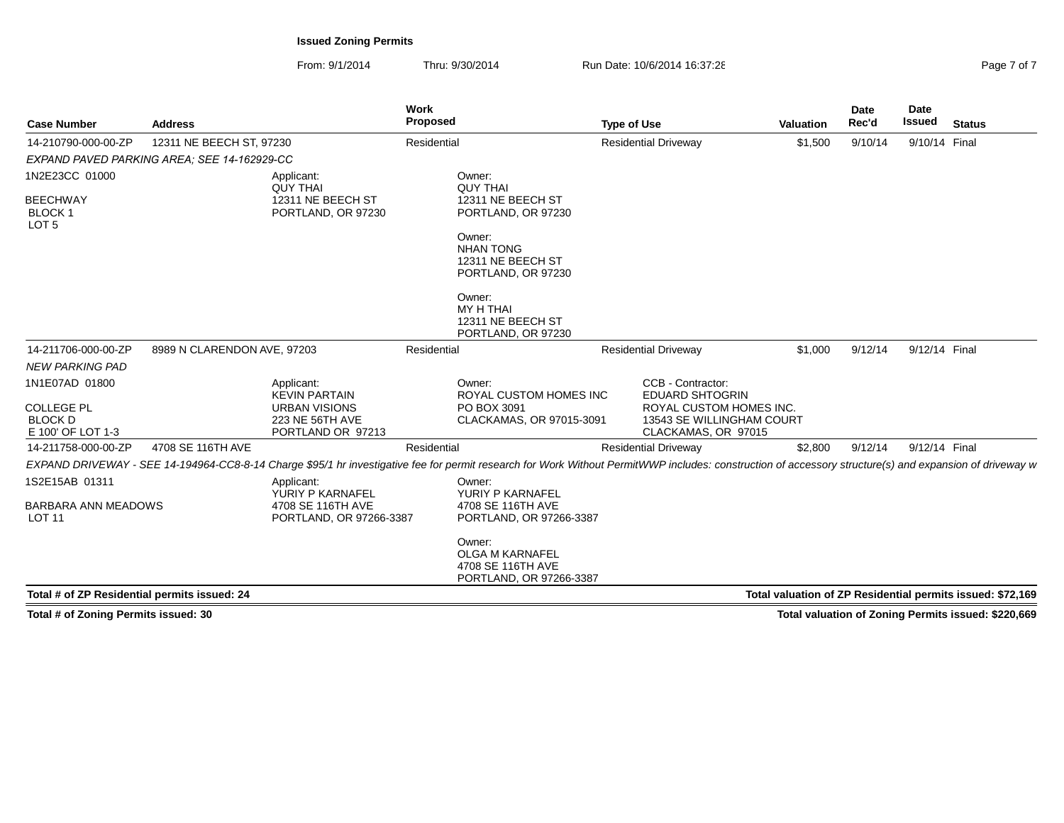**Issued Zoning Permits**

From: 9/1/2014 Thru: 9/30/2014 Run Date: 10/6/2014 16:37:28

| Case Number | Address | Work Proposed | Type of Use | Valuation | Date Rec'd | Date Issued | Status |
|---|---|---|---|---|---|---|---|
| 14-210790-000-00-ZP | 12311 NE BEECH ST, 97230 | Residential | Residential Driveway | $1,500 | 9/10/14 | 9/10/14 | Final |

*EXPAND PAVED PARKING AREA; SEE 14-162929-CC*

1N2E23CC 01000

BEECHWAY
BLOCK 1
LOT 5

Applicant:
QUY THAI
12311 NE BEECH ST
PORTLAND, OR 97230

Owner:
QUY THAI
12311 NE BEECH ST
PORTLAND, OR 97230

Owner:
NHAN TONG
12311 NE BEECH ST
PORTLAND, OR 97230

Owner:
MY H THAI
12311 NE BEECH ST
PORTLAND, OR 97230

| Case Number | Address | Work Proposed | Type of Use | Valuation | Date Rec'd | Date Issued | Status |
|---|---|---|---|---|---|---|---|
| 14-211706-000-00-ZP | 8989 N CLARENDON AVE, 97203 | Residential | Residential Driveway | $1,000 | 9/12/14 | 9/12/14 | Final |

*NEW PARKING PAD*

1N1E07AD 01800

COLLEGE PL
BLOCK D
E 100' OF LOT 1-3

Applicant:
KEVIN PARTAIN
URBAN VISIONS
223 NE 56TH AVE
PORTLAND OR 97213

Owner:
ROYAL CUSTOM HOMES INC
PO BOX 3091
CLACKAMAS, OR 97015-3091

CCB - Contractor:
EDUARD SHTOGRIN
ROYAL CUSTOM HOMES INC.
13543 SE WILLINGHAM COURT
CLACKAMAS, OR 97015

| Case Number | Address | Work Proposed | Type of Use | Valuation | Date Rec'd | Date Issued | Status |
|---|---|---|---|---|---|---|---|
| 14-211758-000-00-ZP | 4708 SE 116TH AVE | Residential | Residential Driveway | $2,800 | 9/12/14 | 9/12/14 | Final |

*EXPAND DRIVEWAY - SEE 14-194964-CC8-8-14 Charge $95/1 hr investigative fee for permit research for Work Without PermitWWP includes: construction of accessory structure(s) and expansion of driveway w*

1S2E15AB 01311

BARBARA ANN MEADOWS
LOT 11

Applicant:
YURIY P KARNAFEL
4708 SE 116TH AVE
PORTLAND, OR 97266-3387

Owner:
YURIY P KARNAFEL
4708 SE 116TH AVE
PORTLAND, OR 97266-3387

Owner:
OLGA M KARNAFEL
4708 SE 116TH AVE
PORTLAND, OR 97266-3387

**Total # of ZP Residential permits issued: 24** — **Total valuation of ZP Residential permits issued: $72,169**

**Total # of Zoning Permits issued: 30** — **Total valuation of Zoning Permits issued: $220,669**